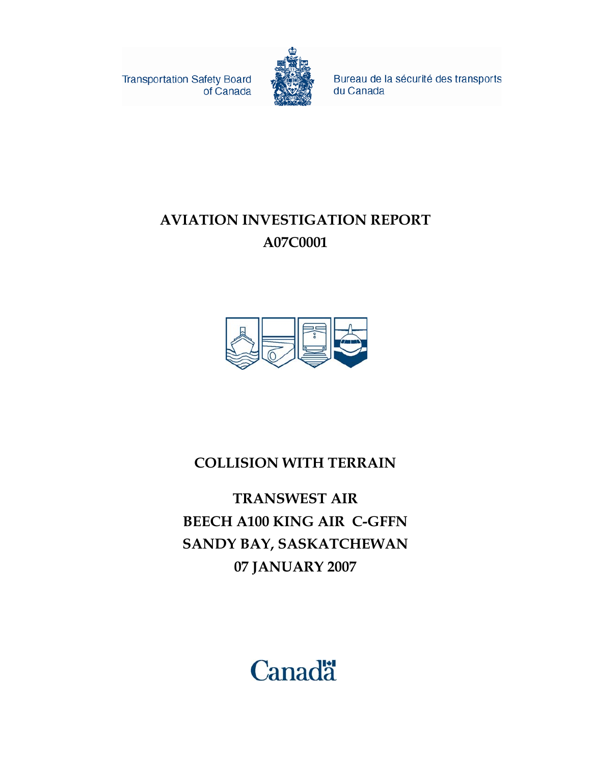Transportation Safety Board of Canada

Bureau de la sécurité des transports du Canada

# AVIATION INVESTIGATION REPORT
# A07C0001

## COLLISION WITH TERRAIN

## TRANSWEST AIR
## BEECH A100 KING AIR C-GFFN
## SANDY BAY, SASKATCHEWAN
## 07 JANUARY 2007

Canada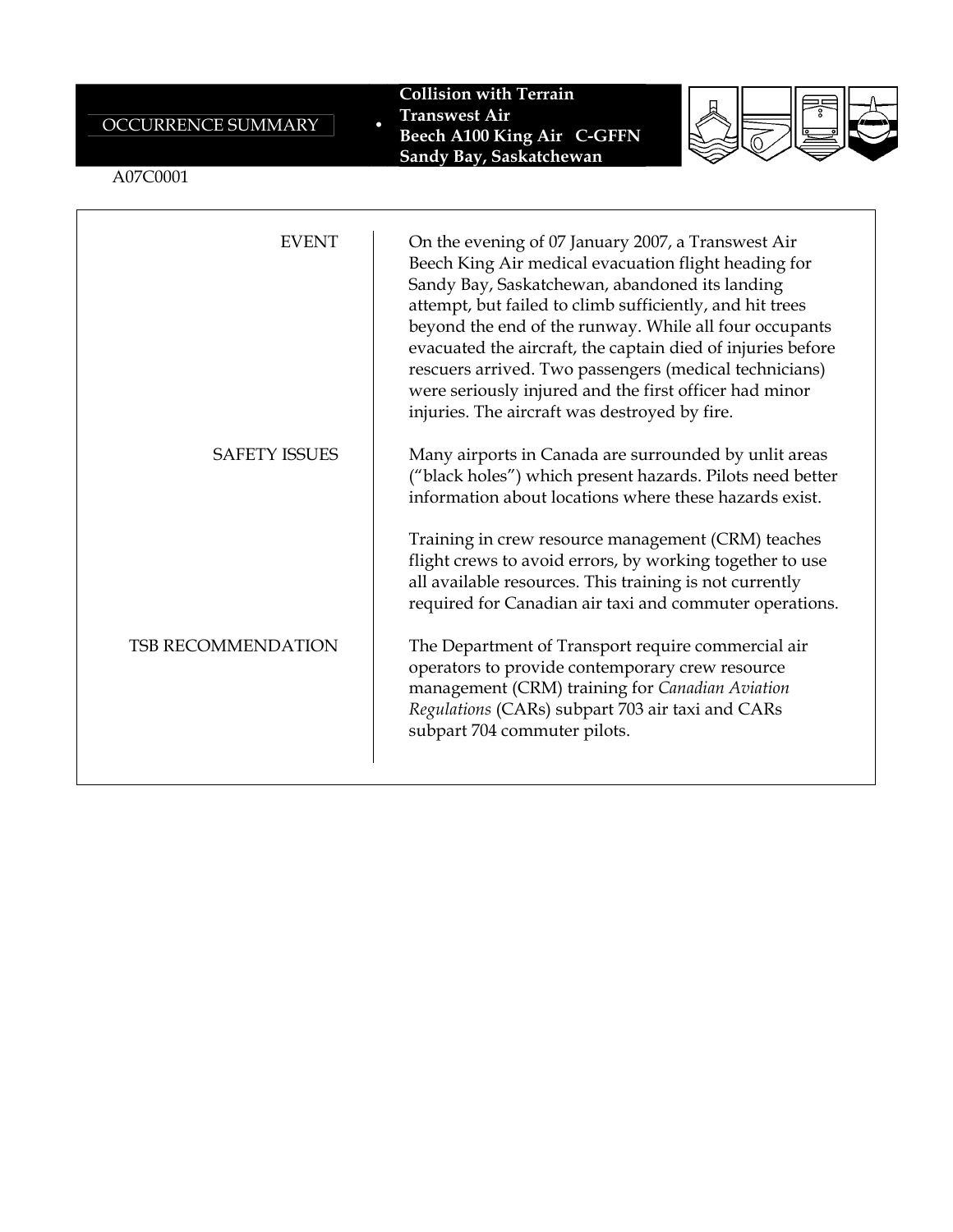OCCURRENCE SUMMARY

**Collision with Terrain**
**Transwest Air**
**Beech A100 King Air C-GFFN**
**Sandy Bay, Saskatchewan**

A07C0001

| | |
|---|---|
| EVENT | On the evening of 07 January 2007, a Transwest Air Beech King Air medical evacuation flight heading for Sandy Bay, Saskatchewan, abandoned its landing attempt, but failed to climb sufficiently, and hit trees beyond the end of the runway. While all four occupants evacuated the aircraft, the captain died of injuries before rescuers arrived. Two passengers (medical technicians) were seriously injured and the first officer had minor injuries. The aircraft was destroyed by fire. |
| SAFETY ISSUES | Many airports in Canada are surrounded by unlit areas ("black holes") which present hazards. Pilots need better information about locations where these hazards exist. |
| | Training in crew resource management (CRM) teaches flight crews to avoid errors, by working together to use all available resources. This training is not currently required for Canadian air taxi and commuter operations. |
| TSB RECOMMENDATION | The Department of Transport require commercial air operators to provide contemporary crew resource management (CRM) training for *Canadian Aviation Regulations* (CARs) subpart 703 air taxi and CARs subpart 704 commuter pilots. |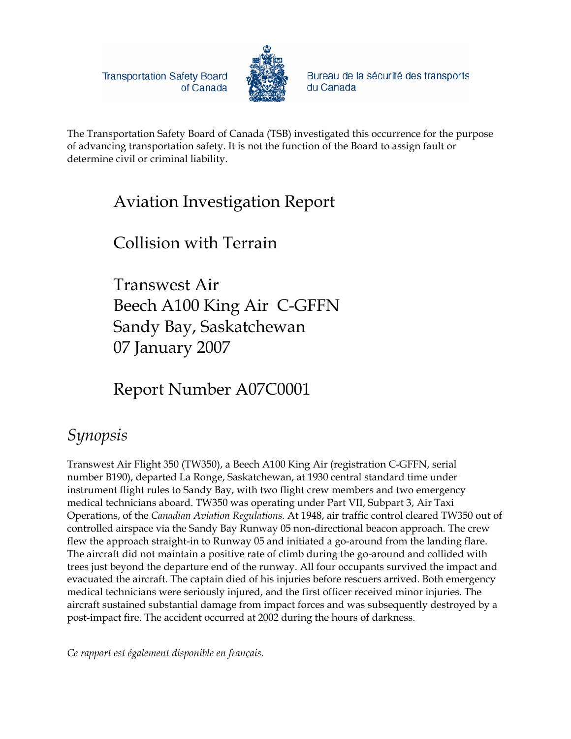Transportation Safety Board of Canada

Bureau de la sécurité des transports du Canada

The Transportation Safety Board of Canada (TSB) investigated this occurrence for the purpose of advancing transportation safety. It is not the function of the Board to assign fault or determine civil or criminal liability.

# Aviation Investigation Report

# Collision with Terrain

# Transwest Air
# Beech A100 King Air C-GFFN
# Sandy Bay, Saskatchewan
# 07 January 2007

# Report Number A07C0001

## *Synopsis*

Transwest Air Flight 350 (TW350), a Beech A100 King Air (registration C-GFFN, serial number B190), departed La Ronge, Saskatchewan, at 1930 central standard time under instrument flight rules to Sandy Bay, with two flight crew members and two emergency medical technicians aboard. TW350 was operating under Part VII, Subpart 3, Air Taxi Operations, of the *Canadian Aviation Regulations*. At 1948, air traffic control cleared TW350 out of controlled airspace via the Sandy Bay Runway 05 non-directional beacon approach. The crew flew the approach straight-in to Runway 05 and initiated a go-around from the landing flare. The aircraft did not maintain a positive rate of climb during the go-around and collided with trees just beyond the departure end of the runway. All four occupants survived the impact and evacuated the aircraft. The captain died of his injuries before rescuers arrived. Both emergency medical technicians were seriously injured, and the first officer received minor injuries. The aircraft sustained substantial damage from impact forces and was subsequently destroyed by a post-impact fire. The accident occurred at 2002 during the hours of darkness.

*Ce rapport est également disponible en français.*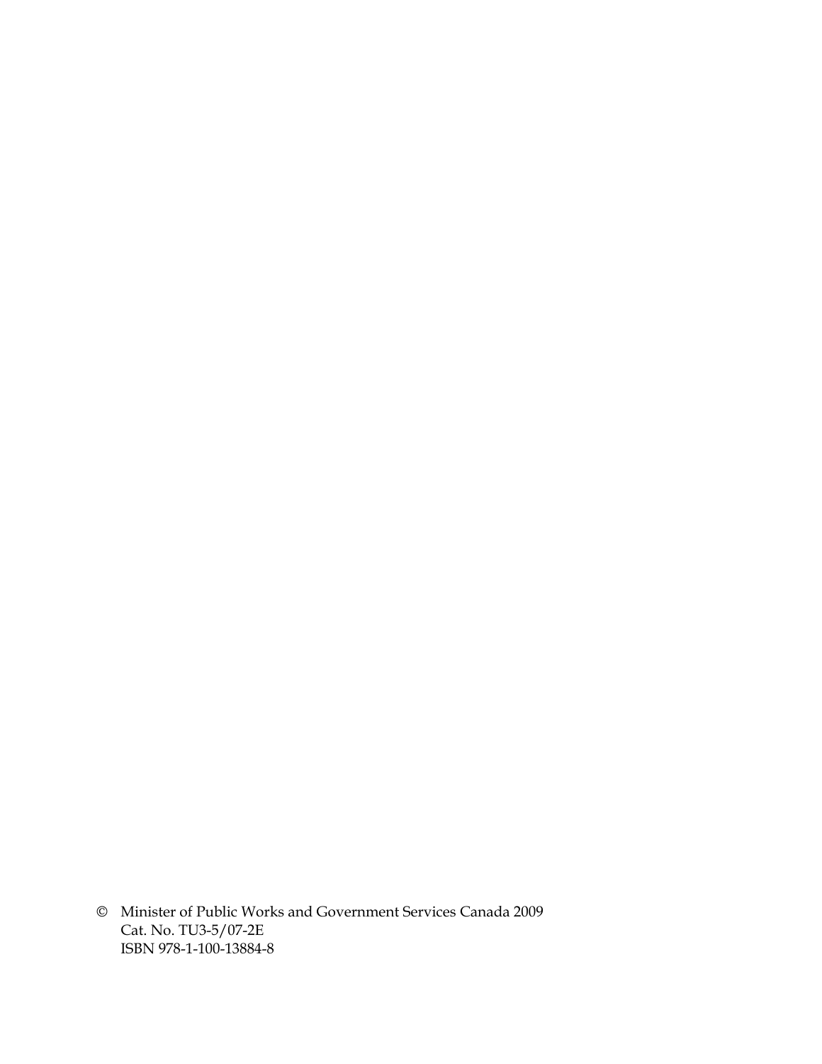© Minister of Public Works and Government Services Canada 2009
Cat. No. TU3-5/07-2E
ISBN 978-1-100-13884-8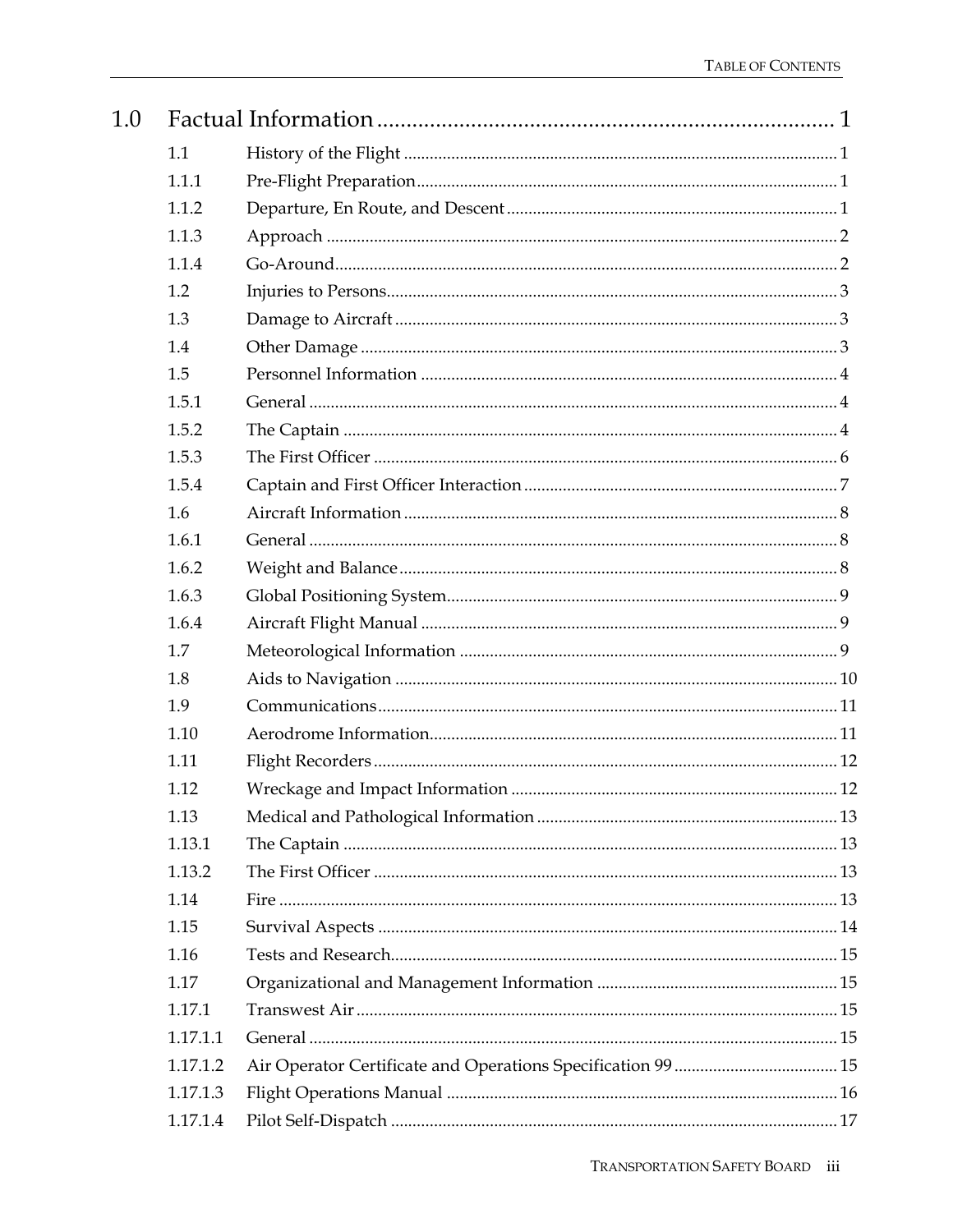| | | |
|---|---|---|
| **1.0** | **Factual Information** | **1** |
| 1.1 | History of the Flight | 1 |
| 1.1.1 | Pre-Flight Preparation | 1 |
| 1.1.2 | Departure, En Route, and Descent | 1 |
| 1.1.3 | Approach | 2 |
| 1.1.4 | Go-Around | 2 |
| 1.2 | Injuries to Persons | 3 |
| 1.3 | Damage to Aircraft | 3 |
| 1.4 | Other Damage | 3 |
| 1.5 | Personnel Information | 4 |
| 1.5.1 | General | 4 |
| 1.5.2 | The Captain | 4 |
| 1.5.3 | The First Officer | 6 |
| 1.5.4 | Captain and First Officer Interaction | 7 |
| 1.6 | Aircraft Information | 8 |
| 1.6.1 | General | 8 |
| 1.6.2 | Weight and Balance | 8 |
| 1.6.3 | Global Positioning System | 9 |
| 1.6.4 | Aircraft Flight Manual | 9 |
| 1.7 | Meteorological Information | 9 |
| 1.8 | Aids to Navigation | 10 |
| 1.9 | Communications | 11 |
| 1.10 | Aerodrome Information | 11 |
| 1.11 | Flight Recorders | 12 |
| 1.12 | Wreckage and Impact Information | 12 |
| 1.13 | Medical and Pathological Information | 13 |
| 1.13.1 | The Captain | 13 |
| 1.13.2 | The First Officer | 13 |
| 1.14 | Fire | 13 |
| 1.15 | Survival Aspects | 14 |
| 1.16 | Tests and Research | 15 |
| 1.17 | Organizational and Management Information | 15 |
| 1.17.1 | Transwest Air | 15 |
| 1.17.1.1 | General | 15 |
| 1.17.1.2 | Air Operator Certificate and Operations Specification 99 | 15 |
| 1.17.1.3 | Flight Operations Manual | 16 |
| 1.17.1.4 | Pilot Self-Dispatch | 17 |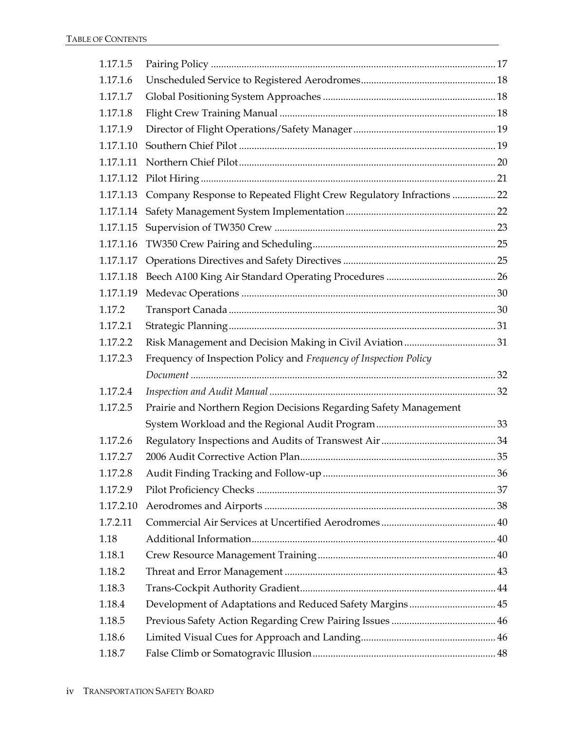| | | |
|---|---|---|
| 1.17.1.5 | Pairing Policy | 17 |
| 1.17.1.6 | Unscheduled Service to Registered Aerodromes | 18 |
| 1.17.1.7 | Global Positioning System Approaches | 18 |
| 1.17.1.8 | Flight Crew Training Manual | 18 |
| 1.17.1.9 | Director of Flight Operations/Safety Manager | 19 |
| 1.17.1.10 | Southern Chief Pilot | 19 |
| 1.17.1.11 | Northern Chief Pilot | 20 |
| 1.17.1.12 | Pilot Hiring | 21 |
| 1.17.1.13 | Company Response to Repeated Flight Crew Regulatory Infractions | 22 |
| 1.17.1.14 | Safety Management System Implementation | 22 |
| 1.17.1.15 | Supervision of TW350 Crew | 23 |
| 1.17.1.16 | TW350 Crew Pairing and Scheduling | 25 |
| 1.17.1.17 | Operations Directives and Safety Directives | 25 |
| 1.17.1.18 | Beech A100 King Air Standard Operating Procedures | 26 |
| 1.17.1.19 | Medevac Operations | 30 |
| 1.17.2 | Transport Canada | 30 |
| 1.17.2.1 | Strategic Planning | 31 |
| 1.17.2.2 | Risk Management and Decision Making in Civil Aviation | 31 |
| 1.17.2.3 | Frequency of Inspection Policy and *Frequency of Inspection Policy Document* | 32 |
| 1.17.2.4 | *Inspection and Audit Manual* | 32 |
| 1.17.2.5 | Prairie and Northern Region Decisions Regarding Safety Management System Workload and the Regional Audit Program | 33 |
| 1.17.2.6 | Regulatory Inspections and Audits of Transwest Air | 34 |
| 1.17.2.7 | 2006 Audit Corrective Action Plan | 35 |
| 1.17.2.8 | Audit Finding Tracking and Follow-up | 36 |
| 1.17.2.9 | Pilot Proficiency Checks | 37 |
| 1.17.2.10 | Aerodromes and Airports | 38 |
| 1.7.2.11 | Commercial Air Services at Uncertified Aerodromes | 40 |
| 1.18 | Additional Information | 40 |
| 1.18.1 | Crew Resource Management Training | 40 |
| 1.18.2 | Threat and Error Management | 43 |
| 1.18.3 | Trans-Cockpit Authority Gradient | 44 |
| 1.18.4 | Development of Adaptations and Reduced Safety Margins | 45 |
| 1.18.5 | Previous Safety Action Regarding Crew Pairing Issues | 46 |
| 1.18.6 | Limited Visual Cues for Approach and Landing | 46 |
| 1.18.7 | False Climb or Somatogravic Illusion | 48 |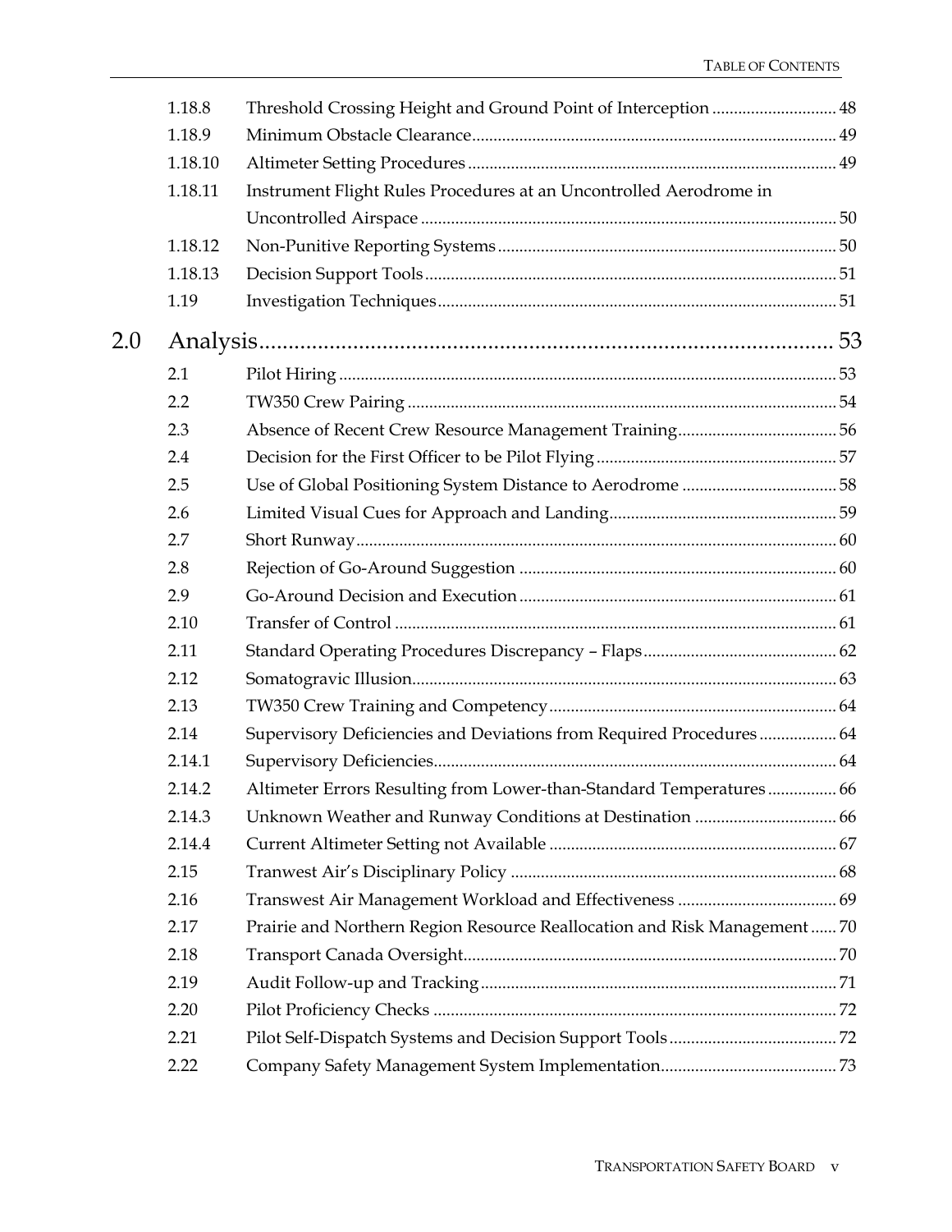| | | |
|---|---|---|
| 1.18.8 | Threshold Crossing Height and Ground Point of Interception | 48 |
| 1.18.9 | Minimum Obstacle Clearance | 49 |
| 1.18.10 | Altimeter Setting Procedures | 49 |
| 1.18.11 | Instrument Flight Rules Procedures at an Uncontrolled Aerodrome in Uncontrolled Airspace | 50 |
| 1.18.12 | Non-Punitive Reporting Systems | 50 |
| 1.18.13 | Decision Support Tools | 51 |
| 1.19 | Investigation Techniques | 51 |

## 2.0 Analysis ........ 53

| | | |
|---|---|---|
| 2.1 | Pilot Hiring | 53 |
| 2.2 | TW350 Crew Pairing | 54 |
| 2.3 | Absence of Recent Crew Resource Management Training | 56 |
| 2.4 | Decision for the First Officer to be Pilot Flying | 57 |
| 2.5 | Use of Global Positioning System Distance to Aerodrome | 58 |
| 2.6 | Limited Visual Cues for Approach and Landing | 59 |
| 2.7 | Short Runway | 60 |
| 2.8 | Rejection of Go-Around Suggestion | 60 |
| 2.9 | Go-Around Decision and Execution | 61 |
| 2.10 | Transfer of Control | 61 |
| 2.11 | Standard Operating Procedures Discrepancy – Flaps | 62 |
| 2.12 | Somatogravic Illusion | 63 |
| 2.13 | TW350 Crew Training and Competency | 64 |
| 2.14 | Supervisory Deficiencies and Deviations from Required Procedures | 64 |
| 2.14.1 | Supervisory Deficiencies | 64 |
| 2.14.2 | Altimeter Errors Resulting from Lower-than-Standard Temperatures | 66 |
| 2.14.3 | Unknown Weather and Runway Conditions at Destination | 66 |
| 2.14.4 | Current Altimeter Setting not Available | 67 |
| 2.15 | Tranwest Air's Disciplinary Policy | 68 |
| 2.16 | Transwest Air Management Workload and Effectiveness | 69 |
| 2.17 | Prairie and Northern Region Resource Reallocation and Risk Management | 70 |
| 2.18 | Transport Canada Oversight | 70 |
| 2.19 | Audit Follow-up and Tracking | 71 |
| 2.20 | Pilot Proficiency Checks | 72 |
| 2.21 | Pilot Self-Dispatch Systems and Decision Support Tools | 72 |
| 2.22 | Company Safety Management System Implementation | 73 |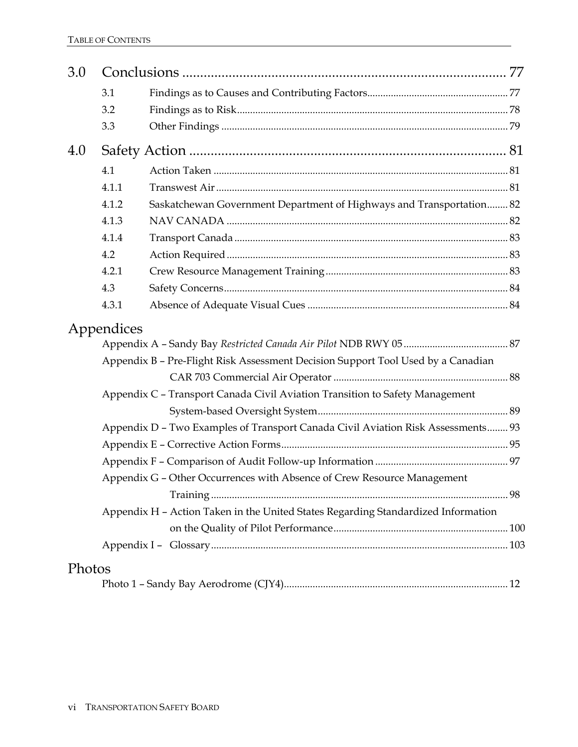| | | |
|---|---|---|
| **3.0** | **Conclusions** | **77** |
| 3.1 | Findings as to Causes and Contributing Factors | 77 |
| 3.2 | Findings as to Risk | 78 |
| 3.3 | Other Findings | 79 |
| **4.0** | **Safety Action** | **81** |
| 4.1 | Action Taken | 81 |
| 4.1.1 | Transwest Air | 81 |
| 4.1.2 | Saskatchewan Government Department of Highways and Transportation | 82 |
| 4.1.3 | NAV CANADA | 82 |
| 4.1.4 | Transport Canada | 83 |
| 4.2 | Action Required | 83 |
| 4.2.1 | Crew Resource Management Training | 83 |
| 4.3 | Safety Concerns | 84 |
| 4.3.1 | Absence of Adequate Visual Cues | 84 |

## Appendices

- Appendix A – Sandy Bay *Restricted Canada Air Pilot* NDB RWY 05 ........ 87
- Appendix B – Pre-Flight Risk Assessment Decision Support Tool Used by a Canadian CAR 703 Commercial Air Operator ........ 88
- Appendix C – Transport Canada Civil Aviation Transition to Safety Management System-based Oversight System ........ 89
- Appendix D – Two Examples of Transport Canada Civil Aviation Risk Assessments ........ 93
- Appendix E – Corrective Action Forms ........ 95
- Appendix F – Comparison of Audit Follow-up Information ........ 97
- Appendix G – Other Occurrences with Absence of Crew Resource Management Training ........ 98
- Appendix H – Action Taken in the United States Regarding Standardized Information on the Quality of Pilot Performance ........ 100
- Appendix I – Glossary ........ 103

## Photos

- Photo 1 – Sandy Bay Aerodrome (CJY4) ........ 12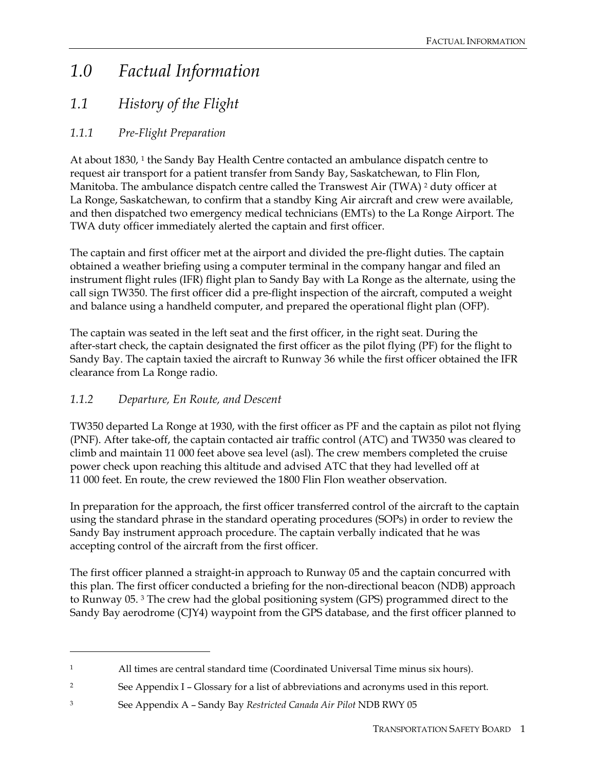# *1.0 Factual Information*

## *1.1 History of the Flight*

### *1.1.1 Pre-Flight Preparation*

At about 1830, [1] the Sandy Bay Health Centre contacted an ambulance dispatch centre to request air transport for a patient transfer from Sandy Bay, Saskatchewan, to Flin Flon, Manitoba. The ambulance dispatch centre called the Transwest Air (TWA) [2] duty officer at La Ronge, Saskatchewan, to confirm that a standby King Air aircraft and crew were available, and then dispatched two emergency medical technicians (EMTs) to the La Ronge Airport. The TWA duty officer immediately alerted the captain and first officer.

The captain and first officer met at the airport and divided the pre-flight duties. The captain obtained a weather briefing using a computer terminal in the company hangar and filed an instrument flight rules (IFR) flight plan to Sandy Bay with La Ronge as the alternate, using the call sign TW350. The first officer did a pre-flight inspection of the aircraft, computed a weight and balance using a handheld computer, and prepared the operational flight plan (OFP).

The captain was seated in the left seat and the first officer, in the right seat. During the after-start check, the captain designated the first officer as the pilot flying (PF) for the flight to Sandy Bay. The captain taxied the aircraft to Runway 36 while the first officer obtained the IFR clearance from La Ronge radio.

### *1.1.2 Departure, En Route, and Descent*

TW350 departed La Ronge at 1930, with the first officer as PF and the captain as pilot not flying (PNF). After take-off, the captain contacted air traffic control (ATC) and TW350 was cleared to climb and maintain 11 000 feet above sea level (asl). The crew members completed the cruise power check upon reaching this altitude and advised ATC that they had levelled off at 11 000 feet. En route, the crew reviewed the 1800 Flin Flon weather observation.

In preparation for the approach, the first officer transferred control of the aircraft to the captain using the standard phrase in the standard operating procedures (SOPs) in order to review the Sandy Bay instrument approach procedure. The captain verbally indicated that he was accepting control of the aircraft from the first officer.

The first officer planned a straight-in approach to Runway 05 and the captain concurred with this plan. The first officer conducted a briefing for the non-directional beacon (NDB) approach to Runway 05. [3] The crew had the global positioning system (GPS) programmed direct to the Sandy Bay aerodrome (CJY4) waypoint from the GPS database, and the first officer planned to

---

[1] All times are central standard time (Coordinated Universal Time minus six hours).

[2] See Appendix I – Glossary for a list of abbreviations and acronyms used in this report.

[3] See Appendix A – Sandy Bay *Restricted Canada Air Pilot* NDB RWY 05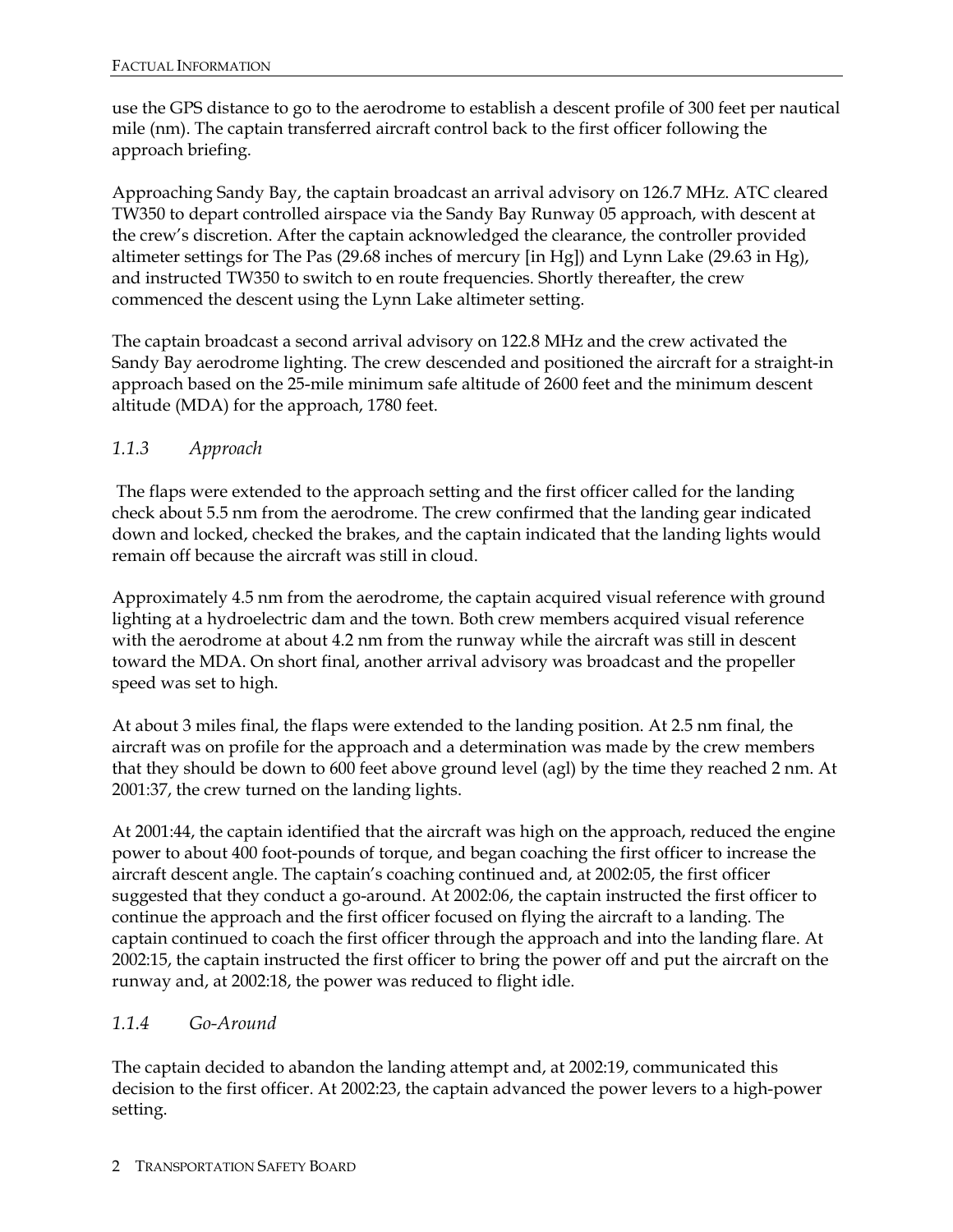use the GPS distance to go to the aerodrome to establish a descent profile of 300 feet per nautical mile (nm). The captain transferred aircraft control back to the first officer following the approach briefing.

Approaching Sandy Bay, the captain broadcast an arrival advisory on 126.7 MHz. ATC cleared TW350 to depart controlled airspace via the Sandy Bay Runway 05 approach, with descent at the crew's discretion. After the captain acknowledged the clearance, the controller provided altimeter settings for The Pas (29.68 inches of mercury [in Hg]) and Lynn Lake (29.63 in Hg), and instructed TW350 to switch to en route frequencies. Shortly thereafter, the crew commenced the descent using the Lynn Lake altimeter setting.

The captain broadcast a second arrival advisory on 122.8 MHz and the crew activated the Sandy Bay aerodrome lighting. The crew descended and positioned the aircraft for a straight-in approach based on the 25-mile minimum safe altitude of 2600 feet and the minimum descent altitude (MDA) for the approach, 1780 feet.

### *1.1.3 Approach*

The flaps were extended to the approach setting and the first officer called for the landing check about 5.5 nm from the aerodrome. The crew confirmed that the landing gear indicated down and locked, checked the brakes, and the captain indicated that the landing lights would remain off because the aircraft was still in cloud.

Approximately 4.5 nm from the aerodrome, the captain acquired visual reference with ground lighting at a hydroelectric dam and the town. Both crew members acquired visual reference with the aerodrome at about 4.2 nm from the runway while the aircraft was still in descent toward the MDA. On short final, another arrival advisory was broadcast and the propeller speed was set to high.

At about 3 miles final, the flaps were extended to the landing position. At 2.5 nm final, the aircraft was on profile for the approach and a determination was made by the crew members that they should be down to 600 feet above ground level (agl) by the time they reached 2 nm. At 2001:37, the crew turned on the landing lights.

At 2001:44, the captain identified that the aircraft was high on the approach, reduced the engine power to about 400 foot-pounds of torque, and began coaching the first officer to increase the aircraft descent angle. The captain's coaching continued and, at 2002:05, the first officer suggested that they conduct a go-around. At 2002:06, the captain instructed the first officer to continue the approach and the first officer focused on flying the aircraft to a landing. The captain continued to coach the first officer through the approach and into the landing flare. At 2002:15, the captain instructed the first officer to bring the power off and put the aircraft on the runway and, at 2002:18, the power was reduced to flight idle.

### *1.1.4 Go-Around*

The captain decided to abandon the landing attempt and, at 2002:19, communicated this decision to the first officer. At 2002:23, the captain advanced the power levers to a high-power setting.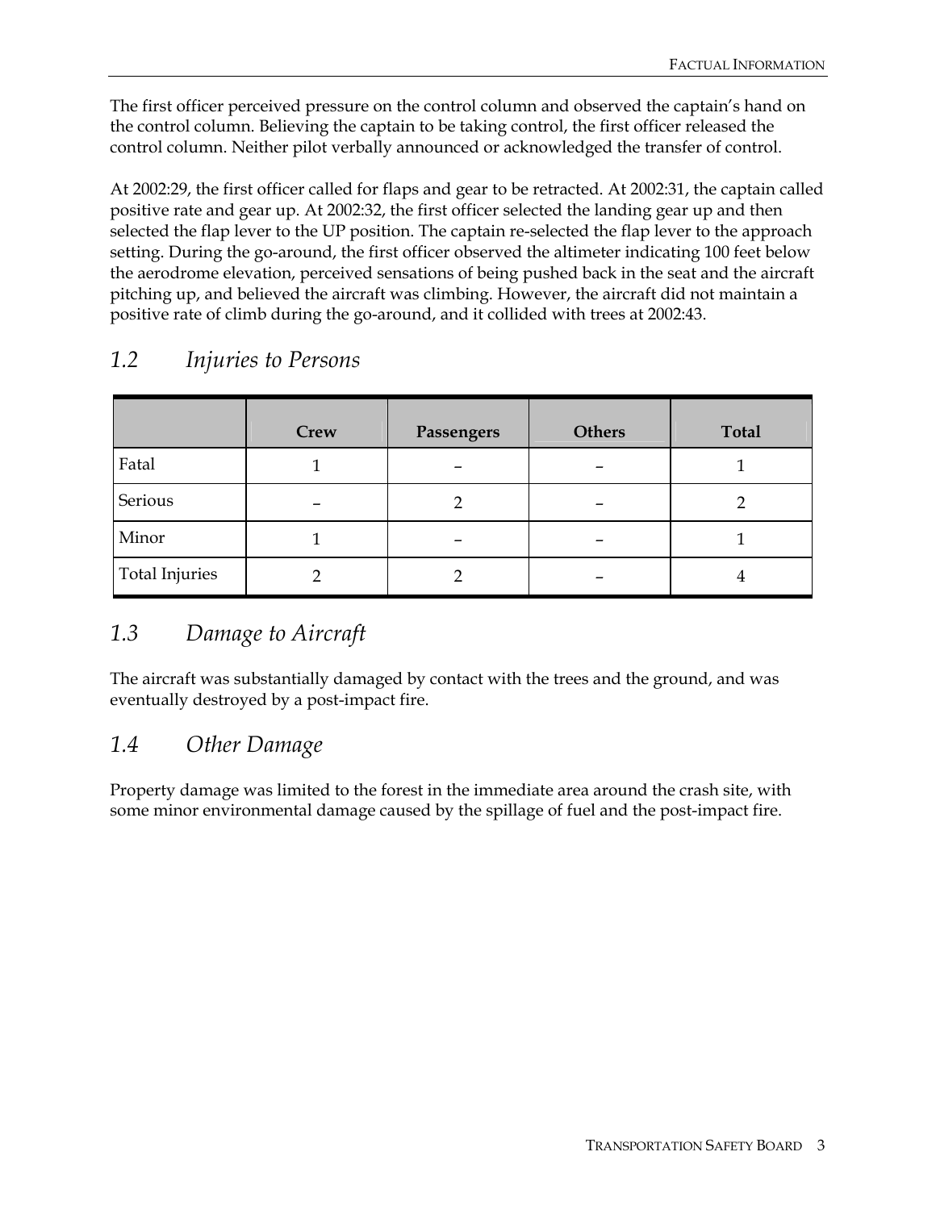The first officer perceived pressure on the control column and observed the captain's hand on the control column. Believing the captain to be taking control, the first officer released the control column. Neither pilot verbally announced or acknowledged the transfer of control.

At 2002:29, the first officer called for flaps and gear to be retracted. At 2002:31, the captain called positive rate and gear up. At 2002:32, the first officer selected the landing gear up and then selected the flap lever to the UP position. The captain re-selected the flap lever to the approach setting. During the go-around, the first officer observed the altimeter indicating 100 feet below the aerodrome elevation, perceived sensations of being pushed back in the seat and the aircraft pitching up, and believed the aircraft was climbing. However, the aircraft did not maintain a positive rate of climb during the go-around, and it collided with trees at 2002:43.

## 1.2 Injuries to Persons

| | Crew | Passengers | Others | Total |
|---|---|---|---|---|
| Fatal | 1 | – | – | 1 |
| Serious | – | 2 | – | 2 |
| Minor | 1 | – | – | 1 |
| Total Injuries | 2 | 2 | – | 4 |

## 1.3 Damage to Aircraft

The aircraft was substantially damaged by contact with the trees and the ground, and was eventually destroyed by a post-impact fire.

## 1.4 Other Damage

Property damage was limited to the forest in the immediate area around the crash site, with some minor environmental damage caused by the spillage of fuel and the post-impact fire.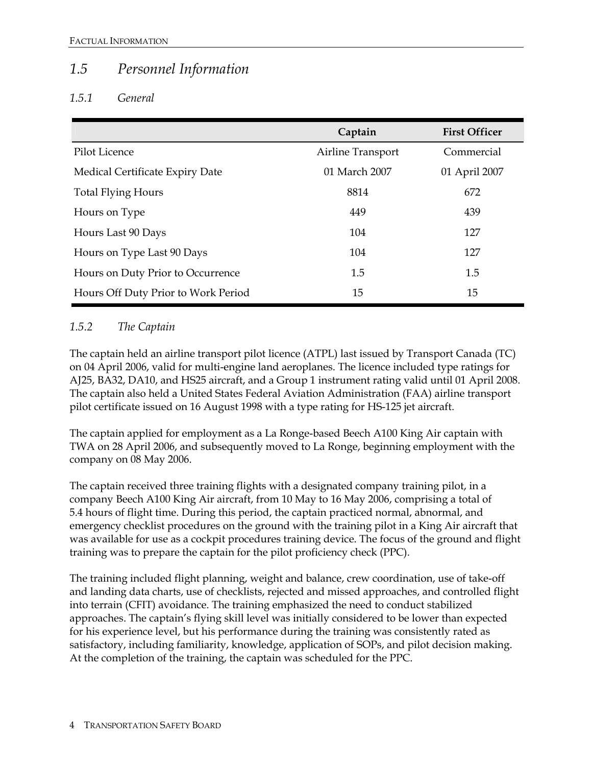## *1.5 Personnel Information*

### *1.5.1 General*

| | Captain | First Officer |
|---|---|---|
| Pilot Licence | Airline Transport | Commercial |
| Medical Certificate Expiry Date | 01 March 2007 | 01 April 2007 |
| Total Flying Hours | 8814 | 672 |
| Hours on Type | 449 | 439 |
| Hours Last 90 Days | 104 | 127 |
| Hours on Type Last 90 Days | 104 | 127 |
| Hours on Duty Prior to Occurrence | 1.5 | 1.5 |
| Hours Off Duty Prior to Work Period | 15 | 15 |

### *1.5.2 The Captain*

The captain held an airline transport pilot licence (ATPL) last issued by Transport Canada (TC) on 04 April 2006, valid for multi-engine land aeroplanes. The licence included type ratings for AJ25, BA32, DA10, and HS25 aircraft, and a Group 1 instrument rating valid until 01 April 2008. The captain also held a United States Federal Aviation Administration (FAA) airline transport pilot certificate issued on 16 August 1998 with a type rating for HS-125 jet aircraft.

The captain applied for employment as a La Ronge-based Beech A100 King Air captain with TWA on 28 April 2006, and subsequently moved to La Ronge, beginning employment with the company on 08 May 2006.

The captain received three training flights with a designated company training pilot, in a company Beech A100 King Air aircraft, from 10 May to 16 May 2006, comprising a total of 5.4 hours of flight time. During this period, the captain practiced normal, abnormal, and emergency checklist procedures on the ground with the training pilot in a King Air aircraft that was available for use as a cockpit procedures training device. The focus of the ground and flight training was to prepare the captain for the pilot proficiency check (PPC).

The training included flight planning, weight and balance, crew coordination, use of take-off and landing data charts, use of checklists, rejected and missed approaches, and controlled flight into terrain (CFIT) avoidance. The training emphasized the need to conduct stabilized approaches. The captain's flying skill level was initially considered to be lower than expected for his experience level, but his performance during the training was consistently rated as satisfactory, including familiarity, knowledge, application of SOPs, and pilot decision making. At the completion of the training, the captain was scheduled for the PPC.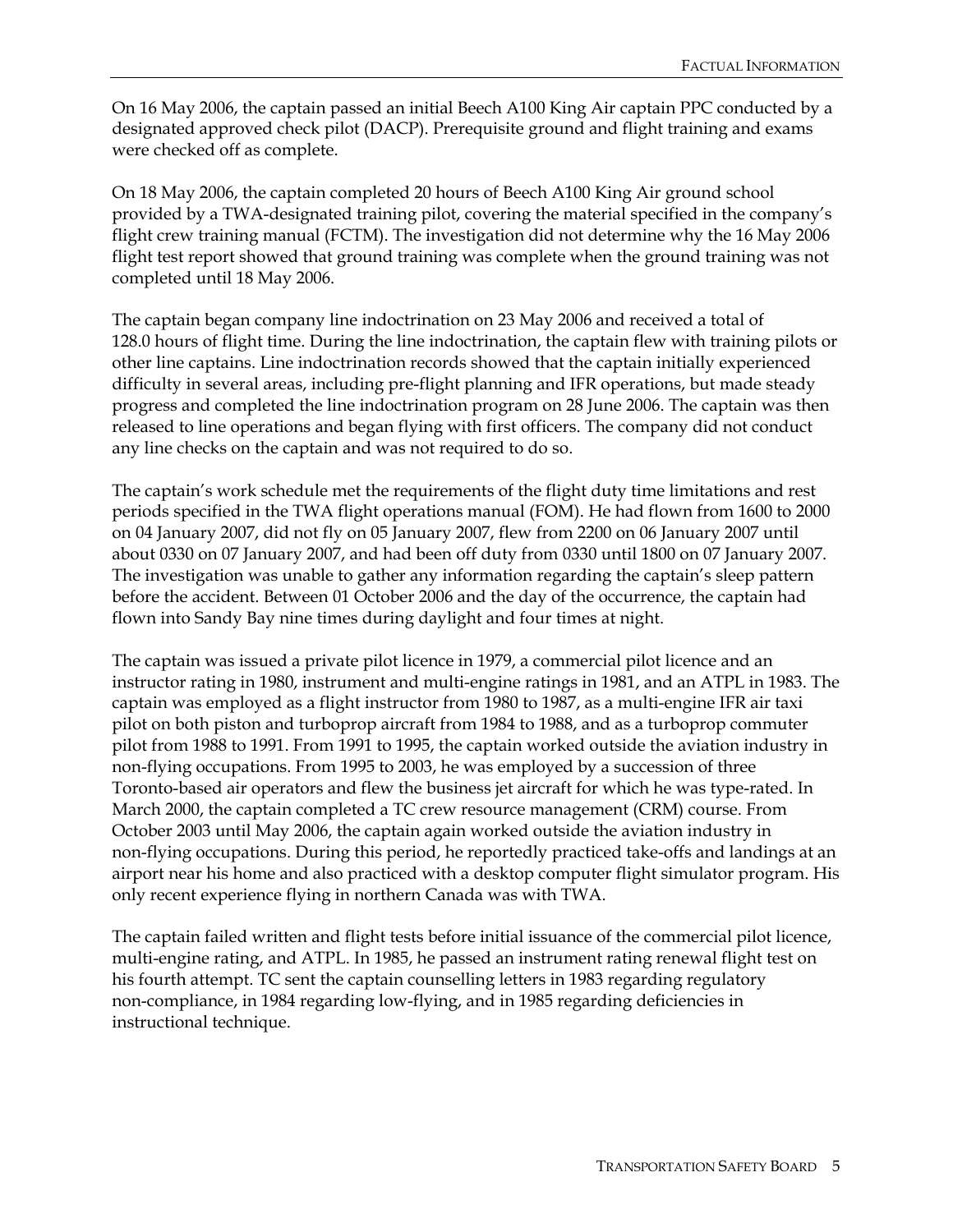On 16 May 2006, the captain passed an initial Beech A100 King Air captain PPC conducted by a designated approved check pilot (DACP). Prerequisite ground and flight training and exams were checked off as complete.

On 18 May 2006, the captain completed 20 hours of Beech A100 King Air ground school provided by a TWA-designated training pilot, covering the material specified in the company's flight crew training manual (FCTM). The investigation did not determine why the 16 May 2006 flight test report showed that ground training was complete when the ground training was not completed until 18 May 2006.

The captain began company line indoctrination on 23 May 2006 and received a total of 128.0 hours of flight time. During the line indoctrination, the captain flew with training pilots or other line captains. Line indoctrination records showed that the captain initially experienced difficulty in several areas, including pre-flight planning and IFR operations, but made steady progress and completed the line indoctrination program on 28 June 2006. The captain was then released to line operations and began flying with first officers. The company did not conduct any line checks on the captain and was not required to do so.

The captain's work schedule met the requirements of the flight duty time limitations and rest periods specified in the TWA flight operations manual (FOM). He had flown from 1600 to 2000 on 04 January 2007, did not fly on 05 January 2007, flew from 2200 on 06 January 2007 until about 0330 on 07 January 2007, and had been off duty from 0330 until 1800 on 07 January 2007. The investigation was unable to gather any information regarding the captain's sleep pattern before the accident. Between 01 October 2006 and the day of the occurrence, the captain had flown into Sandy Bay nine times during daylight and four times at night.

The captain was issued a private pilot licence in 1979, a commercial pilot licence and an instructor rating in 1980, instrument and multi-engine ratings in 1981, and an ATPL in 1983. The captain was employed as a flight instructor from 1980 to 1987, as a multi-engine IFR air taxi pilot on both piston and turboprop aircraft from 1984 to 1988, and as a turboprop commuter pilot from 1988 to 1991. From 1991 to 1995, the captain worked outside the aviation industry in non-flying occupations. From 1995 to 2003, he was employed by a succession of three Toronto-based air operators and flew the business jet aircraft for which he was type-rated. In March 2000, the captain completed a TC crew resource management (CRM) course. From October 2003 until May 2006, the captain again worked outside the aviation industry in non-flying occupations. During this period, he reportedly practiced take-offs and landings at an airport near his home and also practiced with a desktop computer flight simulator program. His only recent experience flying in northern Canada was with TWA.

The captain failed written and flight tests before initial issuance of the commercial pilot licence, multi-engine rating, and ATPL. In 1985, he passed an instrument rating renewal flight test on his fourth attempt. TC sent the captain counselling letters in 1983 regarding regulatory non-compliance, in 1984 regarding low-flying, and in 1985 regarding deficiencies in instructional technique.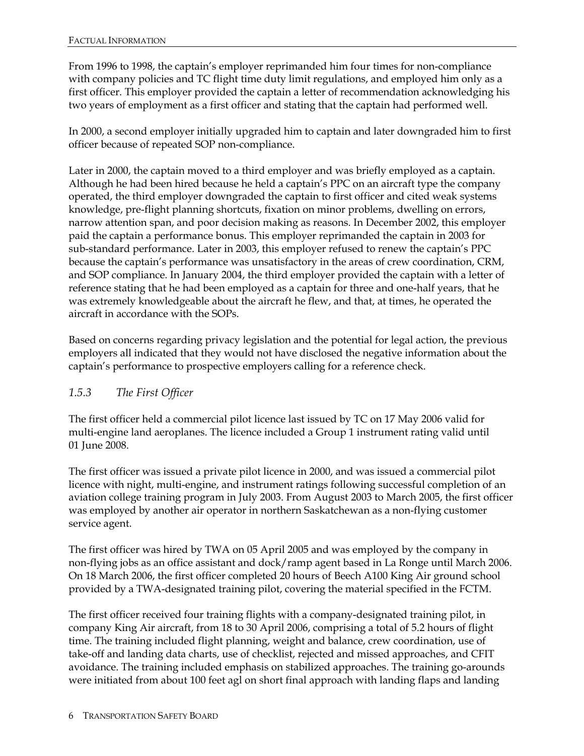From 1996 to 1998, the captain's employer reprimanded him four times for non-compliance with company policies and TC flight time duty limit regulations, and employed him only as a first officer. This employer provided the captain a letter of recommendation acknowledging his two years of employment as a first officer and stating that the captain had performed well.

In 2000, a second employer initially upgraded him to captain and later downgraded him to first officer because of repeated SOP non-compliance.

Later in 2000, the captain moved to a third employer and was briefly employed as a captain. Although he had been hired because he held a captain's PPC on an aircraft type the company operated, the third employer downgraded the captain to first officer and cited weak systems knowledge, pre-flight planning shortcuts, fixation on minor problems, dwelling on errors, narrow attention span, and poor decision making as reasons. In December 2002, this employer paid the captain a performance bonus. This employer reprimanded the captain in 2003 for sub-standard performance. Later in 2003, this employer refused to renew the captain's PPC because the captain's performance was unsatisfactory in the areas of crew coordination, CRM, and SOP compliance. In January 2004, the third employer provided the captain with a letter of reference stating that he had been employed as a captain for three and one-half years, that he was extremely knowledgeable about the aircraft he flew, and that, at times, he operated the aircraft in accordance with the SOPs.

Based on concerns regarding privacy legislation and the potential for legal action, the previous employers all indicated that they would not have disclosed the negative information about the captain's performance to prospective employers calling for a reference check.

### *1.5.3 The First Officer*

The first officer held a commercial pilot licence last issued by TC on 17 May 2006 valid for multi-engine land aeroplanes. The licence included a Group 1 instrument rating valid until 01 June 2008.

The first officer was issued a private pilot licence in 2000, and was issued a commercial pilot licence with night, multi-engine, and instrument ratings following successful completion of an aviation college training program in July 2003. From August 2003 to March 2005, the first officer was employed by another air operator in northern Saskatchewan as a non-flying customer service agent.

The first officer was hired by TWA on 05 April 2005 and was employed by the company in non-flying jobs as an office assistant and dock/ramp agent based in La Ronge until March 2006. On 18 March 2006, the first officer completed 20 hours of Beech A100 King Air ground school provided by a TWA-designated training pilot, covering the material specified in the FCTM.

The first officer received four training flights with a company-designated training pilot, in company King Air aircraft, from 18 to 30 April 2006, comprising a total of 5.2 hours of flight time. The training included flight planning, weight and balance, crew coordination, use of take-off and landing data charts, use of checklist, rejected and missed approaches, and CFIT avoidance. The training included emphasis on stabilized approaches. The training go-arounds were initiated from about 100 feet agl on short final approach with landing flaps and landing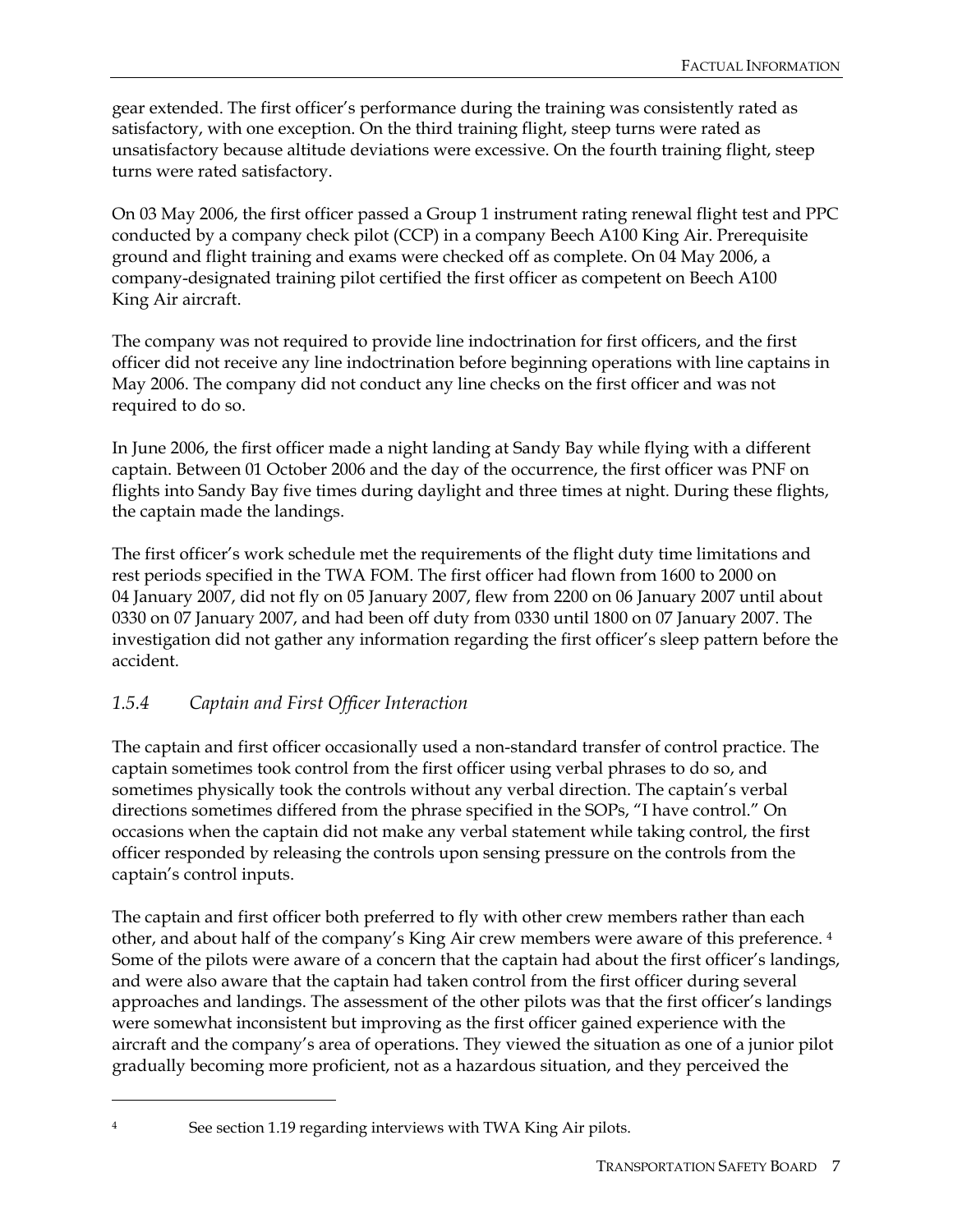gear extended. The first officer's performance during the training was consistently rated as satisfactory, with one exception. On the third training flight, steep turns were rated as unsatisfactory because altitude deviations were excessive. On the fourth training flight, steep turns were rated satisfactory.

On 03 May 2006, the first officer passed a Group 1 instrument rating renewal flight test and PPC conducted by a company check pilot (CCP) in a company Beech A100 King Air. Prerequisite ground and flight training and exams were checked off as complete. On 04 May 2006, a company-designated training pilot certified the first officer as competent on Beech A100 King Air aircraft.

The company was not required to provide line indoctrination for first officers, and the first officer did not receive any line indoctrination before beginning operations with line captains in May 2006. The company did not conduct any line checks on the first officer and was not required to do so.

In June 2006, the first officer made a night landing at Sandy Bay while flying with a different captain. Between 01 October 2006 and the day of the occurrence, the first officer was PNF on flights into Sandy Bay five times during daylight and three times at night. During these flights, the captain made the landings.

The first officer's work schedule met the requirements of the flight duty time limitations and rest periods specified in the TWA FOM. The first officer had flown from 1600 to 2000 on 04 January 2007, did not fly on 05 January 2007, flew from 2200 on 06 January 2007 until about 0330 on 07 January 2007, and had been off duty from 0330 until 1800 on 07 January 2007. The investigation did not gather any information regarding the first officer's sleep pattern before the accident.

### *1.5.4 Captain and First Officer Interaction*

The captain and first officer occasionally used a non-standard transfer of control practice. The captain sometimes took control from the first officer using verbal phrases to do so, and sometimes physically took the controls without any verbal direction. The captain's verbal directions sometimes differed from the phrase specified in the SOPs, "I have control." On occasions when the captain did not make any verbal statement while taking control, the first officer responded by releasing the controls upon sensing pressure on the controls from the captain's control inputs.

The captain and first officer both preferred to fly with other crew members rather than each other, and about half of the company's King Air crew members were aware of this preference. [4] Some of the pilots were aware of a concern that the captain had about the first officer's landings, and were also aware that the captain had taken control from the first officer during several approaches and landings. The assessment of the other pilots was that the first officer's landings were somewhat inconsistent but improving as the first officer gained experience with the aircraft and the company's area of operations. They viewed the situation as one of a junior pilot gradually becoming more proficient, not as a hazardous situation, and they perceived the

[4] See section 1.19 regarding interviews with TWA King Air pilots.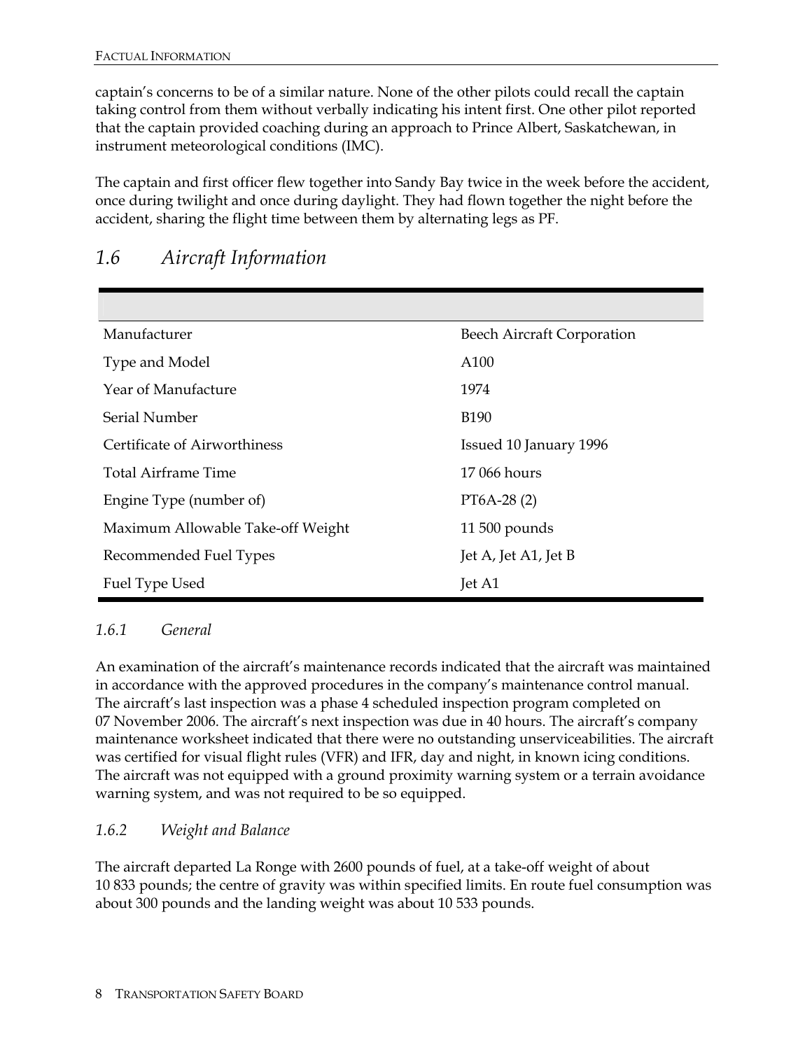captain's concerns to be of a similar nature. None of the other pilots could recall the captain taking control from them without verbally indicating his intent first. One other pilot reported that the captain provided coaching during an approach to Prince Albert, Saskatchewan, in instrument meteorological conditions (IMC).

The captain and first officer flew together into Sandy Bay twice in the week before the accident, once during twilight and once during daylight. They had flown together the night before the accident, sharing the flight time between them by alternating legs as PF.

## *1.6 Aircraft Information*

| | |
|---|---|
| Manufacturer | Beech Aircraft Corporation |
| Type and Model | A100 |
| Year of Manufacture | 1974 |
| Serial Number | B190 |
| Certificate of Airworthiness | Issued 10 January 1996 |
| Total Airframe Time | 17 066 hours |
| Engine Type (number of) | PT6A-28 (2) |
| Maximum Allowable Take-off Weight | 11 500 pounds |
| Recommended Fuel Types | Jet A, Jet A1, Jet B |
| Fuel Type Used | Jet A1 |

### *1.6.1 General*

An examination of the aircraft's maintenance records indicated that the aircraft was maintained in accordance with the approved procedures in the company's maintenance control manual. The aircraft's last inspection was a phase 4 scheduled inspection program completed on 07 November 2006. The aircraft's next inspection was due in 40 hours. The aircraft's company maintenance worksheet indicated that there were no outstanding unserviceabilities. The aircraft was certified for visual flight rules (VFR) and IFR, day and night, in known icing conditions. The aircraft was not equipped with a ground proximity warning system or a terrain avoidance warning system, and was not required to be so equipped.

### *1.6.2 Weight and Balance*

The aircraft departed La Ronge with 2600 pounds of fuel, at a take-off weight of about 10 833 pounds; the centre of gravity was within specified limits. En route fuel consumption was about 300 pounds and the landing weight was about 10 533 pounds.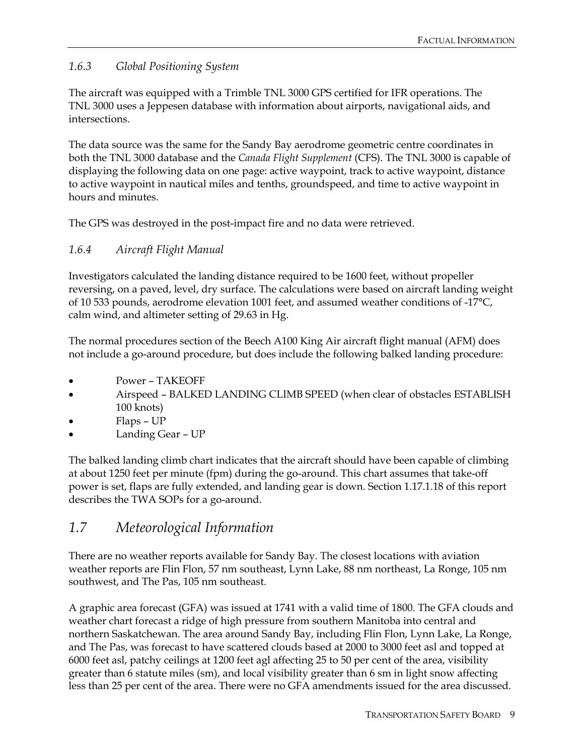### *1.6.3 Global Positioning System*

The aircraft was equipped with a Trimble TNL 3000 GPS certified for IFR operations. The TNL 3000 uses a Jeppesen database with information about airports, navigational aids, and intersections.

The data source was the same for the Sandy Bay aerodrome geometric centre coordinates in both the TNL 3000 database and the *Canada Flight Supplement* (CFS). The TNL 3000 is capable of displaying the following data on one page: active waypoint, track to active waypoint, distance to active waypoint in nautical miles and tenths, groundspeed, and time to active waypoint in hours and minutes.

The GPS was destroyed in the post-impact fire and no data were retrieved.

### *1.6.4 Aircraft Flight Manual*

Investigators calculated the landing distance required to be 1600 feet, without propeller reversing, on a paved, level, dry surface. The calculations were based on aircraft landing weight of 10 533 pounds, aerodrome elevation 1001 feet, and assumed weather conditions of -17°C, calm wind, and altimeter setting of 29.63 in Hg.

The normal procedures section of the Beech A100 King Air aircraft flight manual (AFM) does not include a go-around procedure, but does include the following balked landing procedure:

- Power – TAKEOFF
- Airspeed – BALKED LANDING CLIMB SPEED (when clear of obstacles ESTABLISH 100 knots)
- Flaps – UP
- Landing Gear – UP

The balked landing climb chart indicates that the aircraft should have been capable of climbing at about 1250 feet per minute (fpm) during the go-around. This chart assumes that take-off power is set, flaps are fully extended, and landing gear is down. Section 1.17.1.18 of this report describes the TWA SOPs for a go-around.

## *1.7 Meteorological Information*

There are no weather reports available for Sandy Bay. The closest locations with aviation weather reports are Flin Flon, 57 nm southeast, Lynn Lake, 88 nm northeast, La Ronge, 105 nm southwest, and The Pas, 105 nm southeast.

A graphic area forecast (GFA) was issued at 1741 with a valid time of 1800. The GFA clouds and weather chart forecast a ridge of high pressure from southern Manitoba into central and northern Saskatchewan. The area around Sandy Bay, including Flin Flon, Lynn Lake, La Ronge, and The Pas, was forecast to have scattered clouds based at 2000 to 3000 feet asl and topped at 6000 feet asl, patchy ceilings at 1200 feet agl affecting 25 to 50 per cent of the area, visibility greater than 6 statute miles (sm), and local visibility greater than 6 sm in light snow affecting less than 25 per cent of the area. There were no GFA amendments issued for the area discussed.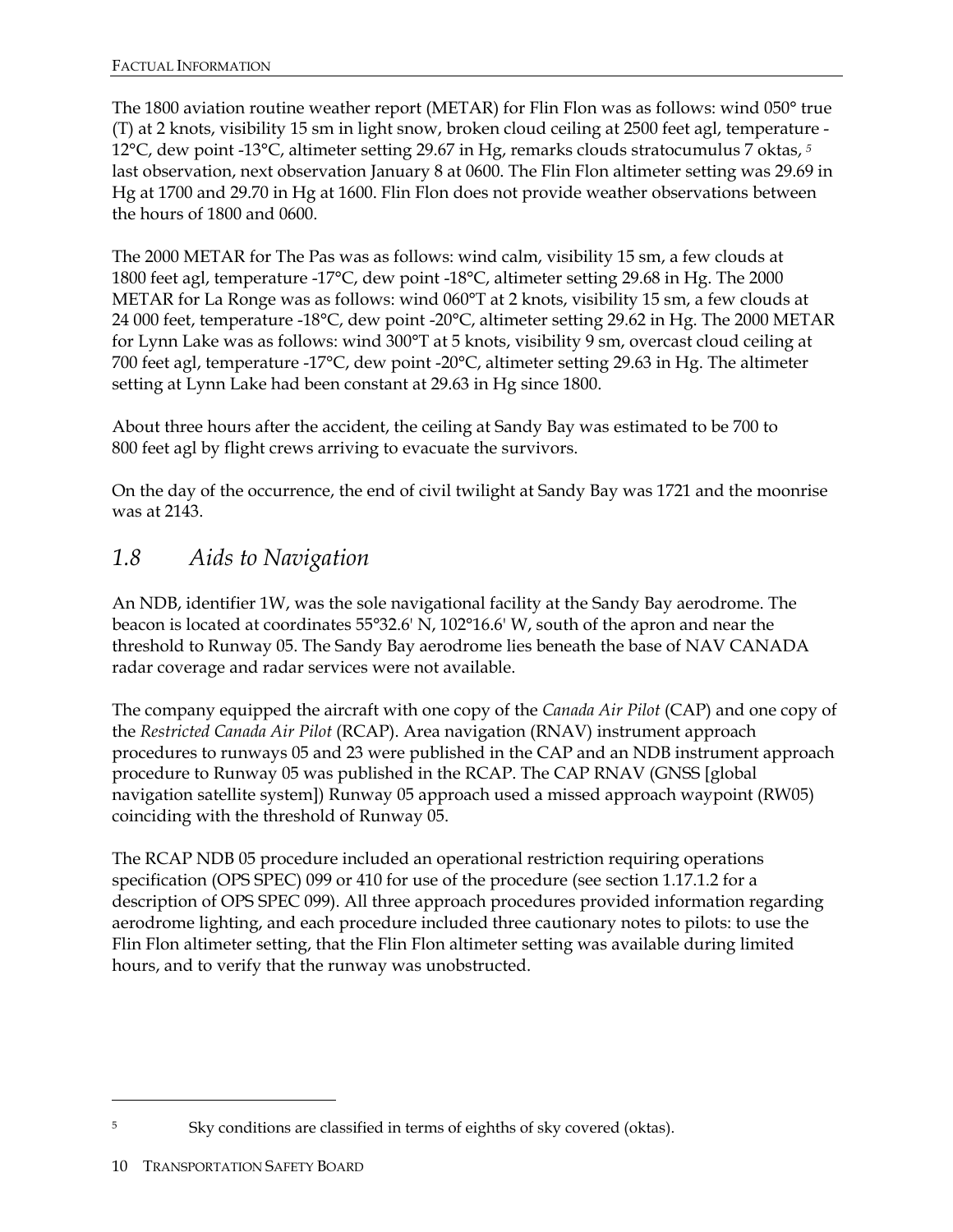The 1800 aviation routine weather report (METAR) for Flin Flon was as follows: wind 050° true (T) at 2 knots, visibility 15 sm in light snow, broken cloud ceiling at 2500 feet agl, temperature -12°C, dew point -13°C, altimeter setting 29.67 in Hg, remarks clouds stratocumulus 7 oktas, [5] last observation, next observation January 8 at 0600. The Flin Flon altimeter setting was 29.69 in Hg at 1700 and 29.70 in Hg at 1600. Flin Flon does not provide weather observations between the hours of 1800 and 0600.

The 2000 METAR for The Pas was as follows: wind calm, visibility 15 sm, a few clouds at 1800 feet agl, temperature -17°C, dew point -18°C, altimeter setting 29.68 in Hg. The 2000 METAR for La Ronge was as follows: wind 060°T at 2 knots, visibility 15 sm, a few clouds at 24 000 feet, temperature -18°C, dew point -20°C, altimeter setting 29.62 in Hg. The 2000 METAR for Lynn Lake was as follows: wind 300°T at 5 knots, visibility 9 sm, overcast cloud ceiling at 700 feet agl, temperature -17°C, dew point -20°C, altimeter setting 29.63 in Hg. The altimeter setting at Lynn Lake had been constant at 29.63 in Hg since 1800.

About three hours after the accident, the ceiling at Sandy Bay was estimated to be 700 to 800 feet agl by flight crews arriving to evacuate the survivors.

On the day of the occurrence, the end of civil twilight at Sandy Bay was 1721 and the moonrise was at 2143.

## *1.8 Aids to Navigation*

An NDB, identifier 1W, was the sole navigational facility at the Sandy Bay aerodrome. The beacon is located at coordinates 55°32.6' N, 102°16.6' W, south of the apron and near the threshold to Runway 05. The Sandy Bay aerodrome lies beneath the base of NAV CANADA radar coverage and radar services were not available.

The company equipped the aircraft with one copy of the *Canada Air Pilot* (CAP) and one copy of the *Restricted Canada Air Pilot* (RCAP). Area navigation (RNAV) instrument approach procedures to runways 05 and 23 were published in the CAP and an NDB instrument approach procedure to Runway 05 was published in the RCAP. The CAP RNAV (GNSS [global navigation satellite system]) Runway 05 approach used a missed approach waypoint (RW05) coinciding with the threshold of Runway 05.

The RCAP NDB 05 procedure included an operational restriction requiring operations specification (OPS SPEC) 099 or 410 for use of the procedure (see section 1.17.1.2 for a description of OPS SPEC 099). All three approach procedures provided information regarding aerodrome lighting, and each procedure included three cautionary notes to pilots: to use the Flin Flon altimeter setting, that the Flin Flon altimeter setting was available during limited hours, and to verify that the runway was unobstructed.

---

[5] Sky conditions are classified in terms of eighths of sky covered (oktas).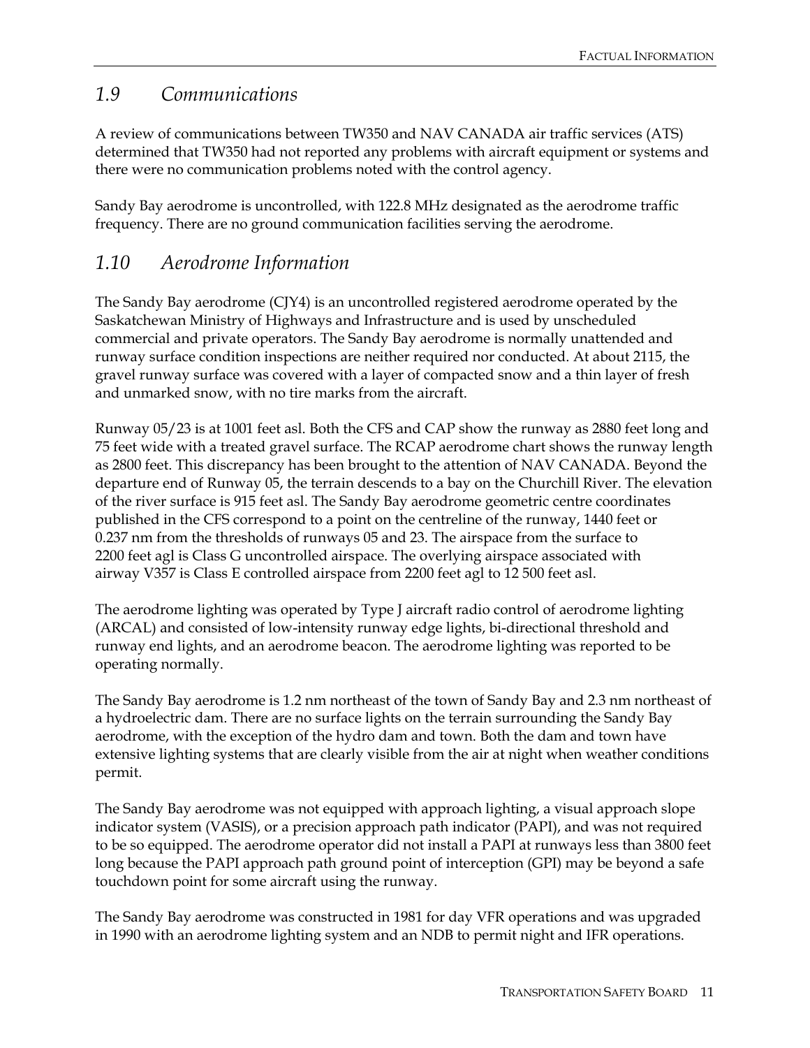## *1.9 Communications*

A review of communications between TW350 and NAV CANADA air traffic services (ATS) determined that TW350 had not reported any problems with aircraft equipment or systems and there were no communication problems noted with the control agency.

Sandy Bay aerodrome is uncontrolled, with 122.8 MHz designated as the aerodrome traffic frequency. There are no ground communication facilities serving the aerodrome.

## *1.10 Aerodrome Information*

The Sandy Bay aerodrome (CJY4) is an uncontrolled registered aerodrome operated by the Saskatchewan Ministry of Highways and Infrastructure and is used by unscheduled commercial and private operators. The Sandy Bay aerodrome is normally unattended and runway surface condition inspections are neither required nor conducted. At about 2115, the gravel runway surface was covered with a layer of compacted snow and a thin layer of fresh and unmarked snow, with no tire marks from the aircraft.

Runway 05/23 is at 1001 feet asl. Both the CFS and CAP show the runway as 2880 feet long and 75 feet wide with a treated gravel surface. The RCAP aerodrome chart shows the runway length as 2800 feet. This discrepancy has been brought to the attention of NAV CANADA. Beyond the departure end of Runway 05, the terrain descends to a bay on the Churchill River. The elevation of the river surface is 915 feet asl. The Sandy Bay aerodrome geometric centre coordinates published in the CFS correspond to a point on the centreline of the runway, 1440 feet or 0.237 nm from the thresholds of runways 05 and 23. The airspace from the surface to 2200 feet agl is Class G uncontrolled airspace. The overlying airspace associated with airway V357 is Class E controlled airspace from 2200 feet agl to 12 500 feet asl.

The aerodrome lighting was operated by Type J aircraft radio control of aerodrome lighting (ARCAL) and consisted of low-intensity runway edge lights, bi-directional threshold and runway end lights, and an aerodrome beacon. The aerodrome lighting was reported to be operating normally.

The Sandy Bay aerodrome is 1.2 nm northeast of the town of Sandy Bay and 2.3 nm northeast of a hydroelectric dam. There are no surface lights on the terrain surrounding the Sandy Bay aerodrome, with the exception of the hydro dam and town. Both the dam and town have extensive lighting systems that are clearly visible from the air at night when weather conditions permit.

The Sandy Bay aerodrome was not equipped with approach lighting, a visual approach slope indicator system (VASIS), or a precision approach path indicator (PAPI), and was not required to be so equipped. The aerodrome operator did not install a PAPI at runways less than 3800 feet long because the PAPI approach path ground point of interception (GPI) may be beyond a safe touchdown point for some aircraft using the runway.

The Sandy Bay aerodrome was constructed in 1981 for day VFR operations and was upgraded in 1990 with an aerodrome lighting system and an NDB to permit night and IFR operations.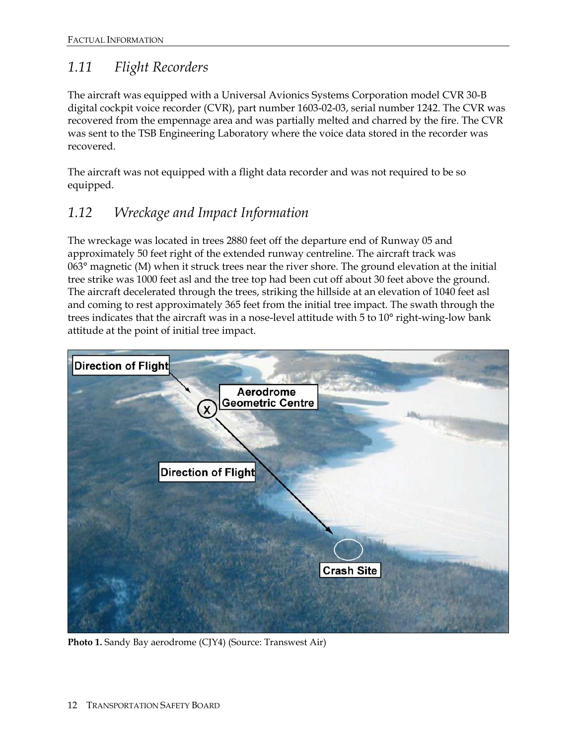## 1.11 Flight Recorders

The aircraft was equipped with a Universal Avionics Systems Corporation model CVR 30-B digital cockpit voice recorder (CVR), part number 1603-02-03, serial number 1242. The CVR was recovered from the empennage area and was partially melted and charred by the fire. The CVR was sent to the TSB Engineering Laboratory where the voice data stored in the recorder was recovered.

The aircraft was not equipped with a flight data recorder and was not required to be so equipped.

## 1.12 Wreckage and Impact Information

The wreckage was located in trees 2880 feet off the departure end of Runway 05 and approximately 50 feet right of the extended runway centreline. The aircraft track was 063° magnetic (M) when it struck trees near the river shore. The ground elevation at the initial tree strike was 1000 feet asl and the tree top had been cut off about 30 feet above the ground. The aircraft decelerated through the trees, striking the hillside at an elevation of 1040 feet asl and coming to rest approximately 365 feet from the initial tree impact. The swath through the trees indicates that the aircraft was in a nose-level attitude with 5 to 10° right-wing-low bank attitude at the point of initial tree impact.

**Photo 1.** Sandy Bay aerodrome (CJY4) (Source: Transwest Air)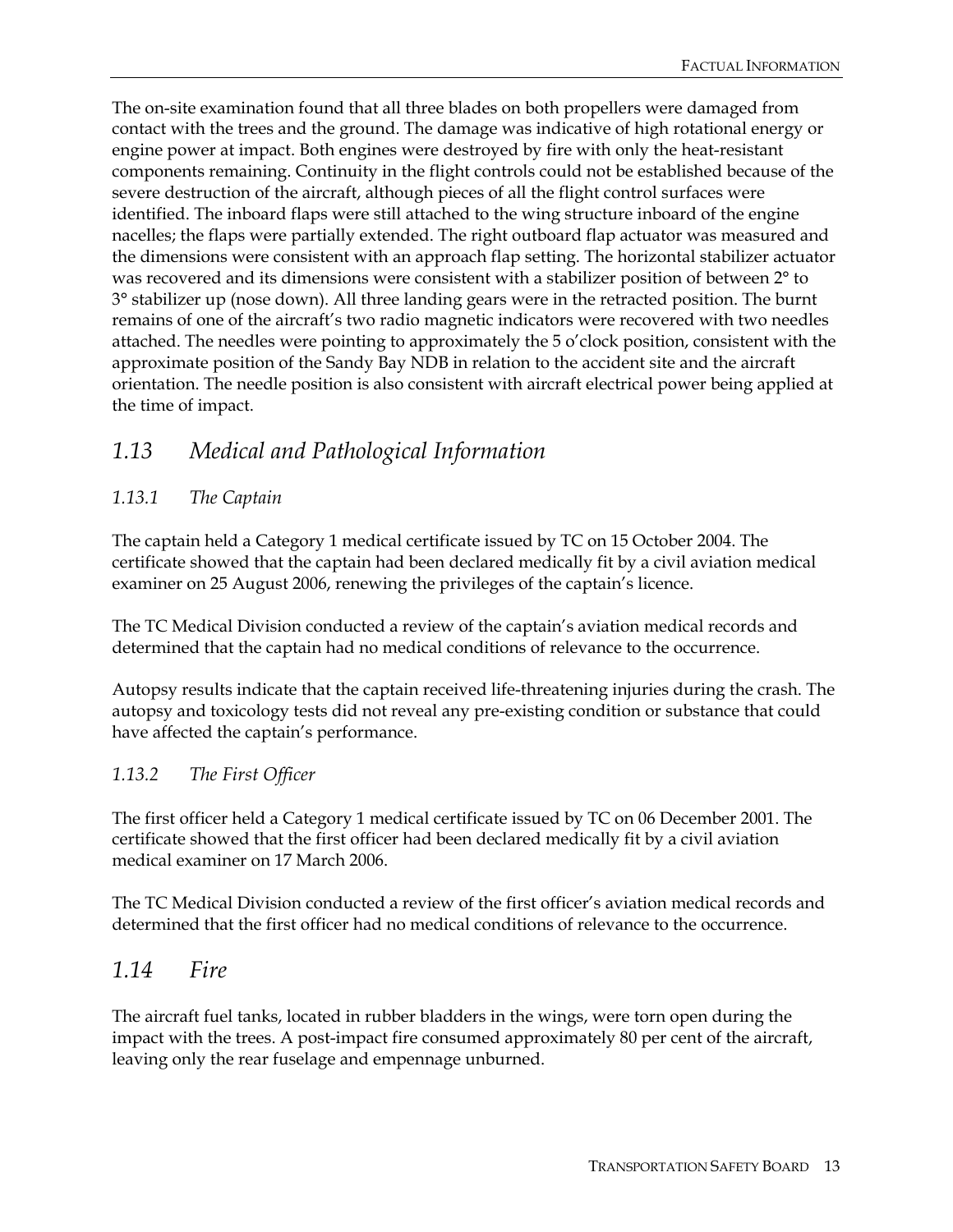The on-site examination found that all three blades on both propellers were damaged from contact with the trees and the ground. The damage was indicative of high rotational energy or engine power at impact. Both engines were destroyed by fire with only the heat-resistant components remaining. Continuity in the flight controls could not be established because of the severe destruction of the aircraft, although pieces of all the flight control surfaces were identified. The inboard flaps were still attached to the wing structure inboard of the engine nacelles; the flaps were partially extended. The right outboard flap actuator was measured and the dimensions were consistent with an approach flap setting. The horizontal stabilizer actuator was recovered and its dimensions were consistent with a stabilizer position of between 2° to 3° stabilizer up (nose down). All three landing gears were in the retracted position. The burnt remains of one of the aircraft's two radio magnetic indicators were recovered with two needles attached. The needles were pointing to approximately the 5 o'clock position, consistent with the approximate position of the Sandy Bay NDB in relation to the accident site and the aircraft orientation. The needle position is also consistent with aircraft electrical power being applied at the time of impact.

## *1.13 Medical and Pathological Information*

### *1.13.1 The Captain*

The captain held a Category 1 medical certificate issued by TC on 15 October 2004. The certificate showed that the captain had been declared medically fit by a civil aviation medical examiner on 25 August 2006, renewing the privileges of the captain's licence.

The TC Medical Division conducted a review of the captain's aviation medical records and determined that the captain had no medical conditions of relevance to the occurrence.

Autopsy results indicate that the captain received life-threatening injuries during the crash. The autopsy and toxicology tests did not reveal any pre-existing condition or substance that could have affected the captain's performance.

### *1.13.2 The First Officer*

The first officer held a Category 1 medical certificate issued by TC on 06 December 2001. The certificate showed that the first officer had been declared medically fit by a civil aviation medical examiner on 17 March 2006.

The TC Medical Division conducted a review of the first officer's aviation medical records and determined that the first officer had no medical conditions of relevance to the occurrence.

## *1.14 Fire*

The aircraft fuel tanks, located in rubber bladders in the wings, were torn open during the impact with the trees. A post-impact fire consumed approximately 80 per cent of the aircraft, leaving only the rear fuselage and empennage unburned.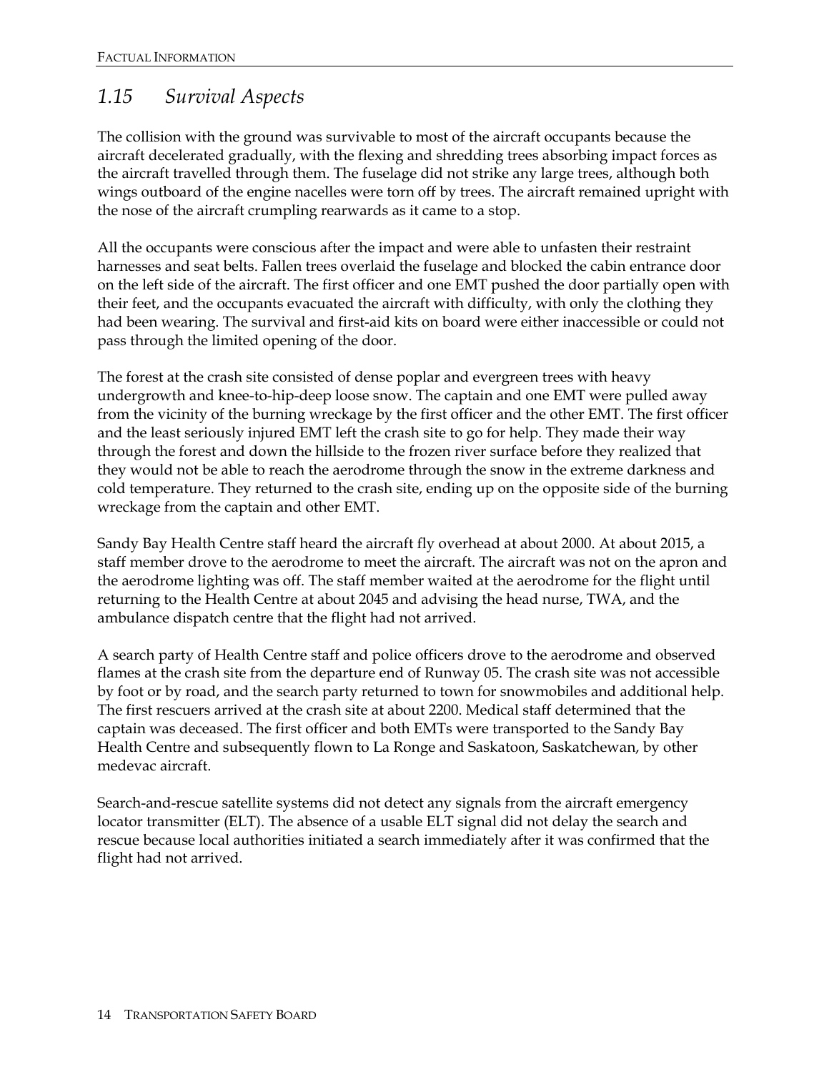## *1.15 Survival Aspects*

The collision with the ground was survivable to most of the aircraft occupants because the aircraft decelerated gradually, with the flexing and shredding trees absorbing impact forces as the aircraft travelled through them. The fuselage did not strike any large trees, although both wings outboard of the engine nacelles were torn off by trees. The aircraft remained upright with the nose of the aircraft crumpling rearwards as it came to a stop.

All the occupants were conscious after the impact and were able to unfasten their restraint harnesses and seat belts. Fallen trees overlaid the fuselage and blocked the cabin entrance door on the left side of the aircraft. The first officer and one EMT pushed the door partially open with their feet, and the occupants evacuated the aircraft with difficulty, with only the clothing they had been wearing. The survival and first-aid kits on board were either inaccessible or could not pass through the limited opening of the door.

The forest at the crash site consisted of dense poplar and evergreen trees with heavy undergrowth and knee-to-hip-deep loose snow. The captain and one EMT were pulled away from the vicinity of the burning wreckage by the first officer and the other EMT. The first officer and the least seriously injured EMT left the crash site to go for help. They made their way through the forest and down the hillside to the frozen river surface before they realized that they would not be able to reach the aerodrome through the snow in the extreme darkness and cold temperature. They returned to the crash site, ending up on the opposite side of the burning wreckage from the captain and other EMT.

Sandy Bay Health Centre staff heard the aircraft fly overhead at about 2000. At about 2015, a staff member drove to the aerodrome to meet the aircraft. The aircraft was not on the apron and the aerodrome lighting was off. The staff member waited at the aerodrome for the flight until returning to the Health Centre at about 2045 and advising the head nurse, TWA, and the ambulance dispatch centre that the flight had not arrived.

A search party of Health Centre staff and police officers drove to the aerodrome and observed flames at the crash site from the departure end of Runway 05. The crash site was not accessible by foot or by road, and the search party returned to town for snowmobiles and additional help. The first rescuers arrived at the crash site at about 2200. Medical staff determined that the captain was deceased. The first officer and both EMTs were transported to the Sandy Bay Health Centre and subsequently flown to La Ronge and Saskatoon, Saskatchewan, by other medevac aircraft.

Search-and-rescue satellite systems did not detect any signals from the aircraft emergency locator transmitter (ELT). The absence of a usable ELT signal did not delay the search and rescue because local authorities initiated a search immediately after it was confirmed that the flight had not arrived.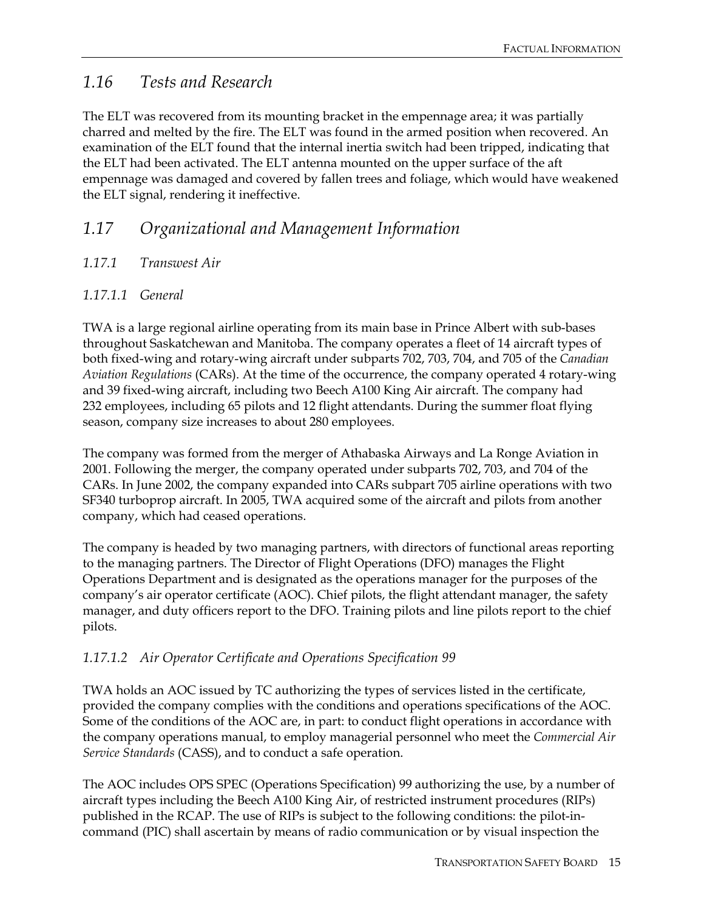## 1.16 Tests and Research

The ELT was recovered from its mounting bracket in the empennage area; it was partially charred and melted by the fire. The ELT was found in the armed position when recovered. An examination of the ELT found that the internal inertia switch had been tripped, indicating that the ELT had been activated. The ELT antenna mounted on the upper surface of the aft empennage was damaged and covered by fallen trees and foliage, which would have weakened the ELT signal, rendering it ineffective.

## 1.17 Organizational and Management Information

### 1.17.1 Transwest Air

#### 1.17.1.1 General

TWA is a large regional airline operating from its main base in Prince Albert with sub-bases throughout Saskatchewan and Manitoba. The company operates a fleet of 14 aircraft types of both fixed-wing and rotary-wing aircraft under subparts 702, 703, 704, and 705 of the *Canadian Aviation Regulations* (CARs). At the time of the occurrence, the company operated 4 rotary-wing and 39 fixed-wing aircraft, including two Beech A100 King Air aircraft. The company had 232 employees, including 65 pilots and 12 flight attendants. During the summer float flying season, company size increases to about 280 employees.

The company was formed from the merger of Athabaska Airways and La Ronge Aviation in 2001. Following the merger, the company operated under subparts 702, 703, and 704 of the CARs. In June 2002, the company expanded into CARs subpart 705 airline operations with two SF340 turboprop aircraft. In 2005, TWA acquired some of the aircraft and pilots from another company, which had ceased operations.

The company is headed by two managing partners, with directors of functional areas reporting to the managing partners. The Director of Flight Operations (DFO) manages the Flight Operations Department and is designated as the operations manager for the purposes of the company's air operator certificate (AOC). Chief pilots, the flight attendant manager, the safety manager, and duty officers report to the DFO. Training pilots and line pilots report to the chief pilots.

#### 1.17.1.2 Air Operator Certificate and Operations Specification 99

TWA holds an AOC issued by TC authorizing the types of services listed in the certificate, provided the company complies with the conditions and operations specifications of the AOC. Some of the conditions of the AOC are, in part: to conduct flight operations in accordance with the company operations manual, to employ managerial personnel who meet the *Commercial Air Service Standards* (CASS), and to conduct a safe operation.

The AOC includes OPS SPEC (Operations Specification) 99 authorizing the use, by a number of aircraft types including the Beech A100 King Air, of restricted instrument procedures (RIPs) published in the RCAP. The use of RIPs is subject to the following conditions: the pilot-in-command (PIC) shall ascertain by means of radio communication or by visual inspection the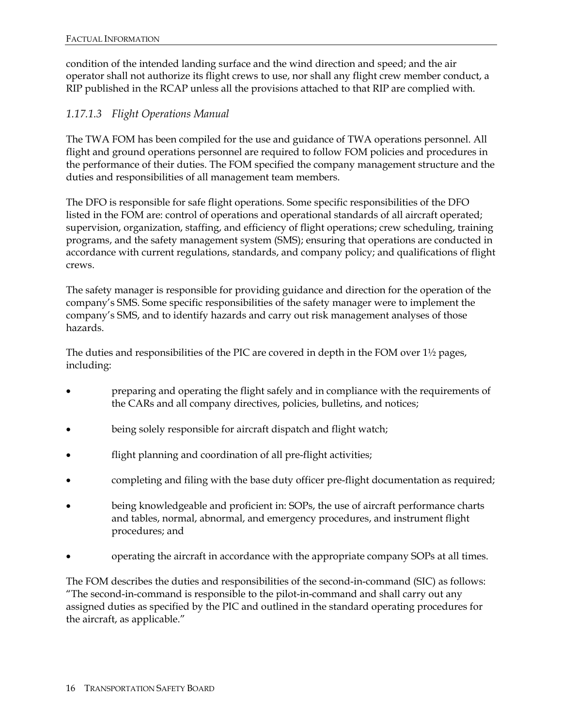condition of the intended landing surface and the wind direction and speed; and the air operator shall not authorize its flight crews to use, nor shall any flight crew member conduct, a RIP published in the RCAP unless all the provisions attached to that RIP are complied with.

### *1.17.1.3 Flight Operations Manual*

The TWA FOM has been compiled for the use and guidance of TWA operations personnel. All flight and ground operations personnel are required to follow FOM policies and procedures in the performance of their duties. The FOM specified the company management structure and the duties and responsibilities of all management team members.

The DFO is responsible for safe flight operations. Some specific responsibilities of the DFO listed in the FOM are: control of operations and operational standards of all aircraft operated; supervision, organization, staffing, and efficiency of flight operations; crew scheduling, training programs, and the safety management system (SMS); ensuring that operations are conducted in accordance with current regulations, standards, and company policy; and qualifications of flight crews.

The safety manager is responsible for providing guidance and direction for the operation of the company's SMS. Some specific responsibilities of the safety manager were to implement the company's SMS, and to identify hazards and carry out risk management analyses of those hazards.

The duties and responsibilities of the PIC are covered in depth in the FOM over 1½ pages, including:

- preparing and operating the flight safely and in compliance with the requirements of the CARs and all company directives, policies, bulletins, and notices;
- being solely responsible for aircraft dispatch and flight watch;
- flight planning and coordination of all pre-flight activities;
- completing and filing with the base duty officer pre-flight documentation as required;
- being knowledgeable and proficient in: SOPs, the use of aircraft performance charts and tables, normal, abnormal, and emergency procedures, and instrument flight procedures; and
- operating the aircraft in accordance with the appropriate company SOPs at all times.

The FOM describes the duties and responsibilities of the second-in-command (SIC) as follows: "The second-in-command is responsible to the pilot-in-command and shall carry out any assigned duties as specified by the PIC and outlined in the standard operating procedures for the aircraft, as applicable."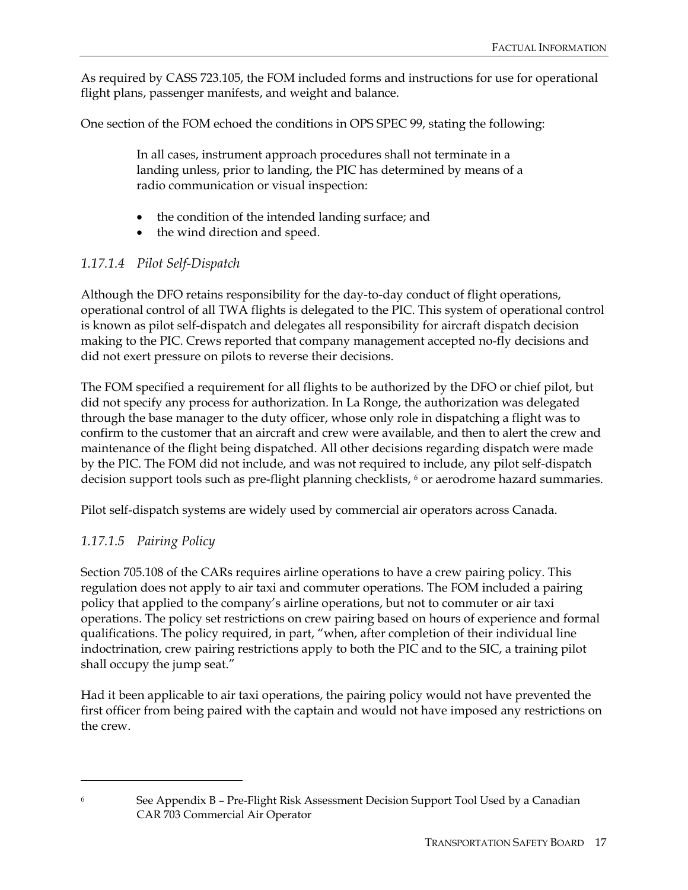As required by CASS 723.105, the FOM included forms and instructions for use for operational flight plans, passenger manifests, and weight and balance.

One section of the FOM echoed the conditions in OPS SPEC 99, stating the following:

> In all cases, instrument approach procedures shall not terminate in a landing unless, prior to landing, the PIC has determined by means of a radio communication or visual inspection:
>
> - the condition of the intended landing surface; and
> - the wind direction and speed.

#### *1.17.1.4 Pilot Self-Dispatch*

Although the DFO retains responsibility for the day-to-day conduct of flight operations, operational control of all TWA flights is delegated to the PIC. This system of operational control is known as pilot self-dispatch and delegates all responsibility for aircraft dispatch decision making to the PIC. Crews reported that company management accepted no-fly decisions and did not exert pressure on pilots to reverse their decisions.

The FOM specified a requirement for all flights to be authorized by the DFO or chief pilot, but did not specify any process for authorization. In La Ronge, the authorization was delegated through the base manager to the duty officer, whose only role in dispatching a flight was to confirm to the customer that an aircraft and crew were available, and then to alert the crew and maintenance of the flight being dispatched. All other decisions regarding dispatch were made by the PIC. The FOM did not include, and was not required to include, any pilot self-dispatch decision support tools such as pre-flight planning checklists, [6] or aerodrome hazard summaries.

Pilot self-dispatch systems are widely used by commercial air operators across Canada.

#### *1.17.1.5 Pairing Policy*

Section 705.108 of the CARs requires airline operations to have a crew pairing policy. This regulation does not apply to air taxi and commuter operations. The FOM included a pairing policy that applied to the company's airline operations, but not to commuter or air taxi operations. The policy set restrictions on crew pairing based on hours of experience and formal qualifications. The policy required, in part, "when, after completion of their individual line indoctrination, crew pairing restrictions apply to both the PIC and to the SIC, a training pilot shall occupy the jump seat."

Had it been applicable to air taxi operations, the pairing policy would not have prevented the first officer from being paired with the captain and would not have imposed any restrictions on the crew.

---

[6] See Appendix B – Pre-Flight Risk Assessment Decision Support Tool Used by a Canadian CAR 703 Commercial Air Operator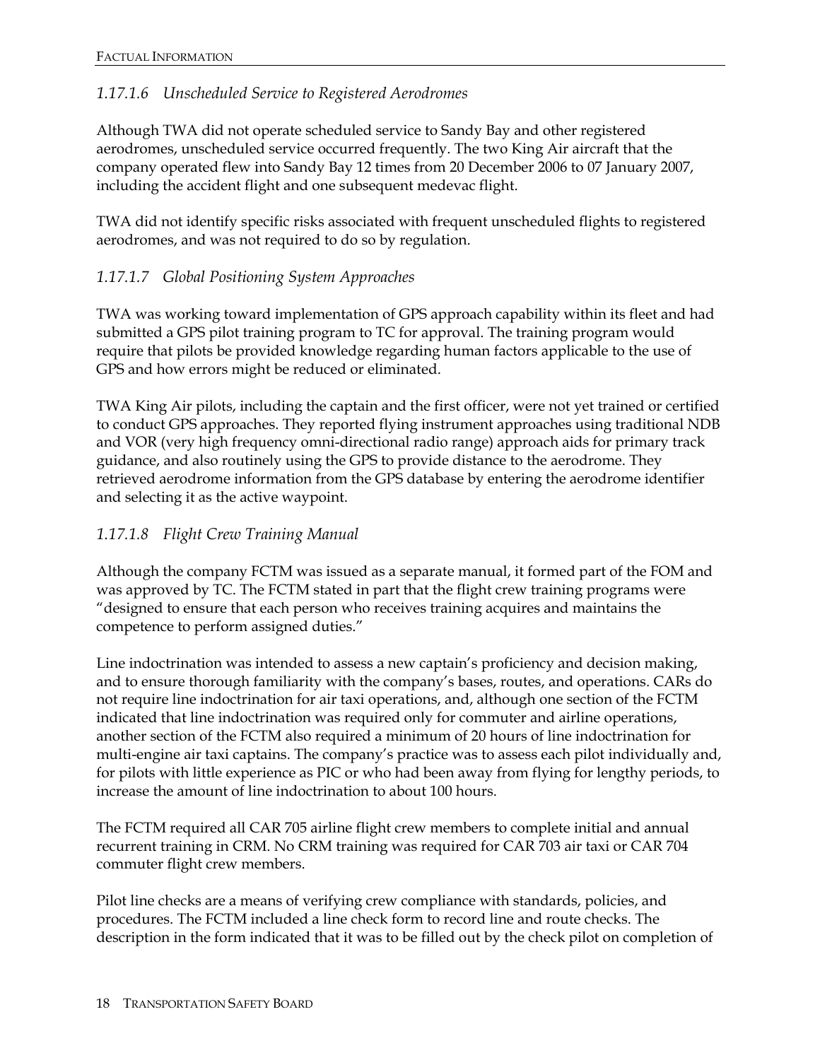#### *1.17.1.6 Unscheduled Service to Registered Aerodromes*

Although TWA did not operate scheduled service to Sandy Bay and other registered aerodromes, unscheduled service occurred frequently. The two King Air aircraft that the company operated flew into Sandy Bay 12 times from 20 December 2006 to 07 January 2007, including the accident flight and one subsequent medevac flight.

TWA did not identify specific risks associated with frequent unscheduled flights to registered aerodromes, and was not required to do so by regulation.

#### *1.17.1.7 Global Positioning System Approaches*

TWA was working toward implementation of GPS approach capability within its fleet and had submitted a GPS pilot training program to TC for approval. The training program would require that pilots be provided knowledge regarding human factors applicable to the use of GPS and how errors might be reduced or eliminated.

TWA King Air pilots, including the captain and the first officer, were not yet trained or certified to conduct GPS approaches. They reported flying instrument approaches using traditional NDB and VOR (very high frequency omni-directional radio range) approach aids for primary track guidance, and also routinely using the GPS to provide distance to the aerodrome. They retrieved aerodrome information from the GPS database by entering the aerodrome identifier and selecting it as the active waypoint.

#### *1.17.1.8 Flight Crew Training Manual*

Although the company FCTM was issued as a separate manual, it formed part of the FOM and was approved by TC. The FCTM stated in part that the flight crew training programs were "designed to ensure that each person who receives training acquires and maintains the competence to perform assigned duties."

Line indoctrination was intended to assess a new captain's proficiency and decision making, and to ensure thorough familiarity with the company's bases, routes, and operations. CARs do not require line indoctrination for air taxi operations, and, although one section of the FCTM indicated that line indoctrination was required only for commuter and airline operations, another section of the FCTM also required a minimum of 20 hours of line indoctrination for multi-engine air taxi captains. The company's practice was to assess each pilot individually and, for pilots with little experience as PIC or who had been away from flying for lengthy periods, to increase the amount of line indoctrination to about 100 hours.

The FCTM required all CAR 705 airline flight crew members to complete initial and annual recurrent training in CRM. No CRM training was required for CAR 703 air taxi or CAR 704 commuter flight crew members.

Pilot line checks are a means of verifying crew compliance with standards, policies, and procedures. The FCTM included a line check form to record line and route checks. The description in the form indicated that it was to be filled out by the check pilot on completion of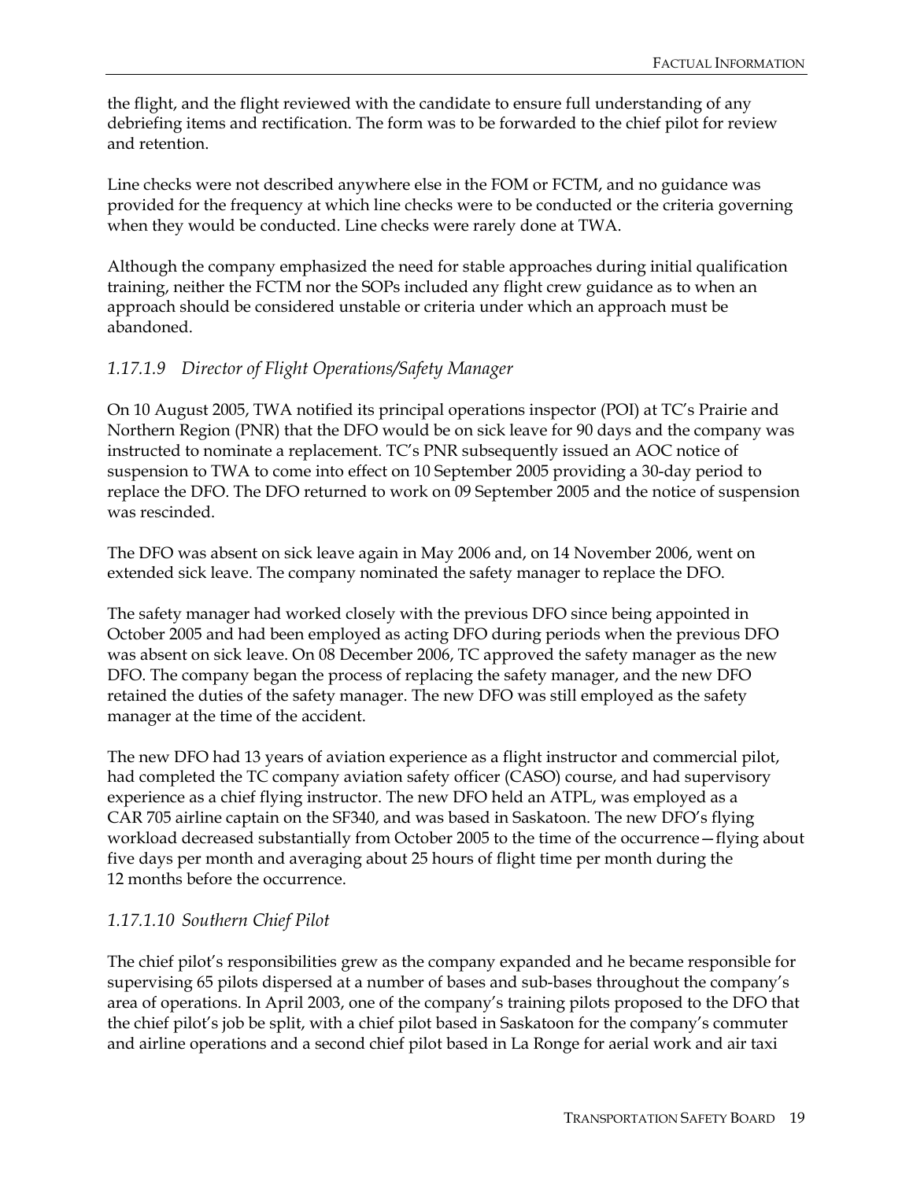the flight, and the flight reviewed with the candidate to ensure full understanding of any debriefing items and rectification. The form was to be forwarded to the chief pilot for review and retention.

Line checks were not described anywhere else in the FOM or FCTM, and no guidance was provided for the frequency at which line checks were to be conducted or the criteria governing when they would be conducted. Line checks were rarely done at TWA.

Although the company emphasized the need for stable approaches during initial qualification training, neither the FCTM nor the SOPs included any flight crew guidance as to when an approach should be considered unstable or criteria under which an approach must be abandoned.

#### *1.17.1.9 Director of Flight Operations/Safety Manager*

On 10 August 2005, TWA notified its principal operations inspector (POI) at TC's Prairie and Northern Region (PNR) that the DFO would be on sick leave for 90 days and the company was instructed to nominate a replacement. TC's PNR subsequently issued an AOC notice of suspension to TWA to come into effect on 10 September 2005 providing a 30-day period to replace the DFO. The DFO returned to work on 09 September 2005 and the notice of suspension was rescinded.

The DFO was absent on sick leave again in May 2006 and, on 14 November 2006, went on extended sick leave. The company nominated the safety manager to replace the DFO.

The safety manager had worked closely with the previous DFO since being appointed in October 2005 and had been employed as acting DFO during periods when the previous DFO was absent on sick leave. On 08 December 2006, TC approved the safety manager as the new DFO. The company began the process of replacing the safety manager, and the new DFO retained the duties of the safety manager. The new DFO was still employed as the safety manager at the time of the accident.

The new DFO had 13 years of aviation experience as a flight instructor and commercial pilot, had completed the TC company aviation safety officer (CASO) course, and had supervisory experience as a chief flying instructor. The new DFO held an ATPL, was employed as a CAR 705 airline captain on the SF340, and was based in Saskatoon. The new DFO's flying workload decreased substantially from October 2005 to the time of the occurrence—flying about five days per month and averaging about 25 hours of flight time per month during the 12 months before the occurrence.

#### *1.17.1.10 Southern Chief Pilot*

The chief pilot's responsibilities grew as the company expanded and he became responsible for supervising 65 pilots dispersed at a number of bases and sub-bases throughout the company's area of operations. In April 2003, one of the company's training pilots proposed to the DFO that the chief pilot's job be split, with a chief pilot based in Saskatoon for the company's commuter and airline operations and a second chief pilot based in La Ronge for aerial work and air taxi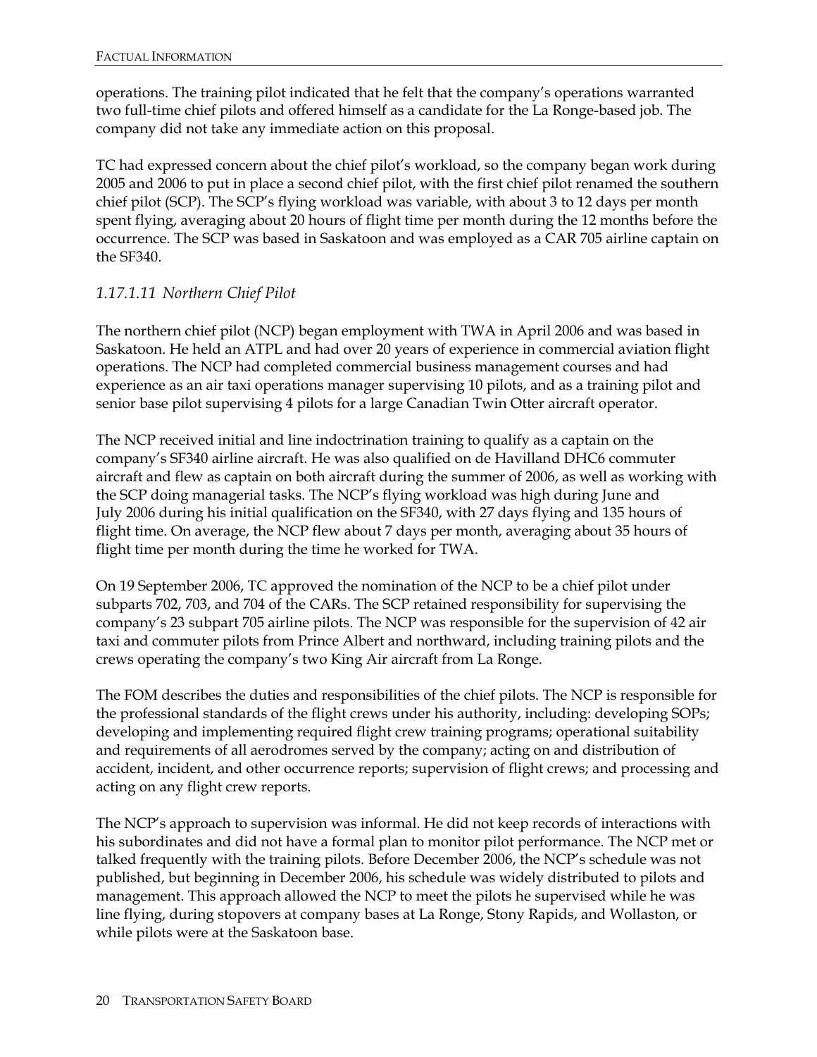operations. The training pilot indicated that he felt that the company's operations warranted two full-time chief pilots and offered himself as a candidate for the La Ronge-based job. The company did not take any immediate action on this proposal.

TC had expressed concern about the chief pilot's workload, so the company began work during 2005 and 2006 to put in place a second chief pilot, with the first chief pilot renamed the southern chief pilot (SCP). The SCP's flying workload was variable, with about 3 to 12 days per month spent flying, averaging about 20 hours of flight time per month during the 12 months before the occurrence. The SCP was based in Saskatoon and was employed as a CAR 705 airline captain on the SF340.

### *1.17.1.11 Northern Chief Pilot*

The northern chief pilot (NCP) began employment with TWA in April 2006 and was based in Saskatoon. He held an ATPL and had over 20 years of experience in commercial aviation flight operations. The NCP had completed commercial business management courses and had experience as an air taxi operations manager supervising 10 pilots, and as a training pilot and senior base pilot supervising 4 pilots for a large Canadian Twin Otter aircraft operator.

The NCP received initial and line indoctrination training to qualify as a captain on the company's SF340 airline aircraft. He was also qualified on de Havilland DHC6 commuter aircraft and flew as captain on both aircraft during the summer of 2006, as well as working with the SCP doing managerial tasks. The NCP's flying workload was high during June and July 2006 during his initial qualification on the SF340, with 27 days flying and 135 hours of flight time. On average, the NCP flew about 7 days per month, averaging about 35 hours of flight time per month during the time he worked for TWA.

On 19 September 2006, TC approved the nomination of the NCP to be a chief pilot under subparts 702, 703, and 704 of the CARs. The SCP retained responsibility for supervising the company's 23 subpart 705 airline pilots. The NCP was responsible for the supervision of 42 air taxi and commuter pilots from Prince Albert and northward, including training pilots and the crews operating the company's two King Air aircraft from La Ronge.

The FOM describes the duties and responsibilities of the chief pilots. The NCP is responsible for the professional standards of the flight crews under his authority, including: developing SOPs; developing and implementing required flight crew training programs; operational suitability and requirements of all aerodromes served by the company; acting on and distribution of accident, incident, and other occurrence reports; supervision of flight crews; and processing and acting on any flight crew reports.

The NCP's approach to supervision was informal. He did not keep records of interactions with his subordinates and did not have a formal plan to monitor pilot performance. The NCP met or talked frequently with the training pilots. Before December 2006, the NCP's schedule was not published, but beginning in December 2006, his schedule was widely distributed to pilots and management. This approach allowed the NCP to meet the pilots he supervised while he was line flying, during stopovers at company bases at La Ronge, Stony Rapids, and Wollaston, or while pilots were at the Saskatoon base.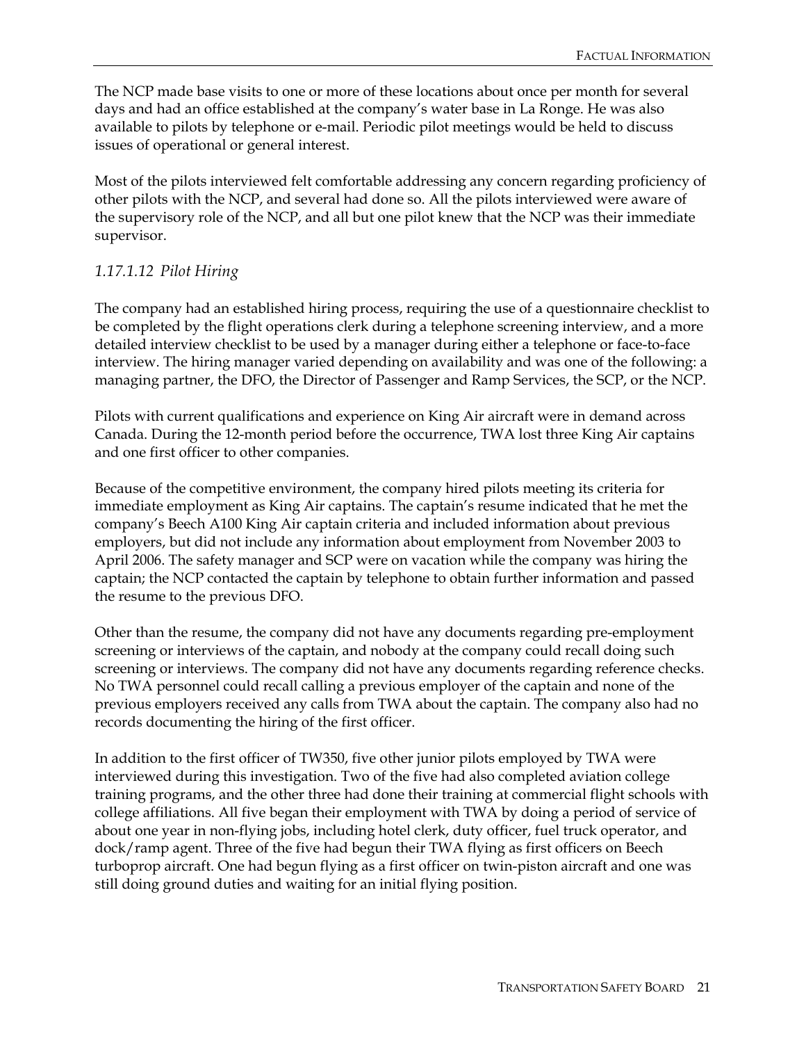The NCP made base visits to one or more of these locations about once per month for several days and had an office established at the company's water base in La Ronge. He was also available to pilots by telephone or e-mail. Periodic pilot meetings would be held to discuss issues of operational or general interest.

Most of the pilots interviewed felt comfortable addressing any concern regarding proficiency of other pilots with the NCP, and several had done so. All the pilots interviewed were aware of the supervisory role of the NCP, and all but one pilot knew that the NCP was their immediate supervisor.

#### *1.17.1.12 Pilot Hiring*

The company had an established hiring process, requiring the use of a questionnaire checklist to be completed by the flight operations clerk during a telephone screening interview, and a more detailed interview checklist to be used by a manager during either a telephone or face-to-face interview. The hiring manager varied depending on availability and was one of the following: a managing partner, the DFO, the Director of Passenger and Ramp Services, the SCP, or the NCP.

Pilots with current qualifications and experience on King Air aircraft were in demand across Canada. During the 12-month period before the occurrence, TWA lost three King Air captains and one first officer to other companies.

Because of the competitive environment, the company hired pilots meeting its criteria for immediate employment as King Air captains. The captain's resume indicated that he met the company's Beech A100 King Air captain criteria and included information about previous employers, but did not include any information about employment from November 2003 to April 2006. The safety manager and SCP were on vacation while the company was hiring the captain; the NCP contacted the captain by telephone to obtain further information and passed the resume to the previous DFO.

Other than the resume, the company did not have any documents regarding pre-employment screening or interviews of the captain, and nobody at the company could recall doing such screening or interviews. The company did not have any documents regarding reference checks. No TWA personnel could recall calling a previous employer of the captain and none of the previous employers received any calls from TWA about the captain. The company also had no records documenting the hiring of the first officer.

In addition to the first officer of TW350, five other junior pilots employed by TWA were interviewed during this investigation. Two of the five had also completed aviation college training programs, and the other three had done their training at commercial flight schools with college affiliations. All five began their employment with TWA by doing a period of service of about one year in non-flying jobs, including hotel clerk, duty officer, fuel truck operator, and dock/ramp agent. Three of the five had begun their TWA flying as first officers on Beech turboprop aircraft. One had begun flying as a first officer on twin-piston aircraft and one was still doing ground duties and waiting for an initial flying position.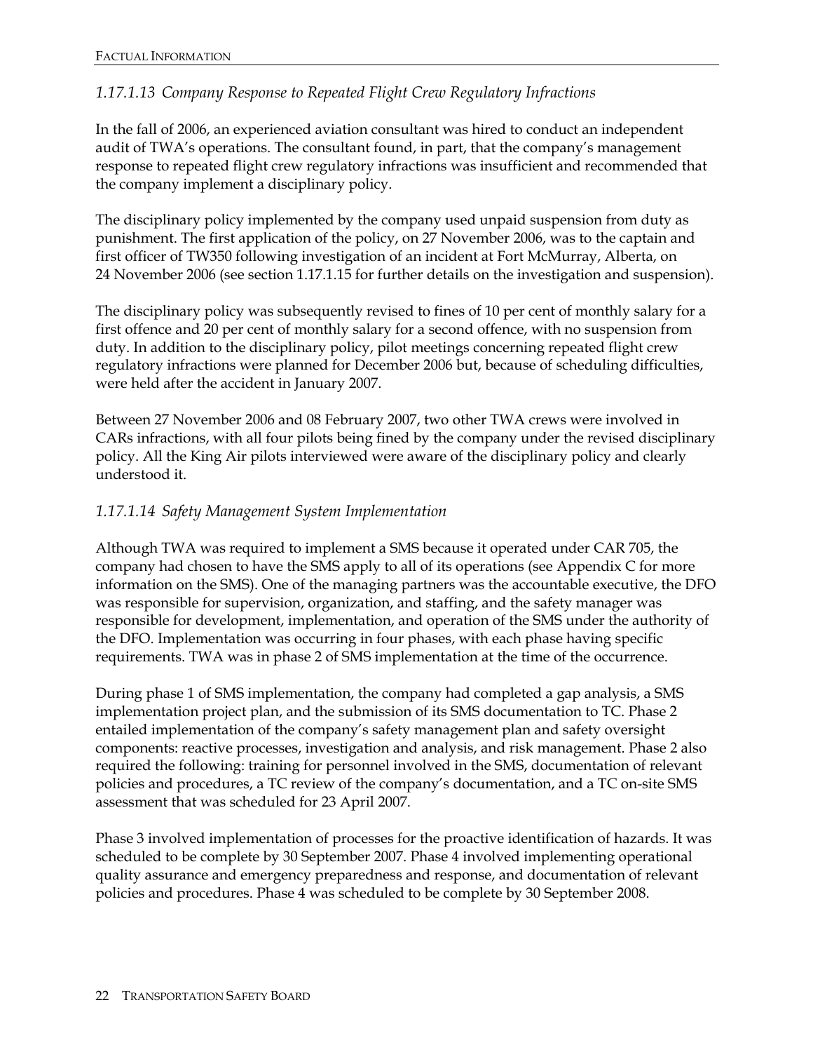### *1.17.1.13 Company Response to Repeated Flight Crew Regulatory Infractions*

In the fall of 2006, an experienced aviation consultant was hired to conduct an independent audit of TWA's operations. The consultant found, in part, that the company's management response to repeated flight crew regulatory infractions was insufficient and recommended that the company implement a disciplinary policy.

The disciplinary policy implemented by the company used unpaid suspension from duty as punishment. The first application of the policy, on 27 November 2006, was to the captain and first officer of TW350 following investigation of an incident at Fort McMurray, Alberta, on 24 November 2006 (see section 1.17.1.15 for further details on the investigation and suspension).

The disciplinary policy was subsequently revised to fines of 10 per cent of monthly salary for a first offence and 20 per cent of monthly salary for a second offence, with no suspension from duty. In addition to the disciplinary policy, pilot meetings concerning repeated flight crew regulatory infractions were planned for December 2006 but, because of scheduling difficulties, were held after the accident in January 2007.

Between 27 November 2006 and 08 February 2007, two other TWA crews were involved in CARs infractions, with all four pilots being fined by the company under the revised disciplinary policy. All the King Air pilots interviewed were aware of the disciplinary policy and clearly understood it.

### *1.17.1.14 Safety Management System Implementation*

Although TWA was required to implement a SMS because it operated under CAR 705, the company had chosen to have the SMS apply to all of its operations (see Appendix C for more information on the SMS). One of the managing partners was the accountable executive, the DFO was responsible for supervision, organization, and staffing, and the safety manager was responsible for development, implementation, and operation of the SMS under the authority of the DFO. Implementation was occurring in four phases, with each phase having specific requirements. TWA was in phase 2 of SMS implementation at the time of the occurrence.

During phase 1 of SMS implementation, the company had completed a gap analysis, a SMS implementation project plan, and the submission of its SMS documentation to TC. Phase 2 entailed implementation of the company's safety management plan and safety oversight components: reactive processes, investigation and analysis, and risk management. Phase 2 also required the following: training for personnel involved in the SMS, documentation of relevant policies and procedures, a TC review of the company's documentation, and a TC on-site SMS assessment that was scheduled for 23 April 2007.

Phase 3 involved implementation of processes for the proactive identification of hazards. It was scheduled to be complete by 30 September 2007. Phase 4 involved implementing operational quality assurance and emergency preparedness and response, and documentation of relevant policies and procedures. Phase 4 was scheduled to be complete by 30 September 2008.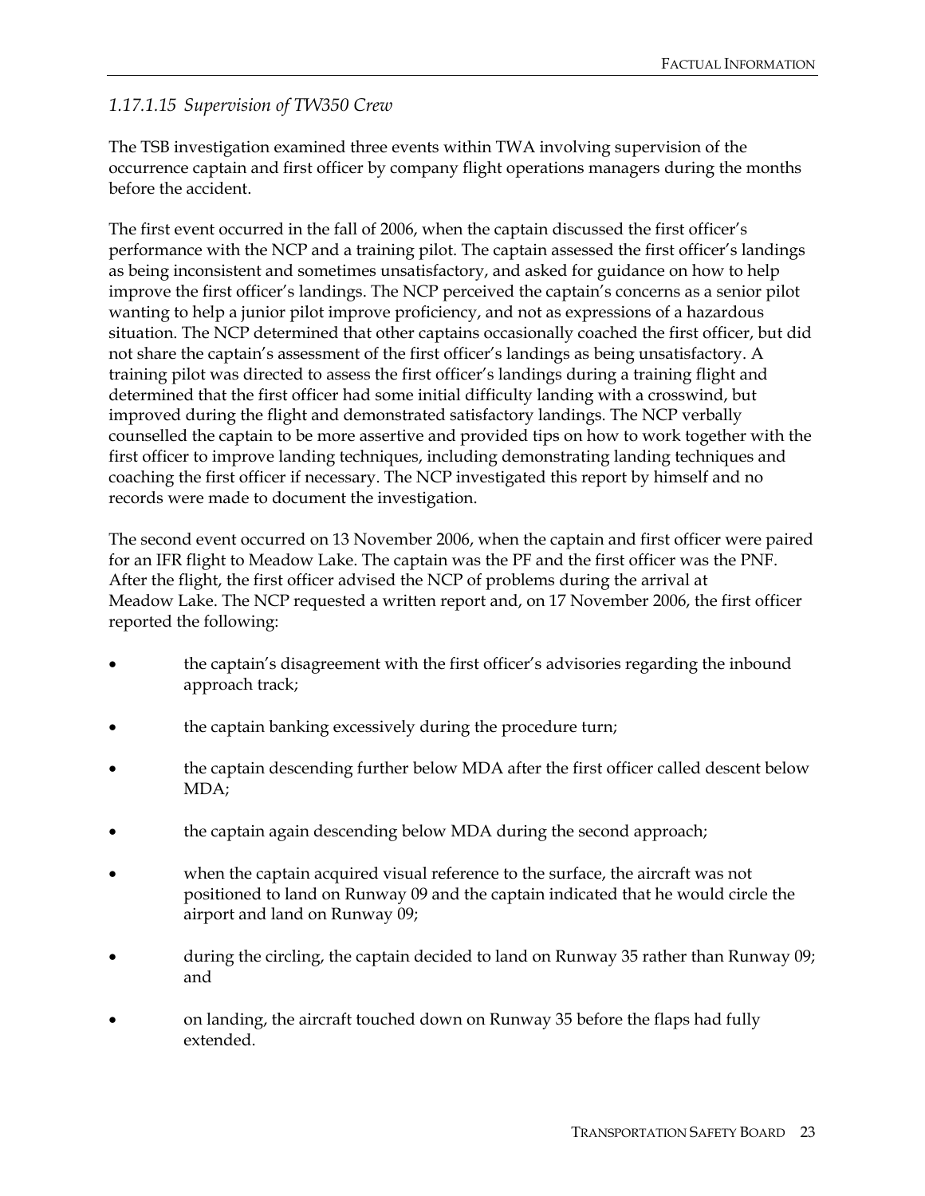### *1.17.1.15 Supervision of TW350 Crew*

The TSB investigation examined three events within TWA involving supervision of the occurrence captain and first officer by company flight operations managers during the months before the accident.

The first event occurred in the fall of 2006, when the captain discussed the first officer's performance with the NCP and a training pilot. The captain assessed the first officer's landings as being inconsistent and sometimes unsatisfactory, and asked for guidance on how to help improve the first officer's landings. The NCP perceived the captain's concerns as a senior pilot wanting to help a junior pilot improve proficiency, and not as expressions of a hazardous situation. The NCP determined that other captains occasionally coached the first officer, but did not share the captain's assessment of the first officer's landings as being unsatisfactory. A training pilot was directed to assess the first officer's landings during a training flight and determined that the first officer had some initial difficulty landing with a crosswind, but improved during the flight and demonstrated satisfactory landings. The NCP verbally counselled the captain to be more assertive and provided tips on how to work together with the first officer to improve landing techniques, including demonstrating landing techniques and coaching the first officer if necessary. The NCP investigated this report by himself and no records were made to document the investigation.

The second event occurred on 13 November 2006, when the captain and first officer were paired for an IFR flight to Meadow Lake. The captain was the PF and the first officer was the PNF. After the flight, the first officer advised the NCP of problems during the arrival at Meadow Lake. The NCP requested a written report and, on 17 November 2006, the first officer reported the following:

- the captain's disagreement with the first officer's advisories regarding the inbound approach track;
- the captain banking excessively during the procedure turn;
- the captain descending further below MDA after the first officer called descent below MDA;
- the captain again descending below MDA during the second approach;
- when the captain acquired visual reference to the surface, the aircraft was not positioned to land on Runway 09 and the captain indicated that he would circle the airport and land on Runway 09;
- during the circling, the captain decided to land on Runway 35 rather than Runway 09; and
- on landing, the aircraft touched down on Runway 35 before the flaps had fully extended.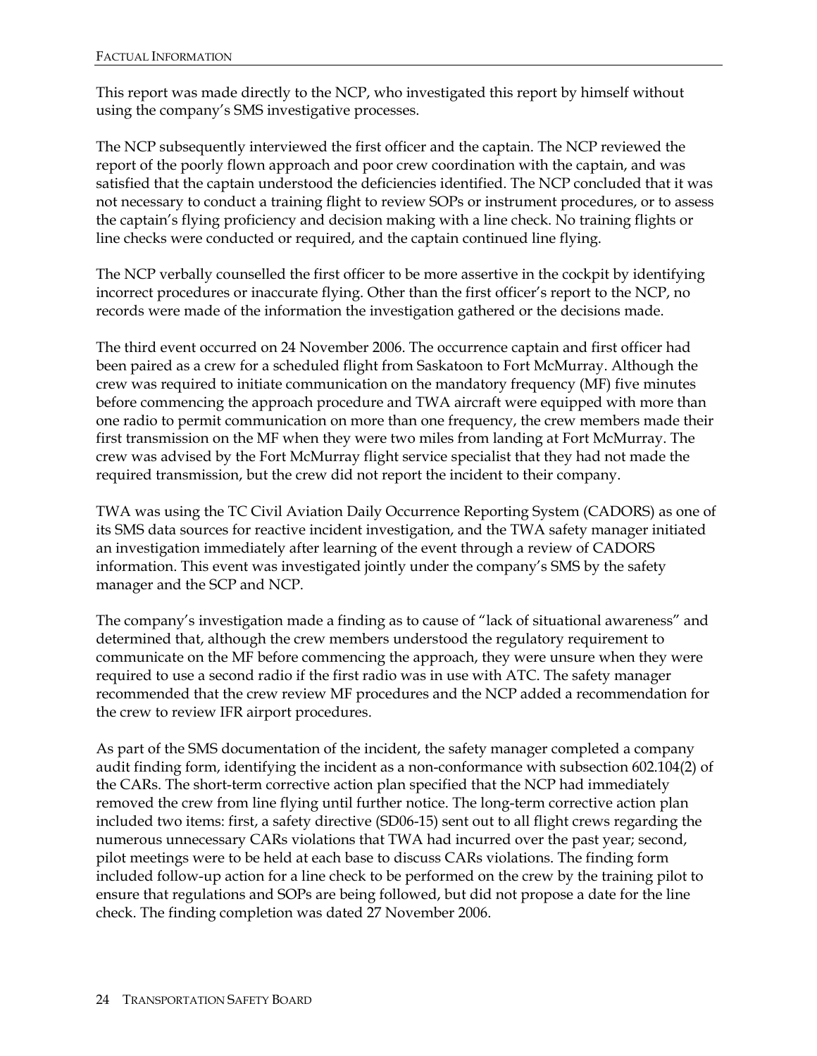This report was made directly to the NCP, who investigated this report by himself without using the company's SMS investigative processes.

The NCP subsequently interviewed the first officer and the captain. The NCP reviewed the report of the poorly flown approach and poor crew coordination with the captain, and was satisfied that the captain understood the deficiencies identified. The NCP concluded that it was not necessary to conduct a training flight to review SOPs or instrument procedures, or to assess the captain's flying proficiency and decision making with a line check. No training flights or line checks were conducted or required, and the captain continued line flying.

The NCP verbally counselled the first officer to be more assertive in the cockpit by identifying incorrect procedures or inaccurate flying. Other than the first officer's report to the NCP, no records were made of the information the investigation gathered or the decisions made.

The third event occurred on 24 November 2006. The occurrence captain and first officer had been paired as a crew for a scheduled flight from Saskatoon to Fort McMurray. Although the crew was required to initiate communication on the mandatory frequency (MF) five minutes before commencing the approach procedure and TWA aircraft were equipped with more than one radio to permit communication on more than one frequency, the crew members made their first transmission on the MF when they were two miles from landing at Fort McMurray. The crew was advised by the Fort McMurray flight service specialist that they had not made the required transmission, but the crew did not report the incident to their company.

TWA was using the TC Civil Aviation Daily Occurrence Reporting System (CADORS) as one of its SMS data sources for reactive incident investigation, and the TWA safety manager initiated an investigation immediately after learning of the event through a review of CADORS information. This event was investigated jointly under the company's SMS by the safety manager and the SCP and NCP.

The company's investigation made a finding as to cause of "lack of situational awareness" and determined that, although the crew members understood the regulatory requirement to communicate on the MF before commencing the approach, they were unsure when they were required to use a second radio if the first radio was in use with ATC. The safety manager recommended that the crew review MF procedures and the NCP added a recommendation for the crew to review IFR airport procedures.

As part of the SMS documentation of the incident, the safety manager completed a company audit finding form, identifying the incident as a non-conformance with subsection 602.104(2) of the CARs. The short-term corrective action plan specified that the NCP had immediately removed the crew from line flying until further notice. The long-term corrective action plan included two items: first, a safety directive (SD06-15) sent out to all flight crews regarding the numerous unnecessary CARs violations that TWA had incurred over the past year; second, pilot meetings were to be held at each base to discuss CARs violations. The finding form included follow-up action for a line check to be performed on the crew by the training pilot to ensure that regulations and SOPs are being followed, but did not propose a date for the line check. The finding completion was dated 27 November 2006.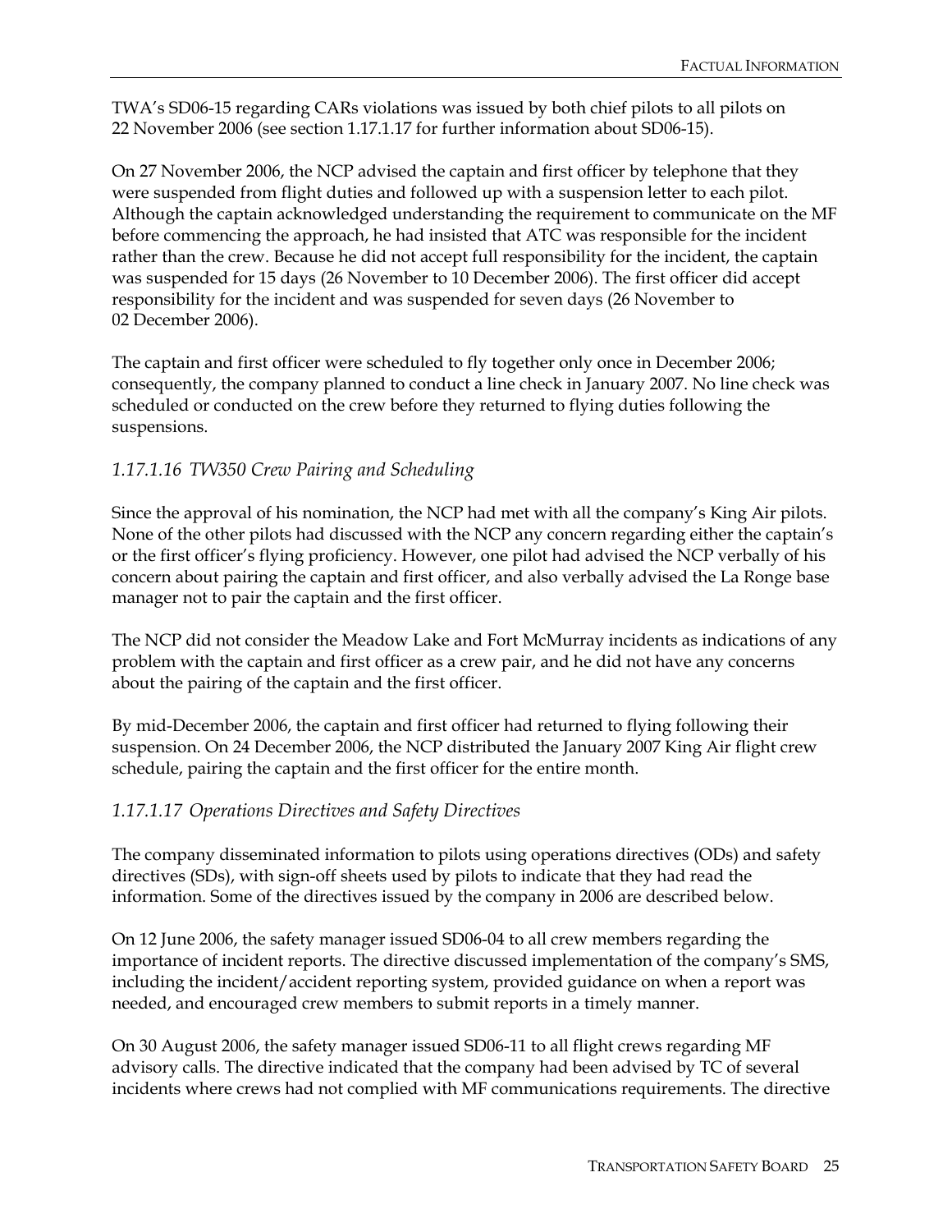TWA's SD06-15 regarding CARs violations was issued by both chief pilots to all pilots on 22 November 2006 (see section 1.17.1.17 for further information about SD06-15).

On 27 November 2006, the NCP advised the captain and first officer by telephone that they were suspended from flight duties and followed up with a suspension letter to each pilot. Although the captain acknowledged understanding the requirement to communicate on the MF before commencing the approach, he had insisted that ATC was responsible for the incident rather than the crew. Because he did not accept full responsibility for the incident, the captain was suspended for 15 days (26 November to 10 December 2006). The first officer did accept responsibility for the incident and was suspended for seven days (26 November to 02 December 2006).

The captain and first officer were scheduled to fly together only once in December 2006; consequently, the company planned to conduct a line check in January 2007. No line check was scheduled or conducted on the crew before they returned to flying duties following the suspensions.

#### *1.17.1.16 TW350 Crew Pairing and Scheduling*

Since the approval of his nomination, the NCP had met with all the company's King Air pilots. None of the other pilots had discussed with the NCP any concern regarding either the captain's or the first officer's flying proficiency. However, one pilot had advised the NCP verbally of his concern about pairing the captain and first officer, and also verbally advised the La Ronge base manager not to pair the captain and the first officer.

The NCP did not consider the Meadow Lake and Fort McMurray incidents as indications of any problem with the captain and first officer as a crew pair, and he did not have any concerns about the pairing of the captain and the first officer.

By mid-December 2006, the captain and first officer had returned to flying following their suspension. On 24 December 2006, the NCP distributed the January 2007 King Air flight crew schedule, pairing the captain and the first officer for the entire month.

#### *1.17.1.17 Operations Directives and Safety Directives*

The company disseminated information to pilots using operations directives (ODs) and safety directives (SDs), with sign-off sheets used by pilots to indicate that they had read the information. Some of the directives issued by the company in 2006 are described below.

On 12 June 2006, the safety manager issued SD06-04 to all crew members regarding the importance of incident reports. The directive discussed implementation of the company's SMS, including the incident/accident reporting system, provided guidance on when a report was needed, and encouraged crew members to submit reports in a timely manner.

On 30 August 2006, the safety manager issued SD06-11 to all flight crews regarding MF advisory calls. The directive indicated that the company had been advised by TC of several incidents where crews had not complied with MF communications requirements. The directive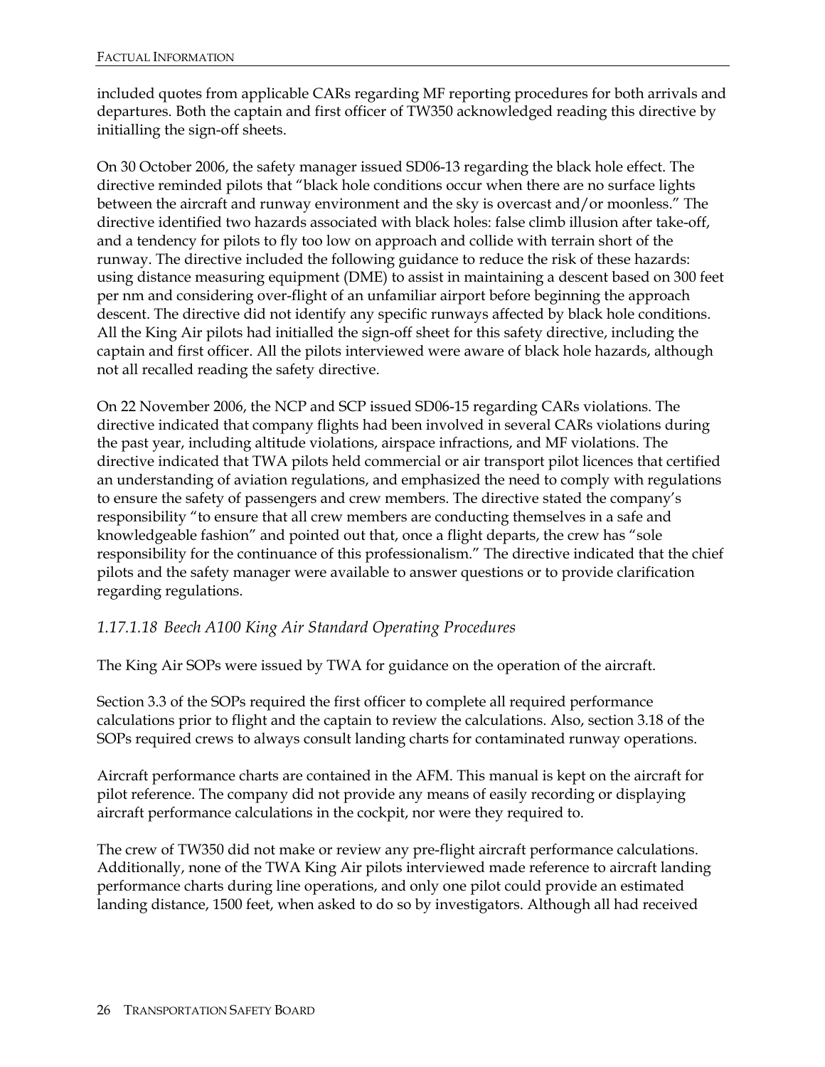included quotes from applicable CARs regarding MF reporting procedures for both arrivals and departures. Both the captain and first officer of TW350 acknowledged reading this directive by initialling the sign-off sheets.

On 30 October 2006, the safety manager issued SD06-13 regarding the black hole effect. The directive reminded pilots that "black hole conditions occur when there are no surface lights between the aircraft and runway environment and the sky is overcast and/or moonless." The directive identified two hazards associated with black holes: false climb illusion after take-off, and a tendency for pilots to fly too low on approach and collide with terrain short of the runway. The directive included the following guidance to reduce the risk of these hazards: using distance measuring equipment (DME) to assist in maintaining a descent based on 300 feet per nm and considering over-flight of an unfamiliar airport before beginning the approach descent. The directive did not identify any specific runways affected by black hole conditions. All the King Air pilots had initialled the sign-off sheet for this safety directive, including the captain and first officer. All the pilots interviewed were aware of black hole hazards, although not all recalled reading the safety directive.

On 22 November 2006, the NCP and SCP issued SD06-15 regarding CARs violations. The directive indicated that company flights had been involved in several CARs violations during the past year, including altitude violations, airspace infractions, and MF violations. The directive indicated that TWA pilots held commercial or air transport pilot licences that certified an understanding of aviation regulations, and emphasized the need to comply with regulations to ensure the safety of passengers and crew members. The directive stated the company's responsibility "to ensure that all crew members are conducting themselves in a safe and knowledgeable fashion" and pointed out that, once a flight departs, the crew has "sole responsibility for the continuance of this professionalism." The directive indicated that the chief pilots and the safety manager were available to answer questions or to provide clarification regarding regulations.

### *1.17.1.18 Beech A100 King Air Standard Operating Procedures*

The King Air SOPs were issued by TWA for guidance on the operation of the aircraft.

Section 3.3 of the SOPs required the first officer to complete all required performance calculations prior to flight and the captain to review the calculations. Also, section 3.18 of the SOPs required crews to always consult landing charts for contaminated runway operations.

Aircraft performance charts are contained in the AFM. This manual is kept on the aircraft for pilot reference. The company did not provide any means of easily recording or displaying aircraft performance calculations in the cockpit, nor were they required to.

The crew of TW350 did not make or review any pre-flight aircraft performance calculations. Additionally, none of the TWA King Air pilots interviewed made reference to aircraft landing performance charts during line operations, and only one pilot could provide an estimated landing distance, 1500 feet, when asked to do so by investigators. Although all had received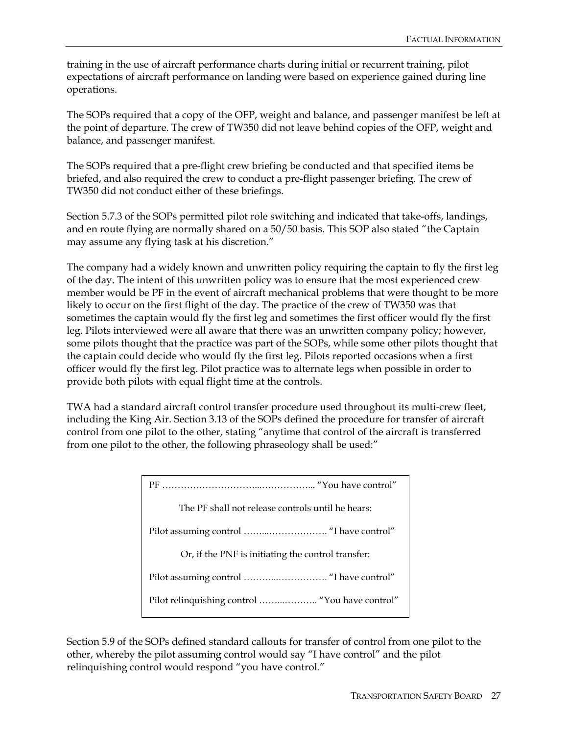training in the use of aircraft performance charts during initial or recurrent training, pilot expectations of aircraft performance on landing were based on experience gained during line operations.

The SOPs required that a copy of the OFP, weight and balance, and passenger manifest be left at the point of departure. The crew of TW350 did not leave behind copies of the OFP, weight and balance, and passenger manifest.

The SOPs required that a pre-flight crew briefing be conducted and that specified items be briefed, and also required the crew to conduct a pre-flight passenger briefing. The crew of TW350 did not conduct either of these briefings.

Section 5.7.3 of the SOPs permitted pilot role switching and indicated that take-offs, landings, and en route flying are normally shared on a 50/50 basis. This SOP also stated "the Captain may assume any flying task at his discretion."

The company had a widely known and unwritten policy requiring the captain to fly the first leg of the day. The intent of this unwritten policy was to ensure that the most experienced crew member would be PF in the event of aircraft mechanical problems that were thought to be more likely to occur on the first flight of the day. The practice of the crew of TW350 was that sometimes the captain would fly the first leg and sometimes the first officer would fly the first leg. Pilots interviewed were all aware that there was an unwritten company policy; however, some pilots thought that the practice was part of the SOPs, while some other pilots thought that the captain could decide who would fly the first leg. Pilots reported occasions when a first officer would fly the first leg. Pilot practice was to alternate legs when possible in order to provide both pilots with equal flight time at the controls.

TWA had a standard aircraft control transfer procedure used throughout its multi-crew fleet, including the King Air. Section 3.13 of the SOPs defined the procedure for transfer of aircraft control from one pilot to the other, stating "anytime that control of the aircraft is transferred from one pilot to the other, the following phraseology shall be used:"

> PF ………………………….................. "You have control"
>
> The PF shall not release controls until he hears:
>
> Pilot assuming control ……..………………. "I have control"
>
> Or, if the PNF is initiating the control transfer:
>
> Pilot assuming control ………...……………. "I have control"
>
> Pilot relinquishing control ……..……….. "You have control"

Section 5.9 of the SOPs defined standard callouts for transfer of control from one pilot to the other, whereby the pilot assuming control would say "I have control" and the pilot relinquishing control would respond "you have control."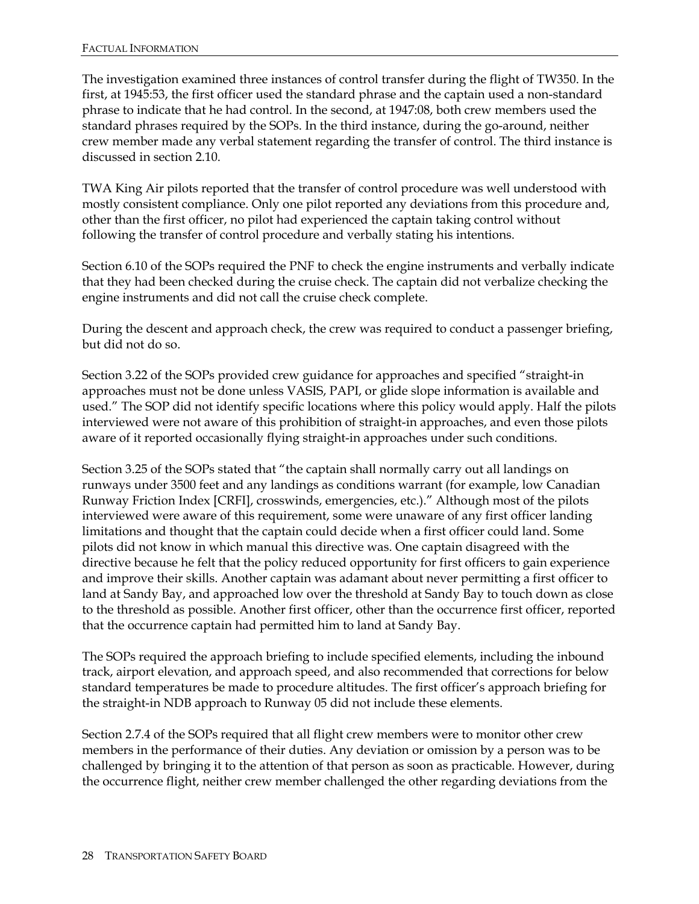The investigation examined three instances of control transfer during the flight of TW350. In the first, at 1945:53, the first officer used the standard phrase and the captain used a non-standard phrase to indicate that he had control. In the second, at 1947:08, both crew members used the standard phrases required by the SOPs. In the third instance, during the go-around, neither crew member made any verbal statement regarding the transfer of control. The third instance is discussed in section 2.10.

TWA King Air pilots reported that the transfer of control procedure was well understood with mostly consistent compliance. Only one pilot reported any deviations from this procedure and, other than the first officer, no pilot had experienced the captain taking control without following the transfer of control procedure and verbally stating his intentions.

Section 6.10 of the SOPs required the PNF to check the engine instruments and verbally indicate that they had been checked during the cruise check. The captain did not verbalize checking the engine instruments and did not call the cruise check complete.

During the descent and approach check, the crew was required to conduct a passenger briefing, but did not do so.

Section 3.22 of the SOPs provided crew guidance for approaches and specified "straight-in approaches must not be done unless VASIS, PAPI, or glide slope information is available and used." The SOP did not identify specific locations where this policy would apply. Half the pilots interviewed were not aware of this prohibition of straight-in approaches, and even those pilots aware of it reported occasionally flying straight-in approaches under such conditions.

Section 3.25 of the SOPs stated that "the captain shall normally carry out all landings on runways under 3500 feet and any landings as conditions warrant (for example, low Canadian Runway Friction Index [CRFI], crosswinds, emergencies, etc.)." Although most of the pilots interviewed were aware of this requirement, some were unaware of any first officer landing limitations and thought that the captain could decide when a first officer could land. Some pilots did not know in which manual this directive was. One captain disagreed with the directive because he felt that the policy reduced opportunity for first officers to gain experience and improve their skills. Another captain was adamant about never permitting a first officer to land at Sandy Bay, and approached low over the threshold at Sandy Bay to touch down as close to the threshold as possible. Another first officer, other than the occurrence first officer, reported that the occurrence captain had permitted him to land at Sandy Bay.

The SOPs required the approach briefing to include specified elements, including the inbound track, airport elevation, and approach speed, and also recommended that corrections for below standard temperatures be made to procedure altitudes. The first officer's approach briefing for the straight-in NDB approach to Runway 05 did not include these elements.

Section 2.7.4 of the SOPs required that all flight crew members were to monitor other crew members in the performance of their duties. Any deviation or omission by a person was to be challenged by bringing it to the attention of that person as soon as practicable. However, during the occurrence flight, neither crew member challenged the other regarding deviations from the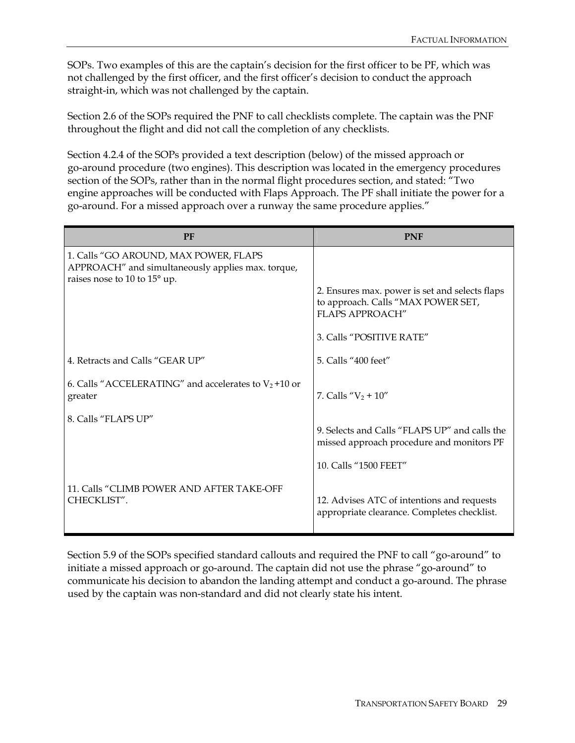SOPs. Two examples of this are the captain's decision for the first officer to be PF, which was not challenged by the first officer, and the first officer's decision to conduct the approach straight-in, which was not challenged by the captain.

Section 2.6 of the SOPs required the PNF to call checklists complete. The captain was the PNF throughout the flight and did not call the completion of any checklists.

Section 4.2.4 of the SOPs provided a text description (below) of the missed approach or go-around procedure (two engines). This description was located in the emergency procedures section of the SOPs, rather than in the normal flight procedures section, and stated: "Two engine approaches will be conducted with Flaps Approach. The PF shall initiate the power for a go-around. For a missed approach over a runway the same procedure applies."

| PF | PNF |
|---|---|
| 1. Calls "GO AROUND, MAX POWER, FLAPS APPROACH" and simultaneously applies max. torque, raises nose to 10 to 15° up. | |
| | 2. Ensures max. power is set and selects flaps to approach. Calls "MAX POWER SET, FLAPS APPROACH" |
| | 3. Calls "POSITIVE RATE" |
| 4. Retracts and Calls "GEAR UP" | 5. Calls "400 feet" |
| 6. Calls "ACCELERATING" and accelerates to $V_2$ +10 or greater | 7. Calls "$V_2$ + 10" |
| 8. Calls "FLAPS UP" | |
| | 9. Selects and Calls "FLAPS UP" and calls the missed approach procedure and monitors PF |
| | 10. Calls "1500 FEET" |
| 11. Calls "CLIMB POWER AND AFTER TAKE-OFF CHECKLIST". | 12. Advises ATC of intentions and requests appropriate clearance. Completes checklist. |

Section 5.9 of the SOPs specified standard callouts and required the PNF to call "go-around" to initiate a missed approach or go-around. The captain did not use the phrase "go-around" to communicate his decision to abandon the landing attempt and conduct a go-around. The phrase used by the captain was non-standard and did not clearly state his intent.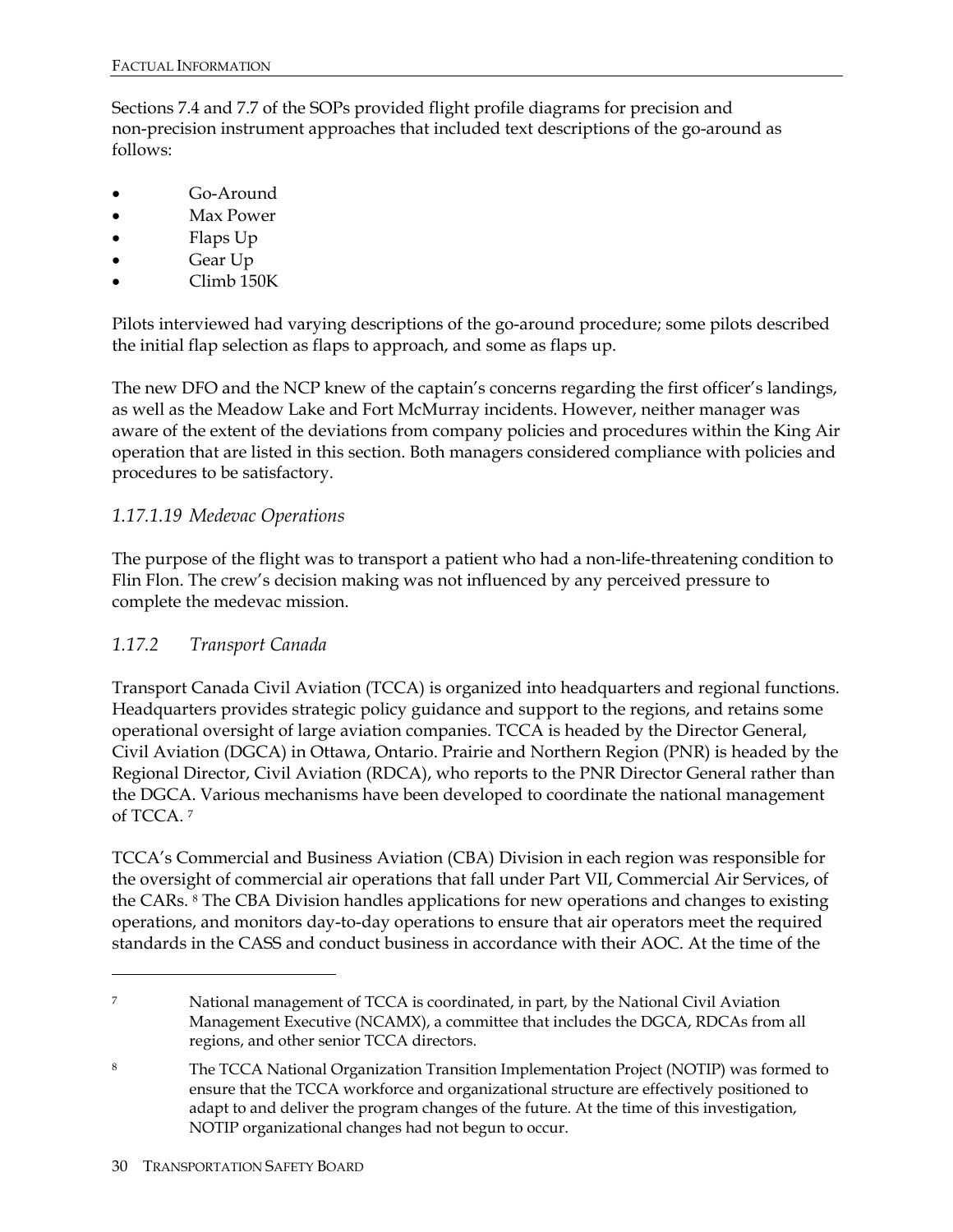Sections 7.4 and 7.7 of the SOPs provided flight profile diagrams for precision and non-precision instrument approaches that included text descriptions of the go-around as follows:

- Go-Around
- Max Power
- Flaps Up
- Gear Up
- Climb 150K

Pilots interviewed had varying descriptions of the go-around procedure; some pilots described the initial flap selection as flaps to approach, and some as flaps up.

The new DFO and the NCP knew of the captain's concerns regarding the first officer's landings, as well as the Meadow Lake and Fort McMurray incidents. However, neither manager was aware of the extent of the deviations from company policies and procedures within the King Air operation that are listed in this section. Both managers considered compliance with policies and procedures to be satisfactory.

### *1.17.1.19 Medevac Operations*

The purpose of the flight was to transport a patient who had a non-life-threatening condition to Flin Flon. The crew's decision making was not influenced by any perceived pressure to complete the medevac mission.

### *1.17.2 Transport Canada*

Transport Canada Civil Aviation (TCCA) is organized into headquarters and regional functions. Headquarters provides strategic policy guidance and support to the regions, and retains some operational oversight of large aviation companies. TCCA is headed by the Director General, Civil Aviation (DGCA) in Ottawa, Ontario. Prairie and Northern Region (PNR) is headed by the Regional Director, Civil Aviation (RDCA), who reports to the PNR Director General rather than the DGCA. Various mechanisms have been developed to coordinate the national management of TCCA. [7]

TCCA's Commercial and Business Aviation (CBA) Division in each region was responsible for the oversight of commercial air operations that fall under Part VII, Commercial Air Services, of the CARs. [8] The CBA Division handles applications for new operations and changes to existing operations, and monitors day-to-day operations to ensure that air operators meet the required standards in the CASS and conduct business in accordance with their AOC. At the time of the

---

[7] National management of TCCA is coordinated, in part, by the National Civil Aviation Management Executive (NCAMX), a committee that includes the DGCA, RDCAs from all regions, and other senior TCCA directors.

[8] The TCCA National Organization Transition Implementation Project (NOTIP) was formed to ensure that the TCCA workforce and organizational structure are effectively positioned to adapt to and deliver the program changes of the future. At the time of this investigation, NOTIP organizational changes had not begun to occur.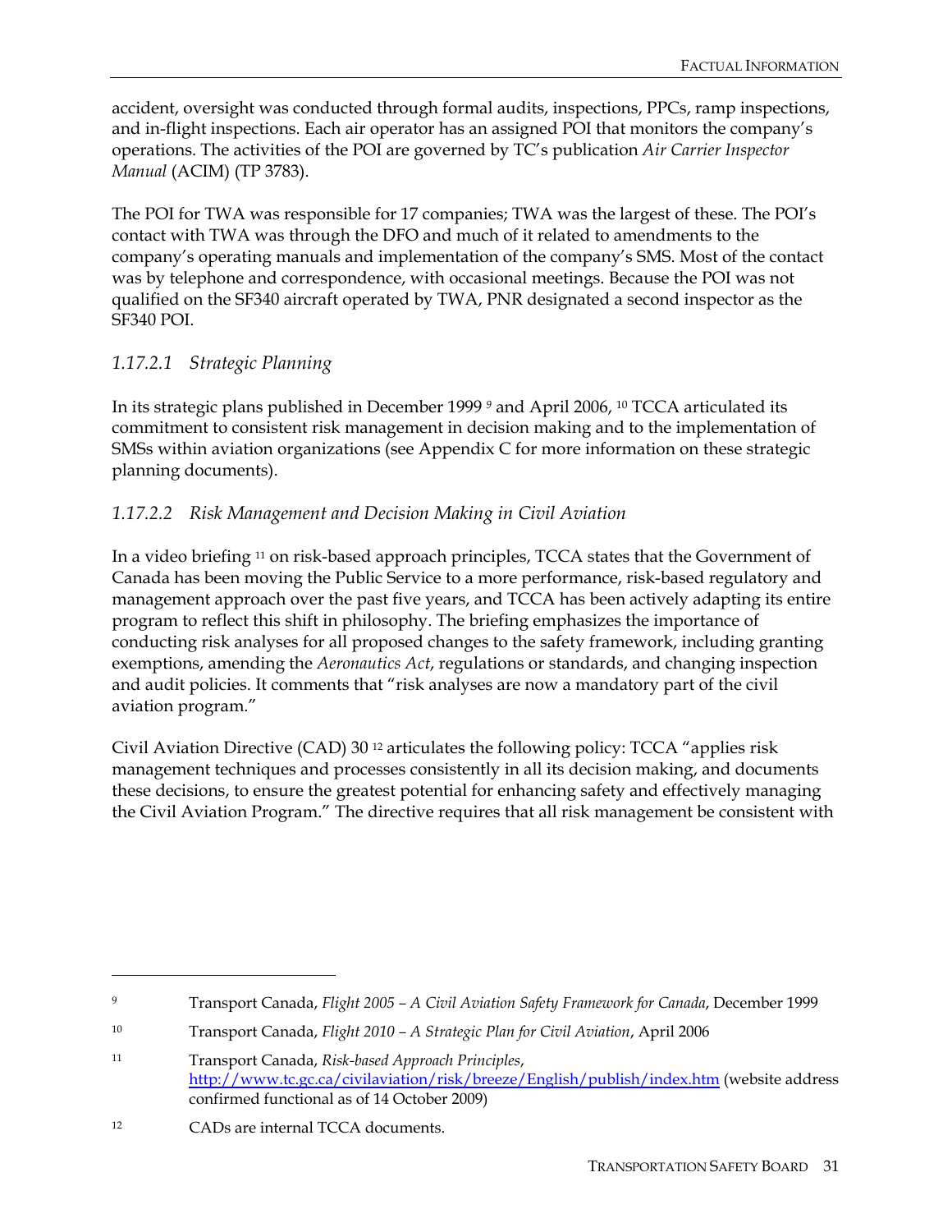accident, oversight was conducted through formal audits, inspections, PPCs, ramp inspections, and in-flight inspections. Each air operator has an assigned POI that monitors the company's operations. The activities of the POI are governed by TC's publication *Air Carrier Inspector Manual* (ACIM) (TP 3783).

The POI for TWA was responsible for 17 companies; TWA was the largest of these. The POI's contact with TWA was through the DFO and much of it related to amendments to the company's operating manuals and implementation of the company's SMS. Most of the contact was by telephone and correspondence, with occasional meetings. Because the POI was not qualified on the SF340 aircraft operated by TWA, PNR designated a second inspector as the SF340 POI.

### *1.17.2.1 Strategic Planning*

In its strategic plans published in December 1999 [9] and April 2006, [10] TCCA articulated its commitment to consistent risk management in decision making and to the implementation of SMSs within aviation organizations (see Appendix C for more information on these strategic planning documents).

### *1.17.2.2 Risk Management and Decision Making in Civil Aviation*

In a video briefing [11] on risk-based approach principles, TCCA states that the Government of Canada has been moving the Public Service to a more performance, risk-based regulatory and management approach over the past five years, and TCCA has been actively adapting its entire program to reflect this shift in philosophy. The briefing emphasizes the importance of conducting risk analyses for all proposed changes to the safety framework, including granting exemptions, amending the *Aeronautics Act*, regulations or standards, and changing inspection and audit policies. It comments that "risk analyses are now a mandatory part of the civil aviation program."

Civil Aviation Directive (CAD) 30 [12] articulates the following policy: TCCA "applies risk management techniques and processes consistently in all its decision making, and documents these decisions, to ensure the greatest potential for enhancing safety and effectively managing the Civil Aviation Program." The directive requires that all risk management be consistent with

---

[9] Transport Canada, *Flight 2005 – A Civil Aviation Safety Framework for Canada*, December 1999

[10] Transport Canada, *Flight 2010 – A Strategic Plan for Civil Aviation*, April 2006

[11] Transport Canada, *Risk-based Approach Principles*, http://www.tc.gc.ca/civilaviation/risk/breeze/English/publish/index.htm (website address confirmed functional as of 14 October 2009)

[12] CADs are internal TCCA documents.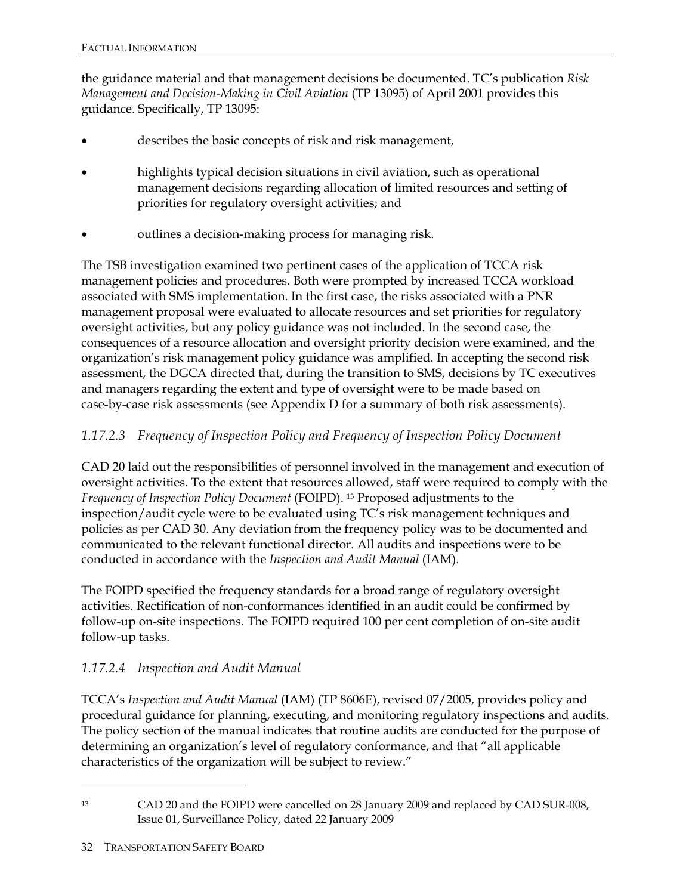the guidance material and that management decisions be documented. TC's publication *Risk Management and Decision-Making in Civil Aviation* (TP 13095) of April 2001 provides this guidance. Specifically, TP 13095:

- describes the basic concepts of risk and risk management,
- highlights typical decision situations in civil aviation, such as operational management decisions regarding allocation of limited resources and setting of priorities for regulatory oversight activities; and
- outlines a decision-making process for managing risk.

The TSB investigation examined two pertinent cases of the application of TCCA risk management policies and procedures. Both were prompted by increased TCCA workload associated with SMS implementation. In the first case, the risks associated with a PNR management proposal were evaluated to allocate resources and set priorities for regulatory oversight activities, but any policy guidance was not included. In the second case, the consequences of a resource allocation and oversight priority decision were examined, and the organization's risk management policy guidance was amplified. In accepting the second risk assessment, the DGCA directed that, during the transition to SMS, decisions by TC executives and managers regarding the extent and type of oversight were to be made based on case-by-case risk assessments (see Appendix D for a summary of both risk assessments).

### *1.17.2.3 Frequency of Inspection Policy and Frequency of Inspection Policy Document*

CAD 20 laid out the responsibilities of personnel involved in the management and execution of oversight activities. To the extent that resources allowed, staff were required to comply with the *Frequency of Inspection Policy Document* (FOIPD). [13] Proposed adjustments to the inspection/audit cycle were to be evaluated using TC's risk management techniques and policies as per CAD 30. Any deviation from the frequency policy was to be documented and communicated to the relevant functional director. All audits and inspections were to be conducted in accordance with the *Inspection and Audit Manual* (IAM).

The FOIPD specified the frequency standards for a broad range of regulatory oversight activities. Rectification of non-conformances identified in an audit could be confirmed by follow-up on-site inspections. The FOIPD required 100 per cent completion of on-site audit follow-up tasks.

### *1.17.2.4 Inspection and Audit Manual*

TCCA's *Inspection and Audit Manual* (IAM) (TP 8606E), revised 07/2005, provides policy and procedural guidance for planning, executing, and monitoring regulatory inspections and audits. The policy section of the manual indicates that routine audits are conducted for the purpose of determining an organization's level of regulatory conformance, and that "all applicable characteristics of the organization will be subject to review."

---

[13] CAD 20 and the FOIPD were cancelled on 28 January 2009 and replaced by CAD SUR-008, Issue 01, Surveillance Policy, dated 22 January 2009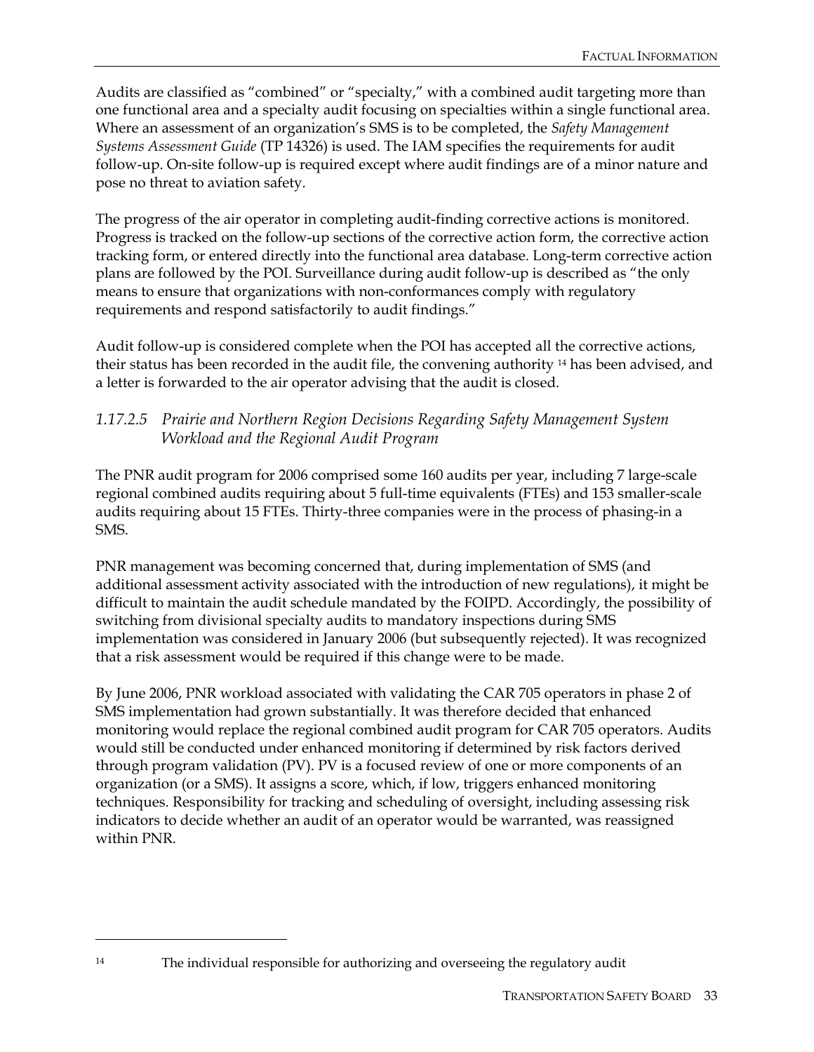Audits are classified as "combined" or "specialty," with a combined audit targeting more than one functional area and a specialty audit focusing on specialties within a single functional area. Where an assessment of an organization's SMS is to be completed, the *Safety Management Systems Assessment Guide* (TP 14326) is used. The IAM specifies the requirements for audit follow-up. On-site follow-up is required except where audit findings are of a minor nature and pose no threat to aviation safety.

The progress of the air operator in completing audit-finding corrective actions is monitored. Progress is tracked on the follow-up sections of the corrective action form, the corrective action tracking form, or entered directly into the functional area database. Long-term corrective action plans are followed by the POI. Surveillance during audit follow-up is described as "the only means to ensure that organizations with non-conformances comply with regulatory requirements and respond satisfactorily to audit findings."

Audit follow-up is considered complete when the POI has accepted all the corrective actions, their status has been recorded in the audit file, the convening authority [14] has been advised, and a letter is forwarded to the air operator advising that the audit is closed.

#### *1.17.2.5 Prairie and Northern Region Decisions Regarding Safety Management System Workload and the Regional Audit Program*

The PNR audit program for 2006 comprised some 160 audits per year, including 7 large-scale regional combined audits requiring about 5 full-time equivalents (FTEs) and 153 smaller-scale audits requiring about 15 FTEs. Thirty-three companies were in the process of phasing-in a SMS.

PNR management was becoming concerned that, during implementation of SMS (and additional assessment activity associated with the introduction of new regulations), it might be difficult to maintain the audit schedule mandated by the FOIPD. Accordingly, the possibility of switching from divisional specialty audits to mandatory inspections during SMS implementation was considered in January 2006 (but subsequently rejected). It was recognized that a risk assessment would be required if this change were to be made.

By June 2006, PNR workload associated with validating the CAR 705 operators in phase 2 of SMS implementation had grown substantially. It was therefore decided that enhanced monitoring would replace the regional combined audit program for CAR 705 operators. Audits would still be conducted under enhanced monitoring if determined by risk factors derived through program validation (PV). PV is a focused review of one or more components of an organization (or a SMS). It assigns a score, which, if low, triggers enhanced monitoring techniques. Responsibility for tracking and scheduling of oversight, including assessing risk indicators to decide whether an audit of an operator would be warranted, was reassigned within PNR.

---

[14] The individual responsible for authorizing and overseeing the regulatory audit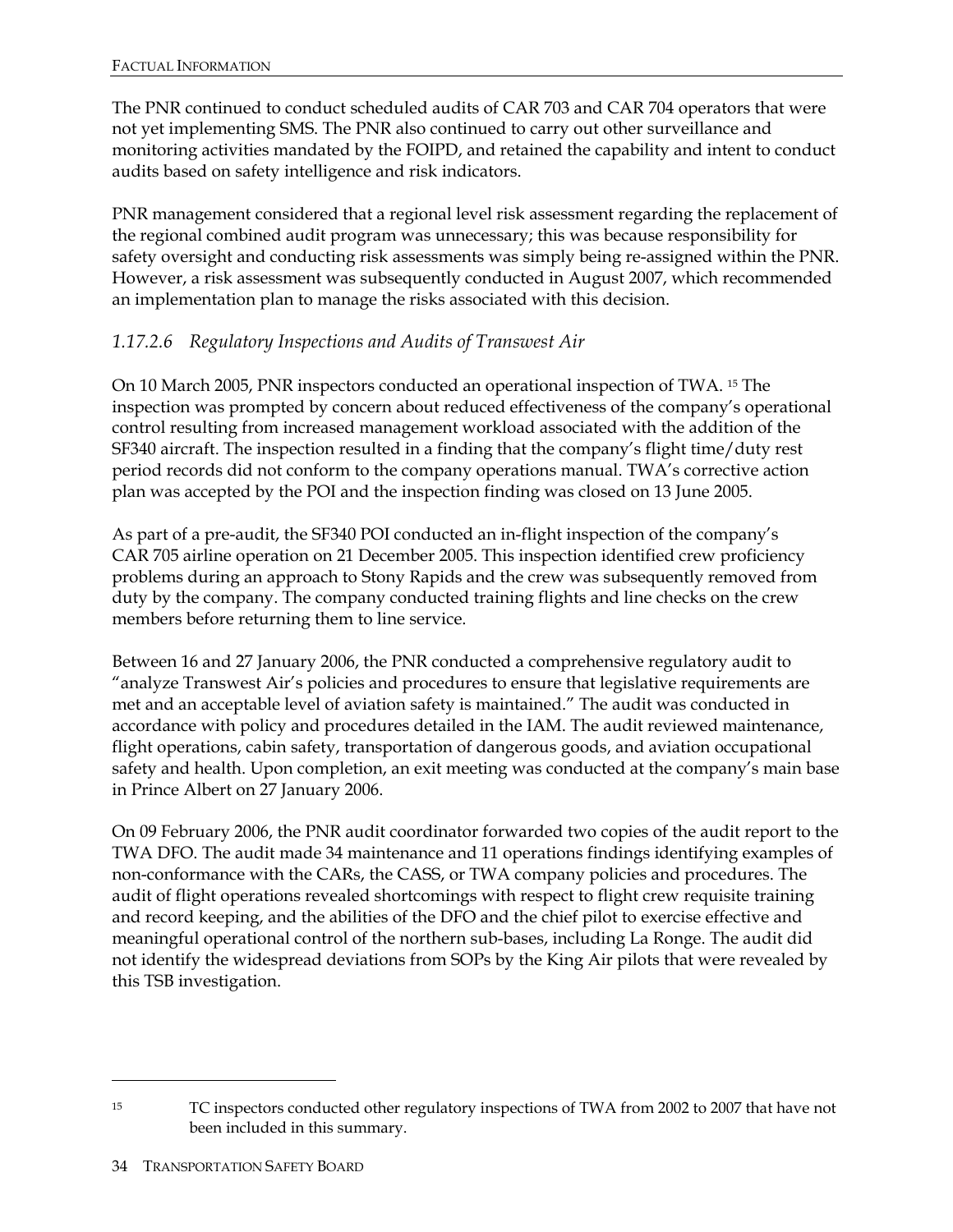The PNR continued to conduct scheduled audits of CAR 703 and CAR 704 operators that were not yet implementing SMS. The PNR also continued to carry out other surveillance and monitoring activities mandated by the FOIPD, and retained the capability and intent to conduct audits based on safety intelligence and risk indicators.

PNR management considered that a regional level risk assessment regarding the replacement of the regional combined audit program was unnecessary; this was because responsibility for safety oversight and conducting risk assessments was simply being re-assigned within the PNR. However, a risk assessment was subsequently conducted in August 2007, which recommended an implementation plan to manage the risks associated with this decision.

#### *1.17.2.6 Regulatory Inspections and Audits of Transwest Air*

On 10 March 2005, PNR inspectors conducted an operational inspection of TWA.[15] The inspection was prompted by concern about reduced effectiveness of the company's operational control resulting from increased management workload associated with the addition of the SF340 aircraft. The inspection resulted in a finding that the company's flight time/duty rest period records did not conform to the company operations manual. TWA's corrective action plan was accepted by the POI and the inspection finding was closed on 13 June 2005.

As part of a pre-audit, the SF340 POI conducted an in-flight inspection of the company's CAR 705 airline operation on 21 December 2005. This inspection identified crew proficiency problems during an approach to Stony Rapids and the crew was subsequently removed from duty by the company. The company conducted training flights and line checks on the crew members before returning them to line service.

Between 16 and 27 January 2006, the PNR conducted a comprehensive regulatory audit to "analyze Transwest Air's policies and procedures to ensure that legislative requirements are met and an acceptable level of aviation safety is maintained." The audit was conducted in accordance with policy and procedures detailed in the IAM. The audit reviewed maintenance, flight operations, cabin safety, transportation of dangerous goods, and aviation occupational safety and health. Upon completion, an exit meeting was conducted at the company's main base in Prince Albert on 27 January 2006.

On 09 February 2006, the PNR audit coordinator forwarded two copies of the audit report to the TWA DFO. The audit made 34 maintenance and 11 operations findings identifying examples of non-conformance with the CARs, the CASS, or TWA company policies and procedures. The audit of flight operations revealed shortcomings with respect to flight crew requisite training and record keeping, and the abilities of the DFO and the chief pilot to exercise effective and meaningful operational control of the northern sub-bases, including La Ronge. The audit did not identify the widespread deviations from SOPs by the King Air pilots that were revealed by this TSB investigation.

---

[15] TC inspectors conducted other regulatory inspections of TWA from 2002 to 2007 that have not been included in this summary.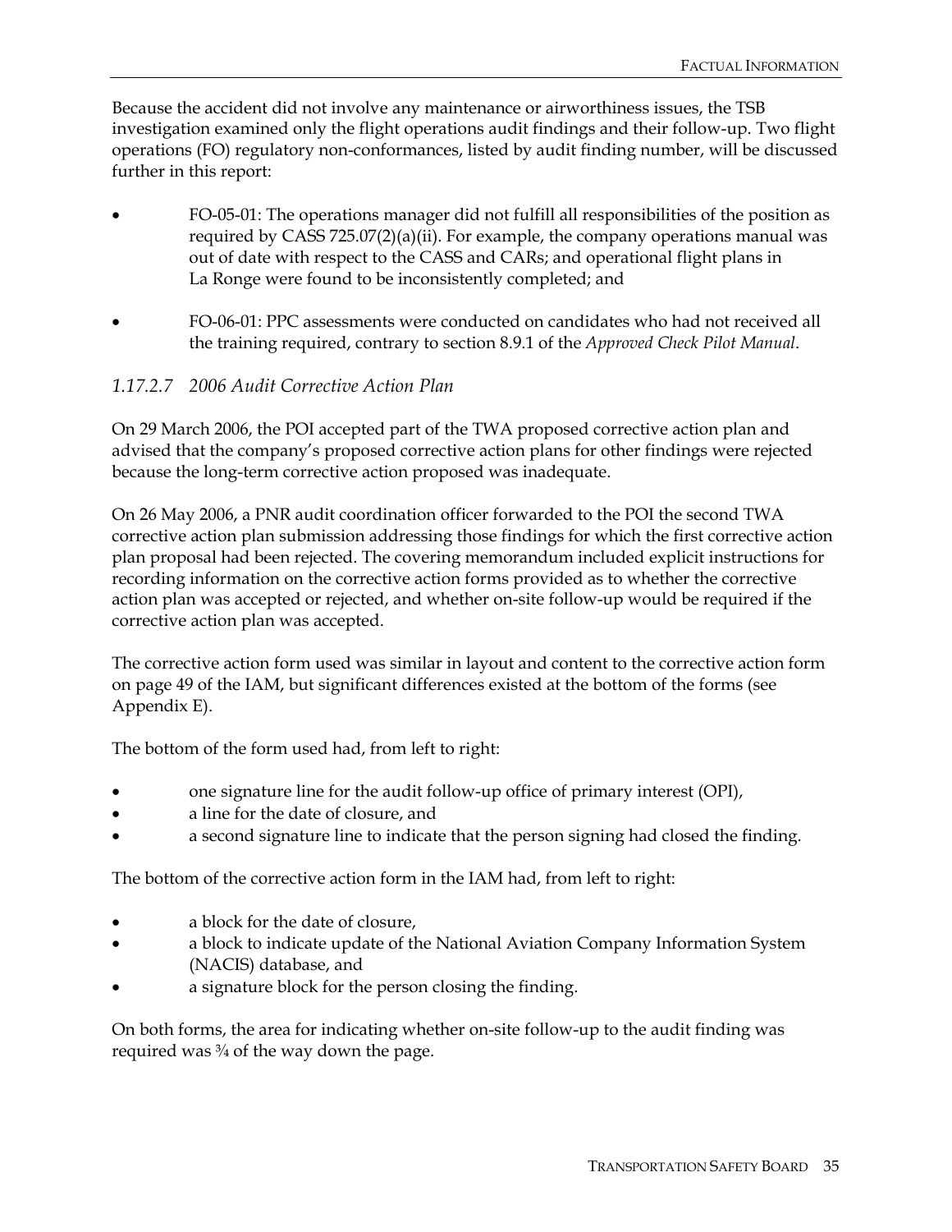Because the accident did not involve any maintenance or airworthiness issues, the TSB investigation examined only the flight operations audit findings and their follow-up. Two flight operations (FO) regulatory non-conformances, listed by audit finding number, will be discussed further in this report:

- FO-05-01: The operations manager did not fulfill all responsibilities of the position as required by CASS 725.07(2)(a)(ii). For example, the company operations manual was out of date with respect to the CASS and CARs; and operational flight plans in La Ronge were found to be inconsistently completed; and
- FO-06-01: PPC assessments were conducted on candidates who had not received all the training required, contrary to section 8.9.1 of the *Approved Check Pilot Manual*.

#### *1.17.2.7 2006 Audit Corrective Action Plan*

On 29 March 2006, the POI accepted part of the TWA proposed corrective action plan and advised that the company's proposed corrective action plans for other findings were rejected because the long-term corrective action proposed was inadequate.

On 26 May 2006, a PNR audit coordination officer forwarded to the POI the second TWA corrective action plan submission addressing those findings for which the first corrective action plan proposal had been rejected. The covering memorandum included explicit instructions for recording information on the corrective action forms provided as to whether the corrective action plan was accepted or rejected, and whether on-site follow-up would be required if the corrective action plan was accepted.

The corrective action form used was similar in layout and content to the corrective action form on page 49 of the IAM, but significant differences existed at the bottom of the forms (see Appendix E).

The bottom of the form used had, from left to right:

- one signature line for the audit follow-up office of primary interest (OPI),
- a line for the date of closure, and
- a second signature line to indicate that the person signing had closed the finding.

The bottom of the corrective action form in the IAM had, from left to right:

- a block for the date of closure,
- a block to indicate update of the National Aviation Company Information System (NACIS) database, and
- a signature block for the person closing the finding.

On both forms, the area for indicating whether on-site follow-up to the audit finding was required was ¾ of the way down the page.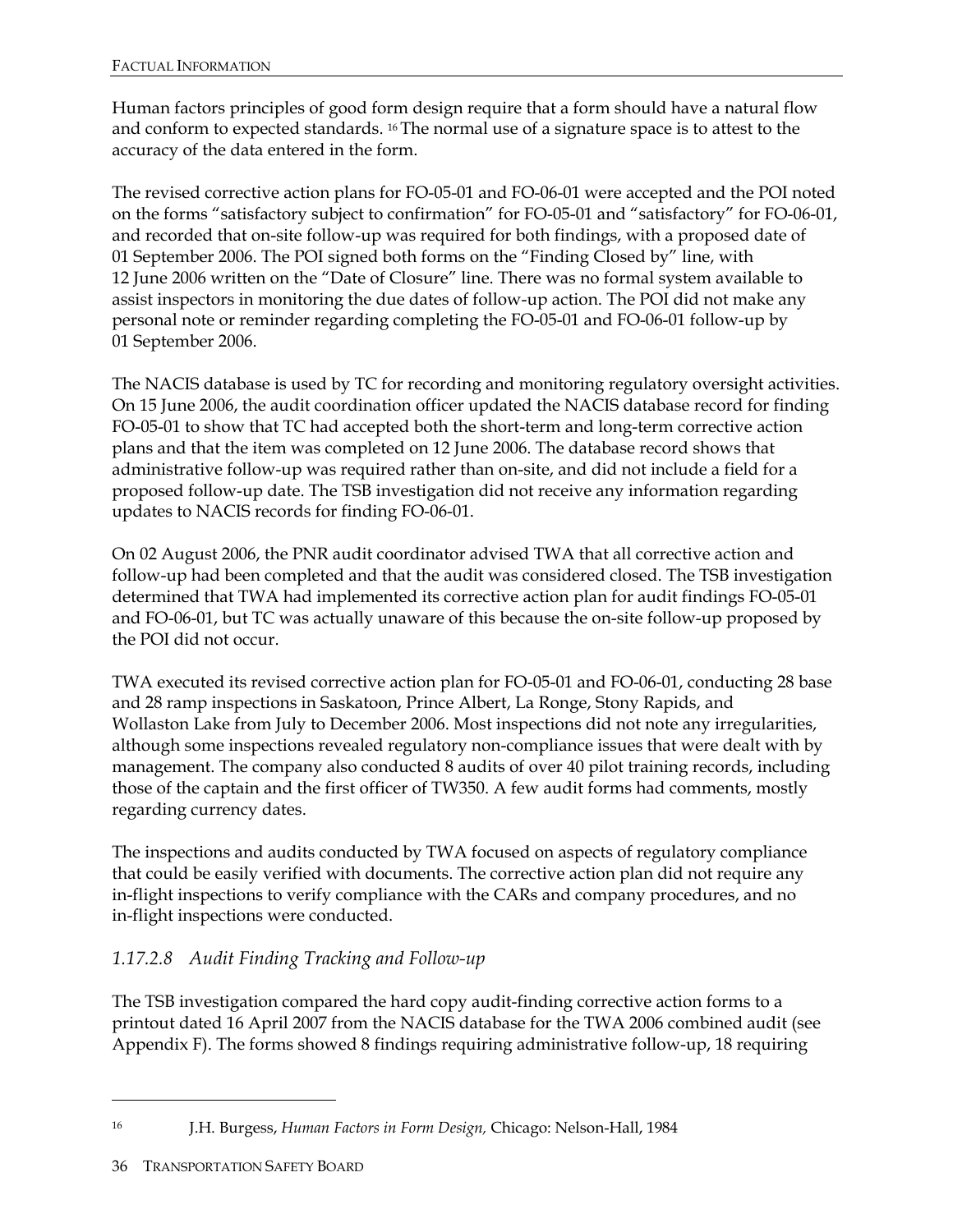Human factors principles of good form design require that a form should have a natural flow and conform to expected standards. [16] The normal use of a signature space is to attest to the accuracy of the data entered in the form.

The revised corrective action plans for FO-05-01 and FO-06-01 were accepted and the POI noted on the forms "satisfactory subject to confirmation" for FO-05-01 and "satisfactory" for FO-06-01, and recorded that on-site follow-up was required for both findings, with a proposed date of 01 September 2006. The POI signed both forms on the "Finding Closed by" line, with 12 June 2006 written on the "Date of Closure" line. There was no formal system available to assist inspectors in monitoring the due dates of follow-up action. The POI did not make any personal note or reminder regarding completing the FO-05-01 and FO-06-01 follow-up by 01 September 2006.

The NACIS database is used by TC for recording and monitoring regulatory oversight activities. On 15 June 2006, the audit coordination officer updated the NACIS database record for finding FO-05-01 to show that TC had accepted both the short-term and long-term corrective action plans and that the item was completed on 12 June 2006. The database record shows that administrative follow-up was required rather than on-site, and did not include a field for a proposed follow-up date. The TSB investigation did not receive any information regarding updates to NACIS records for finding FO-06-01.

On 02 August 2006, the PNR audit coordinator advised TWA that all corrective action and follow-up had been completed and that the audit was considered closed. The TSB investigation determined that TWA had implemented its corrective action plan for audit findings FO-05-01 and FO-06-01, but TC was actually unaware of this because the on-site follow-up proposed by the POI did not occur.

TWA executed its revised corrective action plan for FO-05-01 and FO-06-01, conducting 28 base and 28 ramp inspections in Saskatoon, Prince Albert, La Ronge, Stony Rapids, and Wollaston Lake from July to December 2006. Most inspections did not note any irregularities, although some inspections revealed regulatory non-compliance issues that were dealt with by management. The company also conducted 8 audits of over 40 pilot training records, including those of the captain and the first officer of TW350. A few audit forms had comments, mostly regarding currency dates.

The inspections and audits conducted by TWA focused on aspects of regulatory compliance that could be easily verified with documents. The corrective action plan did not require any in-flight inspections to verify compliance with the CARs and company procedures, and no in-flight inspections were conducted.

### *1.17.2.8 Audit Finding Tracking and Follow-up*

The TSB investigation compared the hard copy audit-finding corrective action forms to a printout dated 16 April 2007 from the NACIS database for the TWA 2006 combined audit (see Appendix F). The forms showed 8 findings requiring administrative follow-up, 18 requiring

---

[16] J.H. Burgess, *Human Factors in Form Design,* Chicago: Nelson-Hall, 1984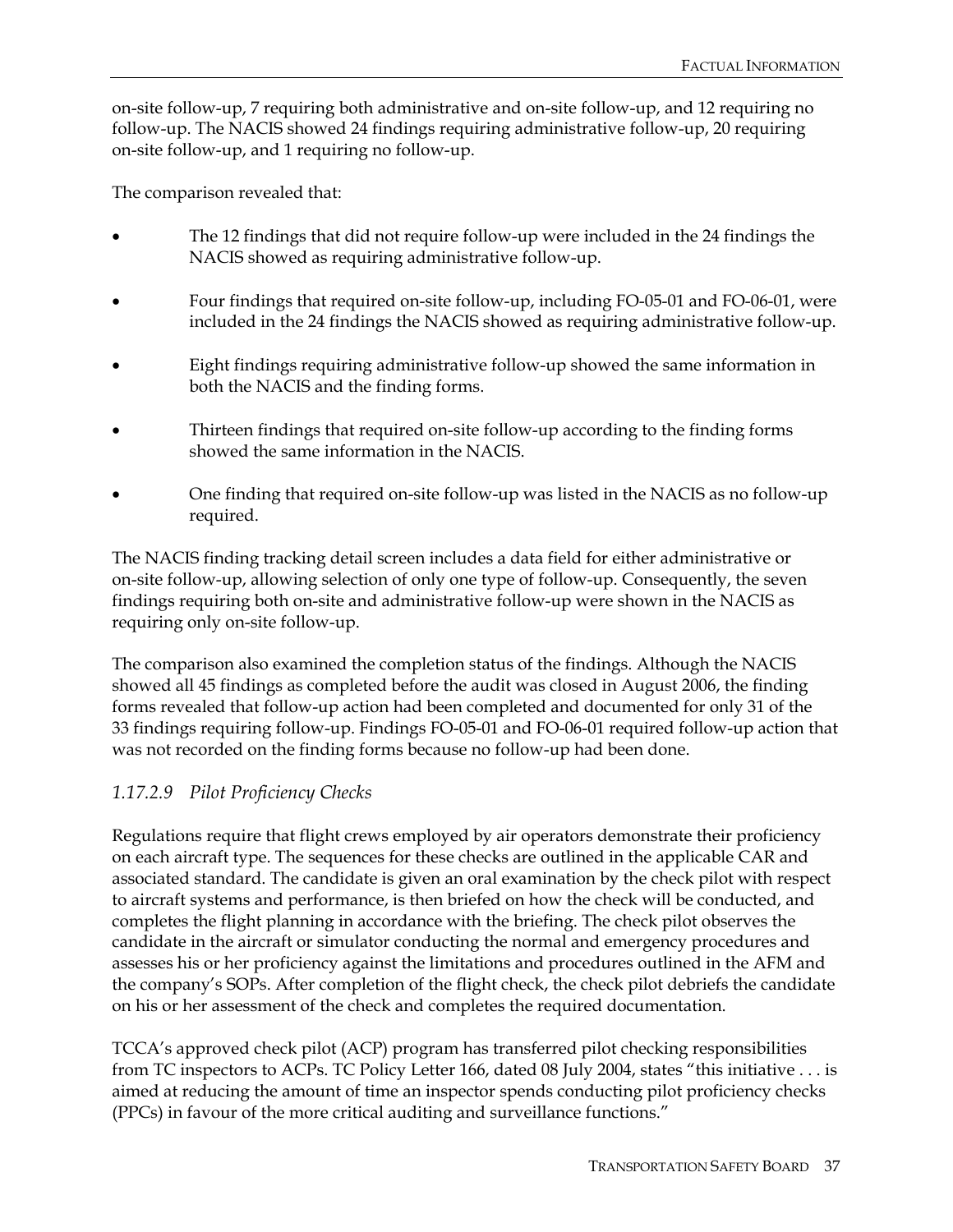on-site follow-up, 7 requiring both administrative and on-site follow-up, and 12 requiring no follow-up. The NACIS showed 24 findings requiring administrative follow-up, 20 requiring on-site follow-up, and 1 requiring no follow-up.

The comparison revealed that:

- The 12 findings that did not require follow-up were included in the 24 findings the NACIS showed as requiring administrative follow-up.
- Four findings that required on-site follow-up, including FO-05-01 and FO-06-01, were included in the 24 findings the NACIS showed as requiring administrative follow-up.
- Eight findings requiring administrative follow-up showed the same information in both the NACIS and the finding forms.
- Thirteen findings that required on-site follow-up according to the finding forms showed the same information in the NACIS.
- One finding that required on-site follow-up was listed in the NACIS as no follow-up required.

The NACIS finding tracking detail screen includes a data field for either administrative or on-site follow-up, allowing selection of only one type of follow-up. Consequently, the seven findings requiring both on-site and administrative follow-up were shown in the NACIS as requiring only on-site follow-up.

The comparison also examined the completion status of the findings. Although the NACIS showed all 45 findings as completed before the audit was closed in August 2006, the finding forms revealed that follow-up action had been completed and documented for only 31 of the 33 findings requiring follow-up. Findings FO-05-01 and FO-06-01 required follow-up action that was not recorded on the finding forms because no follow-up had been done.

### *1.17.2.9 Pilot Proficiency Checks*

Regulations require that flight crews employed by air operators demonstrate their proficiency on each aircraft type. The sequences for these checks are outlined in the applicable CAR and associated standard. The candidate is given an oral examination by the check pilot with respect to aircraft systems and performance, is then briefed on how the check will be conducted, and completes the flight planning in accordance with the briefing. The check pilot observes the candidate in the aircraft or simulator conducting the normal and emergency procedures and assesses his or her proficiency against the limitations and procedures outlined in the AFM and the company's SOPs. After completion of the flight check, the check pilot debriefs the candidate on his or her assessment of the check and completes the required documentation.

TCCA's approved check pilot (ACP) program has transferred pilot checking responsibilities from TC inspectors to ACPs. TC Policy Letter 166, dated 08 July 2004, states "this initiative . . . is aimed at reducing the amount of time an inspector spends conducting pilot proficiency checks (PPCs) in favour of the more critical auditing and surveillance functions."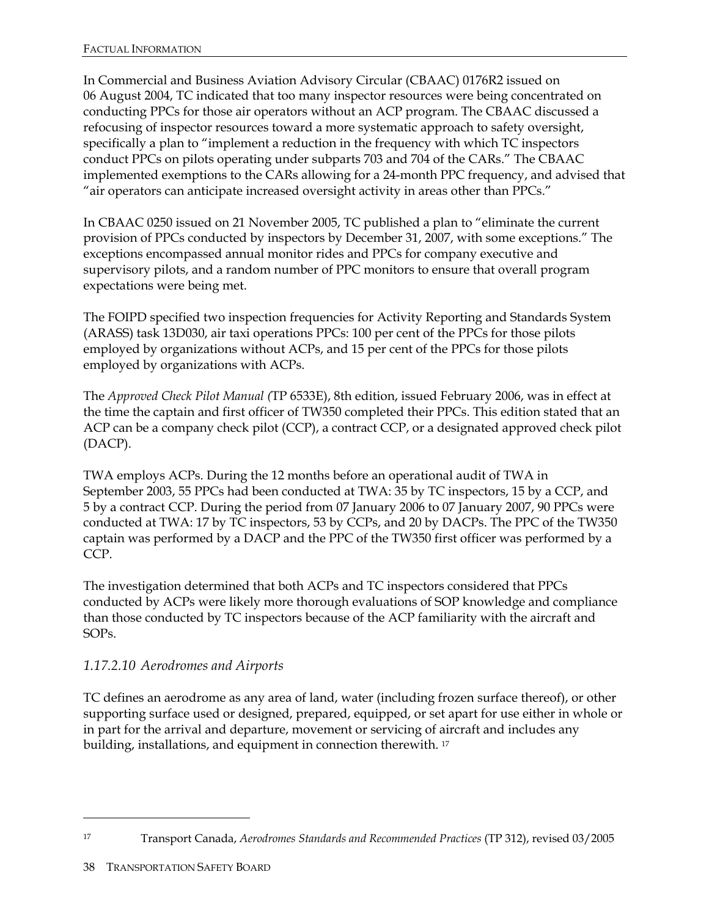In Commercial and Business Aviation Advisory Circular (CBAAC) 0176R2 issued on 06 August 2004, TC indicated that too many inspector resources were being concentrated on conducting PPCs for those air operators without an ACP program. The CBAAC discussed a refocusing of inspector resources toward a more systematic approach to safety oversight, specifically a plan to "implement a reduction in the frequency with which TC inspectors conduct PPCs on pilots operating under subparts 703 and 704 of the CARs." The CBAAC implemented exemptions to the CARs allowing for a 24-month PPC frequency, and advised that "air operators can anticipate increased oversight activity in areas other than PPCs."

In CBAAC 0250 issued on 21 November 2005, TC published a plan to "eliminate the current provision of PPCs conducted by inspectors by December 31, 2007, with some exceptions." The exceptions encompassed annual monitor rides and PPCs for company executive and supervisory pilots, and a random number of PPC monitors to ensure that overall program expectations were being met.

The FOIPD specified two inspection frequencies for Activity Reporting and Standards System (ARASS) task 13D030, air taxi operations PPCs: 100 per cent of the PPCs for those pilots employed by organizations without ACPs, and 15 per cent of the PPCs for those pilots employed by organizations with ACPs.

The *Approved Check Pilot Manual (*TP 6533E), 8th edition, issued February 2006, was in effect at the time the captain and first officer of TW350 completed their PPCs. This edition stated that an ACP can be a company check pilot (CCP), a contract CCP, or a designated approved check pilot (DACP).

TWA employs ACPs. During the 12 months before an operational audit of TWA in September 2003, 55 PPCs had been conducted at TWA: 35 by TC inspectors, 15 by a CCP, and 5 by a contract CCP. During the period from 07 January 2006 to 07 January 2007, 90 PPCs were conducted at TWA: 17 by TC inspectors, 53 by CCPs, and 20 by DACPs. The PPC of the TW350 captain was performed by a DACP and the PPC of the TW350 first officer was performed by a CCP.

The investigation determined that both ACPs and TC inspectors considered that PPCs conducted by ACPs were likely more thorough evaluations of SOP knowledge and compliance than those conducted by TC inspectors because of the ACP familiarity with the aircraft and SOPs.

### *1.17.2.10 Aerodromes and Airports*

TC defines an aerodrome as any area of land, water (including frozen surface thereof), or other supporting surface used or designed, prepared, equipped, or set apart for use either in whole or in part for the arrival and departure, movement or servicing of aircraft and includes any building, installations, and equipment in connection therewith. [17]

---

[17] Transport Canada, *Aerodromes Standards and Recommended Practices* (TP 312), revised 03/2005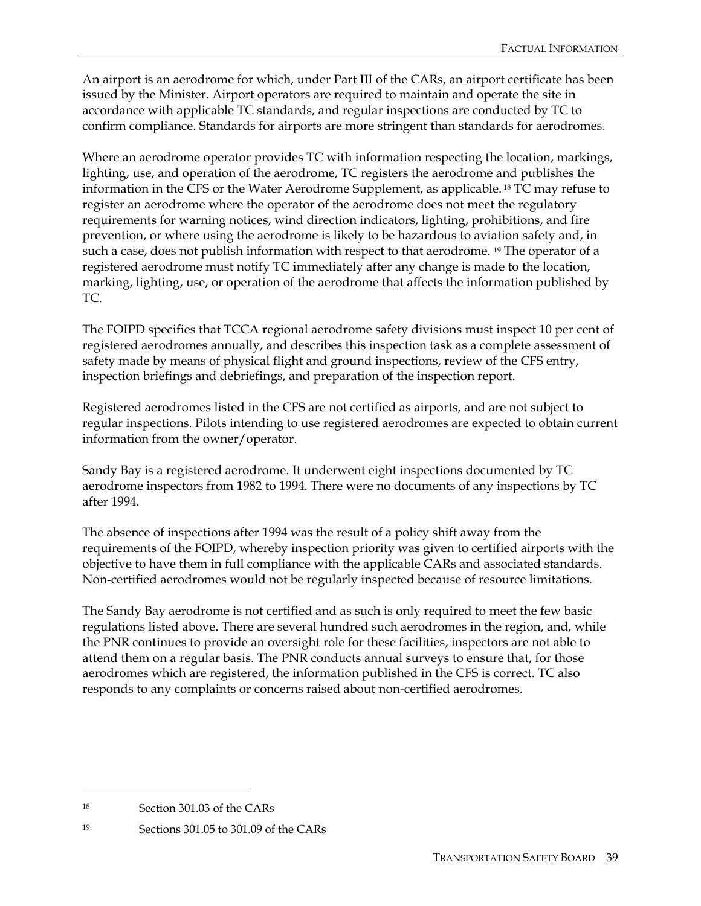An airport is an aerodrome for which, under Part III of the CARs, an airport certificate has been issued by the Minister. Airport operators are required to maintain and operate the site in accordance with applicable TC standards, and regular inspections are conducted by TC to confirm compliance. Standards for airports are more stringent than standards for aerodromes.

Where an aerodrome operator provides TC with information respecting the location, markings, lighting, use, and operation of the aerodrome, TC registers the aerodrome and publishes the information in the CFS or the Water Aerodrome Supplement, as applicable.[18] TC may refuse to register an aerodrome where the operator of the aerodrome does not meet the regulatory requirements for warning notices, wind direction indicators, lighting, prohibitions, and fire prevention, or where using the aerodrome is likely to be hazardous to aviation safety and, in such a case, does not publish information with respect to that aerodrome.[19] The operator of a registered aerodrome must notify TC immediately after any change is made to the location, marking, lighting, use, or operation of the aerodrome that affects the information published by TC.

The FOIPD specifies that TCCA regional aerodrome safety divisions must inspect 10 per cent of registered aerodromes annually, and describes this inspection task as a complete assessment of safety made by means of physical flight and ground inspections, review of the CFS entry, inspection briefings and debriefings, and preparation of the inspection report.

Registered aerodromes listed in the CFS are not certified as airports, and are not subject to regular inspections. Pilots intending to use registered aerodromes are expected to obtain current information from the owner/operator.

Sandy Bay is a registered aerodrome. It underwent eight inspections documented by TC aerodrome inspectors from 1982 to 1994. There were no documents of any inspections by TC after 1994.

The absence of inspections after 1994 was the result of a policy shift away from the requirements of the FOIPD, whereby inspection priority was given to certified airports with the objective to have them in full compliance with the applicable CARs and associated standards. Non-certified aerodromes would not be regularly inspected because of resource limitations.

The Sandy Bay aerodrome is not certified and as such is only required to meet the few basic regulations listed above. There are several hundred such aerodromes in the region, and, while the PNR continues to provide an oversight role for these facilities, inspectors are not able to attend them on a regular basis. The PNR conducts annual surveys to ensure that, for those aerodromes which are registered, the information published in the CFS is correct. TC also responds to any complaints or concerns raised about non-certified aerodromes.

---

[18] Section 301.03 of the CARs

[19] Sections 301.05 to 301.09 of the CARs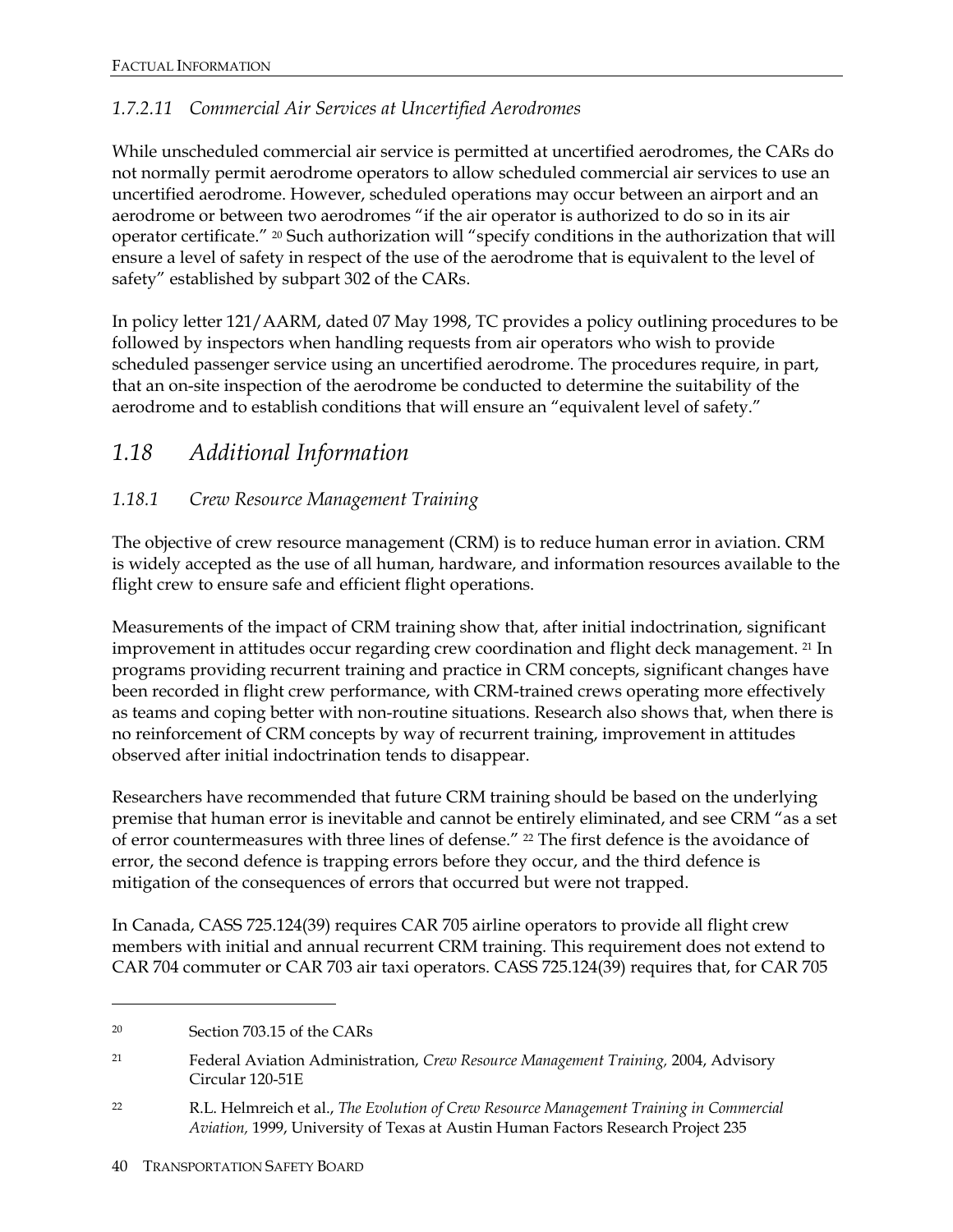#### *1.7.2.11 Commercial Air Services at Uncertified Aerodromes*

While unscheduled commercial air service is permitted at uncertified aerodromes, the CARs do not normally permit aerodrome operators to allow scheduled commercial air services to use an uncertified aerodrome. However, scheduled operations may occur between an airport and an aerodrome or between two aerodromes "if the air operator is authorized to do so in its air operator certificate." [20] Such authorization will "specify conditions in the authorization that will ensure a level of safety in respect of the use of the aerodrome that is equivalent to the level of safety" established by subpart 302 of the CARs.

In policy letter 121/AARM, dated 07 May 1998, TC provides a policy outlining procedures to be followed by inspectors when handling requests from air operators who wish to provide scheduled passenger service using an uncertified aerodrome. The procedures require, in part, that an on-site inspection of the aerodrome be conducted to determine the suitability of the aerodrome and to establish conditions that will ensure an "equivalent level of safety."

## *1.18 Additional Information*

### *1.18.1 Crew Resource Management Training*

The objective of crew resource management (CRM) is to reduce human error in aviation. CRM is widely accepted as the use of all human, hardware, and information resources available to the flight crew to ensure safe and efficient flight operations.

Measurements of the impact of CRM training show that, after initial indoctrination, significant improvement in attitudes occur regarding crew coordination and flight deck management. [21] In programs providing recurrent training and practice in CRM concepts, significant changes have been recorded in flight crew performance, with CRM-trained crews operating more effectively as teams and coping better with non-routine situations. Research also shows that, when there is no reinforcement of CRM concepts by way of recurrent training, improvement in attitudes observed after initial indoctrination tends to disappear.

Researchers have recommended that future CRM training should be based on the underlying premise that human error is inevitable and cannot be entirely eliminated, and see CRM "as a set of error countermeasures with three lines of defense." [22] The first defence is the avoidance of error, the second defence is trapping errors before they occur, and the third defence is mitigation of the consequences of errors that occurred but were not trapped.

In Canada, CASS 725.124(39) requires CAR 705 airline operators to provide all flight crew members with initial and annual recurrent CRM training. This requirement does not extend to CAR 704 commuter or CAR 703 air taxi operators. CASS 725.124(39) requires that, for CAR 705

---

[20] Section 703.15 of the CARs

[21] Federal Aviation Administration, *Crew Resource Management Training,* 2004, Advisory Circular 120-51E

[22] R.L. Helmreich et al., *The Evolution of Crew Resource Management Training in Commercial Aviation,* 1999, University of Texas at Austin Human Factors Research Project 235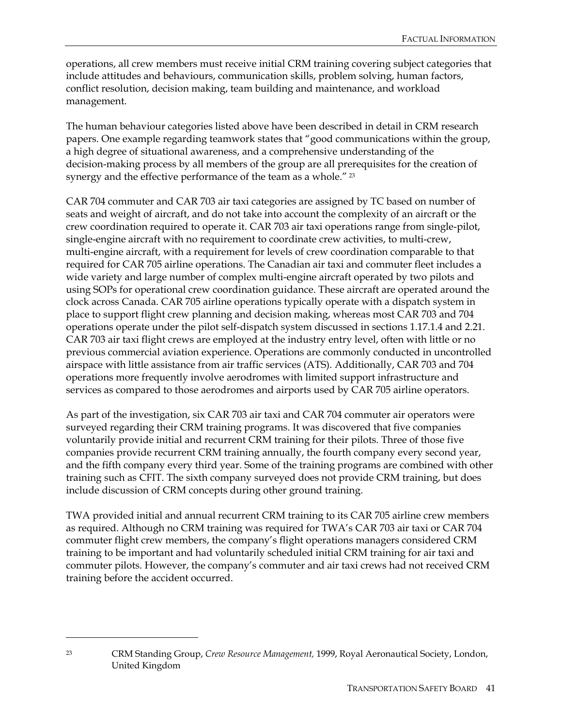operations, all crew members must receive initial CRM training covering subject categories that include attitudes and behaviours, communication skills, problem solving, human factors, conflict resolution, decision making, team building and maintenance, and workload management.

The human behaviour categories listed above have been described in detail in CRM research papers. One example regarding teamwork states that "good communications within the group, a high degree of situational awareness, and a comprehensive understanding of the decision-making process by all members of the group are all prerequisites for the creation of synergy and the effective performance of the team as a whole." [23]

CAR 704 commuter and CAR 703 air taxi categories are assigned by TC based on number of seats and weight of aircraft, and do not take into account the complexity of an aircraft or the crew coordination required to operate it. CAR 703 air taxi operations range from single-pilot, single-engine aircraft with no requirement to coordinate crew activities, to multi-crew, multi-engine aircraft, with a requirement for levels of crew coordination comparable to that required for CAR 705 airline operations. The Canadian air taxi and commuter fleet includes a wide variety and large number of complex multi-engine aircraft operated by two pilots and using SOPs for operational crew coordination guidance. These aircraft are operated around the clock across Canada. CAR 705 airline operations typically operate with a dispatch system in place to support flight crew planning and decision making, whereas most CAR 703 and 704 operations operate under the pilot self-dispatch system discussed in sections 1.17.1.4 and 2.21. CAR 703 air taxi flight crews are employed at the industry entry level, often with little or no previous commercial aviation experience. Operations are commonly conducted in uncontrolled airspace with little assistance from air traffic services (ATS). Additionally, CAR 703 and 704 operations more frequently involve aerodromes with limited support infrastructure and services as compared to those aerodromes and airports used by CAR 705 airline operators.

As part of the investigation, six CAR 703 air taxi and CAR 704 commuter air operators were surveyed regarding their CRM training programs. It was discovered that five companies voluntarily provide initial and recurrent CRM training for their pilots. Three of those five companies provide recurrent CRM training annually, the fourth company every second year, and the fifth company every third year. Some of the training programs are combined with other training such as CFIT. The sixth company surveyed does not provide CRM training, but does include discussion of CRM concepts during other ground training.

TWA provided initial and annual recurrent CRM training to its CAR 705 airline crew members as required. Although no CRM training was required for TWA's CAR 703 air taxi or CAR 704 commuter flight crew members, the company's flight operations managers considered CRM training to be important and had voluntarily scheduled initial CRM training for air taxi and commuter pilots. However, the company's commuter and air taxi crews had not received CRM training before the accident occurred.

---

[23] CRM Standing Group, *Crew Resource Management,* 1999, Royal Aeronautical Society, London, United Kingdom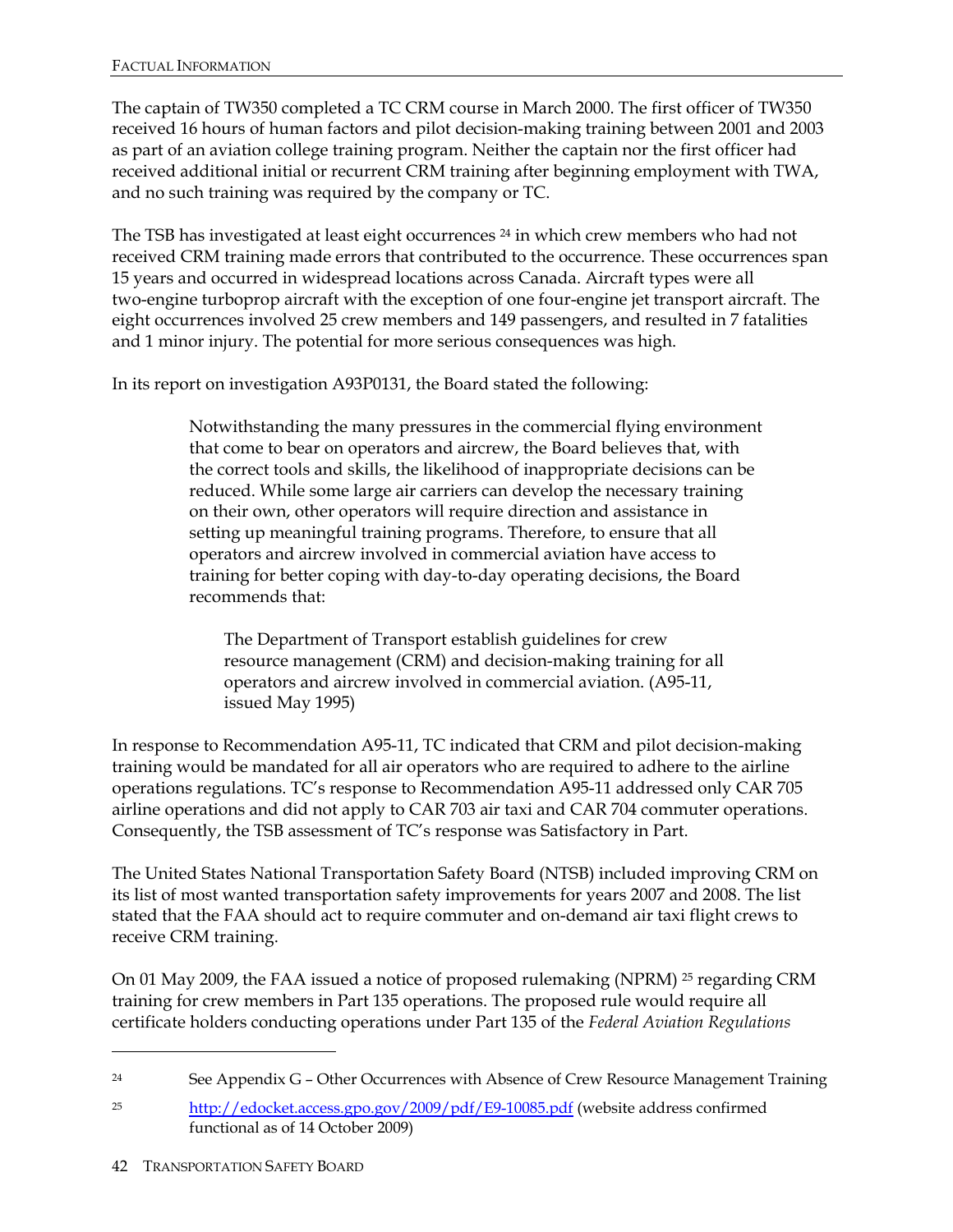The captain of TW350 completed a TC CRM course in March 2000. The first officer of TW350 received 16 hours of human factors and pilot decision-making training between 2001 and 2003 as part of an aviation college training program. Neither the captain nor the first officer had received additional initial or recurrent CRM training after beginning employment with TWA, and no such training was required by the company or TC.

The TSB has investigated at least eight occurrences [24] in which crew members who had not received CRM training made errors that contributed to the occurrence. These occurrences span 15 years and occurred in widespread locations across Canada. Aircraft types were all two-engine turboprop aircraft with the exception of one four-engine jet transport aircraft. The eight occurrences involved 25 crew members and 149 passengers, and resulted in 7 fatalities and 1 minor injury. The potential for more serious consequences was high.

In its report on investigation A93P0131, the Board stated the following:

> Notwithstanding the many pressures in the commercial flying environment that come to bear on operators and aircrew, the Board believes that, with the correct tools and skills, the likelihood of inappropriate decisions can be reduced. While some large air carriers can develop the necessary training on their own, other operators will require direction and assistance in setting up meaningful training programs. Therefore, to ensure that all operators and aircrew involved in commercial aviation have access to training for better coping with day-to-day operating decisions, the Board recommends that:
>
> > The Department of Transport establish guidelines for crew resource management (CRM) and decision-making training for all operators and aircrew involved in commercial aviation. (A95-11, issued May 1995)

In response to Recommendation A95-11, TC indicated that CRM and pilot decision-making training would be mandated for all air operators who are required to adhere to the airline operations regulations. TC's response to Recommendation A95-11 addressed only CAR 705 airline operations and did not apply to CAR 703 air taxi and CAR 704 commuter operations. Consequently, the TSB assessment of TC's response was Satisfactory in Part.

The United States National Transportation Safety Board (NTSB) included improving CRM on its list of most wanted transportation safety improvements for years 2007 and 2008. The list stated that the FAA should act to require commuter and on-demand air taxi flight crews to receive CRM training.

On 01 May 2009, the FAA issued a notice of proposed rulemaking (NPRM) [25] regarding CRM training for crew members in Part 135 operations. The proposed rule would require all certificate holders conducting operations under Part 135 of the *Federal Aviation Regulations*

---

[24] See Appendix G – Other Occurrences with Absence of Crew Resource Management Training

[25] http://edocket.access.gpo.gov/2009/pdf/E9-10085.pdf (website address confirmed functional as of 14 October 2009)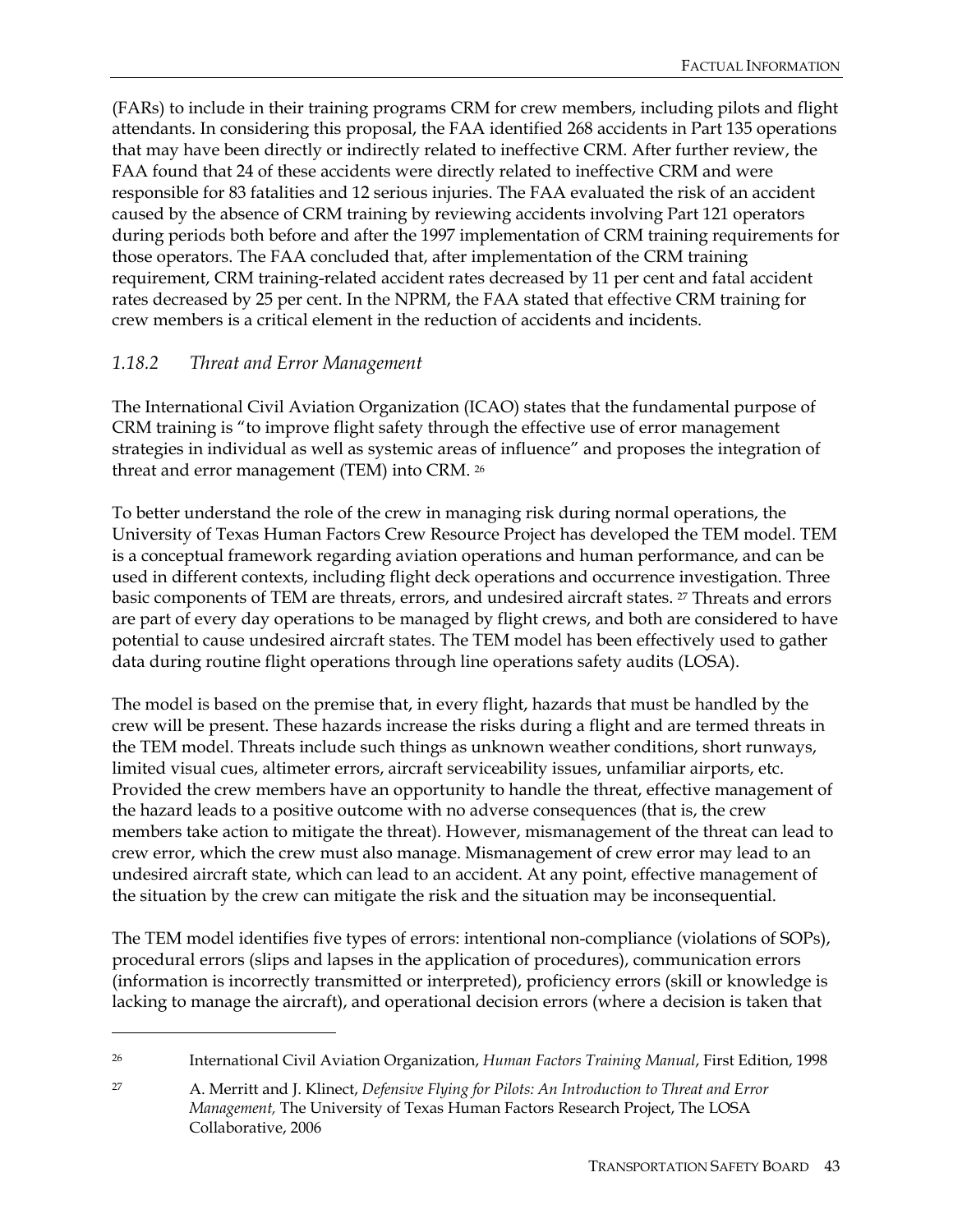(FARs) to include in their training programs CRM for crew members, including pilots and flight attendants. In considering this proposal, the FAA identified 268 accidents in Part 135 operations that may have been directly or indirectly related to ineffective CRM. After further review, the FAA found that 24 of these accidents were directly related to ineffective CRM and were responsible for 83 fatalities and 12 serious injuries. The FAA evaluated the risk of an accident caused by the absence of CRM training by reviewing accidents involving Part 121 operators during periods both before and after the 1997 implementation of CRM training requirements for those operators. The FAA concluded that, after implementation of the CRM training requirement, CRM training-related accident rates decreased by 11 per cent and fatal accident rates decreased by 25 per cent. In the NPRM, the FAA stated that effective CRM training for crew members is a critical element in the reduction of accidents and incidents.

### *1.18.2 Threat and Error Management*

The International Civil Aviation Organization (ICAO) states that the fundamental purpose of CRM training is "to improve flight safety through the effective use of error management strategies in individual as well as systemic areas of influence" and proposes the integration of threat and error management (TEM) into CRM. [26]

To better understand the role of the crew in managing risk during normal operations, the University of Texas Human Factors Crew Resource Project has developed the TEM model. TEM is a conceptual framework regarding aviation operations and human performance, and can be used in different contexts, including flight deck operations and occurrence investigation. Three basic components of TEM are threats, errors, and undesired aircraft states. [27] Threats and errors are part of every day operations to be managed by flight crews, and both are considered to have potential to cause undesired aircraft states. The TEM model has been effectively used to gather data during routine flight operations through line operations safety audits (LOSA).

The model is based on the premise that, in every flight, hazards that must be handled by the crew will be present. These hazards increase the risks during a flight and are termed threats in the TEM model. Threats include such things as unknown weather conditions, short runways, limited visual cues, altimeter errors, aircraft serviceability issues, unfamiliar airports, etc. Provided the crew members have an opportunity to handle the threat, effective management of the hazard leads to a positive outcome with no adverse consequences (that is, the crew members take action to mitigate the threat). However, mismanagement of the threat can lead to crew error, which the crew must also manage. Mismanagement of crew error may lead to an undesired aircraft state, which can lead to an accident. At any point, effective management of the situation by the crew can mitigate the risk and the situation may be inconsequential.

The TEM model identifies five types of errors: intentional non-compliance (violations of SOPs), procedural errors (slips and lapses in the application of procedures), communication errors (information is incorrectly transmitted or interpreted), proficiency errors (skill or knowledge is lacking to manage the aircraft), and operational decision errors (where a decision is taken that

---

[26] International Civil Aviation Organization, *Human Factors Training Manual*, First Edition, 1998

[27] A. Merritt and J. Klinect, *Defensive Flying for Pilots: An Introduction to Threat and Error Management,* The University of Texas Human Factors Research Project, The LOSA Collaborative, 2006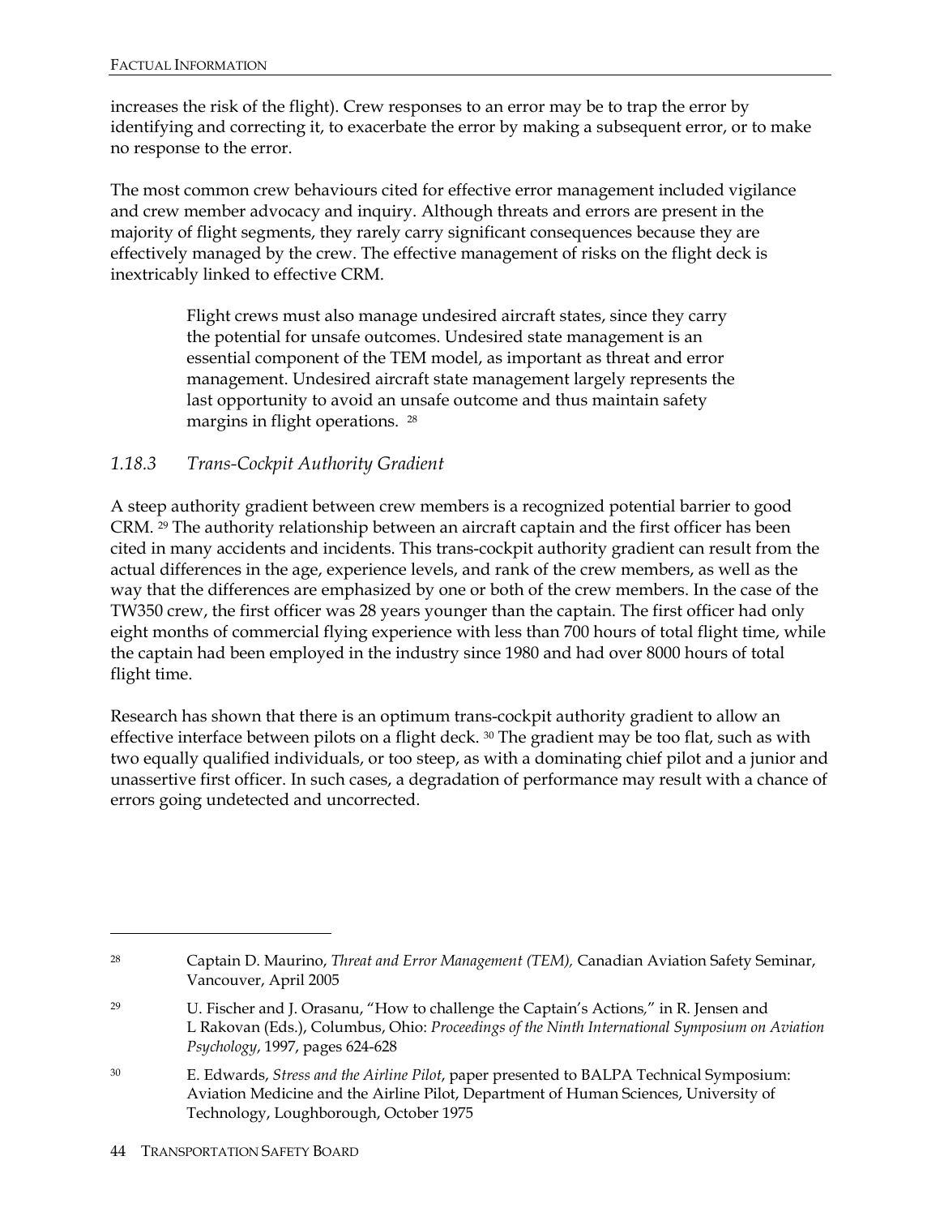increases the risk of the flight). Crew responses to an error may be to trap the error by identifying and correcting it, to exacerbate the error by making a subsequent error, or to make no response to the error.

The most common crew behaviours cited for effective error management included vigilance and crew member advocacy and inquiry. Although threats and errors are present in the majority of flight segments, they rarely carry significant consequences because they are effectively managed by the crew. The effective management of risks on the flight deck is inextricably linked to effective CRM.

> Flight crews must also manage undesired aircraft states, since they carry the potential for unsafe outcomes. Undesired state management is an essential component of the TEM model, as important as threat and error management. Undesired aircraft state management largely represents the last opportunity to avoid an unsafe outcome and thus maintain safety margins in flight operations. [28]

### *1.18.3 Trans-Cockpit Authority Gradient*

A steep authority gradient between crew members is a recognized potential barrier to good CRM. [29] The authority relationship between an aircraft captain and the first officer has been cited in many accidents and incidents. This trans-cockpit authority gradient can result from the actual differences in the age, experience levels, and rank of the crew members, as well as the way that the differences are emphasized by one or both of the crew members. In the case of the TW350 crew, the first officer was 28 years younger than the captain. The first officer had only eight months of commercial flying experience with less than 700 hours of total flight time, while the captain had been employed in the industry since 1980 and had over 8000 hours of total flight time.

Research has shown that there is an optimum trans-cockpit authority gradient to allow an effective interface between pilots on a flight deck. [30] The gradient may be too flat, such as with two equally qualified individuals, or too steep, as with a dominating chief pilot and a junior and unassertive first officer. In such cases, a degradation of performance may result with a chance of errors going undetected and uncorrected.

---

[28] Captain D. Maurino, *Threat and Error Management (TEM),* Canadian Aviation Safety Seminar, Vancouver, April 2005

[29] U. Fischer and J. Orasanu, "How to challenge the Captain's Actions," in R. Jensen and L Rakovan (Eds.), Columbus, Ohio: *Proceedings of the Ninth International Symposium on Aviation Psychology*, 1997, pages 624-628

[30] E. Edwards, *Stress and the Airline Pilot*, paper presented to BALPA Technical Symposium: Aviation Medicine and the Airline Pilot, Department of Human Sciences, University of Technology, Loughborough, October 1975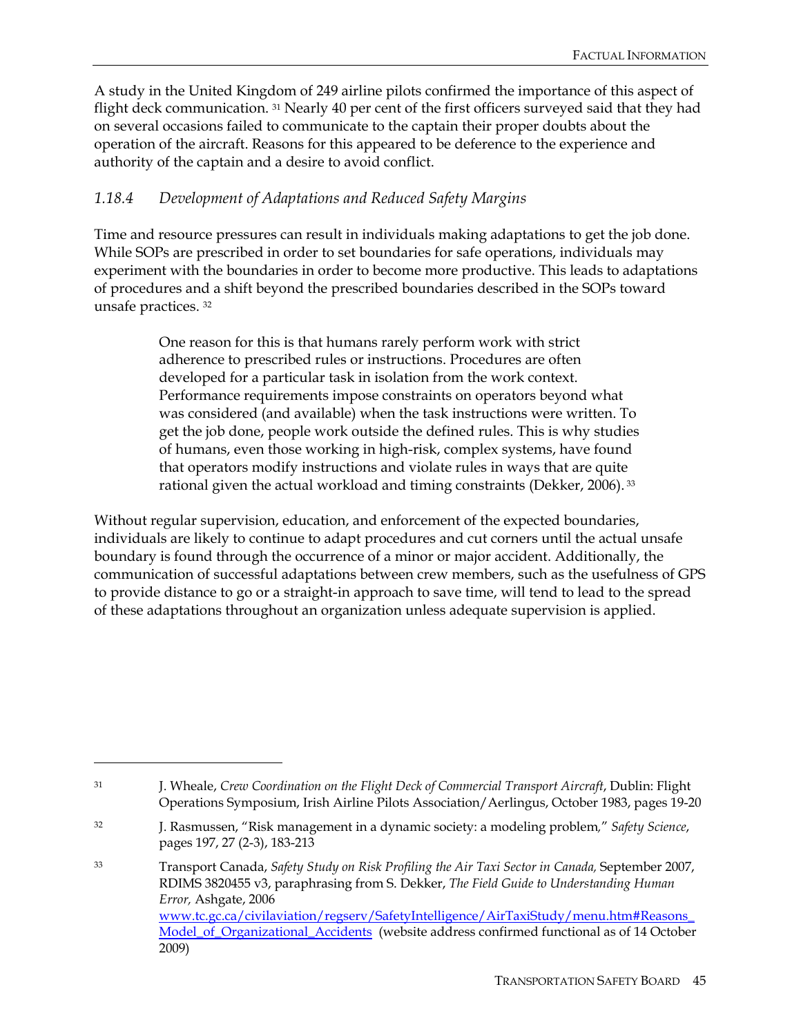A study in the United Kingdom of 249 airline pilots confirmed the importance of this aspect of flight deck communication. [31] Nearly 40 per cent of the first officers surveyed said that they had on several occasions failed to communicate to the captain their proper doubts about the operation of the aircraft. Reasons for this appeared to be deference to the experience and authority of the captain and a desire to avoid conflict.

### *1.18.4 Development of Adaptations and Reduced Safety Margins*

Time and resource pressures can result in individuals making adaptations to get the job done. While SOPs are prescribed in order to set boundaries for safe operations, individuals may experiment with the boundaries in order to become more productive. This leads to adaptations of procedures and a shift beyond the prescribed boundaries described in the SOPs toward unsafe practices. [32]

> One reason for this is that humans rarely perform work with strict adherence to prescribed rules or instructions. Procedures are often developed for a particular task in isolation from the work context. Performance requirements impose constraints on operators beyond what was considered (and available) when the task instructions were written. To get the job done, people work outside the defined rules. This is why studies of humans, even those working in high-risk, complex systems, have found that operators modify instructions and violate rules in ways that are quite rational given the actual workload and timing constraints (Dekker, 2006). [33]

Without regular supervision, education, and enforcement of the expected boundaries, individuals are likely to continue to adapt procedures and cut corners until the actual unsafe boundary is found through the occurrence of a minor or major accident. Additionally, the communication of successful adaptations between crew members, such as the usefulness of GPS to provide distance to go or a straight-in approach to save time, will tend to lead to the spread of these adaptations throughout an organization unless adequate supervision is applied.

---

[31] J. Wheale, *Crew Coordination on the Flight Deck of Commercial Transport Aircraft*, Dublin: Flight Operations Symposium, Irish Airline Pilots Association/Aerlingus, October 1983, pages 19-20

[32] J. Rasmussen, "Risk management in a dynamic society: a modeling problem," *Safety Science*, pages 197, 27 (2-3), 183-213

[33] Transport Canada, *Safety Study on Risk Profiling the Air Taxi Sector in Canada,* September 2007, RDIMS 3820455 v3, paraphrasing from S. Dekker, *The Field Guide to Understanding Human Error,* Ashgate, 2006 www.tc.gc.ca/civilaviation/regserv/SafetyIntelligence/AirTaxiStudy/menu.htm#Reasons_Model_of_Organizational_Accidents (website address confirmed functional as of 14 October 2009)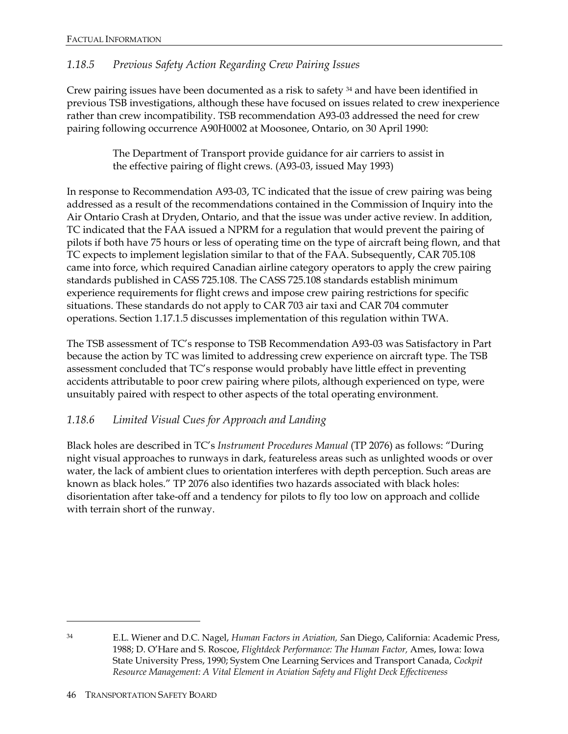### *1.18.5 Previous Safety Action Regarding Crew Pairing Issues*

Crew pairing issues have been documented as a risk to safety [34] and have been identified in previous TSB investigations, although these have focused on issues related to crew inexperience rather than crew incompatibility. TSB recommendation A93-03 addressed the need for crew pairing following occurrence A90H0002 at Moosonee, Ontario, on 30 April 1990:

> The Department of Transport provide guidance for air carriers to assist in the effective pairing of flight crews. (A93-03, issued May 1993)

In response to Recommendation A93-03, TC indicated that the issue of crew pairing was being addressed as a result of the recommendations contained in the Commission of Inquiry into the Air Ontario Crash at Dryden, Ontario, and that the issue was under active review. In addition, TC indicated that the FAA issued a NPRM for a regulation that would prevent the pairing of pilots if both have 75 hours or less of operating time on the type of aircraft being flown, and that TC expects to implement legislation similar to that of the FAA. Subsequently, CAR 705.108 came into force, which required Canadian airline category operators to apply the crew pairing standards published in CASS 725.108. The CASS 725.108 standards establish minimum experience requirements for flight crews and impose crew pairing restrictions for specific situations. These standards do not apply to CAR 703 air taxi and CAR 704 commuter operations. Section 1.17.1.5 discusses implementation of this regulation within TWA.

The TSB assessment of TC's response to TSB Recommendation A93-03 was Satisfactory in Part because the action by TC was limited to addressing crew experience on aircraft type. The TSB assessment concluded that TC's response would probably have little effect in preventing accidents attributable to poor crew pairing where pilots, although experienced on type, were unsuitably paired with respect to other aspects of the total operating environment.

### *1.18.6 Limited Visual Cues for Approach and Landing*

Black holes are described in TC's *Instrument Procedures Manual* (TP 2076) as follows: "During night visual approaches to runways in dark, featureless areas such as unlighted woods or over water, the lack of ambient clues to orientation interferes with depth perception. Such areas are known as black holes." TP 2076 also identifies two hazards associated with black holes: disorientation after take-off and a tendency for pilots to fly too low on approach and collide with terrain short of the runway.

---

[34] E.L. Wiener and D.C. Nagel, *Human Factors in Aviation, S*an Diego, California: Academic Press, 1988; D. O'Hare and S. Roscoe, *Flightdeck Performance: The Human Factor,* Ames, Iowa: Iowa State University Press, 1990; System One Learning Services and Transport Canada, *Cockpit Resource Management: A Vital Element in Aviation Safety and Flight Deck Effectiveness*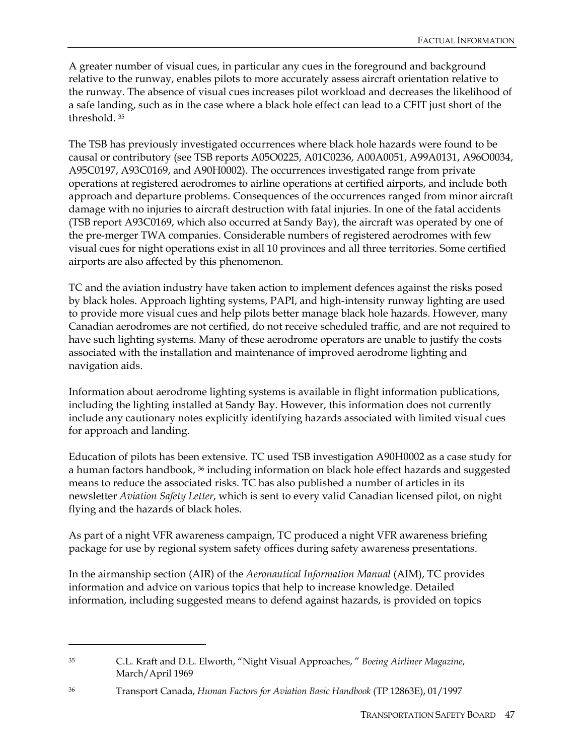A greater number of visual cues, in particular any cues in the foreground and background relative to the runway, enables pilots to more accurately assess aircraft orientation relative to the runway. The absence of visual cues increases pilot workload and decreases the likelihood of a safe landing, such as in the case where a black hole effect can lead to a CFIT just short of the threshold. [35]

The TSB has previously investigated occurrences where black hole hazards were found to be causal or contributory (see TSB reports A05O0225, A01C0236, A00A0051, A99A0131, A96O0034, A95C0197, A93C0169, and A90H0002). The occurrences investigated range from private operations at registered aerodromes to airline operations at certified airports, and include both approach and departure problems. Consequences of the occurrences ranged from minor aircraft damage with no injuries to aircraft destruction with fatal injuries. In one of the fatal accidents (TSB report A93C0169, which also occurred at Sandy Bay), the aircraft was operated by one of the pre-merger TWA companies. Considerable numbers of registered aerodromes with few visual cues for night operations exist in all 10 provinces and all three territories. Some certified airports are also affected by this phenomenon.

TC and the aviation industry have taken action to implement defences against the risks posed by black holes. Approach lighting systems, PAPI, and high-intensity runway lighting are used to provide more visual cues and help pilots better manage black hole hazards. However, many Canadian aerodromes are not certified, do not receive scheduled traffic, and are not required to have such lighting systems. Many of these aerodrome operators are unable to justify the costs associated with the installation and maintenance of improved aerodrome lighting and navigation aids.

Information about aerodrome lighting systems is available in flight information publications, including the lighting installed at Sandy Bay. However, this information does not currently include any cautionary notes explicitly identifying hazards associated with limited visual cues for approach and landing.

Education of pilots has been extensive. TC used TSB investigation A90H0002 as a case study for a human factors handbook, [36] including information on black hole effect hazards and suggested means to reduce the associated risks. TC has also published a number of articles in its newsletter *Aviation Safety Letter*, which is sent to every valid Canadian licensed pilot, on night flying and the hazards of black holes.

As part of a night VFR awareness campaign, TC produced a night VFR awareness briefing package for use by regional system safety offices during safety awareness presentations.

In the airmanship section (AIR) of the *Aeronautical Information Manual* (AIM), TC provides information and advice on various topics that help to increase knowledge. Detailed information, including suggested means to defend against hazards, is provided on topics

---

[35] C.L. Kraft and D.L. Elworth, "Night Visual Approaches, " *Boeing Airliner Magazine*, March/April 1969

[36] Transport Canada, *Human Factors for Aviation Basic Handbook* (TP 12863E), 01/1997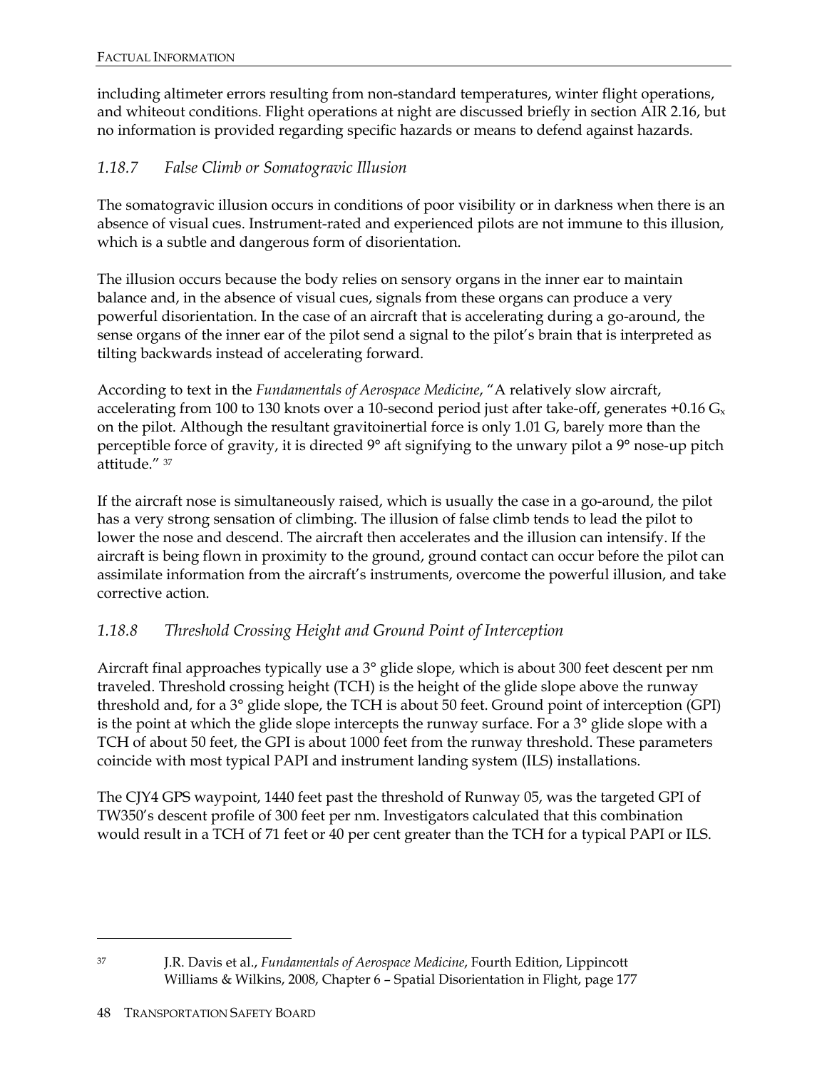including altimeter errors resulting from non-standard temperatures, winter flight operations, and whiteout conditions. Flight operations at night are discussed briefly in section AIR 2.16, but no information is provided regarding specific hazards or means to defend against hazards.

### *1.18.7 False Climb or Somatogravic Illusion*

The somatogravic illusion occurs in conditions of poor visibility or in darkness when there is an absence of visual cues. Instrument-rated and experienced pilots are not immune to this illusion, which is a subtle and dangerous form of disorientation.

The illusion occurs because the body relies on sensory organs in the inner ear to maintain balance and, in the absence of visual cues, signals from these organs can produce a very powerful disorientation. In the case of an aircraft that is accelerating during a go-around, the sense organs of the inner ear of the pilot send a signal to the pilot's brain that is interpreted as tilting backwards instead of accelerating forward.

According to text in the *Fundamentals of Aerospace Medicine*, "A relatively slow aircraft, accelerating from 100 to 130 knots over a 10-second period just after take-off, generates +0.16 $G_x$ on the pilot. Although the resultant gravitoinertial force is only 1.01 G, barely more than the perceptible force of gravity, it is directed 9° aft signifying to the unwary pilot a 9° nose-up pitch attitude." [37]

If the aircraft nose is simultaneously raised, which is usually the case in a go-around, the pilot has a very strong sensation of climbing. The illusion of false climb tends to lead the pilot to lower the nose and descend. The aircraft then accelerates and the illusion can intensify. If the aircraft is being flown in proximity to the ground, ground contact can occur before the pilot can assimilate information from the aircraft's instruments, overcome the powerful illusion, and take corrective action.

### *1.18.8 Threshold Crossing Height and Ground Point of Interception*

Aircraft final approaches typically use a 3° glide slope, which is about 300 feet descent per nm traveled. Threshold crossing height (TCH) is the height of the glide slope above the runway threshold and, for a 3° glide slope, the TCH is about 50 feet. Ground point of interception (GPI) is the point at which the glide slope intercepts the runway surface. For a 3° glide slope with a TCH of about 50 feet, the GPI is about 1000 feet from the runway threshold. These parameters coincide with most typical PAPI and instrument landing system (ILS) installations.

The CJY4 GPS waypoint, 1440 feet past the threshold of Runway 05, was the targeted GPI of TW350's descent profile of 300 feet per nm. Investigators calculated that this combination would result in a TCH of 71 feet or 40 per cent greater than the TCH for a typical PAPI or ILS.

---

[37] J.R. Davis et al., *Fundamentals of Aerospace Medicine*, Fourth Edition, Lippincott Williams & Wilkins, 2008, Chapter 6 – Spatial Disorientation in Flight, page 177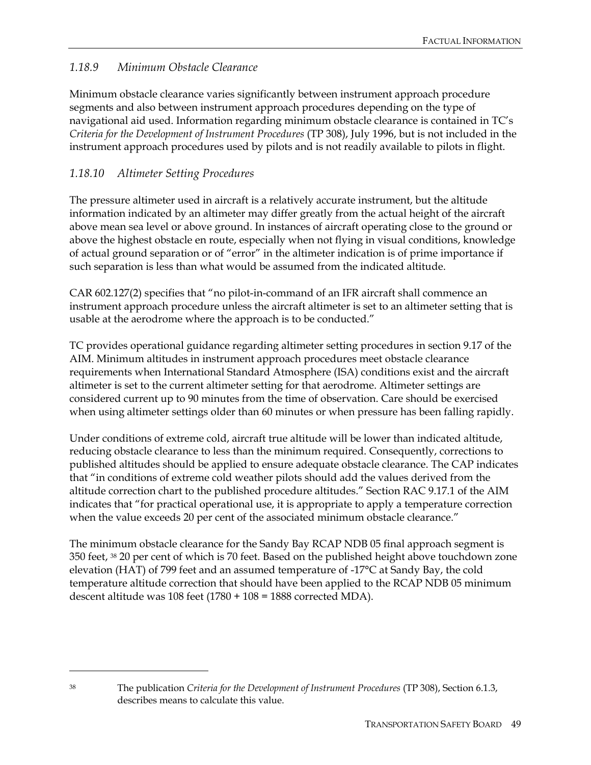### *1.18.9 Minimum Obstacle Clearance*

Minimum obstacle clearance varies significantly between instrument approach procedure segments and also between instrument approach procedures depending on the type of navigational aid used. Information regarding minimum obstacle clearance is contained in TC's *Criteria for the Development of Instrument Procedures* (TP 308), July 1996, but is not included in the instrument approach procedures used by pilots and is not readily available to pilots in flight.

### *1.18.10 Altimeter Setting Procedures*

The pressure altimeter used in aircraft is a relatively accurate instrument, but the altitude information indicated by an altimeter may differ greatly from the actual height of the aircraft above mean sea level or above ground. In instances of aircraft operating close to the ground or above the highest obstacle en route, especially when not flying in visual conditions, knowledge of actual ground separation or of "error" in the altimeter indication is of prime importance if such separation is less than what would be assumed from the indicated altitude.

CAR 602.127(2) specifies that "no pilot-in-command of an IFR aircraft shall commence an instrument approach procedure unless the aircraft altimeter is set to an altimeter setting that is usable at the aerodrome where the approach is to be conducted."

TC provides operational guidance regarding altimeter setting procedures in section 9.17 of the AIM. Minimum altitudes in instrument approach procedures meet obstacle clearance requirements when International Standard Atmosphere (ISA) conditions exist and the aircraft altimeter is set to the current altimeter setting for that aerodrome. Altimeter settings are considered current up to 90 minutes from the time of observation. Care should be exercised when using altimeter settings older than 60 minutes or when pressure has been falling rapidly.

Under conditions of extreme cold, aircraft true altitude will be lower than indicated altitude, reducing obstacle clearance to less than the minimum required. Consequently, corrections to published altitudes should be applied to ensure adequate obstacle clearance. The CAP indicates that "in conditions of extreme cold weather pilots should add the values derived from the altitude correction chart to the published procedure altitudes." Section RAC 9.17.1 of the AIM indicates that "for practical operational use, it is appropriate to apply a temperature correction when the value exceeds 20 per cent of the associated minimum obstacle clearance."

The minimum obstacle clearance for the Sandy Bay RCAP NDB 05 final approach segment is 350 feet, [38] 20 per cent of which is 70 feet. Based on the published height above touchdown zone elevation (HAT) of 799 feet and an assumed temperature of -17°C at Sandy Bay, the cold temperature altitude correction that should have been applied to the RCAP NDB 05 minimum descent altitude was 108 feet (1780 + 108 = 1888 corrected MDA).

---

[38] The publication *Criteria for the Development of Instrument Procedures* (TP 308), Section 6.1.3, describes means to calculate this value.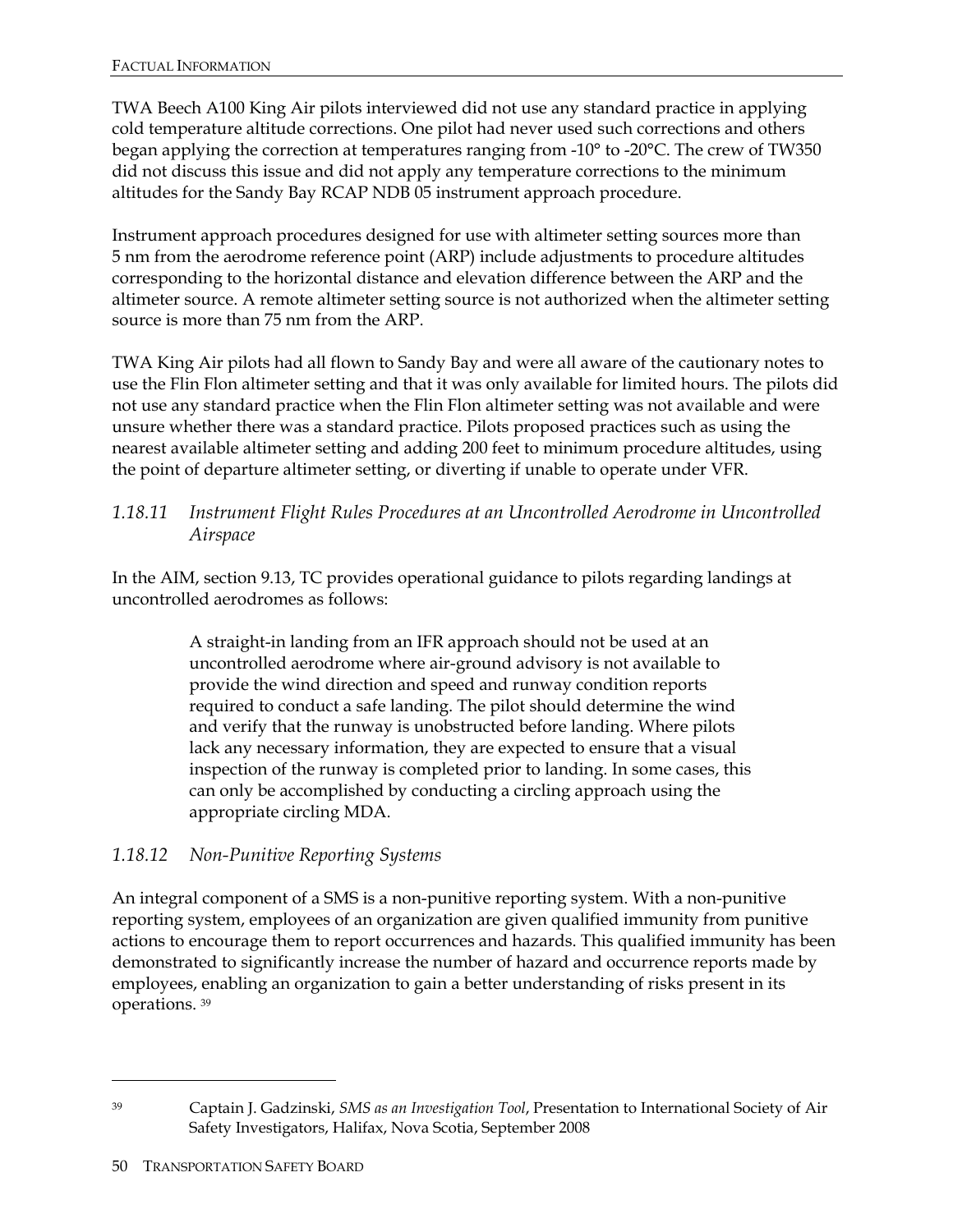TWA Beech A100 King Air pilots interviewed did not use any standard practice in applying cold temperature altitude corrections. One pilot had never used such corrections and others began applying the correction at temperatures ranging from -10° to -20°C. The crew of TW350 did not discuss this issue and did not apply any temperature corrections to the minimum altitudes for the Sandy Bay RCAP NDB 05 instrument approach procedure.

Instrument approach procedures designed for use with altimeter setting sources more than 5 nm from the aerodrome reference point (ARP) include adjustments to procedure altitudes corresponding to the horizontal distance and elevation difference between the ARP and the altimeter source. A remote altimeter setting source is not authorized when the altimeter setting source is more than 75 nm from the ARP.

TWA King Air pilots had all flown to Sandy Bay and were all aware of the cautionary notes to use the Flin Flon altimeter setting and that it was only available for limited hours. The pilots did not use any standard practice when the Flin Flon altimeter setting was not available and were unsure whether there was a standard practice. Pilots proposed practices such as using the nearest available altimeter setting and adding 200 feet to minimum procedure altitudes, using the point of departure altimeter setting, or diverting if unable to operate under VFR.

### *1.18.11 Instrument Flight Rules Procedures at an Uncontrolled Aerodrome in Uncontrolled Airspace*

In the AIM, section 9.13, TC provides operational guidance to pilots regarding landings at uncontrolled aerodromes as follows:

> A straight-in landing from an IFR approach should not be used at an uncontrolled aerodrome where air-ground advisory is not available to provide the wind direction and speed and runway condition reports required to conduct a safe landing. The pilot should determine the wind and verify that the runway is unobstructed before landing. Where pilots lack any necessary information, they are expected to ensure that a visual inspection of the runway is completed prior to landing. In some cases, this can only be accomplished by conducting a circling approach using the appropriate circling MDA.

### *1.18.12 Non-Punitive Reporting Systems*

An integral component of a SMS is a non-punitive reporting system. With a non-punitive reporting system, employees of an organization are given qualified immunity from punitive actions to encourage them to report occurrences and hazards. This qualified immunity has been demonstrated to significantly increase the number of hazard and occurrence reports made by employees, enabling an organization to gain a better understanding of risks present in its operations. [39]

---

[39] Captain J. Gadzinski, *SMS as an Investigation Tool*, Presentation to International Society of Air Safety Investigators, Halifax, Nova Scotia, September 2008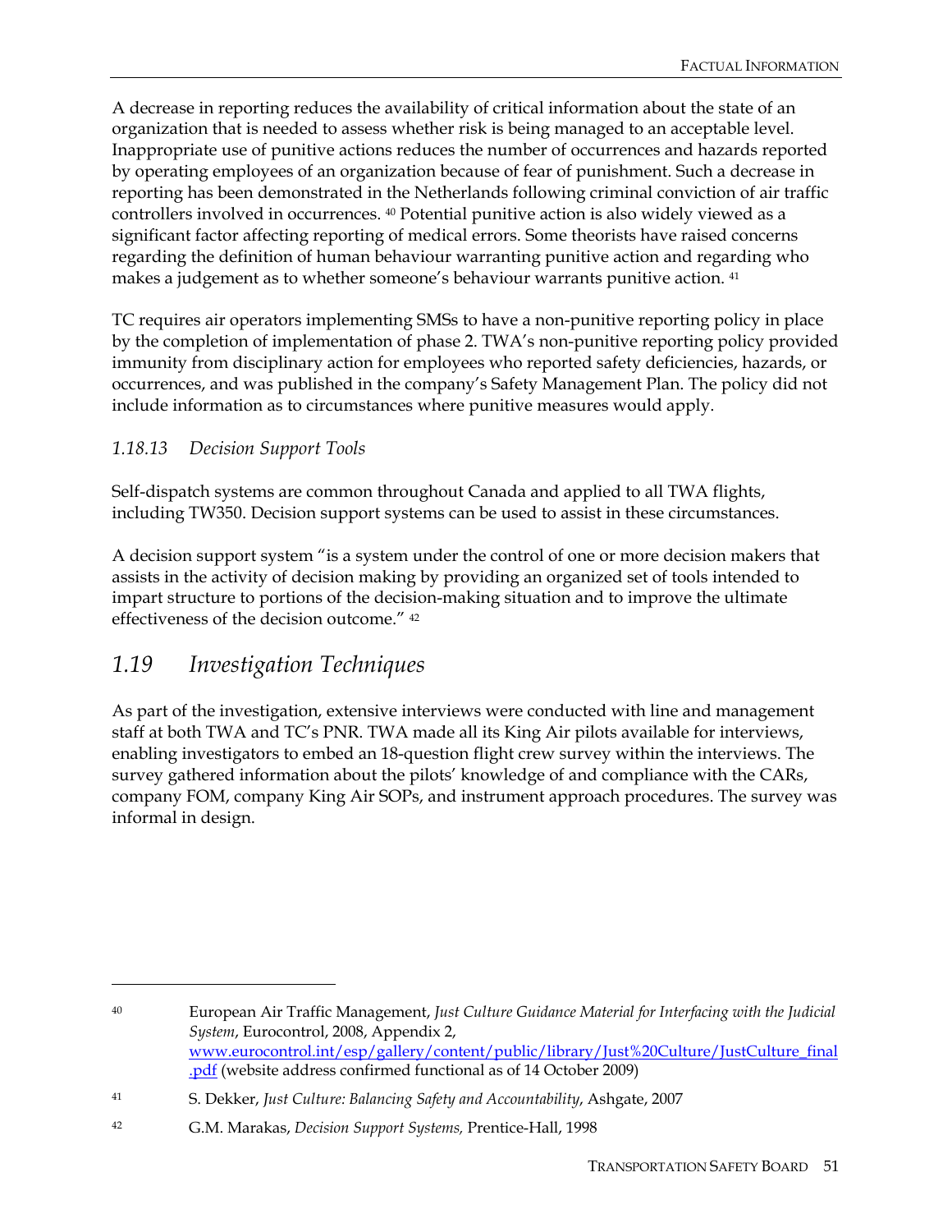A decrease in reporting reduces the availability of critical information about the state of an organization that is needed to assess whether risk is being managed to an acceptable level. Inappropriate use of punitive actions reduces the number of occurrences and hazards reported by operating employees of an organization because of fear of punishment. Such a decrease in reporting has been demonstrated in the Netherlands following criminal conviction of air traffic controllers involved in occurrences. [40] Potential punitive action is also widely viewed as a significant factor affecting reporting of medical errors. Some theorists have raised concerns regarding the definition of human behaviour warranting punitive action and regarding who makes a judgement as to whether someone's behaviour warrants punitive action. [41]

TC requires air operators implementing SMSs to have a non-punitive reporting policy in place by the completion of implementation of phase 2. TWA's non-punitive reporting policy provided immunity from disciplinary action for employees who reported safety deficiencies, hazards, or occurrences, and was published in the company's Safety Management Plan. The policy did not include information as to circumstances where punitive measures would apply.

### *1.18.13 Decision Support Tools*

Self-dispatch systems are common throughout Canada and applied to all TWA flights, including TW350. Decision support systems can be used to assist in these circumstances.

A decision support system "is a system under the control of one or more decision makers that assists in the activity of decision making by providing an organized set of tools intended to impart structure to portions of the decision-making situation and to improve the ultimate effectiveness of the decision outcome." [42]

## *1.19 Investigation Techniques*

As part of the investigation, extensive interviews were conducted with line and management staff at both TWA and TC's PNR. TWA made all its King Air pilots available for interviews, enabling investigators to embed an 18-question flight crew survey within the interviews. The survey gathered information about the pilots' knowledge of and compliance with the CARs, company FOM, company King Air SOPs, and instrument approach procedures. The survey was informal in design.

---

[40] European Air Traffic Management, *Just Culture Guidance Material for Interfacing with the Judicial System*, Eurocontrol, 2008, Appendix 2, www.eurocontrol.int/esp/gallery/content/public/library/Just%20Culture/JustCulture_final.pdf (website address confirmed functional as of 14 October 2009)

[41] S. Dekker, *Just Culture: Balancing Safety and Accountability*, Ashgate, 2007

[42] G.M. Marakas, *Decision Support Systems,* Prentice-Hall, 1998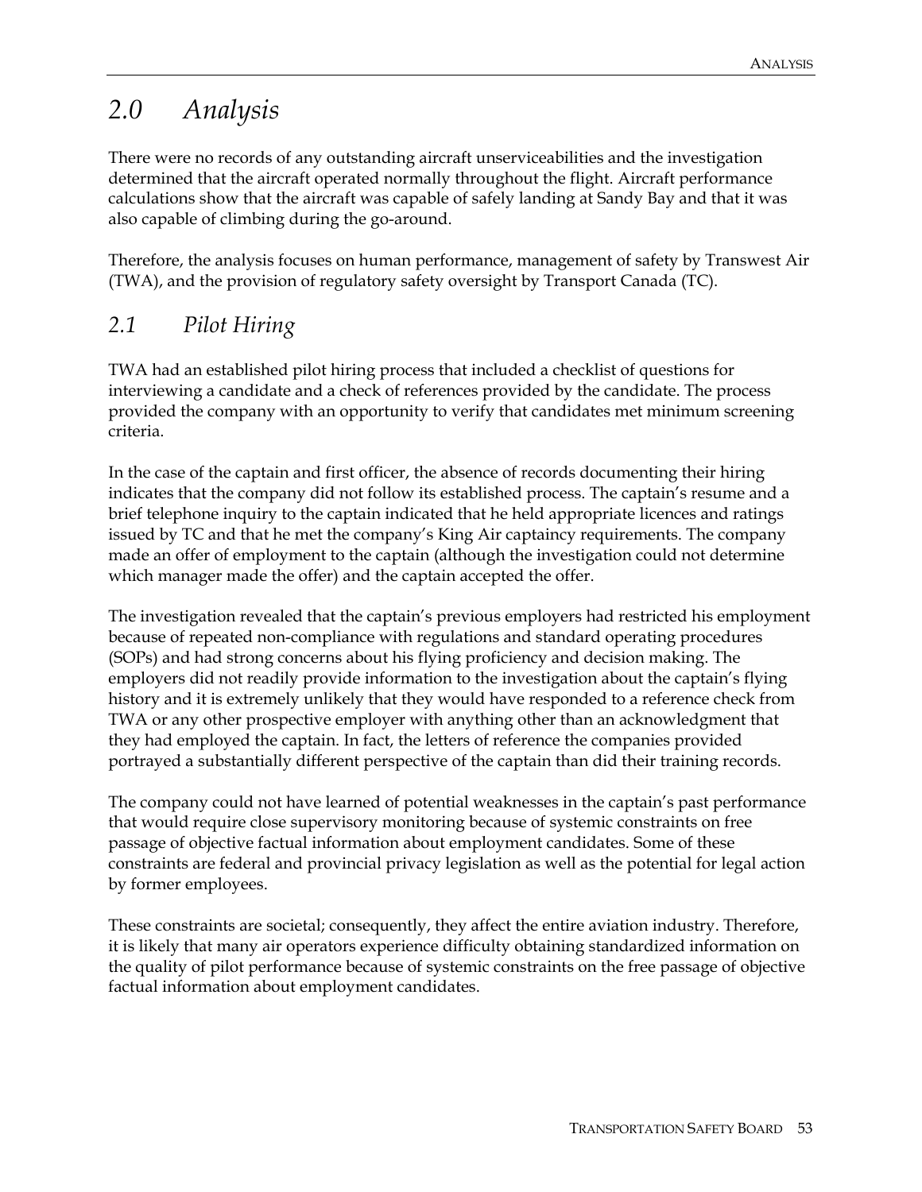# 2.0 Analysis

There were no records of any outstanding aircraft unserviceabilities and the investigation determined that the aircraft operated normally throughout the flight. Aircraft performance calculations show that the aircraft was capable of safely landing at Sandy Bay and that it was also capable of climbing during the go-around.

Therefore, the analysis focuses on human performance, management of safety by Transwest Air (TWA), and the provision of regulatory safety oversight by Transport Canada (TC).

## 2.1 Pilot Hiring

TWA had an established pilot hiring process that included a checklist of questions for interviewing a candidate and a check of references provided by the candidate. The process provided the company with an opportunity to verify that candidates met minimum screening criteria.

In the case of the captain and first officer, the absence of records documenting their hiring indicates that the company did not follow its established process. The captain's resume and a brief telephone inquiry to the captain indicated that he held appropriate licences and ratings issued by TC and that he met the company's King Air captaincy requirements. The company made an offer of employment to the captain (although the investigation could not determine which manager made the offer) and the captain accepted the offer.

The investigation revealed that the captain's previous employers had restricted his employment because of repeated non-compliance with regulations and standard operating procedures (SOPs) and had strong concerns about his flying proficiency and decision making. The employers did not readily provide information to the investigation about the captain's flying history and it is extremely unlikely that they would have responded to a reference check from TWA or any other prospective employer with anything other than an acknowledgment that they had employed the captain. In fact, the letters of reference the companies provided portrayed a substantially different perspective of the captain than did their training records.

The company could not have learned of potential weaknesses in the captain's past performance that would require close supervisory monitoring because of systemic constraints on free passage of objective factual information about employment candidates. Some of these constraints are federal and provincial privacy legislation as well as the potential for legal action by former employees.

These constraints are societal; consequently, they affect the entire aviation industry. Therefore, it is likely that many air operators experience difficulty obtaining standardized information on the quality of pilot performance because of systemic constraints on the free passage of objective factual information about employment candidates.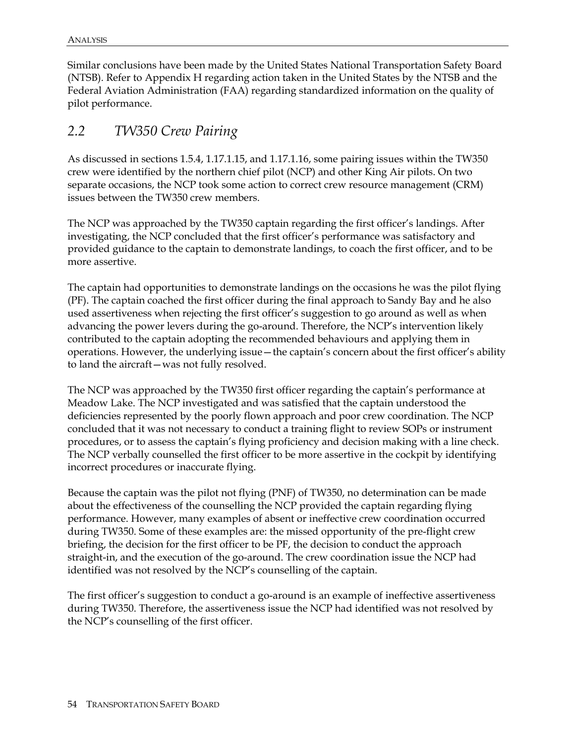Similar conclusions have been made by the United States National Transportation Safety Board (NTSB). Refer to Appendix H regarding action taken in the United States by the NTSB and the Federal Aviation Administration (FAA) regarding standardized information on the quality of pilot performance.

## *2.2 TW350 Crew Pairing*

As discussed in sections 1.5.4, 1.17.1.15, and 1.17.1.16, some pairing issues within the TW350 crew were identified by the northern chief pilot (NCP) and other King Air pilots. On two separate occasions, the NCP took some action to correct crew resource management (CRM) issues between the TW350 crew members.

The NCP was approached by the TW350 captain regarding the first officer's landings. After investigating, the NCP concluded that the first officer's performance was satisfactory and provided guidance to the captain to demonstrate landings, to coach the first officer, and to be more assertive.

The captain had opportunities to demonstrate landings on the occasions he was the pilot flying (PF). The captain coached the first officer during the final approach to Sandy Bay and he also used assertiveness when rejecting the first officer's suggestion to go around as well as when advancing the power levers during the go-around. Therefore, the NCP's intervention likely contributed to the captain adopting the recommended behaviours and applying them in operations. However, the underlying issue—the captain's concern about the first officer's ability to land the aircraft—was not fully resolved.

The NCP was approached by the TW350 first officer regarding the captain's performance at Meadow Lake. The NCP investigated and was satisfied that the captain understood the deficiencies represented by the poorly flown approach and poor crew coordination. The NCP concluded that it was not necessary to conduct a training flight to review SOPs or instrument procedures, or to assess the captain's flying proficiency and decision making with a line check. The NCP verbally counselled the first officer to be more assertive in the cockpit by identifying incorrect procedures or inaccurate flying.

Because the captain was the pilot not flying (PNF) of TW350, no determination can be made about the effectiveness of the counselling the NCP provided the captain regarding flying performance. However, many examples of absent or ineffective crew coordination occurred during TW350. Some of these examples are: the missed opportunity of the pre-flight crew briefing, the decision for the first officer to be PF, the decision to conduct the approach straight-in, and the execution of the go-around. The crew coordination issue the NCP had identified was not resolved by the NCP's counselling of the captain.

The first officer's suggestion to conduct a go-around is an example of ineffective assertiveness during TW350. Therefore, the assertiveness issue the NCP had identified was not resolved by the NCP's counselling of the first officer.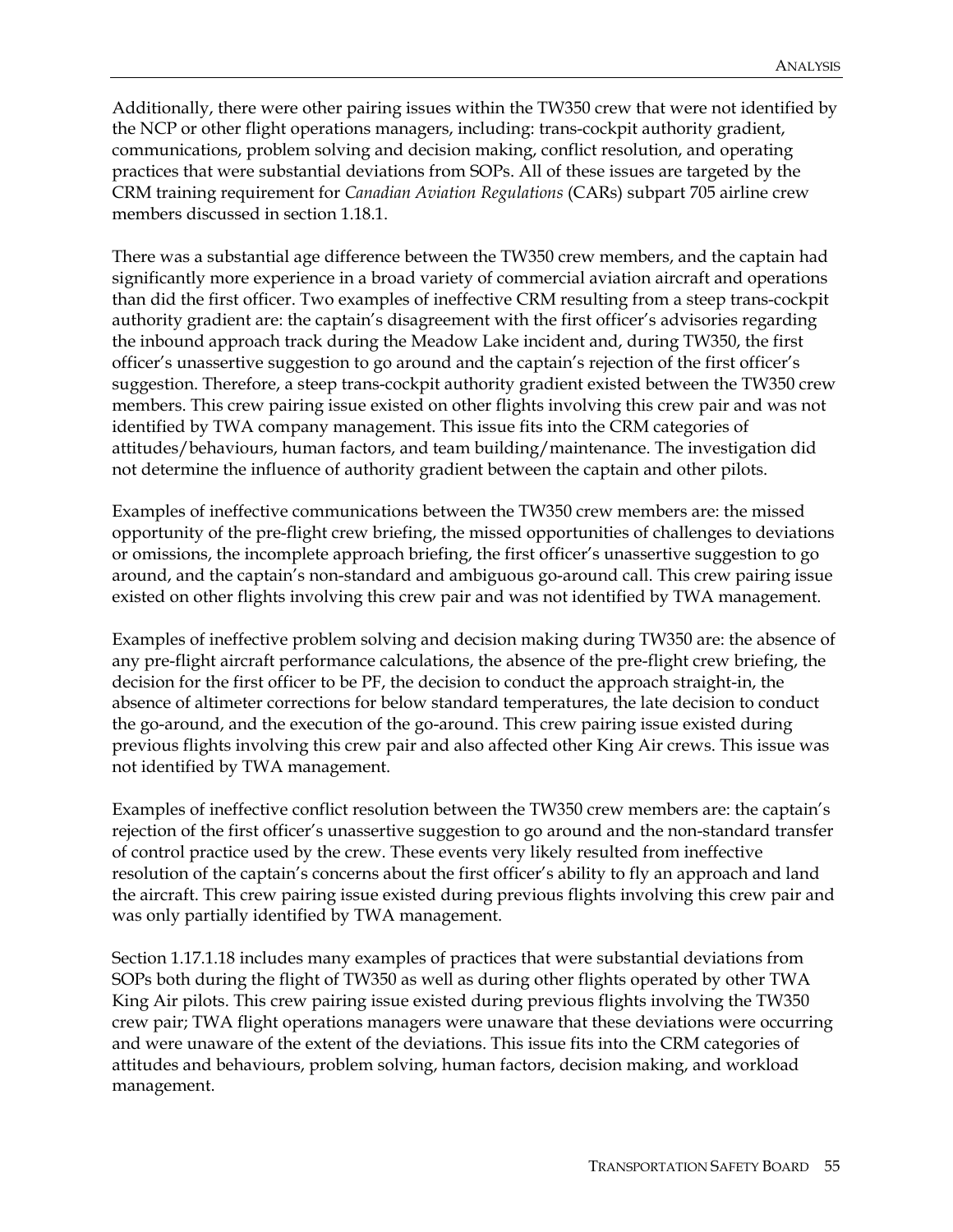Additionally, there were other pairing issues within the TW350 crew that were not identified by the NCP or other flight operations managers, including: trans-cockpit authority gradient, communications, problem solving and decision making, conflict resolution, and operating practices that were substantial deviations from SOPs. All of these issues are targeted by the CRM training requirement for *Canadian Aviation Regulations* (CARs) subpart 705 airline crew members discussed in section 1.18.1.

There was a substantial age difference between the TW350 crew members, and the captain had significantly more experience in a broad variety of commercial aviation aircraft and operations than did the first officer. Two examples of ineffective CRM resulting from a steep trans-cockpit authority gradient are: the captain's disagreement with the first officer's advisories regarding the inbound approach track during the Meadow Lake incident and, during TW350, the first officer's unassertive suggestion to go around and the captain's rejection of the first officer's suggestion. Therefore, a steep trans-cockpit authority gradient existed between the TW350 crew members. This crew pairing issue existed on other flights involving this crew pair and was not identified by TWA company management. This issue fits into the CRM categories of attitudes/behaviours, human factors, and team building/maintenance. The investigation did not determine the influence of authority gradient between the captain and other pilots.

Examples of ineffective communications between the TW350 crew members are: the missed opportunity of the pre-flight crew briefing, the missed opportunities of challenges to deviations or omissions, the incomplete approach briefing, the first officer's unassertive suggestion to go around, and the captain's non-standard and ambiguous go-around call. This crew pairing issue existed on other flights involving this crew pair and was not identified by TWA management.

Examples of ineffective problem solving and decision making during TW350 are: the absence of any pre-flight aircraft performance calculations, the absence of the pre-flight crew briefing, the decision for the first officer to be PF, the decision to conduct the approach straight-in, the absence of altimeter corrections for below standard temperatures, the late decision to conduct the go-around, and the execution of the go-around. This crew pairing issue existed during previous flights involving this crew pair and also affected other King Air crews. This issue was not identified by TWA management.

Examples of ineffective conflict resolution between the TW350 crew members are: the captain's rejection of the first officer's unassertive suggestion to go around and the non-standard transfer of control practice used by the crew. These events very likely resulted from ineffective resolution of the captain's concerns about the first officer's ability to fly an approach and land the aircraft. This crew pairing issue existed during previous flights involving this crew pair and was only partially identified by TWA management.

Section 1.17.1.18 includes many examples of practices that were substantial deviations from SOPs both during the flight of TW350 as well as during other flights operated by other TWA King Air pilots. This crew pairing issue existed during previous flights involving the TW350 crew pair; TWA flight operations managers were unaware that these deviations were occurring and were unaware of the extent of the deviations. This issue fits into the CRM categories of attitudes and behaviours, problem solving, human factors, decision making, and workload management.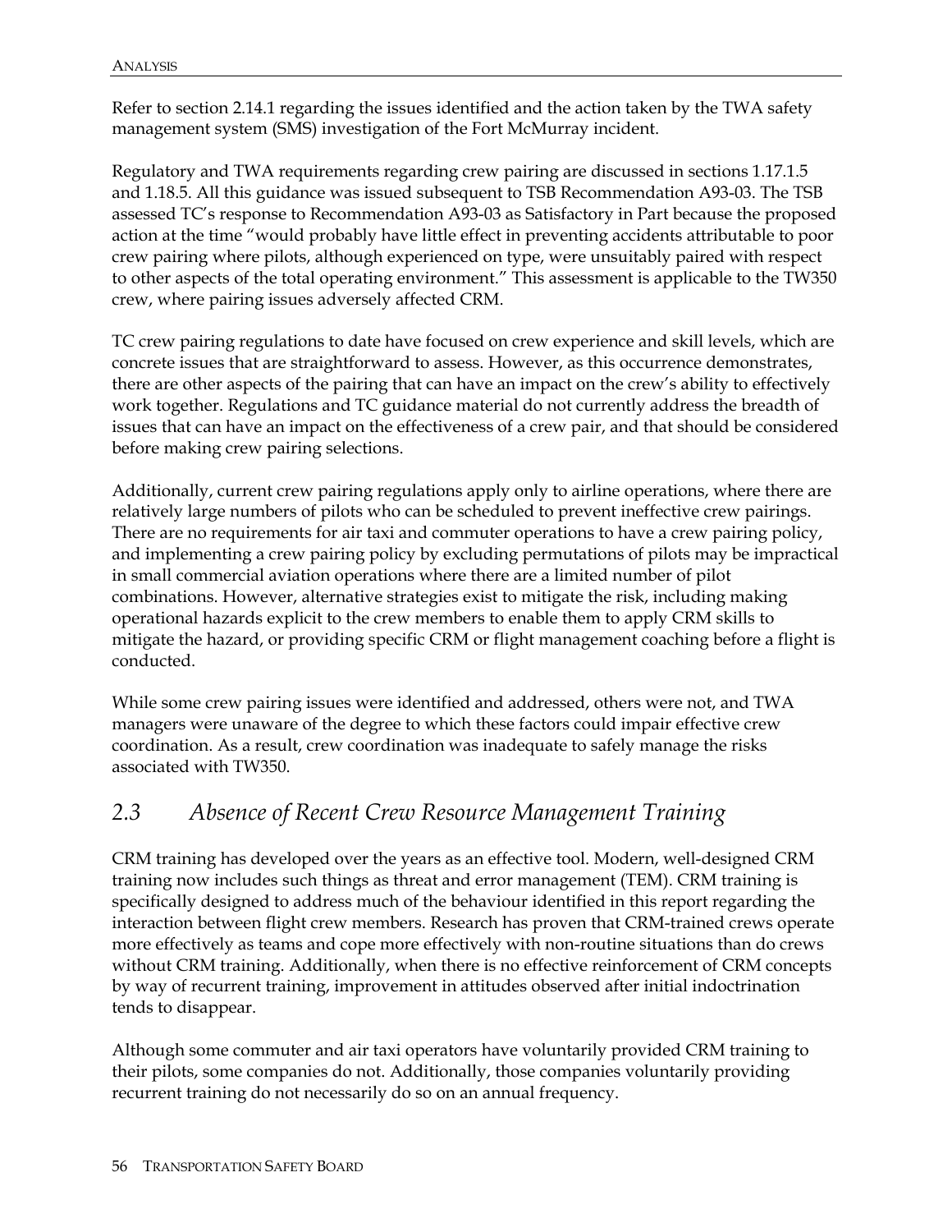Refer to section 2.14.1 regarding the issues identified and the action taken by the TWA safety management system (SMS) investigation of the Fort McMurray incident.

Regulatory and TWA requirements regarding crew pairing are discussed in sections 1.17.1.5 and 1.18.5. All this guidance was issued subsequent to TSB Recommendation A93-03. The TSB assessed TC's response to Recommendation A93-03 as Satisfactory in Part because the proposed action at the time "would probably have little effect in preventing accidents attributable to poor crew pairing where pilots, although experienced on type, were unsuitably paired with respect to other aspects of the total operating environment." This assessment is applicable to the TW350 crew, where pairing issues adversely affected CRM.

TC crew pairing regulations to date have focused on crew experience and skill levels, which are concrete issues that are straightforward to assess. However, as this occurrence demonstrates, there are other aspects of the pairing that can have an impact on the crew's ability to effectively work together. Regulations and TC guidance material do not currently address the breadth of issues that can have an impact on the effectiveness of a crew pair, and that should be considered before making crew pairing selections.

Additionally, current crew pairing regulations apply only to airline operations, where there are relatively large numbers of pilots who can be scheduled to prevent ineffective crew pairings. There are no requirements for air taxi and commuter operations to have a crew pairing policy, and implementing a crew pairing policy by excluding permutations of pilots may be impractical in small commercial aviation operations where there are a limited number of pilot combinations. However, alternative strategies exist to mitigate the risk, including making operational hazards explicit to the crew members to enable them to apply CRM skills to mitigate the hazard, or providing specific CRM or flight management coaching before a flight is conducted.

While some crew pairing issues were identified and addressed, others were not, and TWA managers were unaware of the degree to which these factors could impair effective crew coordination. As a result, crew coordination was inadequate to safely manage the risks associated with TW350.

## 2.3 Absence of Recent Crew Resource Management Training

CRM training has developed over the years as an effective tool. Modern, well-designed CRM training now includes such things as threat and error management (TEM). CRM training is specifically designed to address much of the behaviour identified in this report regarding the interaction between flight crew members. Research has proven that CRM-trained crews operate more effectively as teams and cope more effectively with non-routine situations than do crews without CRM training. Additionally, when there is no effective reinforcement of CRM concepts by way of recurrent training, improvement in attitudes observed after initial indoctrination tends to disappear.

Although some commuter and air taxi operators have voluntarily provided CRM training to their pilots, some companies do not. Additionally, those companies voluntarily providing recurrent training do not necessarily do so on an annual frequency.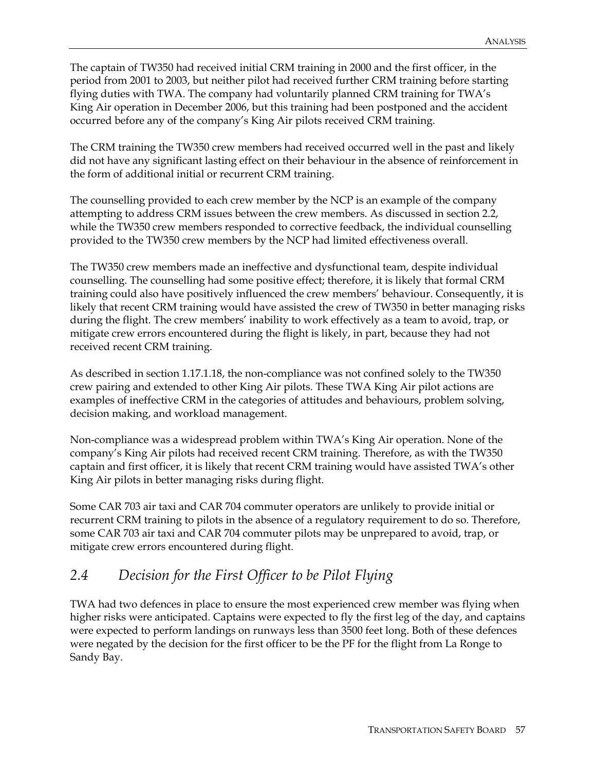The captain of TW350 had received initial CRM training in 2000 and the first officer, in the period from 2001 to 2003, but neither pilot had received further CRM training before starting flying duties with TWA. The company had voluntarily planned CRM training for TWA's King Air operation in December 2006, but this training had been postponed and the accident occurred before any of the company's King Air pilots received CRM training.

The CRM training the TW350 crew members had received occurred well in the past and likely did not have any significant lasting effect on their behaviour in the absence of reinforcement in the form of additional initial or recurrent CRM training.

The counselling provided to each crew member by the NCP is an example of the company attempting to address CRM issues between the crew members. As discussed in section 2.2, while the TW350 crew members responded to corrective feedback, the individual counselling provided to the TW350 crew members by the NCP had limited effectiveness overall.

The TW350 crew members made an ineffective and dysfunctional team, despite individual counselling. The counselling had some positive effect; therefore, it is likely that formal CRM training could also have positively influenced the crew members' behaviour. Consequently, it is likely that recent CRM training would have assisted the crew of TW350 in better managing risks during the flight. The crew members' inability to work effectively as a team to avoid, trap, or mitigate crew errors encountered during the flight is likely, in part, because they had not received recent CRM training.

As described in section 1.17.1.18, the non-compliance was not confined solely to the TW350 crew pairing and extended to other King Air pilots. These TWA King Air pilot actions are examples of ineffective CRM in the categories of attitudes and behaviours, problem solving, decision making, and workload management.

Non-compliance was a widespread problem within TWA's King Air operation. None of the company's King Air pilots had received recent CRM training. Therefore, as with the TW350 captain and first officer, it is likely that recent CRM training would have assisted TWA's other King Air pilots in better managing risks during flight.

Some CAR 703 air taxi and CAR 704 commuter operators are unlikely to provide initial or recurrent CRM training to pilots in the absence of a regulatory requirement to do so. Therefore, some CAR 703 air taxi and CAR 704 commuter pilots may be unprepared to avoid, trap, or mitigate crew errors encountered during flight.

## *2.4 Decision for the First Officer to be Pilot Flying*

TWA had two defences in place to ensure the most experienced crew member was flying when higher risks were anticipated. Captains were expected to fly the first leg of the day, and captains were expected to perform landings on runways less than 3500 feet long. Both of these defences were negated by the decision for the first officer to be the PF for the flight from La Ronge to Sandy Bay.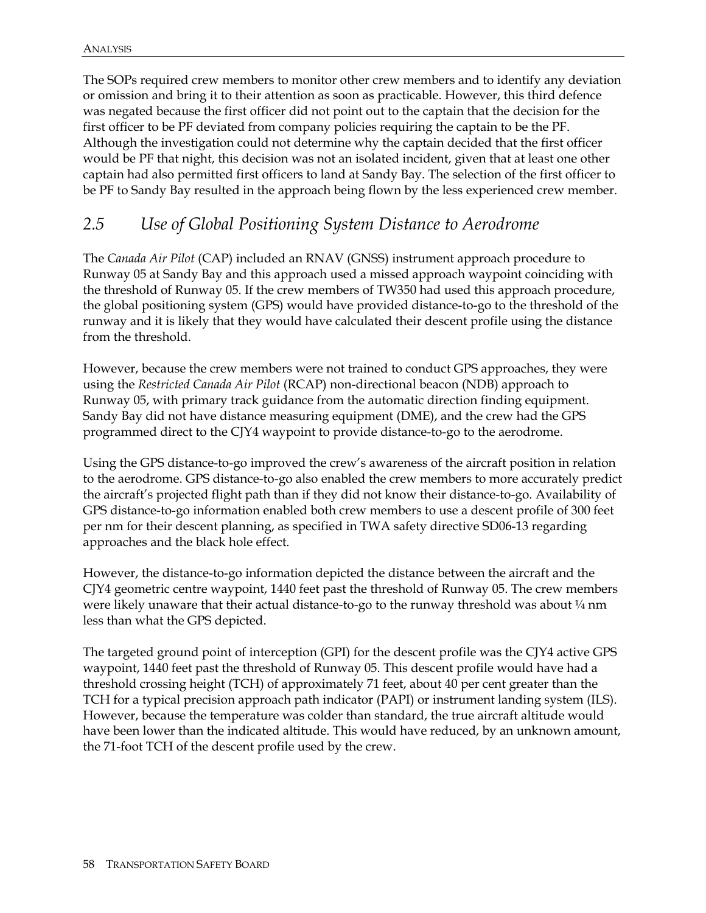The SOPs required crew members to monitor other crew members and to identify any deviation or omission and bring it to their attention as soon as practicable. However, this third defence was negated because the first officer did not point out to the captain that the decision for the first officer to be PF deviated from company policies requiring the captain to be the PF. Although the investigation could not determine why the captain decided that the first officer would be PF that night, this decision was not an isolated incident, given that at least one other captain had also permitted first officers to land at Sandy Bay. The selection of the first officer to be PF to Sandy Bay resulted in the approach being flown by the less experienced crew member.

## *2.5 Use of Global Positioning System Distance to Aerodrome*

The *Canada Air Pilot* (CAP) included an RNAV (GNSS) instrument approach procedure to Runway 05 at Sandy Bay and this approach used a missed approach waypoint coinciding with the threshold of Runway 05. If the crew members of TW350 had used this approach procedure, the global positioning system (GPS) would have provided distance-to-go to the threshold of the runway and it is likely that they would have calculated their descent profile using the distance from the threshold.

However, because the crew members were not trained to conduct GPS approaches, they were using the *Restricted Canada Air Pilot* (RCAP) non-directional beacon (NDB) approach to Runway 05, with primary track guidance from the automatic direction finding equipment. Sandy Bay did not have distance measuring equipment (DME), and the crew had the GPS programmed direct to the CJY4 waypoint to provide distance-to-go to the aerodrome.

Using the GPS distance-to-go improved the crew's awareness of the aircraft position in relation to the aerodrome. GPS distance-to-go also enabled the crew members to more accurately predict the aircraft's projected flight path than if they did not know their distance-to-go. Availability of GPS distance-to-go information enabled both crew members to use a descent profile of 300 feet per nm for their descent planning, as specified in TWA safety directive SD06-13 regarding approaches and the black hole effect.

However, the distance-to-go information depicted the distance between the aircraft and the CJY4 geometric centre waypoint, 1440 feet past the threshold of Runway 05. The crew members were likely unaware that their actual distance-to-go to the runway threshold was about ¼ nm less than what the GPS depicted.

The targeted ground point of interception (GPI) for the descent profile was the CJY4 active GPS waypoint, 1440 feet past the threshold of Runway 05. This descent profile would have had a threshold crossing height (TCH) of approximately 71 feet, about 40 per cent greater than the TCH for a typical precision approach path indicator (PAPI) or instrument landing system (ILS). However, because the temperature was colder than standard, the true aircraft altitude would have been lower than the indicated altitude. This would have reduced, by an unknown amount, the 71-foot TCH of the descent profile used by the crew.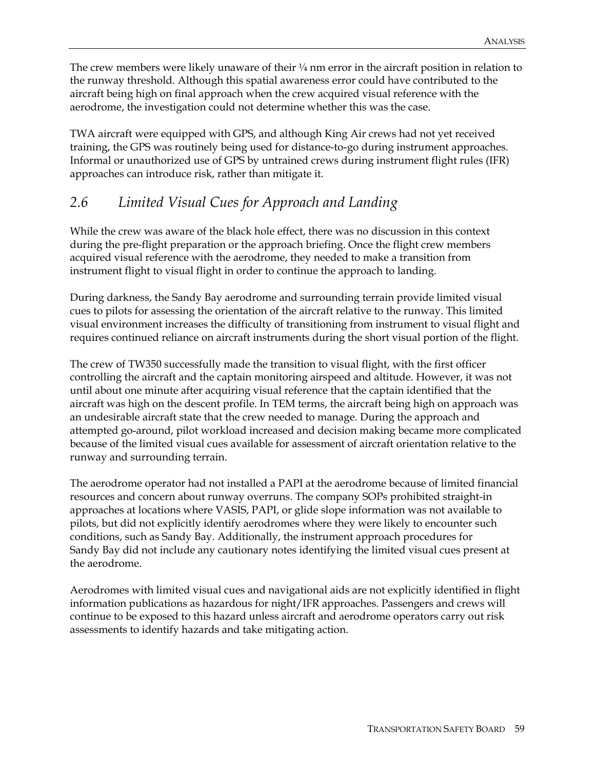The crew members were likely unaware of their ¼ nm error in the aircraft position in relation to the runway threshold. Although this spatial awareness error could have contributed to the aircraft being high on final approach when the crew acquired visual reference with the aerodrome, the investigation could not determine whether this was the case.

TWA aircraft were equipped with GPS, and although King Air crews had not yet received training, the GPS was routinely being used for distance-to-go during instrument approaches. Informal or unauthorized use of GPS by untrained crews during instrument flight rules (IFR) approaches can introduce risk, rather than mitigate it.

## *2.6 Limited Visual Cues for Approach and Landing*

While the crew was aware of the black hole effect, there was no discussion in this context during the pre-flight preparation or the approach briefing. Once the flight crew members acquired visual reference with the aerodrome, they needed to make a transition from instrument flight to visual flight in order to continue the approach to landing.

During darkness, the Sandy Bay aerodrome and surrounding terrain provide limited visual cues to pilots for assessing the orientation of the aircraft relative to the runway. This limited visual environment increases the difficulty of transitioning from instrument to visual flight and requires continued reliance on aircraft instruments during the short visual portion of the flight.

The crew of TW350 successfully made the transition to visual flight, with the first officer controlling the aircraft and the captain monitoring airspeed and altitude. However, it was not until about one minute after acquiring visual reference that the captain identified that the aircraft was high on the descent profile. In TEM terms, the aircraft being high on approach was an undesirable aircraft state that the crew needed to manage. During the approach and attempted go-around, pilot workload increased and decision making became more complicated because of the limited visual cues available for assessment of aircraft orientation relative to the runway and surrounding terrain.

The aerodrome operator had not installed a PAPI at the aerodrome because of limited financial resources and concern about runway overruns. The company SOPs prohibited straight-in approaches at locations where VASIS, PAPI, or glide slope information was not available to pilots, but did not explicitly identify aerodromes where they were likely to encounter such conditions, such as Sandy Bay. Additionally, the instrument approach procedures for Sandy Bay did not include any cautionary notes identifying the limited visual cues present at the aerodrome.

Aerodromes with limited visual cues and navigational aids are not explicitly identified in flight information publications as hazardous for night/IFR approaches. Passengers and crews will continue to be exposed to this hazard unless aircraft and aerodrome operators carry out risk assessments to identify hazards and take mitigating action.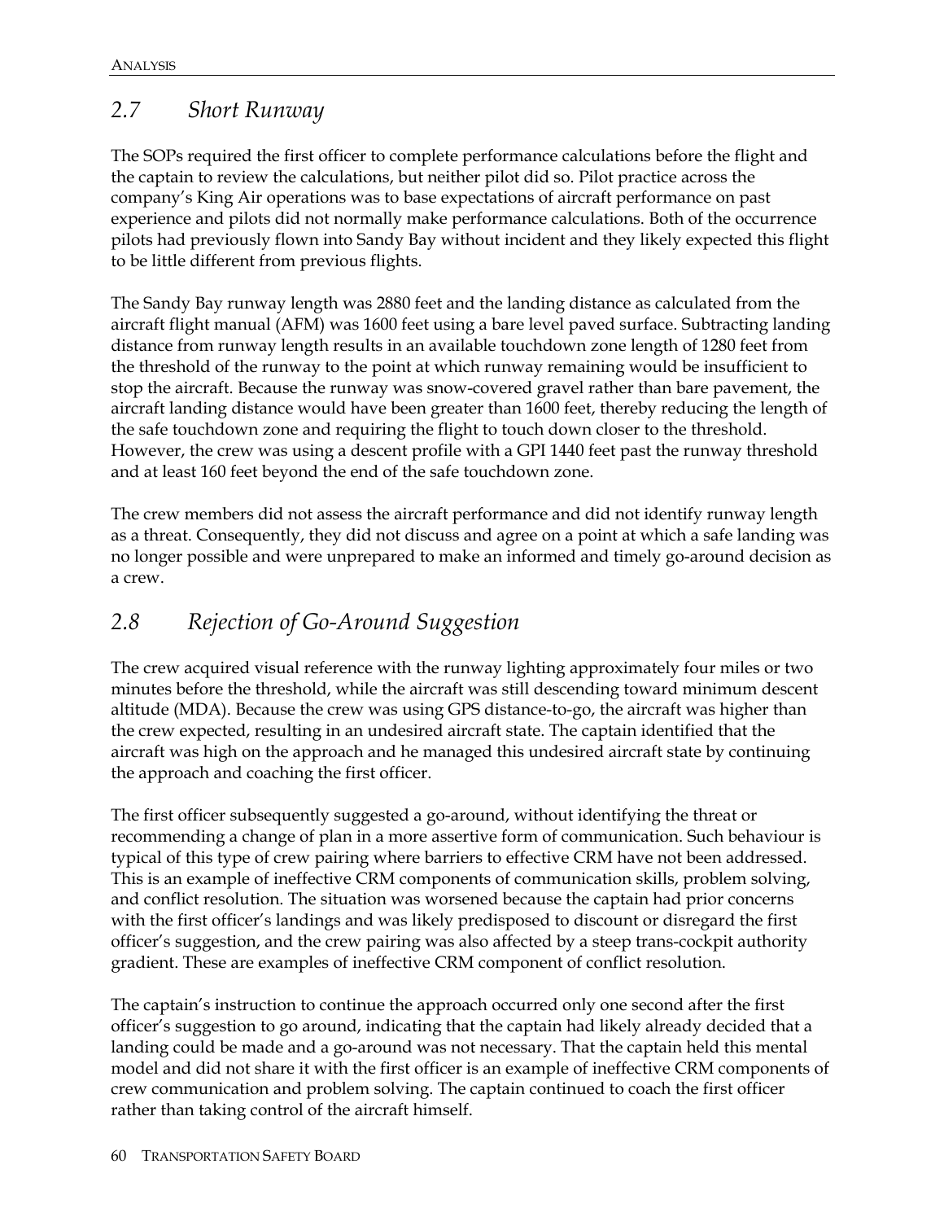## *2.7 Short Runway*

The SOPs required the first officer to complete performance calculations before the flight and the captain to review the calculations, but neither pilot did so. Pilot practice across the company's King Air operations was to base expectations of aircraft performance on past experience and pilots did not normally make performance calculations. Both of the occurrence pilots had previously flown into Sandy Bay without incident and they likely expected this flight to be little different from previous flights.

The Sandy Bay runway length was 2880 feet and the landing distance as calculated from the aircraft flight manual (AFM) was 1600 feet using a bare level paved surface. Subtracting landing distance from runway length results in an available touchdown zone length of 1280 feet from the threshold of the runway to the point at which runway remaining would be insufficient to stop the aircraft. Because the runway was snow-covered gravel rather than bare pavement, the aircraft landing distance would have been greater than 1600 feet, thereby reducing the length of the safe touchdown zone and requiring the flight to touch down closer to the threshold. However, the crew was using a descent profile with a GPI 1440 feet past the runway threshold and at least 160 feet beyond the end of the safe touchdown zone.

The crew members did not assess the aircraft performance and did not identify runway length as a threat. Consequently, they did not discuss and agree on a point at which a safe landing was no longer possible and were unprepared to make an informed and timely go-around decision as a crew.

## *2.8 Rejection of Go-Around Suggestion*

The crew acquired visual reference with the runway lighting approximately four miles or two minutes before the threshold, while the aircraft was still descending toward minimum descent altitude (MDA). Because the crew was using GPS distance-to-go, the aircraft was higher than the crew expected, resulting in an undesired aircraft state. The captain identified that the aircraft was high on the approach and he managed this undesired aircraft state by continuing the approach and coaching the first officer.

The first officer subsequently suggested a go-around, without identifying the threat or recommending a change of plan in a more assertive form of communication. Such behaviour is typical of this type of crew pairing where barriers to effective CRM have not been addressed. This is an example of ineffective CRM components of communication skills, problem solving, and conflict resolution. The situation was worsened because the captain had prior concerns with the first officer's landings and was likely predisposed to discount or disregard the first officer's suggestion, and the crew pairing was also affected by a steep trans-cockpit authority gradient. These are examples of ineffective CRM component of conflict resolution.

The captain's instruction to continue the approach occurred only one second after the first officer's suggestion to go around, indicating that the captain had likely already decided that a landing could be made and a go-around was not necessary. That the captain held this mental model and did not share it with the first officer is an example of ineffective CRM components of crew communication and problem solving. The captain continued to coach the first officer rather than taking control of the aircraft himself.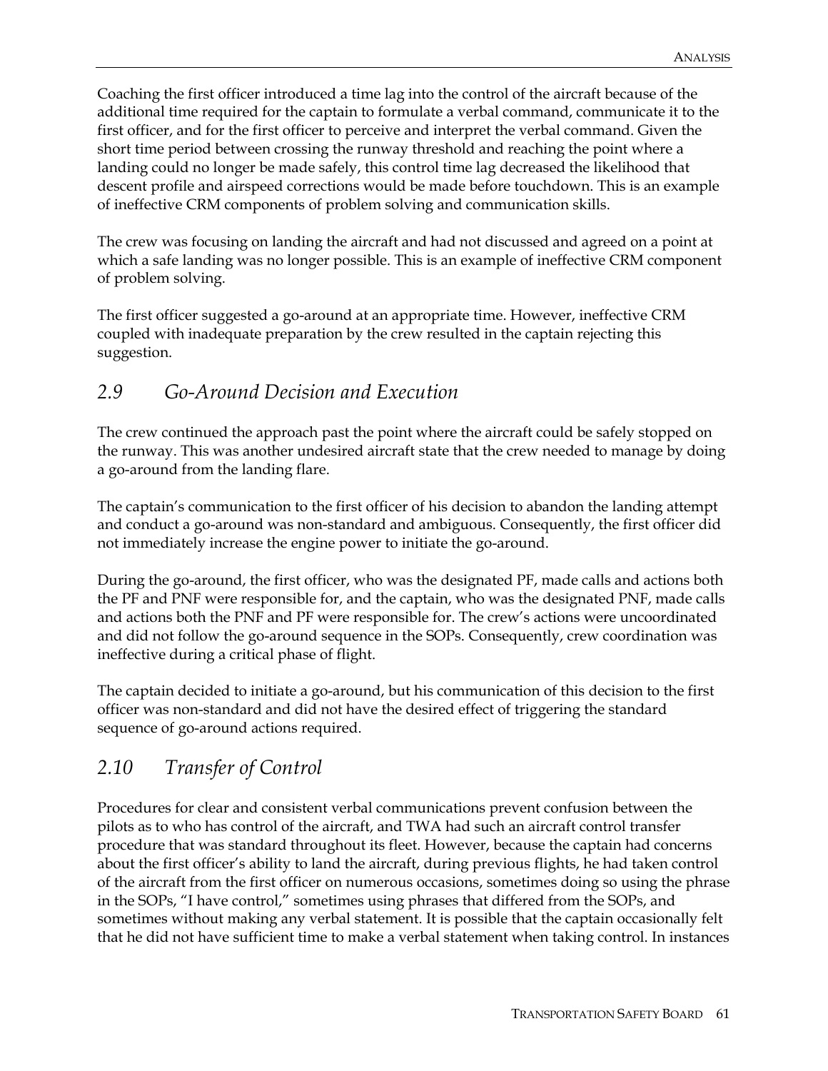Coaching the first officer introduced a time lag into the control of the aircraft because of the additional time required for the captain to formulate a verbal command, communicate it to the first officer, and for the first officer to perceive and interpret the verbal command. Given the short time period between crossing the runway threshold and reaching the point where a landing could no longer be made safely, this control time lag decreased the likelihood that descent profile and airspeed corrections would be made before touchdown. This is an example of ineffective CRM components of problem solving and communication skills.

The crew was focusing on landing the aircraft and had not discussed and agreed on a point at which a safe landing was no longer possible. This is an example of ineffective CRM component of problem solving.

The first officer suggested a go-around at an appropriate time. However, ineffective CRM coupled with inadequate preparation by the crew resulted in the captain rejecting this suggestion.

## *2.9 Go-Around Decision and Execution*

The crew continued the approach past the point where the aircraft could be safely stopped on the runway. This was another undesired aircraft state that the crew needed to manage by doing a go-around from the landing flare.

The captain's communication to the first officer of his decision to abandon the landing attempt and conduct a go-around was non-standard and ambiguous. Consequently, the first officer did not immediately increase the engine power to initiate the go-around.

During the go-around, the first officer, who was the designated PF, made calls and actions both the PF and PNF were responsible for, and the captain, who was the designated PNF, made calls and actions both the PNF and PF were responsible for. The crew's actions were uncoordinated and did not follow the go-around sequence in the SOPs. Consequently, crew coordination was ineffective during a critical phase of flight.

The captain decided to initiate a go-around, but his communication of this decision to the first officer was non-standard and did not have the desired effect of triggering the standard sequence of go-around actions required.

## *2.10 Transfer of Control*

Procedures for clear and consistent verbal communications prevent confusion between the pilots as to who has control of the aircraft, and TWA had such an aircraft control transfer procedure that was standard throughout its fleet. However, because the captain had concerns about the first officer's ability to land the aircraft, during previous flights, he had taken control of the aircraft from the first officer on numerous occasions, sometimes doing so using the phrase in the SOPs, "I have control," sometimes using phrases that differed from the SOPs, and sometimes without making any verbal statement. It is possible that the captain occasionally felt that he did not have sufficient time to make a verbal statement when taking control. In instances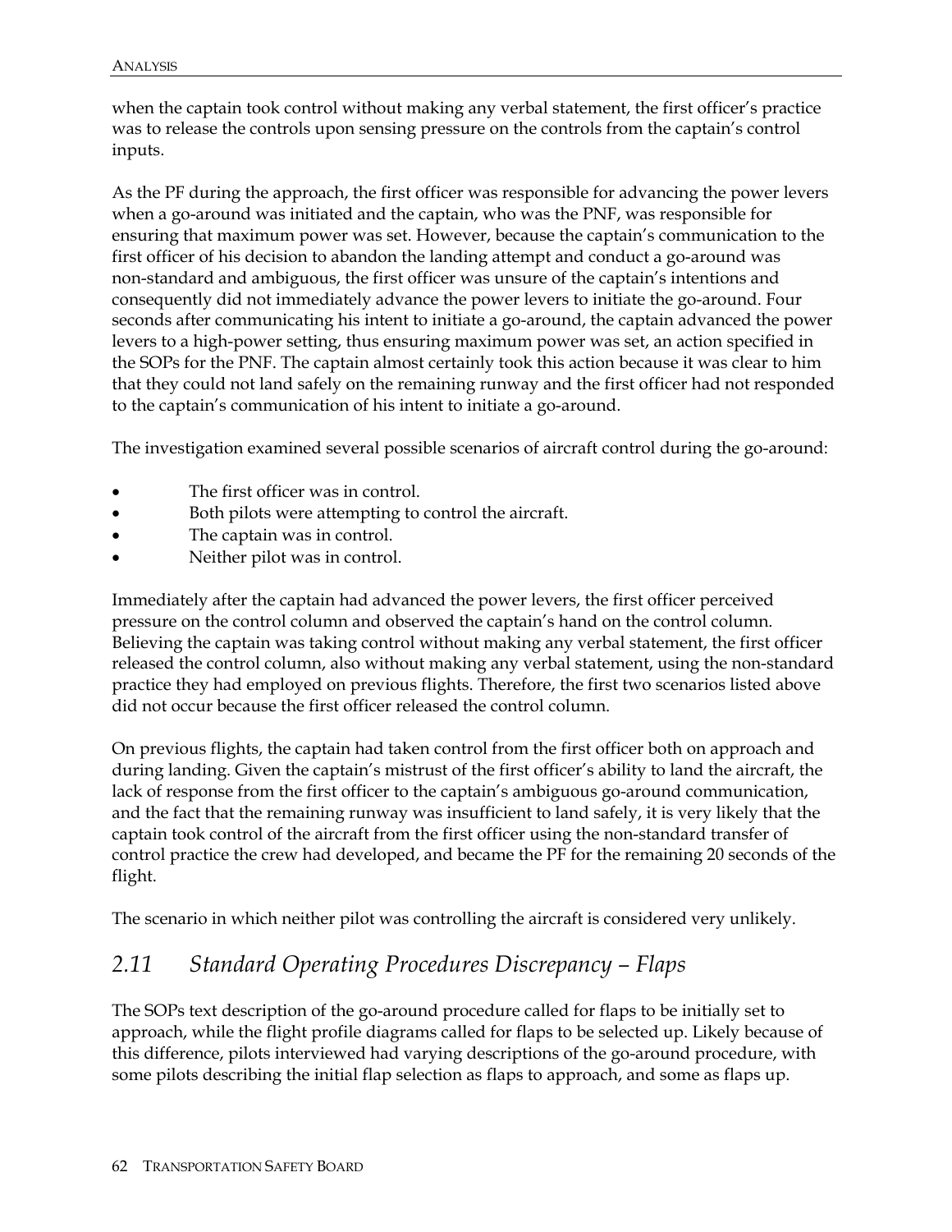when the captain took control without making any verbal statement, the first officer's practice was to release the controls upon sensing pressure on the controls from the captain's control inputs.

As the PF during the approach, the first officer was responsible for advancing the power levers when a go-around was initiated and the captain, who was the PNF, was responsible for ensuring that maximum power was set. However, because the captain's communication to the first officer of his decision to abandon the landing attempt and conduct a go-around was non-standard and ambiguous, the first officer was unsure of the captain's intentions and consequently did not immediately advance the power levers to initiate the go-around. Four seconds after communicating his intent to initiate a go-around, the captain advanced the power levers to a high-power setting, thus ensuring maximum power was set, an action specified in the SOPs for the PNF. The captain almost certainly took this action because it was clear to him that they could not land safely on the remaining runway and the first officer had not responded to the captain's communication of his intent to initiate a go-around.

The investigation examined several possible scenarios of aircraft control during the go-around:

- The first officer was in control.
- Both pilots were attempting to control the aircraft.
- The captain was in control.
- Neither pilot was in control.

Immediately after the captain had advanced the power levers, the first officer perceived pressure on the control column and observed the captain's hand on the control column. Believing the captain was taking control without making any verbal statement, the first officer released the control column, also without making any verbal statement, using the non-standard practice they had employed on previous flights. Therefore, the first two scenarios listed above did not occur because the first officer released the control column.

On previous flights, the captain had taken control from the first officer both on approach and during landing. Given the captain's mistrust of the first officer's ability to land the aircraft, the lack of response from the first officer to the captain's ambiguous go-around communication, and the fact that the remaining runway was insufficient to land safely, it is very likely that the captain took control of the aircraft from the first officer using the non-standard transfer of control practice the crew had developed, and became the PF for the remaining 20 seconds of the flight.

The scenario in which neither pilot was controlling the aircraft is considered very unlikely.

## *2.11 Standard Operating Procedures Discrepancy – Flaps*

The SOPs text description of the go-around procedure called for flaps to be initially set to approach, while the flight profile diagrams called for flaps to be selected up. Likely because of this difference, pilots interviewed had varying descriptions of the go-around procedure, with some pilots describing the initial flap selection as flaps to approach, and some as flaps up.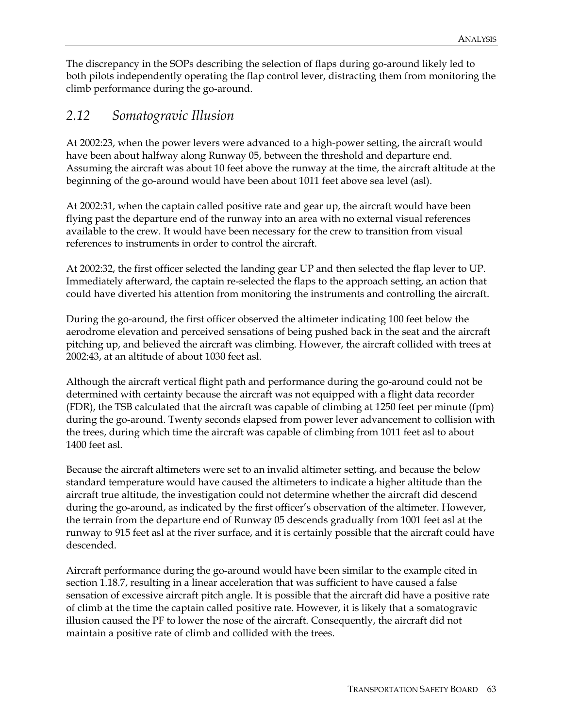The discrepancy in the SOPs describing the selection of flaps during go-around likely led to both pilots independently operating the flap control lever, distracting them from monitoring the climb performance during the go-around.

## *2.12 Somatogravic Illusion*

At 2002:23, when the power levers were advanced to a high-power setting, the aircraft would have been about halfway along Runway 05, between the threshold and departure end. Assuming the aircraft was about 10 feet above the runway at the time, the aircraft altitude at the beginning of the go-around would have been about 1011 feet above sea level (asl).

At 2002:31, when the captain called positive rate and gear up, the aircraft would have been flying past the departure end of the runway into an area with no external visual references available to the crew. It would have been necessary for the crew to transition from visual references to instruments in order to control the aircraft.

At 2002:32, the first officer selected the landing gear UP and then selected the flap lever to UP. Immediately afterward, the captain re-selected the flaps to the approach setting, an action that could have diverted his attention from monitoring the instruments and controlling the aircraft.

During the go-around, the first officer observed the altimeter indicating 100 feet below the aerodrome elevation and perceived sensations of being pushed back in the seat and the aircraft pitching up, and believed the aircraft was climbing. However, the aircraft collided with trees at 2002:43, at an altitude of about 1030 feet asl.

Although the aircraft vertical flight path and performance during the go-around could not be determined with certainty because the aircraft was not equipped with a flight data recorder (FDR), the TSB calculated that the aircraft was capable of climbing at 1250 feet per minute (fpm) during the go-around. Twenty seconds elapsed from power lever advancement to collision with the trees, during which time the aircraft was capable of climbing from 1011 feet asl to about 1400 feet asl.

Because the aircraft altimeters were set to an invalid altimeter setting, and because the below standard temperature would have caused the altimeters to indicate a higher altitude than the aircraft true altitude, the investigation could not determine whether the aircraft did descend during the go-around, as indicated by the first officer's observation of the altimeter. However, the terrain from the departure end of Runway 05 descends gradually from 1001 feet asl at the runway to 915 feet asl at the river surface, and it is certainly possible that the aircraft could have descended.

Aircraft performance during the go-around would have been similar to the example cited in section 1.18.7, resulting in a linear acceleration that was sufficient to have caused a false sensation of excessive aircraft pitch angle. It is possible that the aircraft did have a positive rate of climb at the time the captain called positive rate. However, it is likely that a somatogravic illusion caused the PF to lower the nose of the aircraft. Consequently, the aircraft did not maintain a positive rate of climb and collided with the trees.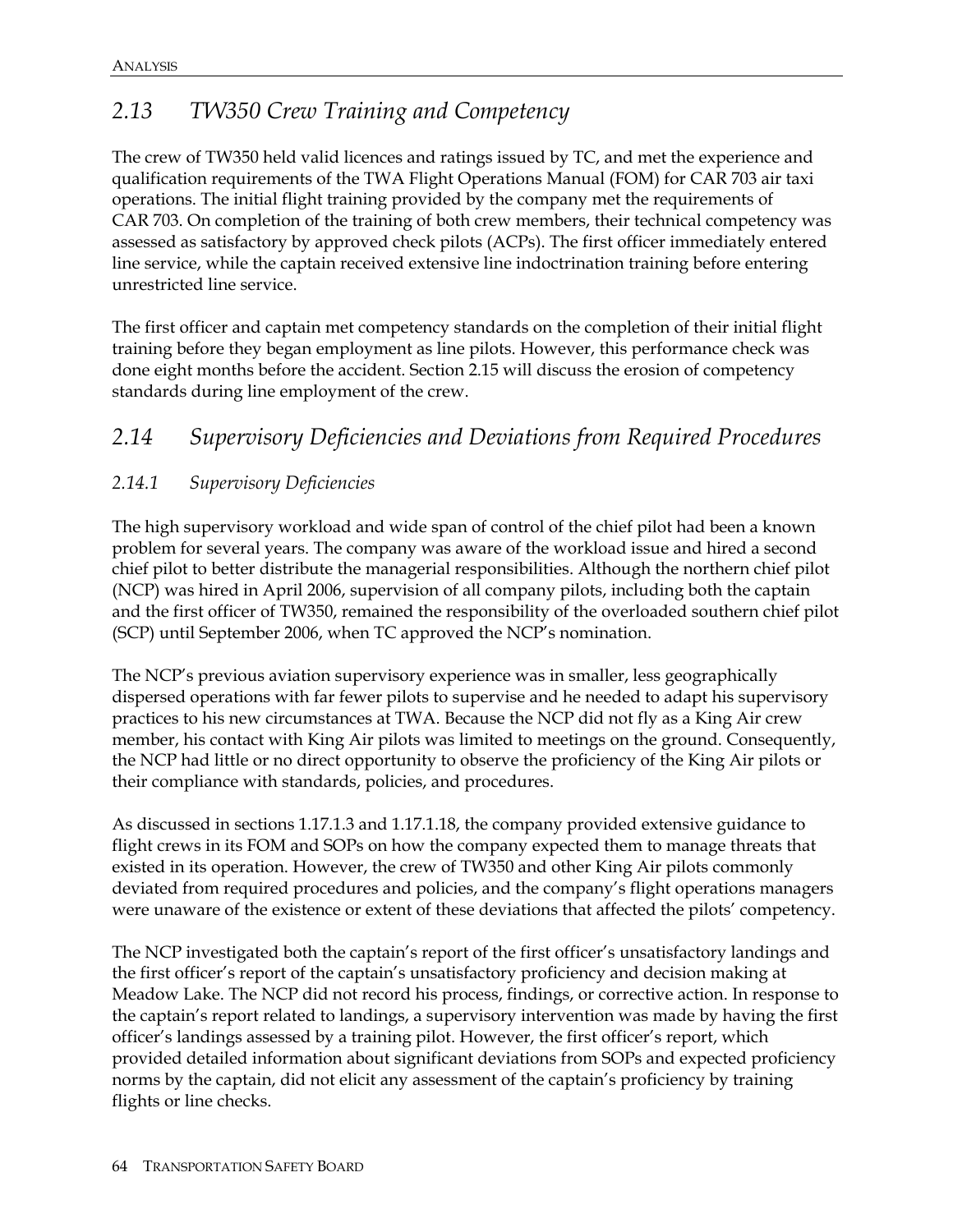## *2.13 TW350 Crew Training and Competency*

The crew of TW350 held valid licences and ratings issued by TC, and met the experience and qualification requirements of the TWA Flight Operations Manual (FOM) for CAR 703 air taxi operations. The initial flight training provided by the company met the requirements of CAR 703. On completion of the training of both crew members, their technical competency was assessed as satisfactory by approved check pilots (ACPs). The first officer immediately entered line service, while the captain received extensive line indoctrination training before entering unrestricted line service.

The first officer and captain met competency standards on the completion of their initial flight training before they began employment as line pilots. However, this performance check was done eight months before the accident. Section 2.15 will discuss the erosion of competency standards during line employment of the crew.

## *2.14 Supervisory Deficiencies and Deviations from Required Procedures*

### *2.14.1 Supervisory Deficiencies*

The high supervisory workload and wide span of control of the chief pilot had been a known problem for several years. The company was aware of the workload issue and hired a second chief pilot to better distribute the managerial responsibilities. Although the northern chief pilot (NCP) was hired in April 2006, supervision of all company pilots, including both the captain and the first officer of TW350, remained the responsibility of the overloaded southern chief pilot (SCP) until September 2006, when TC approved the NCP's nomination.

The NCP's previous aviation supervisory experience was in smaller, less geographically dispersed operations with far fewer pilots to supervise and he needed to adapt his supervisory practices to his new circumstances at TWA. Because the NCP did not fly as a King Air crew member, his contact with King Air pilots was limited to meetings on the ground. Consequently, the NCP had little or no direct opportunity to observe the proficiency of the King Air pilots or their compliance with standards, policies, and procedures.

As discussed in sections 1.17.1.3 and 1.17.1.18, the company provided extensive guidance to flight crews in its FOM and SOPs on how the company expected them to manage threats that existed in its operation. However, the crew of TW350 and other King Air pilots commonly deviated from required procedures and policies, and the company's flight operations managers were unaware of the existence or extent of these deviations that affected the pilots' competency.

The NCP investigated both the captain's report of the first officer's unsatisfactory landings and the first officer's report of the captain's unsatisfactory proficiency and decision making at Meadow Lake. The NCP did not record his process, findings, or corrective action. In response to the captain's report related to landings, a supervisory intervention was made by having the first officer's landings assessed by a training pilot. However, the first officer's report, which provided detailed information about significant deviations from SOPs and expected proficiency norms by the captain, did not elicit any assessment of the captain's proficiency by training flights or line checks.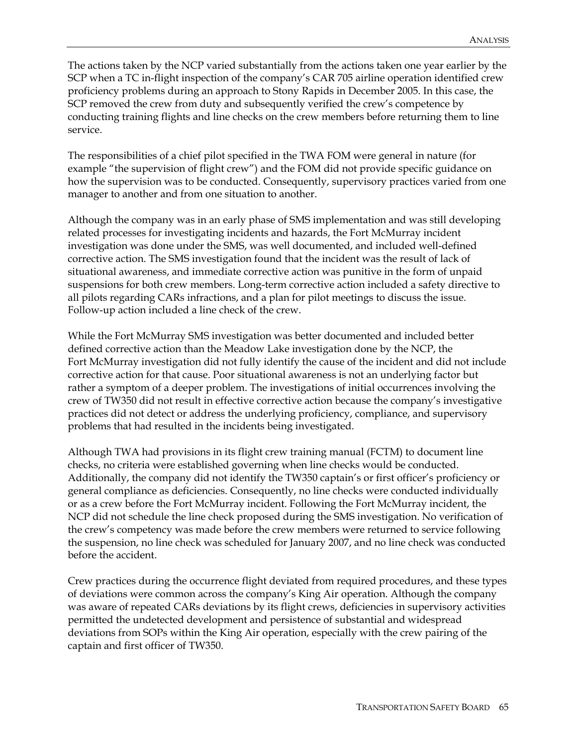The actions taken by the NCP varied substantially from the actions taken one year earlier by the SCP when a TC in-flight inspection of the company's CAR 705 airline operation identified crew proficiency problems during an approach to Stony Rapids in December 2005. In this case, the SCP removed the crew from duty and subsequently verified the crew's competence by conducting training flights and line checks on the crew members before returning them to line service.

The responsibilities of a chief pilot specified in the TWA FOM were general in nature (for example "the supervision of flight crew") and the FOM did not provide specific guidance on how the supervision was to be conducted. Consequently, supervisory practices varied from one manager to another and from one situation to another.

Although the company was in an early phase of SMS implementation and was still developing related processes for investigating incidents and hazards, the Fort McMurray incident investigation was done under the SMS, was well documented, and included well-defined corrective action. The SMS investigation found that the incident was the result of lack of situational awareness, and immediate corrective action was punitive in the form of unpaid suspensions for both crew members. Long-term corrective action included a safety directive to all pilots regarding CARs infractions, and a plan for pilot meetings to discuss the issue. Follow-up action included a line check of the crew.

While the Fort McMurray SMS investigation was better documented and included better defined corrective action than the Meadow Lake investigation done by the NCP, the Fort McMurray investigation did not fully identify the cause of the incident and did not include corrective action for that cause. Poor situational awareness is not an underlying factor but rather a symptom of a deeper problem. The investigations of initial occurrences involving the crew of TW350 did not result in effective corrective action because the company's investigative practices did not detect or address the underlying proficiency, compliance, and supervisory problems that had resulted in the incidents being investigated.

Although TWA had provisions in its flight crew training manual (FCTM) to document line checks, no criteria were established governing when line checks would be conducted. Additionally, the company did not identify the TW350 captain's or first officer's proficiency or general compliance as deficiencies. Consequently, no line checks were conducted individually or as a crew before the Fort McMurray incident. Following the Fort McMurray incident, the NCP did not schedule the line check proposed during the SMS investigation. No verification of the crew's competency was made before the crew members were returned to service following the suspension, no line check was scheduled for January 2007, and no line check was conducted before the accident.

Crew practices during the occurrence flight deviated from required procedures, and these types of deviations were common across the company's King Air operation. Although the company was aware of repeated CARs deviations by its flight crews, deficiencies in supervisory activities permitted the undetected development and persistence of substantial and widespread deviations from SOPs within the King Air operation, especially with the crew pairing of the captain and first officer of TW350.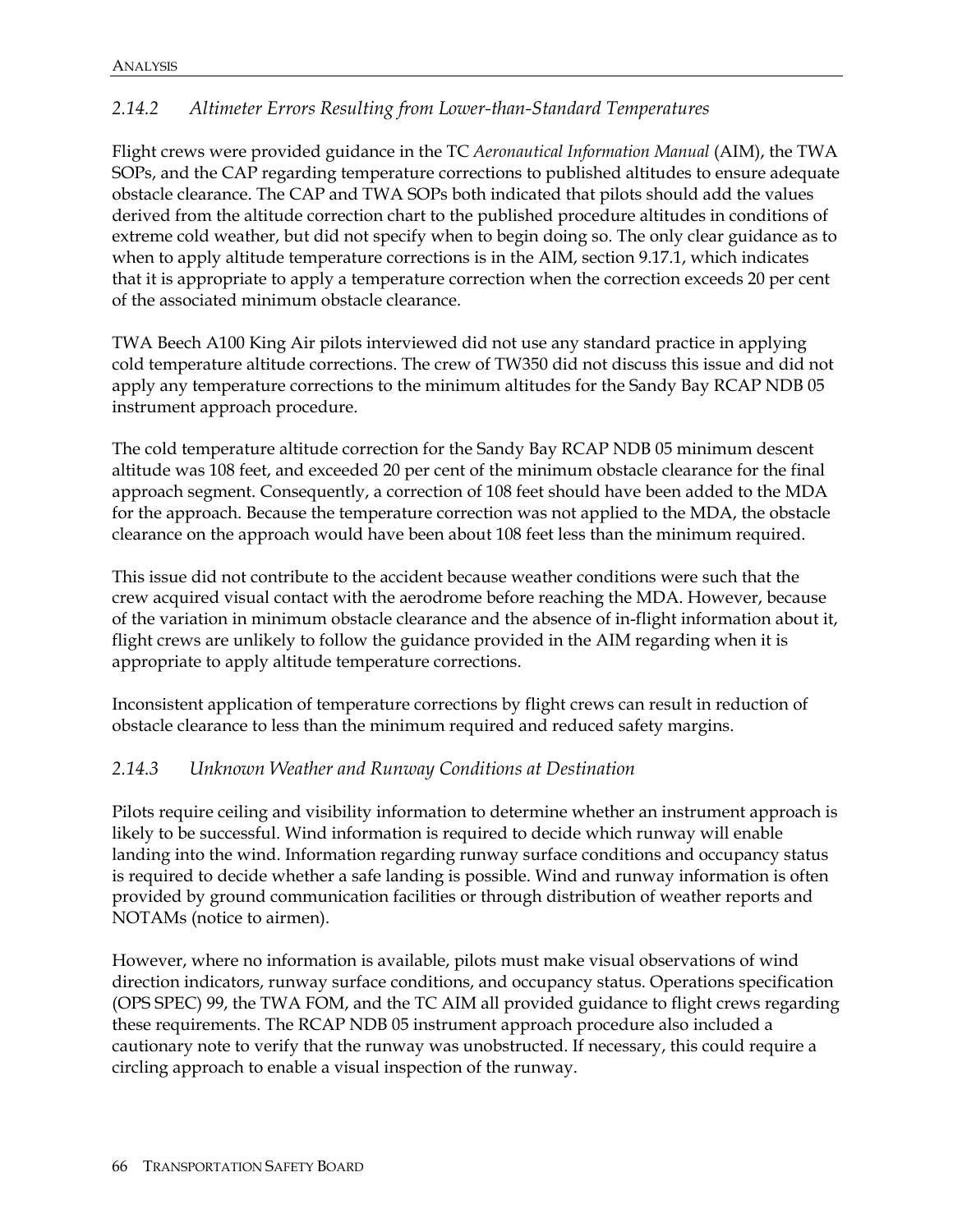### *2.14.2 Altimeter Errors Resulting from Lower-than-Standard Temperatures*

Flight crews were provided guidance in the TC *Aeronautical Information Manual* (AIM), the TWA SOPs, and the CAP regarding temperature corrections to published altitudes to ensure adequate obstacle clearance. The CAP and TWA SOPs both indicated that pilots should add the values derived from the altitude correction chart to the published procedure altitudes in conditions of extreme cold weather, but did not specify when to begin doing so. The only clear guidance as to when to apply altitude temperature corrections is in the AIM, section 9.17.1, which indicates that it is appropriate to apply a temperature correction when the correction exceeds 20 per cent of the associated minimum obstacle clearance.

TWA Beech A100 King Air pilots interviewed did not use any standard practice in applying cold temperature altitude corrections. The crew of TW350 did not discuss this issue and did not apply any temperature corrections to the minimum altitudes for the Sandy Bay RCAP NDB 05 instrument approach procedure.

The cold temperature altitude correction for the Sandy Bay RCAP NDB 05 minimum descent altitude was 108 feet, and exceeded 20 per cent of the minimum obstacle clearance for the final approach segment. Consequently, a correction of 108 feet should have been added to the MDA for the approach. Because the temperature correction was not applied to the MDA, the obstacle clearance on the approach would have been about 108 feet less than the minimum required.

This issue did not contribute to the accident because weather conditions were such that the crew acquired visual contact with the aerodrome before reaching the MDA. However, because of the variation in minimum obstacle clearance and the absence of in-flight information about it, flight crews are unlikely to follow the guidance provided in the AIM regarding when it is appropriate to apply altitude temperature corrections.

Inconsistent application of temperature corrections by flight crews can result in reduction of obstacle clearance to less than the minimum required and reduced safety margins.

### *2.14.3 Unknown Weather and Runway Conditions at Destination*

Pilots require ceiling and visibility information to determine whether an instrument approach is likely to be successful. Wind information is required to decide which runway will enable landing into the wind. Information regarding runway surface conditions and occupancy status is required to decide whether a safe landing is possible. Wind and runway information is often provided by ground communication facilities or through distribution of weather reports and NOTAMs (notice to airmen).

However, where no information is available, pilots must make visual observations of wind direction indicators, runway surface conditions, and occupancy status. Operations specification (OPS SPEC) 99, the TWA FOM, and the TC AIM all provided guidance to flight crews regarding these requirements. The RCAP NDB 05 instrument approach procedure also included a cautionary note to verify that the runway was unobstructed. If necessary, this could require a circling approach to enable a visual inspection of the runway.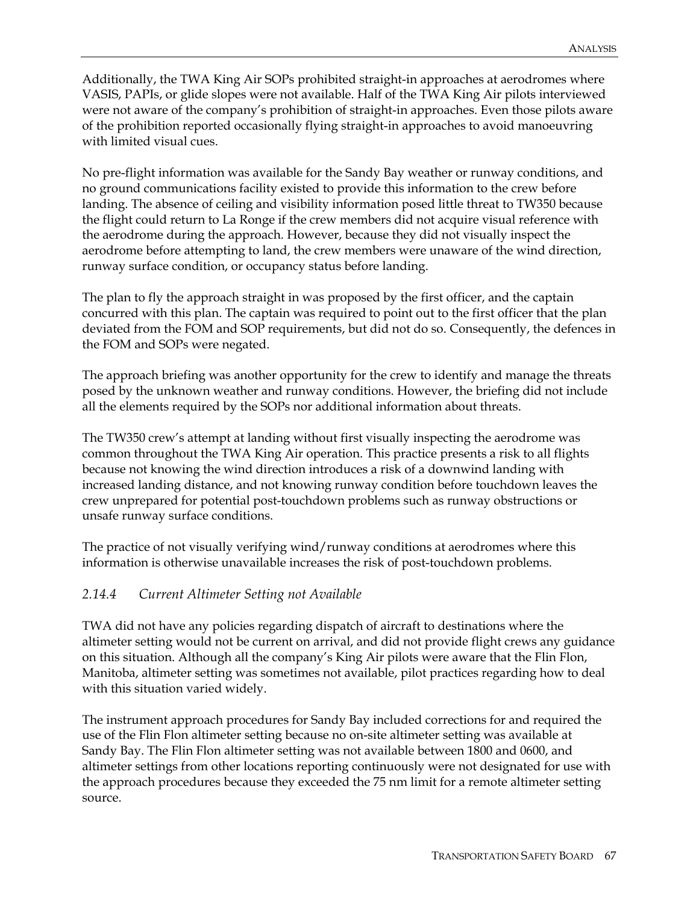Additionally, the TWA King Air SOPs prohibited straight-in approaches at aerodromes where VASIS, PAPIs, or glide slopes were not available. Half of the TWA King Air pilots interviewed were not aware of the company's prohibition of straight-in approaches. Even those pilots aware of the prohibition reported occasionally flying straight-in approaches to avoid manoeuvring with limited visual cues.

No pre-flight information was available for the Sandy Bay weather or runway conditions, and no ground communications facility existed to provide this information to the crew before landing. The absence of ceiling and visibility information posed little threat to TW350 because the flight could return to La Ronge if the crew members did not acquire visual reference with the aerodrome during the approach. However, because they did not visually inspect the aerodrome before attempting to land, the crew members were unaware of the wind direction, runway surface condition, or occupancy status before landing.

The plan to fly the approach straight in was proposed by the first officer, and the captain concurred with this plan. The captain was required to point out to the first officer that the plan deviated from the FOM and SOP requirements, but did not do so. Consequently, the defences in the FOM and SOPs were negated.

The approach briefing was another opportunity for the crew to identify and manage the threats posed by the unknown weather and runway conditions. However, the briefing did not include all the elements required by the SOPs nor additional information about threats.

The TW350 crew's attempt at landing without first visually inspecting the aerodrome was common throughout the TWA King Air operation. This practice presents a risk to all flights because not knowing the wind direction introduces a risk of a downwind landing with increased landing distance, and not knowing runway condition before touchdown leaves the crew unprepared for potential post-touchdown problems such as runway obstructions or unsafe runway surface conditions.

The practice of not visually verifying wind/runway conditions at aerodromes where this information is otherwise unavailable increases the risk of post-touchdown problems.

### *2.14.4 Current Altimeter Setting not Available*

TWA did not have any policies regarding dispatch of aircraft to destinations where the altimeter setting would not be current on arrival, and did not provide flight crews any guidance on this situation. Although all the company's King Air pilots were aware that the Flin Flon, Manitoba, altimeter setting was sometimes not available, pilot practices regarding how to deal with this situation varied widely.

The instrument approach procedures for Sandy Bay included corrections for and required the use of the Flin Flon altimeter setting because no on-site altimeter setting was available at Sandy Bay. The Flin Flon altimeter setting was not available between 1800 and 0600, and altimeter settings from other locations reporting continuously were not designated for use with the approach procedures because they exceeded the 75 nm limit for a remote altimeter setting source.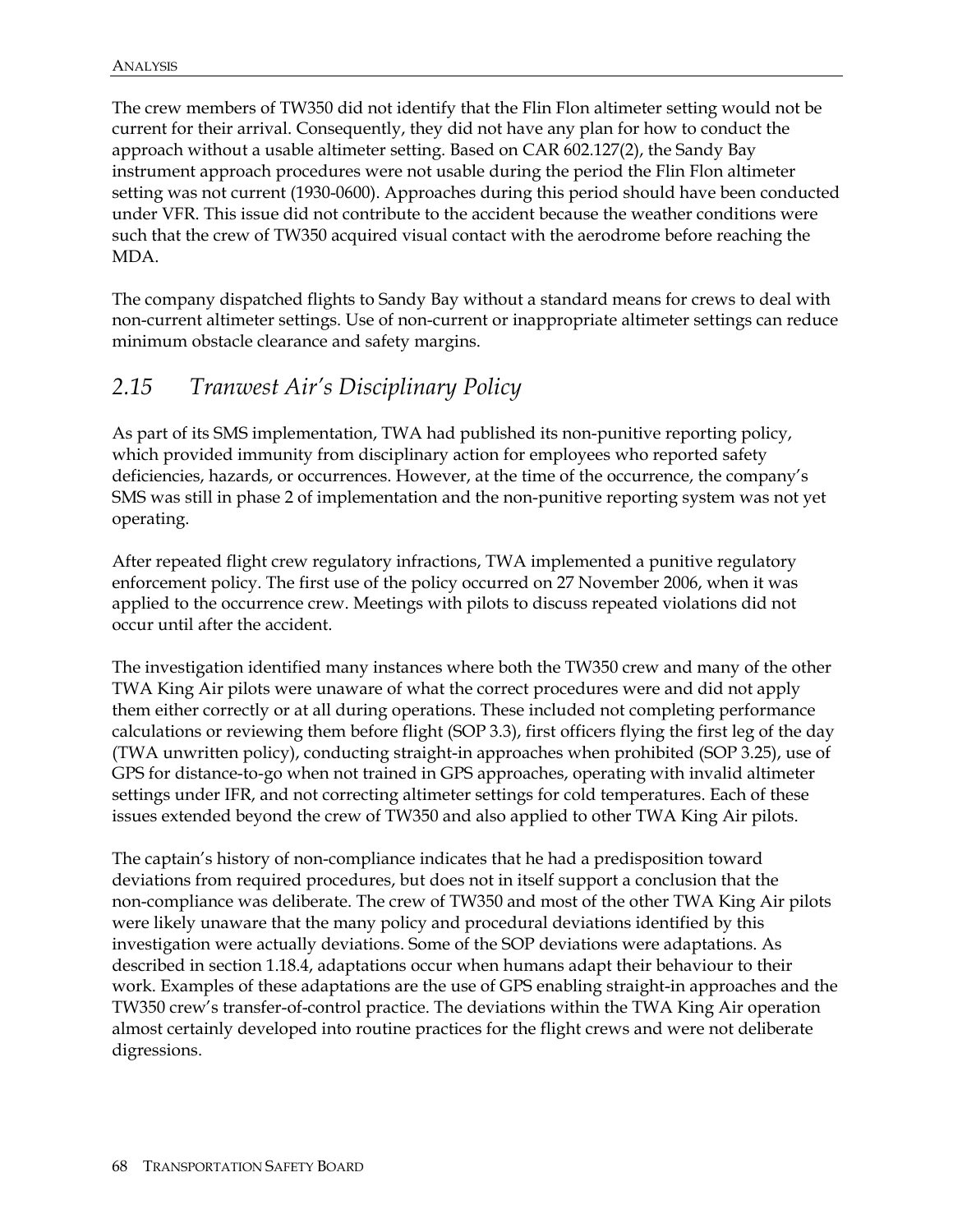The crew members of TW350 did not identify that the Flin Flon altimeter setting would not be current for their arrival. Consequently, they did not have any plan for how to conduct the approach without a usable altimeter setting. Based on CAR 602.127(2), the Sandy Bay instrument approach procedures were not usable during the period the Flin Flon altimeter setting was not current (1930-0600). Approaches during this period should have been conducted under VFR. This issue did not contribute to the accident because the weather conditions were such that the crew of TW350 acquired visual contact with the aerodrome before reaching the MDA.

The company dispatched flights to Sandy Bay without a standard means for crews to deal with non-current altimeter settings. Use of non-current or inappropriate altimeter settings can reduce minimum obstacle clearance and safety margins.

## *2.15 Tranwest Air's Disciplinary Policy*

As part of its SMS implementation, TWA had published its non-punitive reporting policy, which provided immunity from disciplinary action for employees who reported safety deficiencies, hazards, or occurrences. However, at the time of the occurrence, the company's SMS was still in phase 2 of implementation and the non-punitive reporting system was not yet operating.

After repeated flight crew regulatory infractions, TWA implemented a punitive regulatory enforcement policy. The first use of the policy occurred on 27 November 2006, when it was applied to the occurrence crew. Meetings with pilots to discuss repeated violations did not occur until after the accident.

The investigation identified many instances where both the TW350 crew and many of the other TWA King Air pilots were unaware of what the correct procedures were and did not apply them either correctly or at all during operations. These included not completing performance calculations or reviewing them before flight (SOP 3.3), first officers flying the first leg of the day (TWA unwritten policy), conducting straight-in approaches when prohibited (SOP 3.25), use of GPS for distance-to-go when not trained in GPS approaches, operating with invalid altimeter settings under IFR, and not correcting altimeter settings for cold temperatures. Each of these issues extended beyond the crew of TW350 and also applied to other TWA King Air pilots.

The captain's history of non-compliance indicates that he had a predisposition toward deviations from required procedures, but does not in itself support a conclusion that the non-compliance was deliberate. The crew of TW350 and most of the other TWA King Air pilots were likely unaware that the many policy and procedural deviations identified by this investigation were actually deviations. Some of the SOP deviations were adaptations. As described in section 1.18.4, adaptations occur when humans adapt their behaviour to their work. Examples of these adaptations are the use of GPS enabling straight-in approaches and the TW350 crew's transfer-of-control practice. The deviations within the TWA King Air operation almost certainly developed into routine practices for the flight crews and were not deliberate digressions.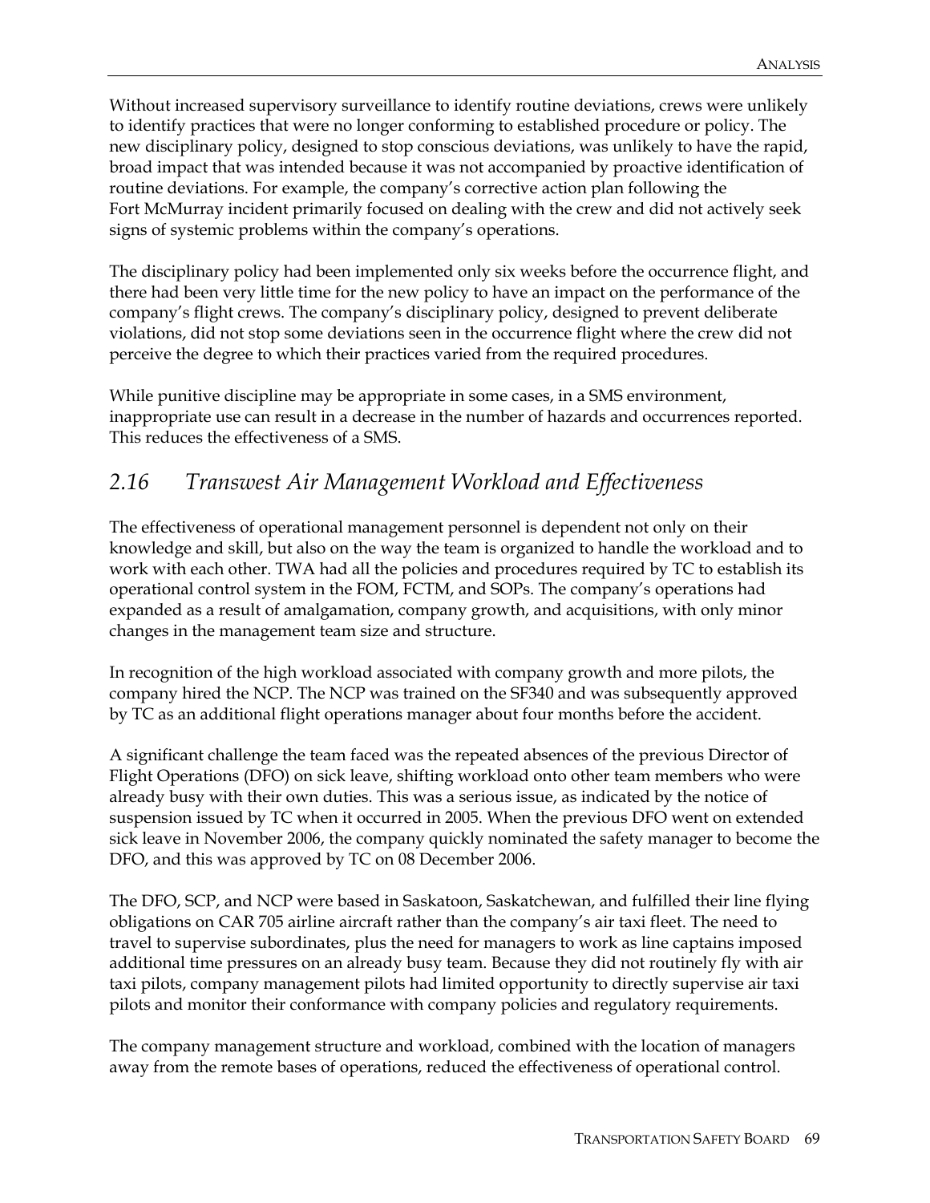Without increased supervisory surveillance to identify routine deviations, crews were unlikely to identify practices that were no longer conforming to established procedure or policy. The new disciplinary policy, designed to stop conscious deviations, was unlikely to have the rapid, broad impact that was intended because it was not accompanied by proactive identification of routine deviations. For example, the company's corrective action plan following the Fort McMurray incident primarily focused on dealing with the crew and did not actively seek signs of systemic problems within the company's operations.

The disciplinary policy had been implemented only six weeks before the occurrence flight, and there had been very little time for the new policy to have an impact on the performance of the company's flight crews. The company's disciplinary policy, designed to prevent deliberate violations, did not stop some deviations seen in the occurrence flight where the crew did not perceive the degree to which their practices varied from the required procedures.

While punitive discipline may be appropriate in some cases, in a SMS environment, inappropriate use can result in a decrease in the number of hazards and occurrences reported. This reduces the effectiveness of a SMS.

## *2.16 Transwest Air Management Workload and Effectiveness*

The effectiveness of operational management personnel is dependent not only on their knowledge and skill, but also on the way the team is organized to handle the workload and to work with each other. TWA had all the policies and procedures required by TC to establish its operational control system in the FOM, FCTM, and SOPs. The company's operations had expanded as a result of amalgamation, company growth, and acquisitions, with only minor changes in the management team size and structure.

In recognition of the high workload associated with company growth and more pilots, the company hired the NCP. The NCP was trained on the SF340 and was subsequently approved by TC as an additional flight operations manager about four months before the accident.

A significant challenge the team faced was the repeated absences of the previous Director of Flight Operations (DFO) on sick leave, shifting workload onto other team members who were already busy with their own duties. This was a serious issue, as indicated by the notice of suspension issued by TC when it occurred in 2005. When the previous DFO went on extended sick leave in November 2006, the company quickly nominated the safety manager to become the DFO, and this was approved by TC on 08 December 2006.

The DFO, SCP, and NCP were based in Saskatoon, Saskatchewan, and fulfilled their line flying obligations on CAR 705 airline aircraft rather than the company's air taxi fleet. The need to travel to supervise subordinates, plus the need for managers to work as line captains imposed additional time pressures on an already busy team. Because they did not routinely fly with air taxi pilots, company management pilots had limited opportunity to directly supervise air taxi pilots and monitor their conformance with company policies and regulatory requirements.

The company management structure and workload, combined with the location of managers away from the remote bases of operations, reduced the effectiveness of operational control.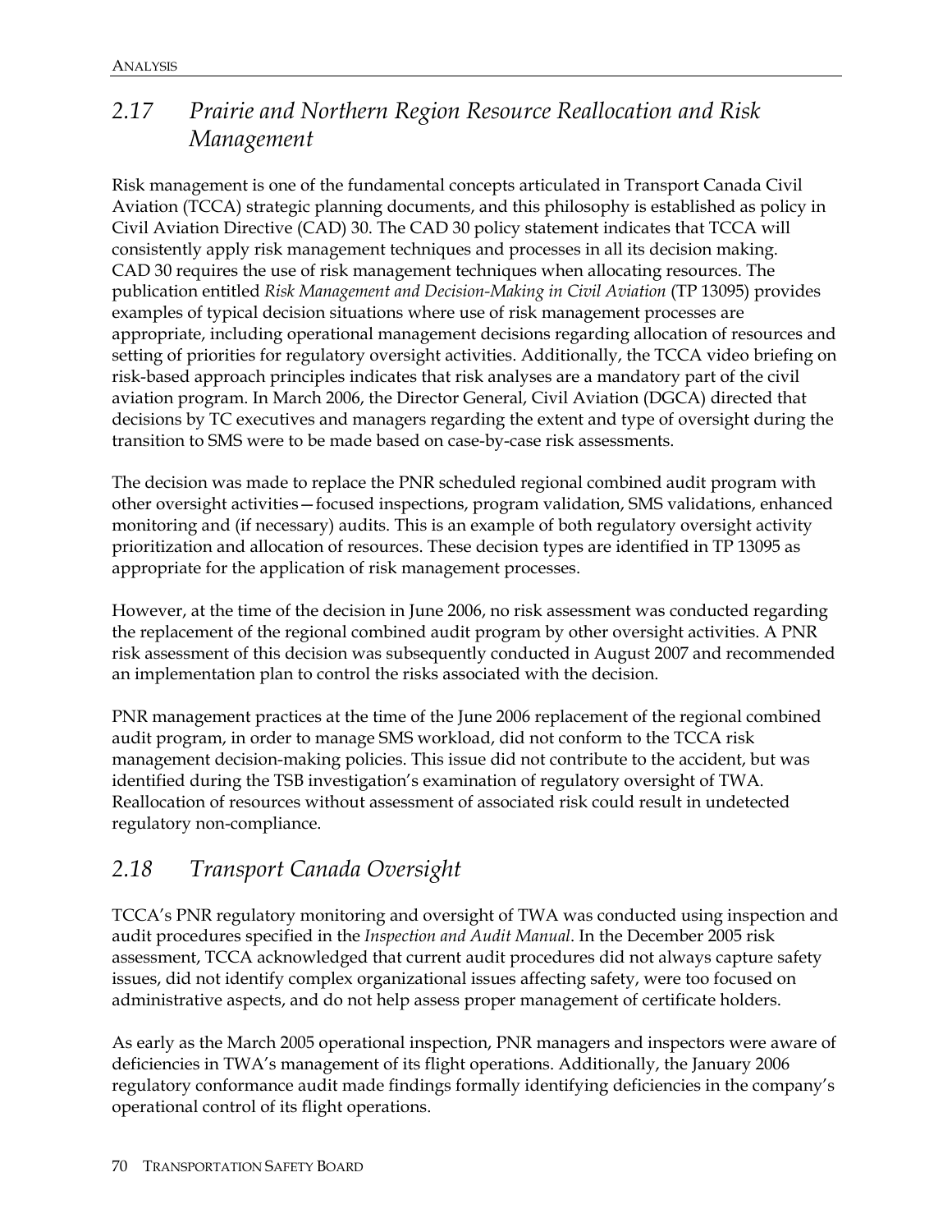## *2.17 Prairie and Northern Region Resource Reallocation and Risk Management*

Risk management is one of the fundamental concepts articulated in Transport Canada Civil Aviation (TCCA) strategic planning documents, and this philosophy is established as policy in Civil Aviation Directive (CAD) 30. The CAD 30 policy statement indicates that TCCA will consistently apply risk management techniques and processes in all its decision making. CAD 30 requires the use of risk management techniques when allocating resources. The publication entitled *Risk Management and Decision-Making in Civil Aviation* (TP 13095) provides examples of typical decision situations where use of risk management processes are appropriate, including operational management decisions regarding allocation of resources and setting of priorities for regulatory oversight activities. Additionally, the TCCA video briefing on risk-based approach principles indicates that risk analyses are a mandatory part of the civil aviation program. In March 2006, the Director General, Civil Aviation (DGCA) directed that decisions by TC executives and managers regarding the extent and type of oversight during the transition to SMS were to be made based on case-by-case risk assessments.

The decision was made to replace the PNR scheduled regional combined audit program with other oversight activities—focused inspections, program validation, SMS validations, enhanced monitoring and (if necessary) audits. This is an example of both regulatory oversight activity prioritization and allocation of resources. These decision types are identified in TP 13095 as appropriate for the application of risk management processes.

However, at the time of the decision in June 2006, no risk assessment was conducted regarding the replacement of the regional combined audit program by other oversight activities. A PNR risk assessment of this decision was subsequently conducted in August 2007 and recommended an implementation plan to control the risks associated with the decision.

PNR management practices at the time of the June 2006 replacement of the regional combined audit program, in order to manage SMS workload, did not conform to the TCCA risk management decision-making policies. This issue did not contribute to the accident, but was identified during the TSB investigation's examination of regulatory oversight of TWA. Reallocation of resources without assessment of associated risk could result in undetected regulatory non-compliance.

## *2.18 Transport Canada Oversight*

TCCA's PNR regulatory monitoring and oversight of TWA was conducted using inspection and audit procedures specified in the *Inspection and Audit Manual*. In the December 2005 risk assessment, TCCA acknowledged that current audit procedures did not always capture safety issues, did not identify complex organizational issues affecting safety, were too focused on administrative aspects, and do not help assess proper management of certificate holders.

As early as the March 2005 operational inspection, PNR managers and inspectors were aware of deficiencies in TWA's management of its flight operations. Additionally, the January 2006 regulatory conformance audit made findings formally identifying deficiencies in the company's operational control of its flight operations.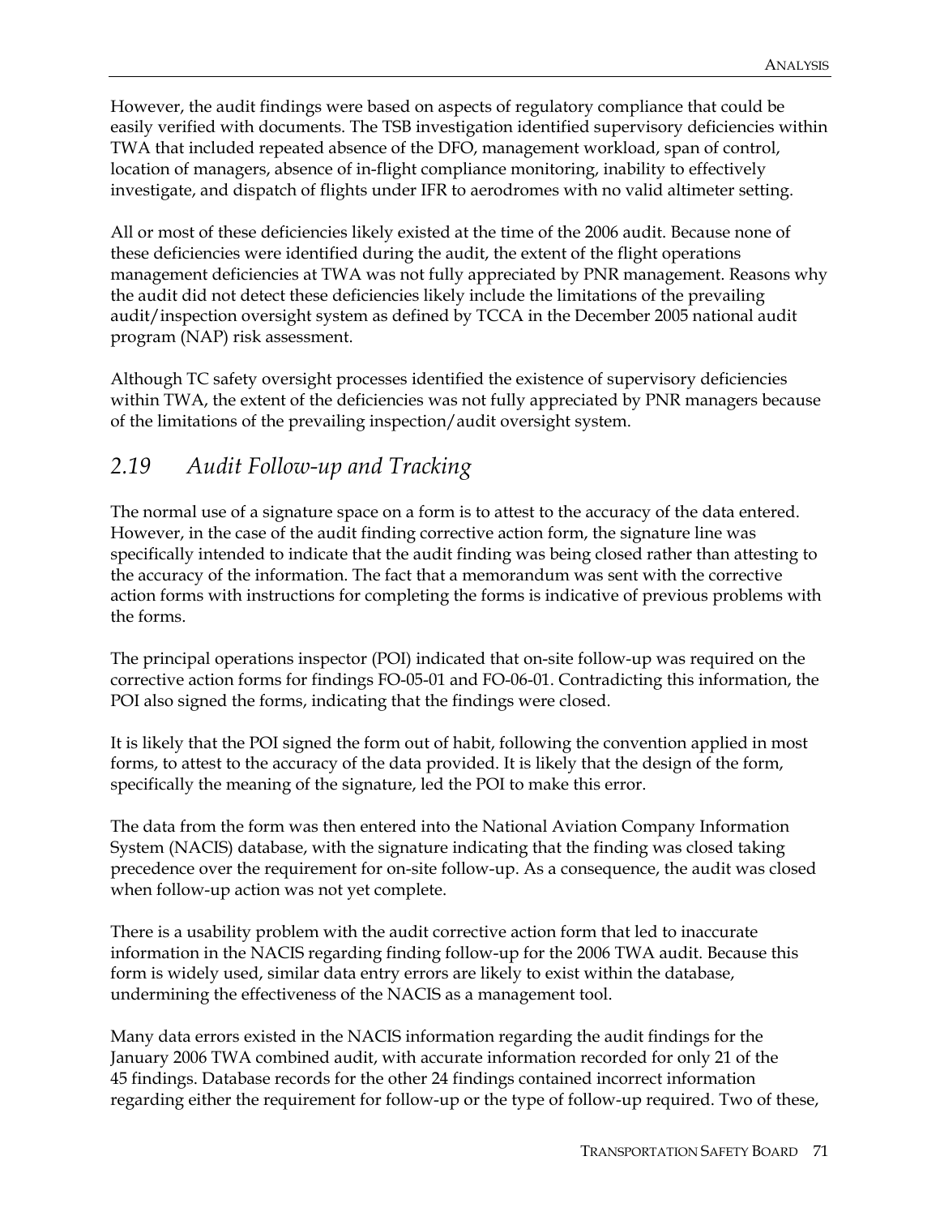However, the audit findings were based on aspects of regulatory compliance that could be easily verified with documents. The TSB investigation identified supervisory deficiencies within TWA that included repeated absence of the DFO, management workload, span of control, location of managers, absence of in-flight compliance monitoring, inability to effectively investigate, and dispatch of flights under IFR to aerodromes with no valid altimeter setting.

All or most of these deficiencies likely existed at the time of the 2006 audit. Because none of these deficiencies were identified during the audit, the extent of the flight operations management deficiencies at TWA was not fully appreciated by PNR management. Reasons why the audit did not detect these deficiencies likely include the limitations of the prevailing audit/inspection oversight system as defined by TCCA in the December 2005 national audit program (NAP) risk assessment.

Although TC safety oversight processes identified the existence of supervisory deficiencies within TWA, the extent of the deficiencies was not fully appreciated by PNR managers because of the limitations of the prevailing inspection/audit oversight system.

## *2.19 Audit Follow-up and Tracking*

The normal use of a signature space on a form is to attest to the accuracy of the data entered. However, in the case of the audit finding corrective action form, the signature line was specifically intended to indicate that the audit finding was being closed rather than attesting to the accuracy of the information. The fact that a memorandum was sent with the corrective action forms with instructions for completing the forms is indicative of previous problems with the forms.

The principal operations inspector (POI) indicated that on-site follow-up was required on the corrective action forms for findings FO-05-01 and FO-06-01. Contradicting this information, the POI also signed the forms, indicating that the findings were closed.

It is likely that the POI signed the form out of habit, following the convention applied in most forms, to attest to the accuracy of the data provided. It is likely that the design of the form, specifically the meaning of the signature, led the POI to make this error.

The data from the form was then entered into the National Aviation Company Information System (NACIS) database, with the signature indicating that the finding was closed taking precedence over the requirement for on-site follow-up. As a consequence, the audit was closed when follow-up action was not yet complete.

There is a usability problem with the audit corrective action form that led to inaccurate information in the NACIS regarding finding follow-up for the 2006 TWA audit. Because this form is widely used, similar data entry errors are likely to exist within the database, undermining the effectiveness of the NACIS as a management tool.

Many data errors existed in the NACIS information regarding the audit findings for the January 2006 TWA combined audit, with accurate information recorded for only 21 of the 45 findings. Database records for the other 24 findings contained incorrect information regarding either the requirement for follow-up or the type of follow-up required. Two of these,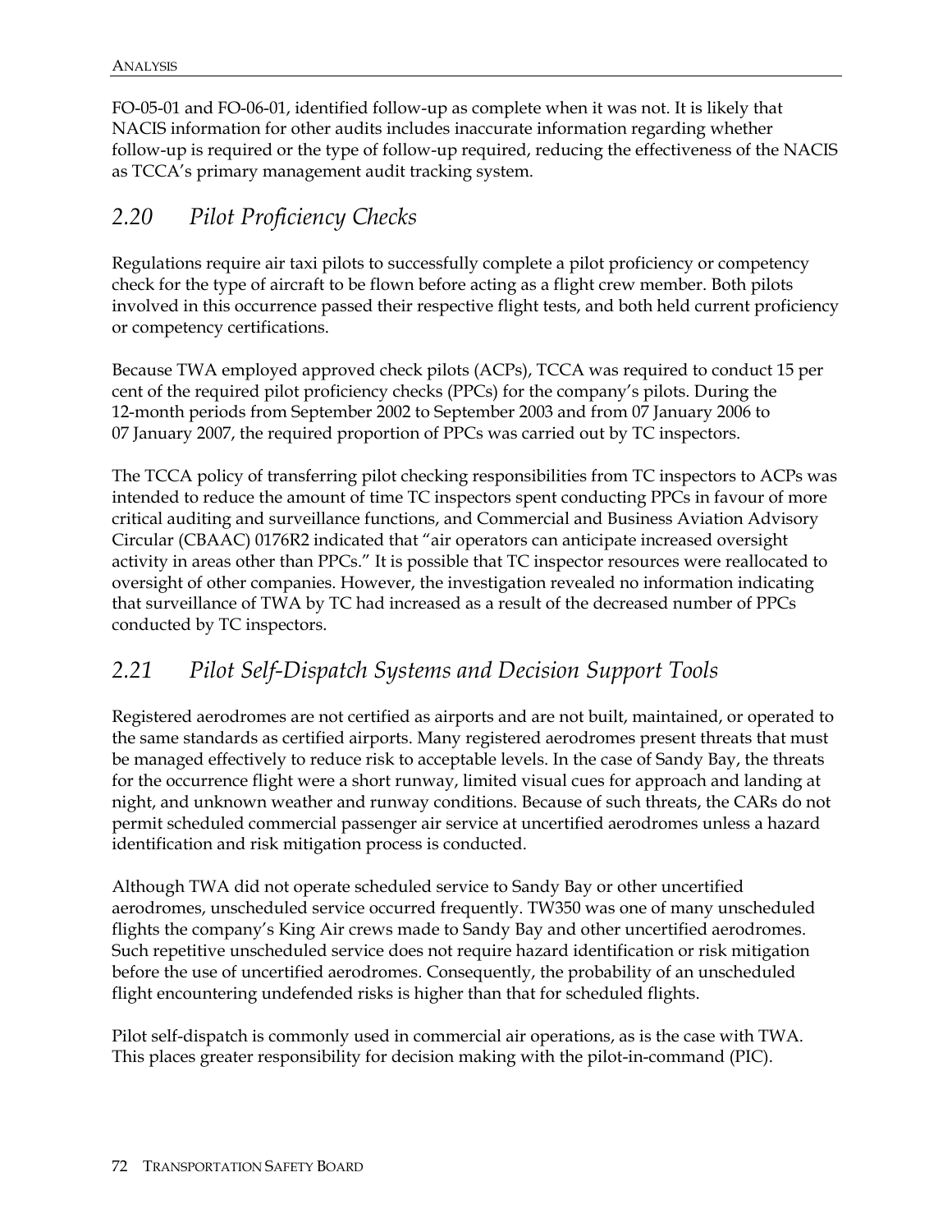FO-05-01 and FO-06-01, identified follow-up as complete when it was not. It is likely that NACIS information for other audits includes inaccurate information regarding whether follow-up is required or the type of follow-up required, reducing the effectiveness of the NACIS as TCCA's primary management audit tracking system.

## *2.20 Pilot Proficiency Checks*

Regulations require air taxi pilots to successfully complete a pilot proficiency or competency check for the type of aircraft to be flown before acting as a flight crew member. Both pilots involved in this occurrence passed their respective flight tests, and both held current proficiency or competency certifications.

Because TWA employed approved check pilots (ACPs), TCCA was required to conduct 15 per cent of the required pilot proficiency checks (PPCs) for the company's pilots. During the 12-month periods from September 2002 to September 2003 and from 07 January 2006 to 07 January 2007, the required proportion of PPCs was carried out by TC inspectors.

The TCCA policy of transferring pilot checking responsibilities from TC inspectors to ACPs was intended to reduce the amount of time TC inspectors spent conducting PPCs in favour of more critical auditing and surveillance functions, and Commercial and Business Aviation Advisory Circular (CBAAC) 0176R2 indicated that "air operators can anticipate increased oversight activity in areas other than PPCs." It is possible that TC inspector resources were reallocated to oversight of other companies. However, the investigation revealed no information indicating that surveillance of TWA by TC had increased as a result of the decreased number of PPCs conducted by TC inspectors.

## *2.21 Pilot Self-Dispatch Systems and Decision Support Tools*

Registered aerodromes are not certified as airports and are not built, maintained, or operated to the same standards as certified airports. Many registered aerodromes present threats that must be managed effectively to reduce risk to acceptable levels. In the case of Sandy Bay, the threats for the occurrence flight were a short runway, limited visual cues for approach and landing at night, and unknown weather and runway conditions. Because of such threats, the CARs do not permit scheduled commercial passenger air service at uncertified aerodromes unless a hazard identification and risk mitigation process is conducted.

Although TWA did not operate scheduled service to Sandy Bay or other uncertified aerodromes, unscheduled service occurred frequently. TW350 was one of many unscheduled flights the company's King Air crews made to Sandy Bay and other uncertified aerodromes. Such repetitive unscheduled service does not require hazard identification or risk mitigation before the use of uncertified aerodromes. Consequently, the probability of an unscheduled flight encountering undefended risks is higher than that for scheduled flights.

Pilot self-dispatch is commonly used in commercial air operations, as is the case with TWA. This places greater responsibility for decision making with the pilot-in-command (PIC).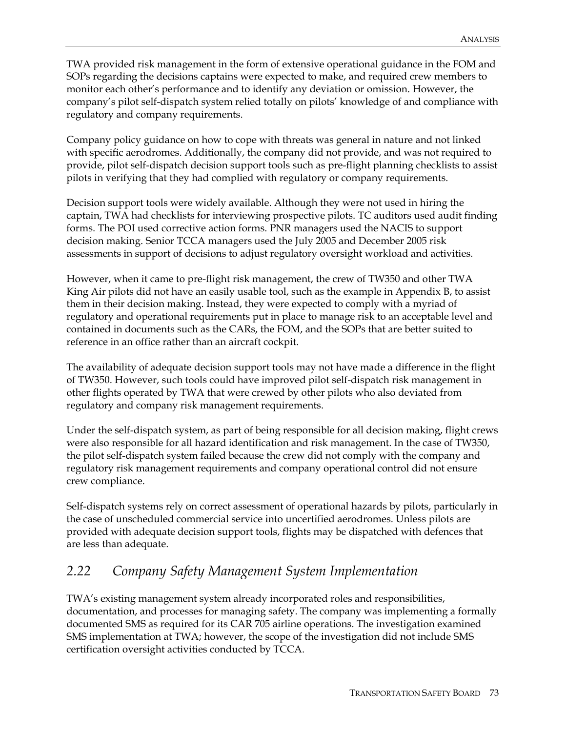TWA provided risk management in the form of extensive operational guidance in the FOM and SOPs regarding the decisions captains were expected to make, and required crew members to monitor each other's performance and to identify any deviation or omission. However, the company's pilot self-dispatch system relied totally on pilots' knowledge of and compliance with regulatory and company requirements.

Company policy guidance on how to cope with threats was general in nature and not linked with specific aerodromes. Additionally, the company did not provide, and was not required to provide, pilot self-dispatch decision support tools such as pre-flight planning checklists to assist pilots in verifying that they had complied with regulatory or company requirements.

Decision support tools were widely available. Although they were not used in hiring the captain, TWA had checklists for interviewing prospective pilots. TC auditors used audit finding forms. The POI used corrective action forms. PNR managers used the NACIS to support decision making. Senior TCCA managers used the July 2005 and December 2005 risk assessments in support of decisions to adjust regulatory oversight workload and activities.

However, when it came to pre-flight risk management, the crew of TW350 and other TWA King Air pilots did not have an easily usable tool, such as the example in Appendix B, to assist them in their decision making. Instead, they were expected to comply with a myriad of regulatory and operational requirements put in place to manage risk to an acceptable level and contained in documents such as the CARs, the FOM, and the SOPs that are better suited to reference in an office rather than an aircraft cockpit.

The availability of adequate decision support tools may not have made a difference in the flight of TW350. However, such tools could have improved pilot self-dispatch risk management in other flights operated by TWA that were crewed by other pilots who also deviated from regulatory and company risk management requirements.

Under the self-dispatch system, as part of being responsible for all decision making, flight crews were also responsible for all hazard identification and risk management. In the case of TW350, the pilot self-dispatch system failed because the crew did not comply with the company and regulatory risk management requirements and company operational control did not ensure crew compliance.

Self-dispatch systems rely on correct assessment of operational hazards by pilots, particularly in the case of unscheduled commercial service into uncertified aerodromes. Unless pilots are provided with adequate decision support tools, flights may be dispatched with defences that are less than adequate.

## *2.22 Company Safety Management System Implementation*

TWA's existing management system already incorporated roles and responsibilities, documentation, and processes for managing safety. The company was implementing a formally documented SMS as required for its CAR 705 airline operations. The investigation examined SMS implementation at TWA; however, the scope of the investigation did not include SMS certification oversight activities conducted by TCCA.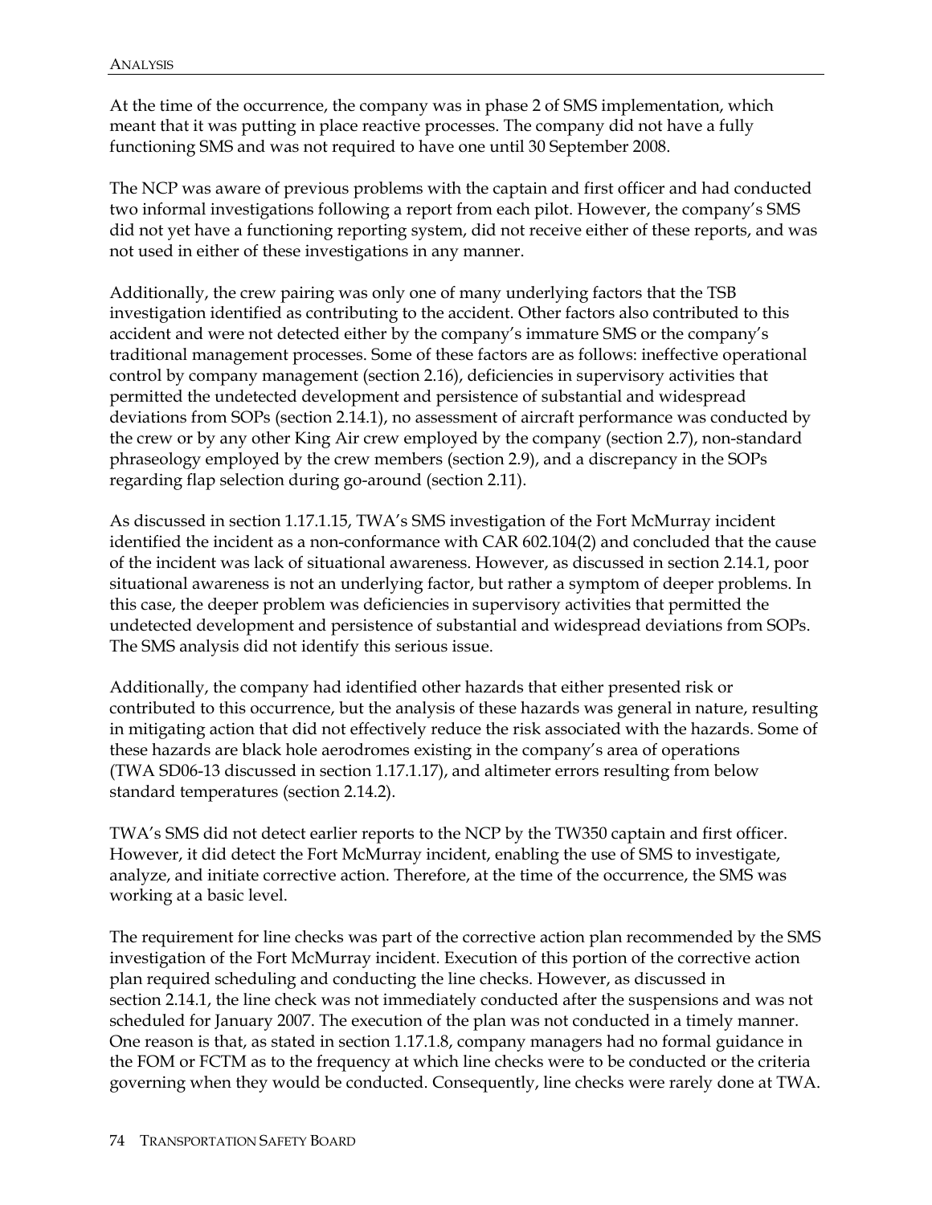At the time of the occurrence, the company was in phase 2 of SMS implementation, which meant that it was putting in place reactive processes. The company did not have a fully functioning SMS and was not required to have one until 30 September 2008.

The NCP was aware of previous problems with the captain and first officer and had conducted two informal investigations following a report from each pilot. However, the company's SMS did not yet have a functioning reporting system, did not receive either of these reports, and was not used in either of these investigations in any manner.

Additionally, the crew pairing was only one of many underlying factors that the TSB investigation identified as contributing to the accident. Other factors also contributed to this accident and were not detected either by the company's immature SMS or the company's traditional management processes. Some of these factors are as follows: ineffective operational control by company management (section 2.16), deficiencies in supervisory activities that permitted the undetected development and persistence of substantial and widespread deviations from SOPs (section 2.14.1), no assessment of aircraft performance was conducted by the crew or by any other King Air crew employed by the company (section 2.7), non-standard phraseology employed by the crew members (section 2.9), and a discrepancy in the SOPs regarding flap selection during go-around (section 2.11).

As discussed in section 1.17.1.15, TWA's SMS investigation of the Fort McMurray incident identified the incident as a non-conformance with CAR 602.104(2) and concluded that the cause of the incident was lack of situational awareness. However, as discussed in section 2.14.1, poor situational awareness is not an underlying factor, but rather a symptom of deeper problems. In this case, the deeper problem was deficiencies in supervisory activities that permitted the undetected development and persistence of substantial and widespread deviations from SOPs. The SMS analysis did not identify this serious issue.

Additionally, the company had identified other hazards that either presented risk or contributed to this occurrence, but the analysis of these hazards was general in nature, resulting in mitigating action that did not effectively reduce the risk associated with the hazards. Some of these hazards are black hole aerodromes existing in the company's area of operations (TWA SD06-13 discussed in section 1.17.1.17), and altimeter errors resulting from below standard temperatures (section 2.14.2).

TWA's SMS did not detect earlier reports to the NCP by the TW350 captain and first officer. However, it did detect the Fort McMurray incident, enabling the use of SMS to investigate, analyze, and initiate corrective action. Therefore, at the time of the occurrence, the SMS was working at a basic level.

The requirement for line checks was part of the corrective action plan recommended by the SMS investigation of the Fort McMurray incident. Execution of this portion of the corrective action plan required scheduling and conducting the line checks. However, as discussed in section 2.14.1, the line check was not immediately conducted after the suspensions and was not scheduled for January 2007. The execution of the plan was not conducted in a timely manner. One reason is that, as stated in section 1.17.1.8, company managers had no formal guidance in the FOM or FCTM as to the frequency at which line checks were to be conducted or the criteria governing when they would be conducted. Consequently, line checks were rarely done at TWA.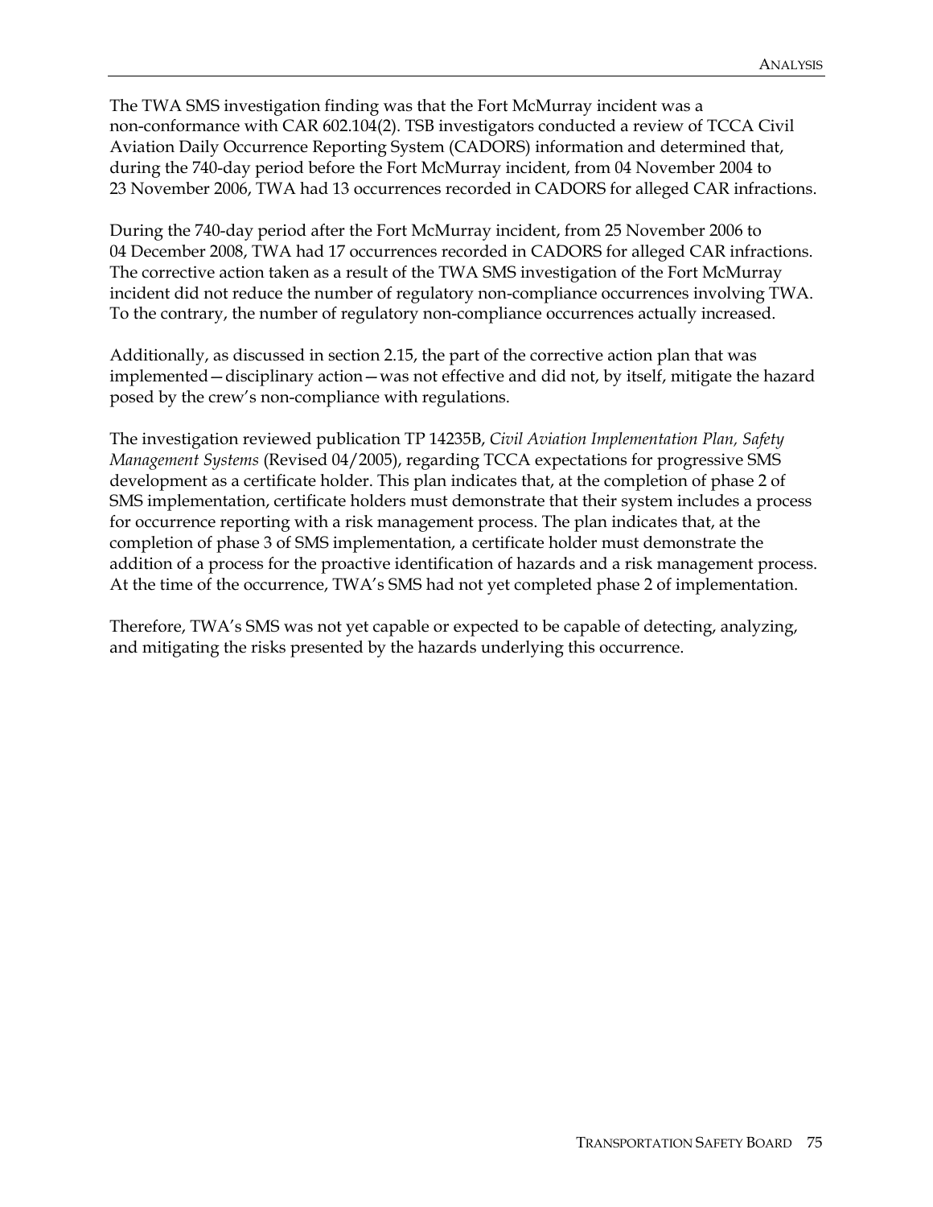The TWA SMS investigation finding was that the Fort McMurray incident was a non-conformance with CAR 602.104(2). TSB investigators conducted a review of TCCA Civil Aviation Daily Occurrence Reporting System (CADORS) information and determined that, during the 740-day period before the Fort McMurray incident, from 04 November 2004 to 23 November 2006, TWA had 13 occurrences recorded in CADORS for alleged CAR infractions.

During the 740-day period after the Fort McMurray incident, from 25 November 2006 to 04 December 2008, TWA had 17 occurrences recorded in CADORS for alleged CAR infractions. The corrective action taken as a result of the TWA SMS investigation of the Fort McMurray incident did not reduce the number of regulatory non-compliance occurrences involving TWA. To the contrary, the number of regulatory non-compliance occurrences actually increased.

Additionally, as discussed in section 2.15, the part of the corrective action plan that was implemented—disciplinary action—was not effective and did not, by itself, mitigate the hazard posed by the crew's non-compliance with regulations.

The investigation reviewed publication TP 14235B, *Civil Aviation Implementation Plan, Safety Management Systems* (Revised 04/2005), regarding TCCA expectations for progressive SMS development as a certificate holder. This plan indicates that, at the completion of phase 2 of SMS implementation, certificate holders must demonstrate that their system includes a process for occurrence reporting with a risk management process. The plan indicates that, at the completion of phase 3 of SMS implementation, a certificate holder must demonstrate the addition of a process for the proactive identification of hazards and a risk management process. At the time of the occurrence, TWA's SMS had not yet completed phase 2 of implementation.

Therefore, TWA's SMS was not yet capable or expected to be capable of detecting, analyzing, and mitigating the risks presented by the hazards underlying this occurrence.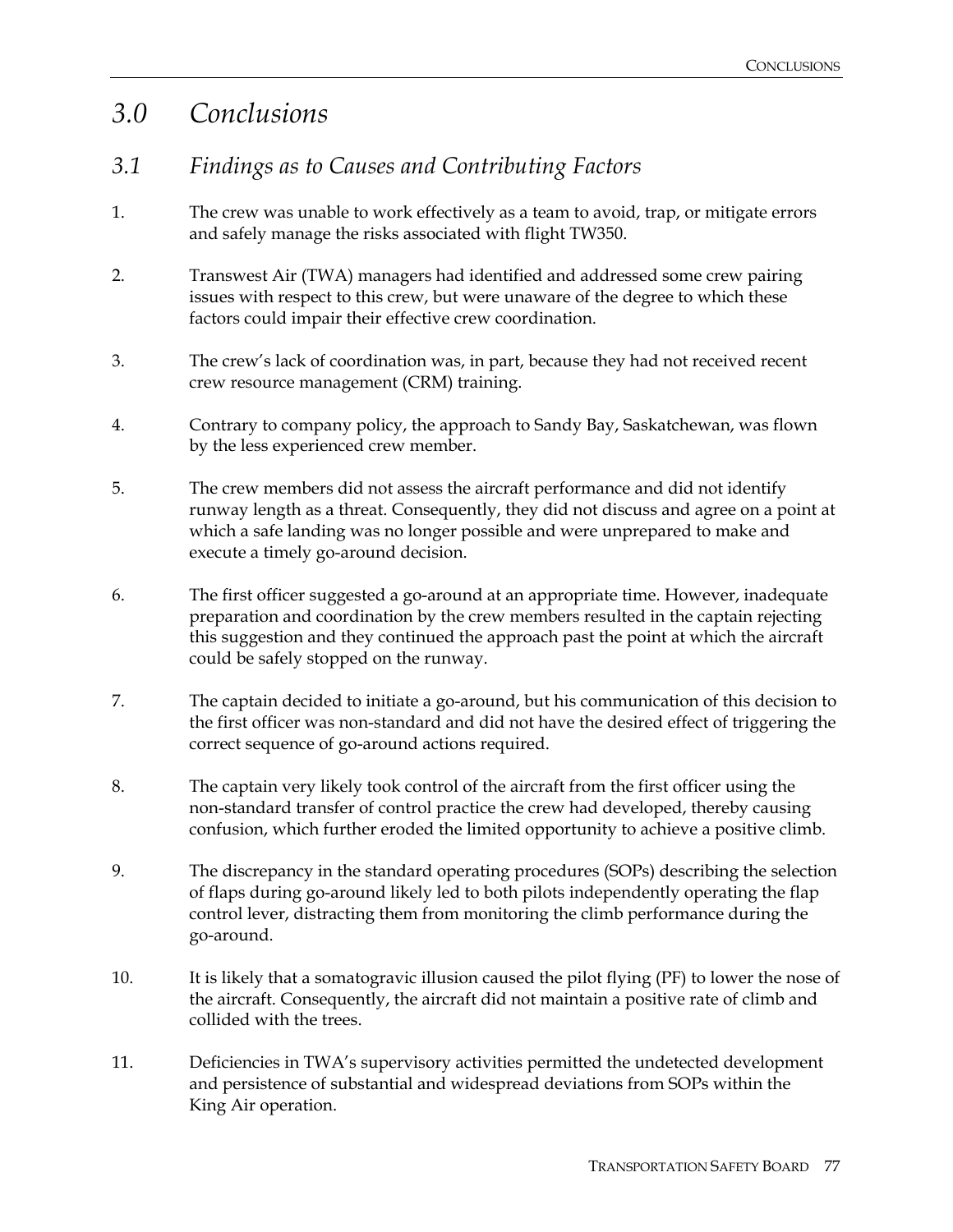# *3.0 Conclusions*

## *3.1 Findings as to Causes and Contributing Factors*

1. The crew was unable to work effectively as a team to avoid, trap, or mitigate errors and safely manage the risks associated with flight TW350.

2. Transwest Air (TWA) managers had identified and addressed some crew pairing issues with respect to this crew, but were unaware of the degree to which these factors could impair their effective crew coordination.

3. The crew's lack of coordination was, in part, because they had not received recent crew resource management (CRM) training.

4. Contrary to company policy, the approach to Sandy Bay, Saskatchewan, was flown by the less experienced crew member.

5. The crew members did not assess the aircraft performance and did not identify runway length as a threat. Consequently, they did not discuss and agree on a point at which a safe landing was no longer possible and were unprepared to make and execute a timely go-around decision.

6. The first officer suggested a go-around at an appropriate time. However, inadequate preparation and coordination by the crew members resulted in the captain rejecting this suggestion and they continued the approach past the point at which the aircraft could be safely stopped on the runway.

7. The captain decided to initiate a go-around, but his communication of this decision to the first officer was non-standard and did not have the desired effect of triggering the correct sequence of go-around actions required.

8. The captain very likely took control of the aircraft from the first officer using the non-standard transfer of control practice the crew had developed, thereby causing confusion, which further eroded the limited opportunity to achieve a positive climb.

9. The discrepancy in the standard operating procedures (SOPs) describing the selection of flaps during go-around likely led to both pilots independently operating the flap control lever, distracting them from monitoring the climb performance during the go-around.

10. It is likely that a somatogravic illusion caused the pilot flying (PF) to lower the nose of the aircraft. Consequently, the aircraft did not maintain a positive rate of climb and collided with the trees.

11. Deficiencies in TWA's supervisory activities permitted the undetected development and persistence of substantial and widespread deviations from SOPs within the King Air operation.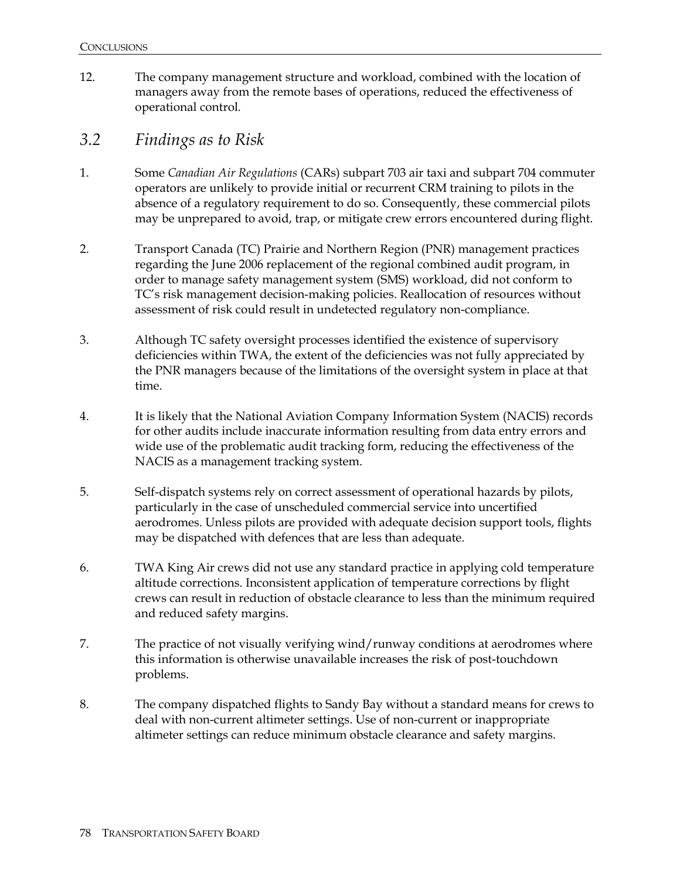12. The company management structure and workload, combined with the location of managers away from the remote bases of operations, reduced the effectiveness of operational control.

## *3.2 Findings as to Risk*

1. Some *Canadian Air Regulations* (CARs) subpart 703 air taxi and subpart 704 commuter operators are unlikely to provide initial or recurrent CRM training to pilots in the absence of a regulatory requirement to do so. Consequently, these commercial pilots may be unprepared to avoid, trap, or mitigate crew errors encountered during flight.

2. Transport Canada (TC) Prairie and Northern Region (PNR) management practices regarding the June 2006 replacement of the regional combined audit program, in order to manage safety management system (SMS) workload, did not conform to TC's risk management decision-making policies. Reallocation of resources without assessment of risk could result in undetected regulatory non-compliance.

3. Although TC safety oversight processes identified the existence of supervisory deficiencies within TWA, the extent of the deficiencies was not fully appreciated by the PNR managers because of the limitations of the oversight system in place at that time.

4. It is likely that the National Aviation Company Information System (NACIS) records for other audits include inaccurate information resulting from data entry errors and wide use of the problematic audit tracking form, reducing the effectiveness of the NACIS as a management tracking system.

5. Self-dispatch systems rely on correct assessment of operational hazards by pilots, particularly in the case of unscheduled commercial service into uncertified aerodromes. Unless pilots are provided with adequate decision support tools, flights may be dispatched with defences that are less than adequate.

6. TWA King Air crews did not use any standard practice in applying cold temperature altitude corrections. Inconsistent application of temperature corrections by flight crews can result in reduction of obstacle clearance to less than the minimum required and reduced safety margins.

7. The practice of not visually verifying wind/runway conditions at aerodromes where this information is otherwise unavailable increases the risk of post-touchdown problems.

8. The company dispatched flights to Sandy Bay without a standard means for crews to deal with non-current altimeter settings. Use of non-current or inappropriate altimeter settings can reduce minimum obstacle clearance and safety margins.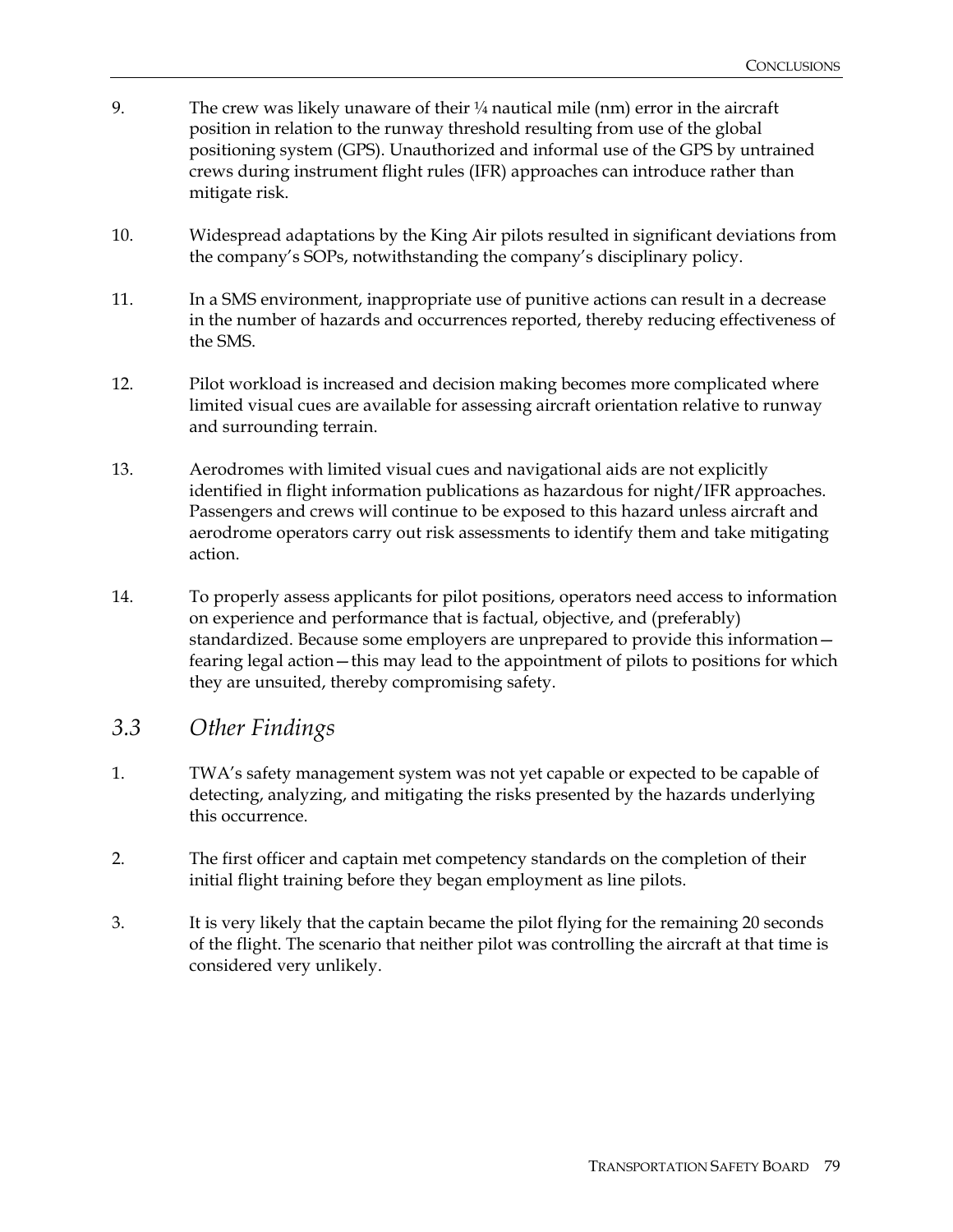9. The crew was likely unaware of their ¼ nautical mile (nm) error in the aircraft position in relation to the runway threshold resulting from use of the global positioning system (GPS). Unauthorized and informal use of the GPS by untrained crews during instrument flight rules (IFR) approaches can introduce rather than mitigate risk.

10. Widespread adaptations by the King Air pilots resulted in significant deviations from the company's SOPs, notwithstanding the company's disciplinary policy.

11. In a SMS environment, inappropriate use of punitive actions can result in a decrease in the number of hazards and occurrences reported, thereby reducing effectiveness of the SMS.

12. Pilot workload is increased and decision making becomes more complicated where limited visual cues are available for assessing aircraft orientation relative to runway and surrounding terrain.

13. Aerodromes with limited visual cues and navigational aids are not explicitly identified in flight information publications as hazardous for night/IFR approaches. Passengers and crews will continue to be exposed to this hazard unless aircraft and aerodrome operators carry out risk assessments to identify them and take mitigating action.

14. To properly assess applicants for pilot positions, operators need access to information on experience and performance that is factual, objective, and (preferably) standardized. Because some employers are unprepared to provide this information—fearing legal action—this may lead to the appointment of pilots to positions for which they are unsuited, thereby compromising safety.

## *3.3 Other Findings*

1. TWA's safety management system was not yet capable or expected to be capable of detecting, analyzing, and mitigating the risks presented by the hazards underlying this occurrence.

2. The first officer and captain met competency standards on the completion of their initial flight training before they began employment as line pilots.

3. It is very likely that the captain became the pilot flying for the remaining 20 seconds of the flight. The scenario that neither pilot was controlling the aircraft at that time is considered very unlikely.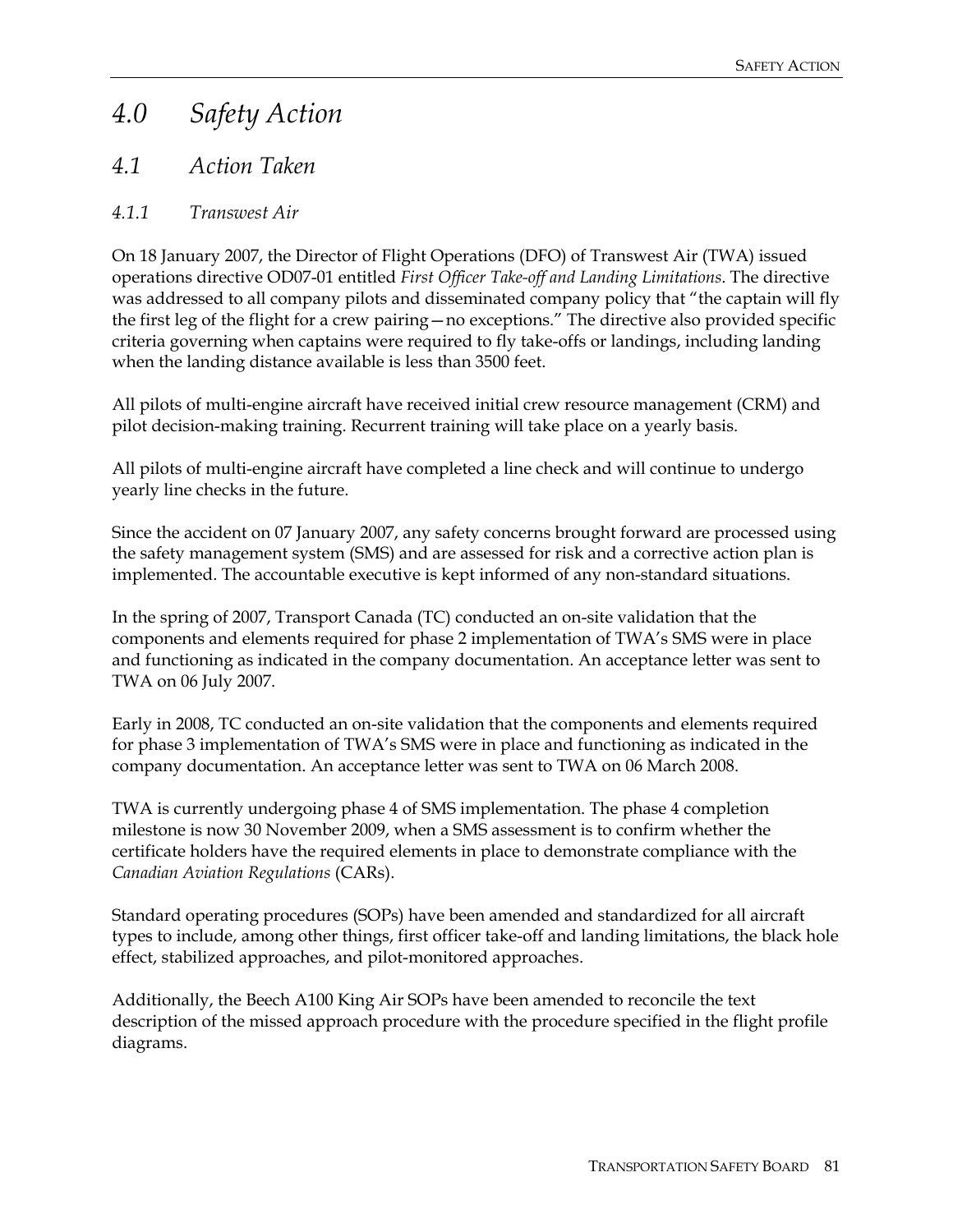# 4.0 Safety Action

## 4.1 Action Taken

### 4.1.1 Transwest Air

On 18 January 2007, the Director of Flight Operations (DFO) of Transwest Air (TWA) issued operations directive OD07-01 entitled *First Officer Take-off and Landing Limitations*. The directive was addressed to all company pilots and disseminated company policy that "the captain will fly the first leg of the flight for a crew pairing—no exceptions." The directive also provided specific criteria governing when captains were required to fly take-offs or landings, including landing when the landing distance available is less than 3500 feet.

All pilots of multi-engine aircraft have received initial crew resource management (CRM) and pilot decision-making training. Recurrent training will take place on a yearly basis.

All pilots of multi-engine aircraft have completed a line check and will continue to undergo yearly line checks in the future.

Since the accident on 07 January 2007, any safety concerns brought forward are processed using the safety management system (SMS) and are assessed for risk and a corrective action plan is implemented. The accountable executive is kept informed of any non-standard situations.

In the spring of 2007, Transport Canada (TC) conducted an on-site validation that the components and elements required for phase 2 implementation of TWA's SMS were in place and functioning as indicated in the company documentation. An acceptance letter was sent to TWA on 06 July 2007.

Early in 2008, TC conducted an on-site validation that the components and elements required for phase 3 implementation of TWA's SMS were in place and functioning as indicated in the company documentation. An acceptance letter was sent to TWA on 06 March 2008.

TWA is currently undergoing phase 4 of SMS implementation. The phase 4 completion milestone is now 30 November 2009, when a SMS assessment is to confirm whether the certificate holders have the required elements in place to demonstrate compliance with the *Canadian Aviation Regulations* (CARs).

Standard operating procedures (SOPs) have been amended and standardized for all aircraft types to include, among other things, first officer take-off and landing limitations, the black hole effect, stabilized approaches, and pilot-monitored approaches.

Additionally, the Beech A100 King Air SOPs have been amended to reconcile the text description of the missed approach procedure with the procedure specified in the flight profile diagrams.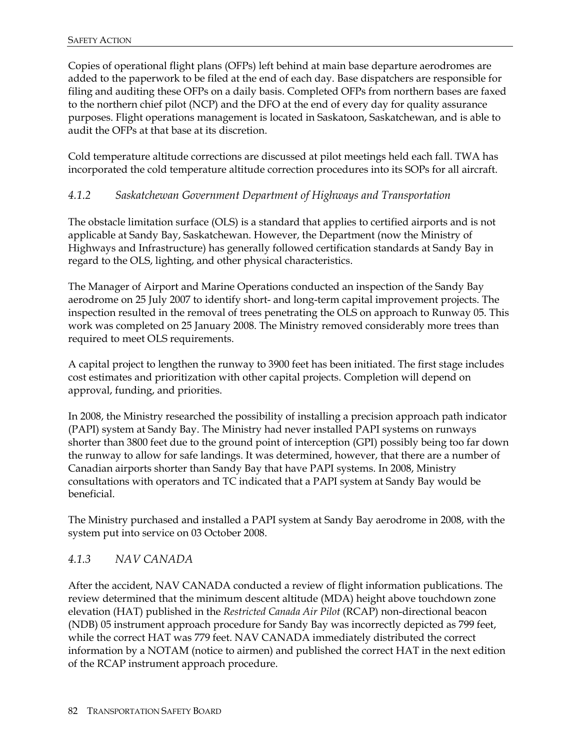Copies of operational flight plans (OFPs) left behind at main base departure aerodromes are added to the paperwork to be filed at the end of each day. Base dispatchers are responsible for filing and auditing these OFPs on a daily basis. Completed OFPs from northern bases are faxed to the northern chief pilot (NCP) and the DFO at the end of every day for quality assurance purposes. Flight operations management is located in Saskatoon, Saskatchewan, and is able to audit the OFPs at that base at its discretion.

Cold temperature altitude corrections are discussed at pilot meetings held each fall. TWA has incorporated the cold temperature altitude correction procedures into its SOPs for all aircraft.

### *4.1.2 Saskatchewan Government Department of Highways and Transportation*

The obstacle limitation surface (OLS) is a standard that applies to certified airports and is not applicable at Sandy Bay, Saskatchewan. However, the Department (now the Ministry of Highways and Infrastructure) has generally followed certification standards at Sandy Bay in regard to the OLS, lighting, and other physical characteristics.

The Manager of Airport and Marine Operations conducted an inspection of the Sandy Bay aerodrome on 25 July 2007 to identify short- and long-term capital improvement projects. The inspection resulted in the removal of trees penetrating the OLS on approach to Runway 05. This work was completed on 25 January 2008. The Ministry removed considerably more trees than required to meet OLS requirements.

A capital project to lengthen the runway to 3900 feet has been initiated. The first stage includes cost estimates and prioritization with other capital projects. Completion will depend on approval, funding, and priorities.

In 2008, the Ministry researched the possibility of installing a precision approach path indicator (PAPI) system at Sandy Bay. The Ministry had never installed PAPI systems on runways shorter than 3800 feet due to the ground point of interception (GPI) possibly being too far down the runway to allow for safe landings. It was determined, however, that there are a number of Canadian airports shorter than Sandy Bay that have PAPI systems. In 2008, Ministry consultations with operators and TC indicated that a PAPI system at Sandy Bay would be beneficial.

The Ministry purchased and installed a PAPI system at Sandy Bay aerodrome in 2008, with the system put into service on 03 October 2008.

### *4.1.3 NAV CANADA*

After the accident, NAV CANADA conducted a review of flight information publications. The review determined that the minimum descent altitude (MDA) height above touchdown zone elevation (HAT) published in the *Restricted Canada Air Pilot* (RCAP) non-directional beacon (NDB) 05 instrument approach procedure for Sandy Bay was incorrectly depicted as 799 feet, while the correct HAT was 779 feet. NAV CANADA immediately distributed the correct information by a NOTAM (notice to airmen) and published the correct HAT in the next edition of the RCAP instrument approach procedure.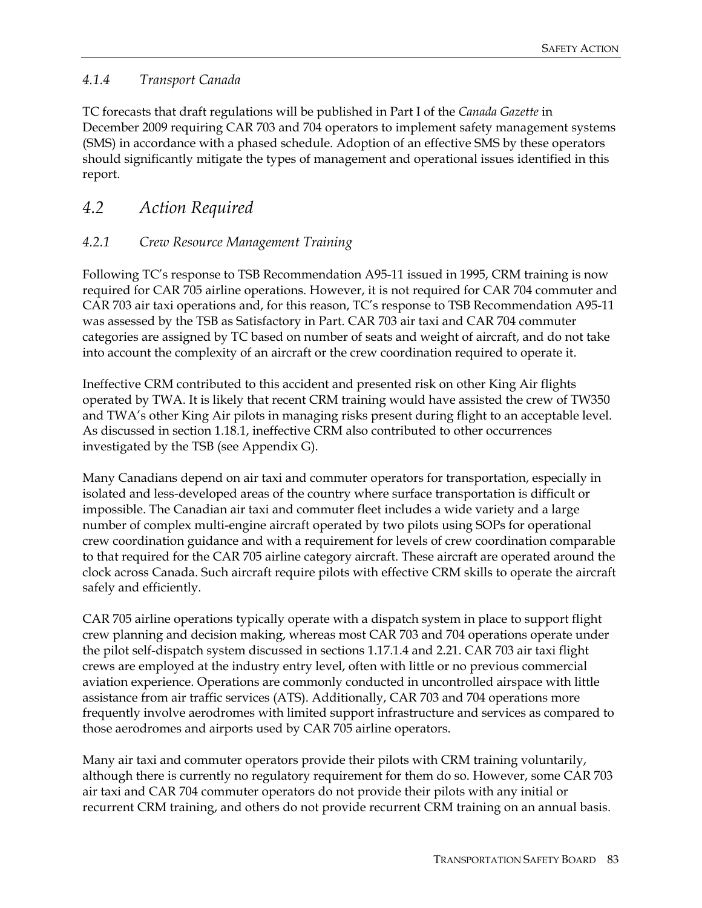#### *4.1.4 Transport Canada*

TC forecasts that draft regulations will be published in Part I of the *Canada Gazette* in December 2009 requiring CAR 703 and 704 operators to implement safety management systems (SMS) in accordance with a phased schedule. Adoption of an effective SMS by these operators should significantly mitigate the types of management and operational issues identified in this report.

## *4.2 Action Required*

#### *4.2.1 Crew Resource Management Training*

Following TC's response to TSB Recommendation A95-11 issued in 1995, CRM training is now required for CAR 705 airline operations. However, it is not required for CAR 704 commuter and CAR 703 air taxi operations and, for this reason, TC's response to TSB Recommendation A95-11 was assessed by the TSB as Satisfactory in Part. CAR 703 air taxi and CAR 704 commuter categories are assigned by TC based on number of seats and weight of aircraft, and do not take into account the complexity of an aircraft or the crew coordination required to operate it.

Ineffective CRM contributed to this accident and presented risk on other King Air flights operated by TWA. It is likely that recent CRM training would have assisted the crew of TW350 and TWA's other King Air pilots in managing risks present during flight to an acceptable level. As discussed in section 1.18.1, ineffective CRM also contributed to other occurrences investigated by the TSB (see Appendix G).

Many Canadians depend on air taxi and commuter operators for transportation, especially in isolated and less-developed areas of the country where surface transportation is difficult or impossible. The Canadian air taxi and commuter fleet includes a wide variety and a large number of complex multi-engine aircraft operated by two pilots using SOPs for operational crew coordination guidance and with a requirement for levels of crew coordination comparable to that required for the CAR 705 airline category aircraft. These aircraft are operated around the clock across Canada. Such aircraft require pilots with effective CRM skills to operate the aircraft safely and efficiently.

CAR 705 airline operations typically operate with a dispatch system in place to support flight crew planning and decision making, whereas most CAR 703 and 704 operations operate under the pilot self-dispatch system discussed in sections 1.17.1.4 and 2.21. CAR 703 air taxi flight crews are employed at the industry entry level, often with little or no previous commercial aviation experience. Operations are commonly conducted in uncontrolled airspace with little assistance from air traffic services (ATS). Additionally, CAR 703 and 704 operations more frequently involve aerodromes with limited support infrastructure and services as compared to those aerodromes and airports used by CAR 705 airline operators.

Many air taxi and commuter operators provide their pilots with CRM training voluntarily, although there is currently no regulatory requirement for them do so. However, some CAR 703 air taxi and CAR 704 commuter operators do not provide their pilots with any initial or recurrent CRM training, and others do not provide recurrent CRM training on an annual basis.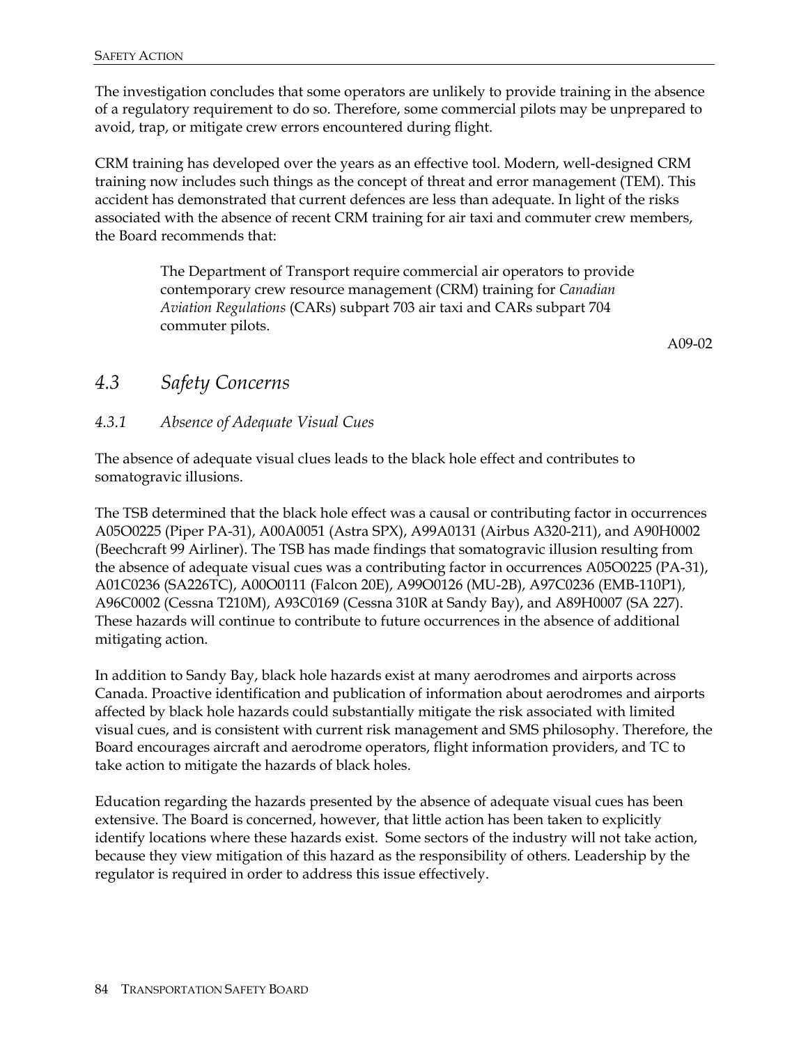The investigation concludes that some operators are unlikely to provide training in the absence of a regulatory requirement to do so. Therefore, some commercial pilots may be unprepared to avoid, trap, or mitigate crew errors encountered during flight.

CRM training has developed over the years as an effective tool. Modern, well-designed CRM training now includes such things as the concept of threat and error management (TEM). This accident has demonstrated that current defences are less than adequate. In light of the risks associated with the absence of recent CRM training for air taxi and commuter crew members, the Board recommends that:

> The Department of Transport require commercial air operators to provide contemporary crew resource management (CRM) training for *Canadian Aviation Regulations* (CARs) subpart 703 air taxi and CARs subpart 704 commuter pilots.

A09-02

## *4.3 Safety Concerns*

### *4.3.1 Absence of Adequate Visual Cues*

The absence of adequate visual clues leads to the black hole effect and contributes to somatogravic illusions.

The TSB determined that the black hole effect was a causal or contributing factor in occurrences A05O0225 (Piper PA-31), A00A0051 (Astra SPX), A99A0131 (Airbus A320-211), and A90H0002 (Beechcraft 99 Airliner). The TSB has made findings that somatogravic illusion resulting from the absence of adequate visual cues was a contributing factor in occurrences A05O0225 (PA-31), A01C0236 (SA226TC), A00O0111 (Falcon 20E), A99O0126 (MU-2B), A97C0236 (EMB-110P1), A96C0002 (Cessna T210M), A93C0169 (Cessna 310R at Sandy Bay), and A89H0007 (SA 227). These hazards will continue to contribute to future occurrences in the absence of additional mitigating action.

In addition to Sandy Bay, black hole hazards exist at many aerodromes and airports across Canada. Proactive identification and publication of information about aerodromes and airports affected by black hole hazards could substantially mitigate the risk associated with limited visual cues, and is consistent with current risk management and SMS philosophy. Therefore, the Board encourages aircraft and aerodrome operators, flight information providers, and TC to take action to mitigate the hazards of black holes.

Education regarding the hazards presented by the absence of adequate visual cues has been extensive. The Board is concerned, however, that little action has been taken to explicitly identify locations where these hazards exist. Some sectors of the industry will not take action, because they view mitigation of this hazard as the responsibility of others. Leadership by the regulator is required in order to address this issue effectively.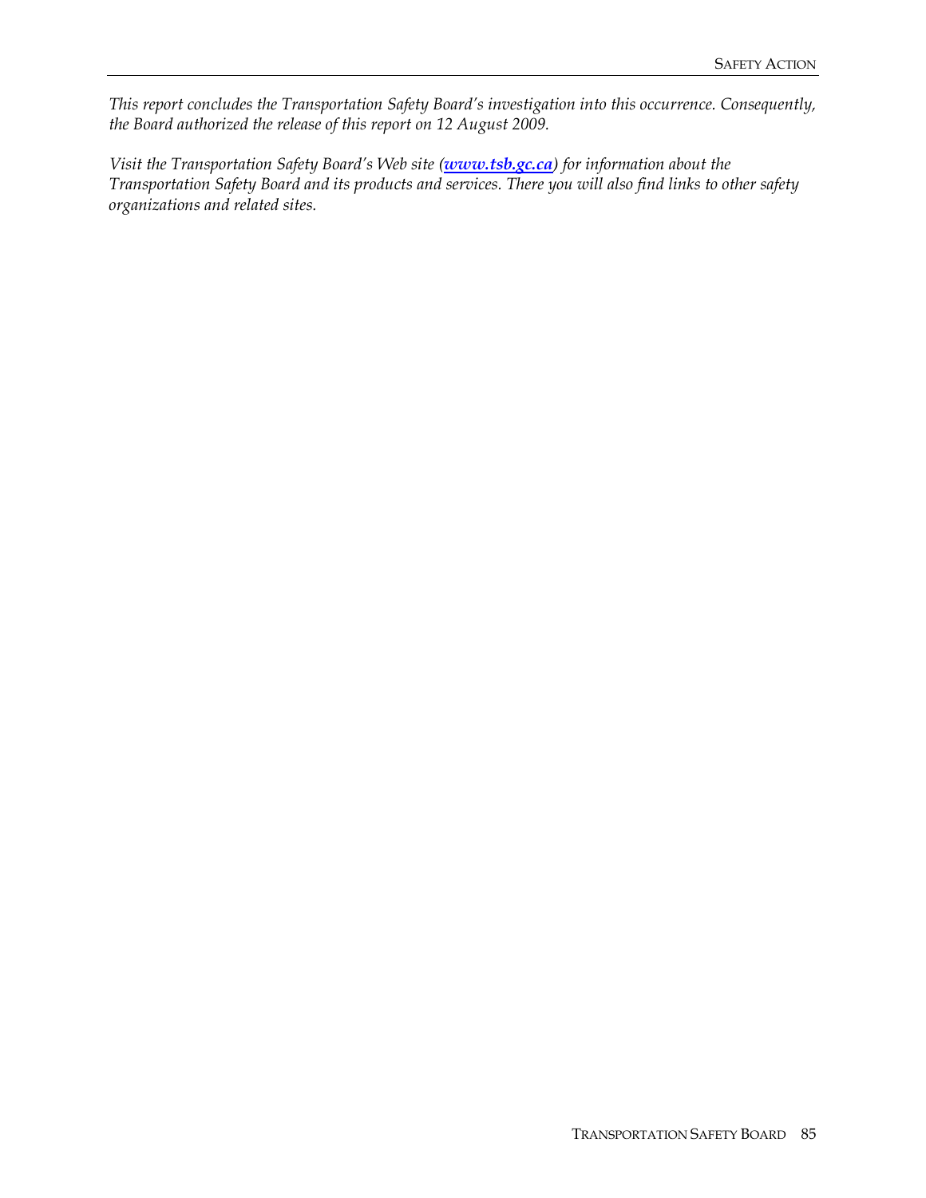*This report concludes the Transportation Safety Board's investigation into this occurrence. Consequently, the Board authorized the release of this report on 12 August 2009.*

*Visit the Transportation Safety Board's Web site (**[www.tsb.gc.ca](http://www.tsb.gc.ca)**) for information about the Transportation Safety Board and its products and services. There you will also find links to other safety organizations and related sites.*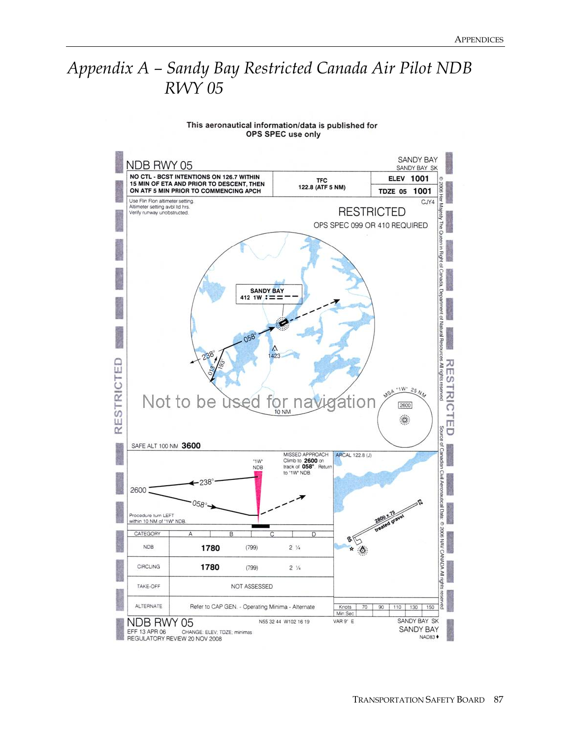# Appendix A – Sandy Bay Restricted Canada Air Pilot NDB RWY 05

This aeronautical information/data is published for OPS SPEC use only

NDB RWY 05

SANDY BAY
SANDY BAY SK

NO CTL - BCST INTENTIONS ON 126.7 WITHIN 15 MIN OF ETA AND PRIOR TO DESCENT, THEN ON ATF 5 MIN PRIOR TO COMMENCING APCH

TFC 122.8 (ATF 5 NM)

ELEV 1001

TDZE 05 1001

CJY4

Use Flin Flon altimeter setting.
Altimeter setting avbl ltd hrs.
Verify runway unobstructed.

RESTRICTED

OPS SPEC 099 OR 410 REQUIRED

SANDY BAY
412 1W

058°
238°
013°
193°
1423
10 NM

MSA "1W" 25 NM
2600

Not to be used for navigation

SAFE ALT 100 NM **3600**

"1W" NDB

MISSED APPROACH
Climb to **2600** on track of **058°**. Return to "1W" NDB.

2600
238°
058°

Procedure turn LEFT within 10 NM of "1W" NDB.

ARCAL 122.8 (J)

2800 x 75 treated gravel

05
23

| CATEGORY | A | B | C | D |
|---|---|---|---|---|
| NDB | 1780 | (799) | 2 ¼ | |
| CIRCLING | 1780 | (799) | 2 ¼ | |
| TAKE-OFF | NOT ASSESSED | | | |
| ALTERNATE | Refer to CAP GEN. - Operating Minima - Alternate | | | |

| Knots | 70 | 90 | 110 | 130 | 150 |
|---|---|---|---|---|---|
| Min:Sec | | | | | |

NDB RWY 05
EFF 13 APR 06 CHANGE: ELEV; TDZE; minimas
REGULATORY REVIEW 20 NOV 2008

N55 32 44 W102 16 19

VAR 9° E

SANDY BAY SK
SANDY BAY
NAD83

© 2006 Her Majesty The Queen in Right of Canada, Department of Natural Resources All rights reserved

Source of Canadian Civil Aeronautical Data © 2006 NAV CANADA All rights reserved

RESTRICTED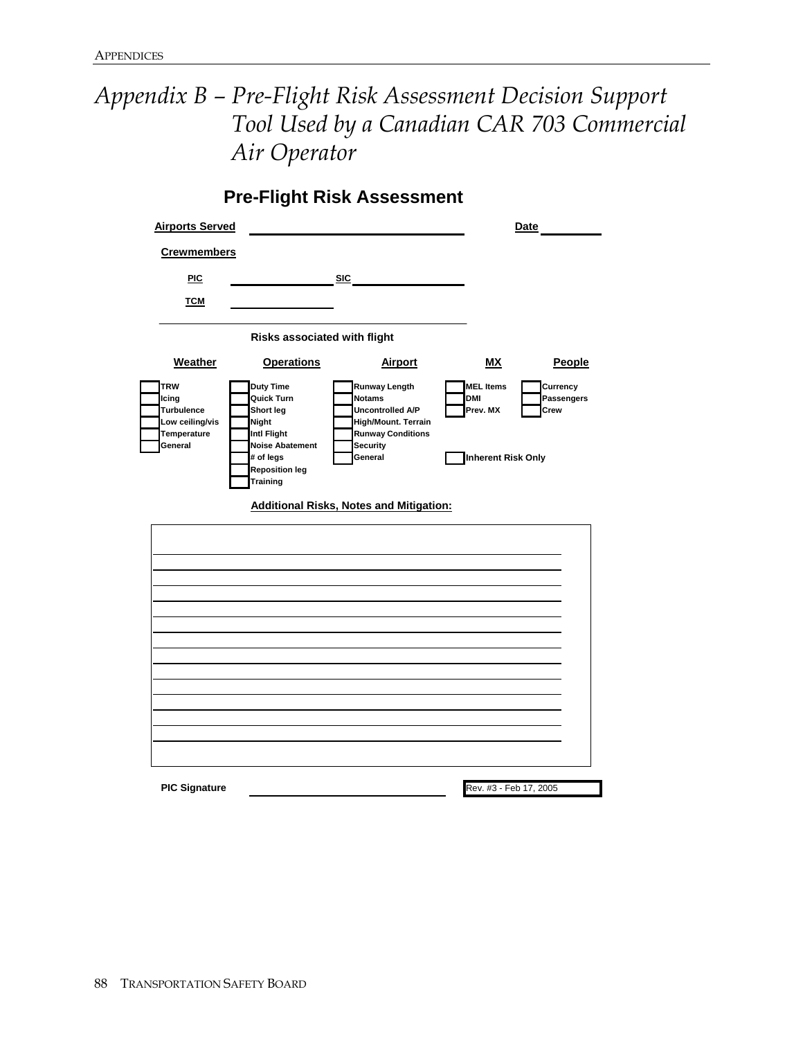# Appendix B – Pre-Flight Risk Assessment Decision Support Tool Used by a Canadian CAR 703 Commercial Air Operator

## Pre-Flight Risk Assessment

**Airports Served** ______________________________ **Date** __________

**Crewmembers**

**PIC** ______________ **SIC** ______________

**TCM** ______________

**Risks associated with flight**

| Weather | Operations | Airport | MX | People |
|---|---|---|---|---|
| ☐ TRW | ☐ Duty Time | ☐ Runway Length | ☐ MEL Items | ☐ Currency |
| ☐ Icing | ☐ Quick Turn | ☐ Notams | ☐ DMI | ☐ Passengers |
| ☐ Turbulence | ☐ Short leg | ☐ Uncontrolled A/P | ☐ Prev. MX | ☐ Crew |
| ☐ Low ceiling/vis | ☐ Night | ☐ High/Mount. Terrain | | |
| ☐ Temperature | ☐ Intl Flight | ☐ Runway Conditions | | |
| ☐ General | ☐ Noise Abatement | ☐ Security | | |
| | ☐ # of legs | ☐ General | ☐ Inherent Risk Only | |
| | ☐ Reposition leg | | | |
| | ☐ Training | | | |

**Additional Risks, Notes and Mitigation:**

_______________________________________________

_______________________________________________

_______________________________________________

_______________________________________________

_______________________________________________

_______________________________________________

_______________________________________________

_______________________________________________

_______________________________________________

_______________________________________________

_______________________________________________

_______________________________________________

_______________________________________________

**PIC Signature** ______________________________ Rev. #3 - Feb 17, 2005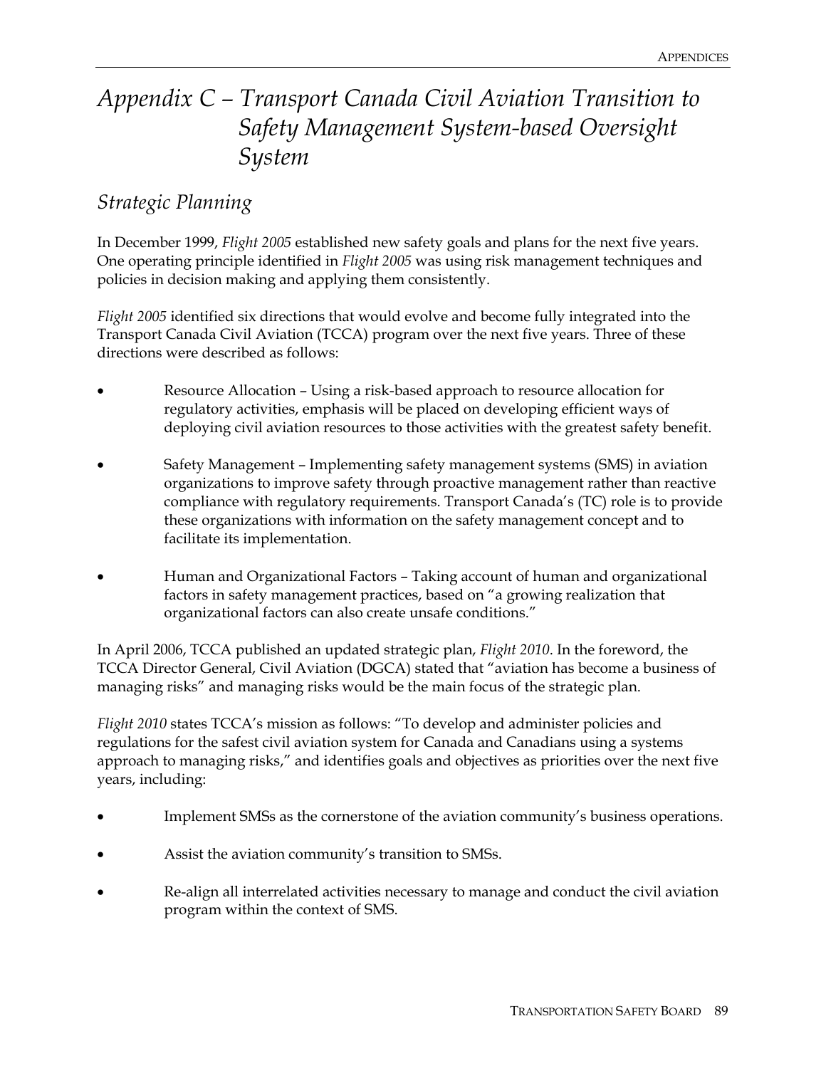# *Appendix C – Transport Canada Civil Aviation Transition to Safety Management System-based Oversight System*

## *Strategic Planning*

In December 1999, *Flight 2005* established new safety goals and plans for the next five years. One operating principle identified in *Flight 2005* was using risk management techniques and policies in decision making and applying them consistently.

*Flight 2005* identified six directions that would evolve and become fully integrated into the Transport Canada Civil Aviation (TCCA) program over the next five years. Three of these directions were described as follows:

- Resource Allocation – Using a risk-based approach to resource allocation for regulatory activities, emphasis will be placed on developing efficient ways of deploying civil aviation resources to those activities with the greatest safety benefit.
- Safety Management – Implementing safety management systems (SMS) in aviation organizations to improve safety through proactive management rather than reactive compliance with regulatory requirements. Transport Canada's (TC) role is to provide these organizations with information on the safety management concept and to facilitate its implementation.
- Human and Organizational Factors – Taking account of human and organizational factors in safety management practices, based on "a growing realization that organizational factors can also create unsafe conditions."

In April 2006, TCCA published an updated strategic plan, *Flight 2010*. In the foreword, the TCCA Director General, Civil Aviation (DGCA) stated that "aviation has become a business of managing risks" and managing risks would be the main focus of the strategic plan.

*Flight 2010* states TCCA's mission as follows: "To develop and administer policies and regulations for the safest civil aviation system for Canada and Canadians using a systems approach to managing risks," and identifies goals and objectives as priorities over the next five years, including:

- Implement SMSs as the cornerstone of the aviation community's business operations.
- Assist the aviation community's transition to SMSs.
- Re-align all interrelated activities necessary to manage and conduct the civil aviation program within the context of SMS.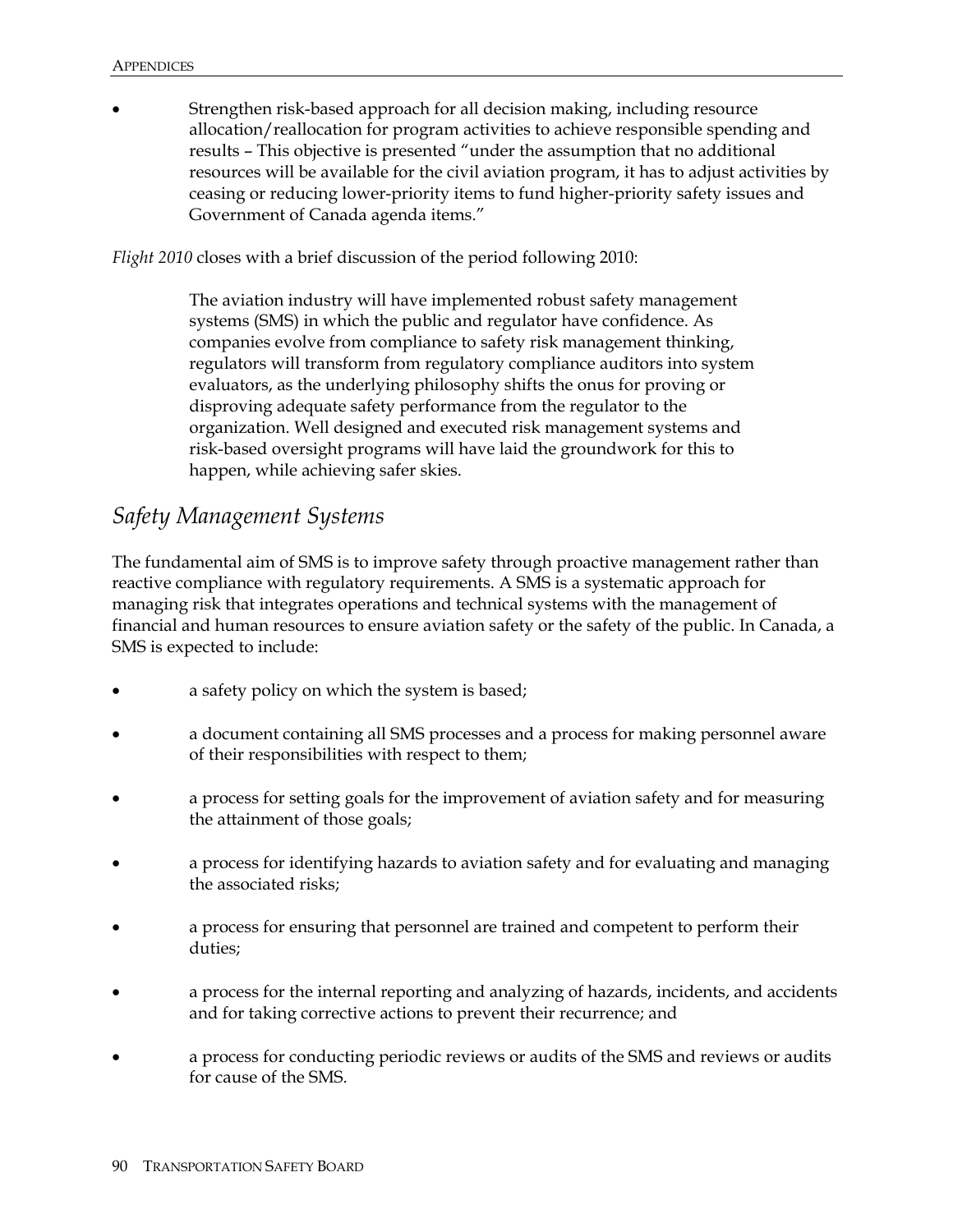- Strengthen risk-based approach for all decision making, including resource allocation/reallocation for program activities to achieve responsible spending and results – This objective is presented "under the assumption that no additional resources will be available for the civil aviation program, it has to adjust activities by ceasing or reducing lower-priority items to fund higher-priority safety issues and Government of Canada agenda items."

*Flight 2010* closes with a brief discussion of the period following 2010:

> The aviation industry will have implemented robust safety management systems (SMS) in which the public and regulator have confidence. As companies evolve from compliance to safety risk management thinking, regulators will transform from regulatory compliance auditors into system evaluators, as the underlying philosophy shifts the onus for proving or disproving adequate safety performance from the regulator to the organization. Well designed and executed risk management systems and risk-based oversight programs will have laid the groundwork for this to happen, while achieving safer skies.

## *Safety Management Systems*

The fundamental aim of SMS is to improve safety through proactive management rather than reactive compliance with regulatory requirements. A SMS is a systematic approach for managing risk that integrates operations and technical systems with the management of financial and human resources to ensure aviation safety or the safety of the public. In Canada, a SMS is expected to include:

- a safety policy on which the system is based;
- a document containing all SMS processes and a process for making personnel aware of their responsibilities with respect to them;
- a process for setting goals for the improvement of aviation safety and for measuring the attainment of those goals;
- a process for identifying hazards to aviation safety and for evaluating and managing the associated risks;
- a process for ensuring that personnel are trained and competent to perform their duties;
- a process for the internal reporting and analyzing of hazards, incidents, and accidents and for taking corrective actions to prevent their recurrence; and
- a process for conducting periodic reviews or audits of the SMS and reviews or audits for cause of the SMS.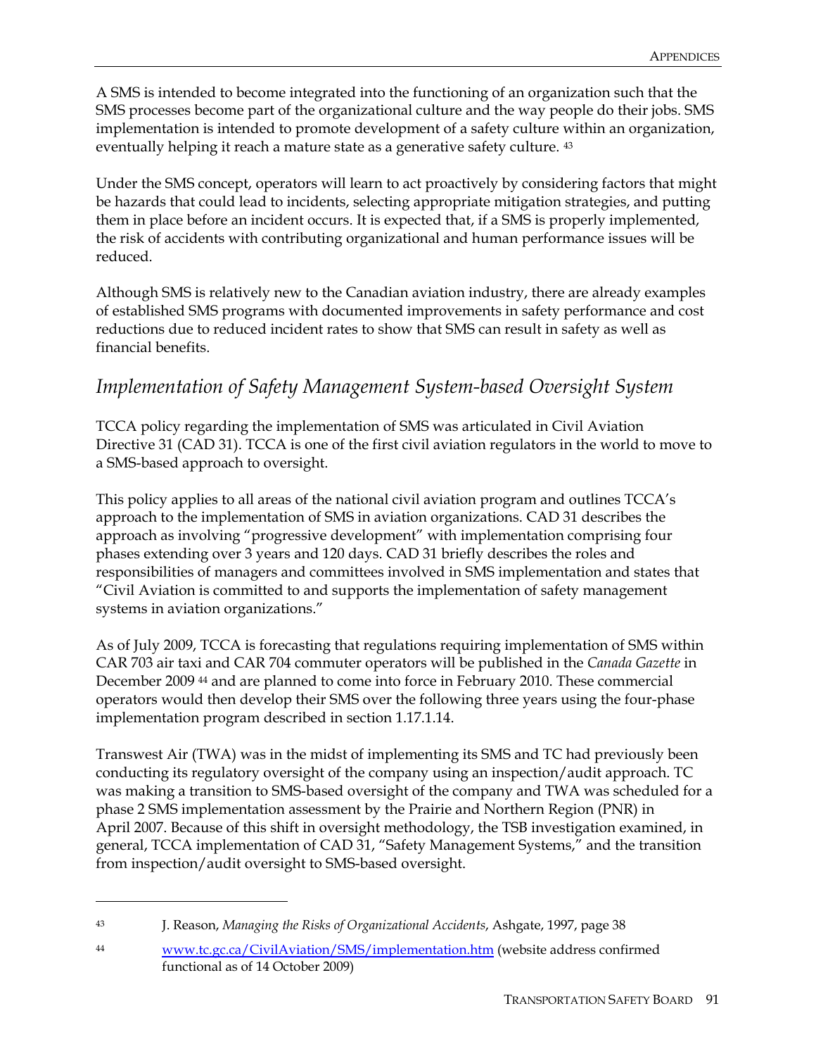A SMS is intended to become integrated into the functioning of an organization such that the SMS processes become part of the organizational culture and the way people do their jobs. SMS implementation is intended to promote development of a safety culture within an organization, eventually helping it reach a mature state as a generative safety culture. [43]

Under the SMS concept, operators will learn to act proactively by considering factors that might be hazards that could lead to incidents, selecting appropriate mitigation strategies, and putting them in place before an incident occurs. It is expected that, if a SMS is properly implemented, the risk of accidents with contributing organizational and human performance issues will be reduced.

Although SMS is relatively new to the Canadian aviation industry, there are already examples of established SMS programs with documented improvements in safety performance and cost reductions due to reduced incident rates to show that SMS can result in safety as well as financial benefits.

## *Implementation of Safety Management System-based Oversight System*

TCCA policy regarding the implementation of SMS was articulated in Civil Aviation Directive 31 (CAD 31). TCCA is one of the first civil aviation regulators in the world to move to a SMS-based approach to oversight.

This policy applies to all areas of the national civil aviation program and outlines TCCA's approach to the implementation of SMS in aviation organizations. CAD 31 describes the approach as involving "progressive development" with implementation comprising four phases extending over 3 years and 120 days. CAD 31 briefly describes the roles and responsibilities of managers and committees involved in SMS implementation and states that "Civil Aviation is committed to and supports the implementation of safety management systems in aviation organizations."

As of July 2009, TCCA is forecasting that regulations requiring implementation of SMS within CAR 703 air taxi and CAR 704 commuter operators will be published in the *Canada Gazette* in December 2009 [44] and are planned to come into force in February 2010. These commercial operators would then develop their SMS over the following three years using the four-phase implementation program described in section 1.17.1.14.

Transwest Air (TWA) was in the midst of implementing its SMS and TC had previously been conducting its regulatory oversight of the company using an inspection/audit approach. TC was making a transition to SMS-based oversight of the company and TWA was scheduled for a phase 2 SMS implementation assessment by the Prairie and Northern Region (PNR) in April 2007. Because of this shift in oversight methodology, the TSB investigation examined, in general, TCCA implementation of CAD 31, "Safety Management Systems," and the transition from inspection/audit oversight to SMS-based oversight.

---

[43] J. Reason, *Managing the Risks of Organizational Accidents*, Ashgate, 1997, page 38

[44] www.tc.gc.ca/CivilAviation/SMS/implementation.htm (website address confirmed functional as of 14 October 2009)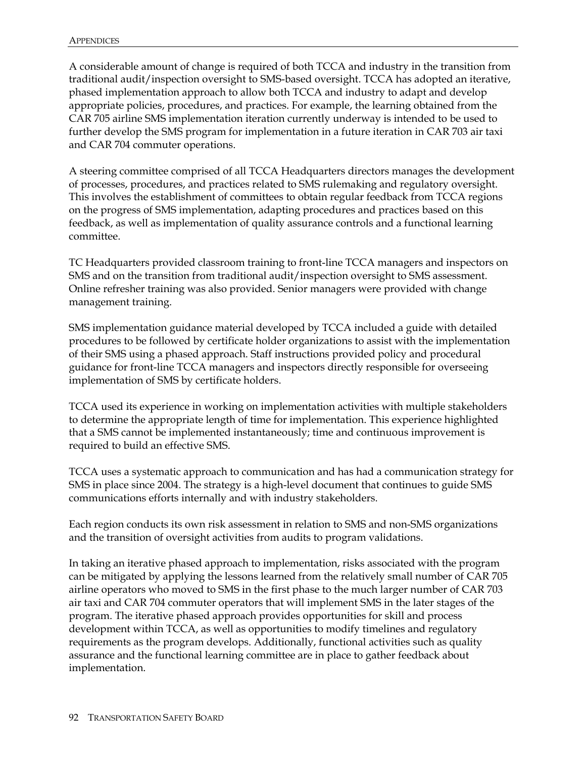A considerable amount of change is required of both TCCA and industry in the transition from traditional audit/inspection oversight to SMS-based oversight. TCCA has adopted an iterative, phased implementation approach to allow both TCCA and industry to adapt and develop appropriate policies, procedures, and practices. For example, the learning obtained from the CAR 705 airline SMS implementation iteration currently underway is intended to be used to further develop the SMS program for implementation in a future iteration in CAR 703 air taxi and CAR 704 commuter operations.

A steering committee comprised of all TCCA Headquarters directors manages the development of processes, procedures, and practices related to SMS rulemaking and regulatory oversight. This involves the establishment of committees to obtain regular feedback from TCCA regions on the progress of SMS implementation, adapting procedures and practices based on this feedback, as well as implementation of quality assurance controls and a functional learning committee.

TC Headquarters provided classroom training to front-line TCCA managers and inspectors on SMS and on the transition from traditional audit/inspection oversight to SMS assessment. Online refresher training was also provided. Senior managers were provided with change management training.

SMS implementation guidance material developed by TCCA included a guide with detailed procedures to be followed by certificate holder organizations to assist with the implementation of their SMS using a phased approach. Staff instructions provided policy and procedural guidance for front-line TCCA managers and inspectors directly responsible for overseeing implementation of SMS by certificate holders.

TCCA used its experience in working on implementation activities with multiple stakeholders to determine the appropriate length of time for implementation. This experience highlighted that a SMS cannot be implemented instantaneously; time and continuous improvement is required to build an effective SMS.

TCCA uses a systematic approach to communication and has had a communication strategy for SMS in place since 2004. The strategy is a high-level document that continues to guide SMS communications efforts internally and with industry stakeholders.

Each region conducts its own risk assessment in relation to SMS and non-SMS organizations and the transition of oversight activities from audits to program validations.

In taking an iterative phased approach to implementation, risks associated with the program can be mitigated by applying the lessons learned from the relatively small number of CAR 705 airline operators who moved to SMS in the first phase to the much larger number of CAR 703 air taxi and CAR 704 commuter operators that will implement SMS in the later stages of the program. The iterative phased approach provides opportunities for skill and process development within TCCA, as well as opportunities to modify timelines and regulatory requirements as the program develops. Additionally, functional activities such as quality assurance and the functional learning committee are in place to gather feedback about implementation.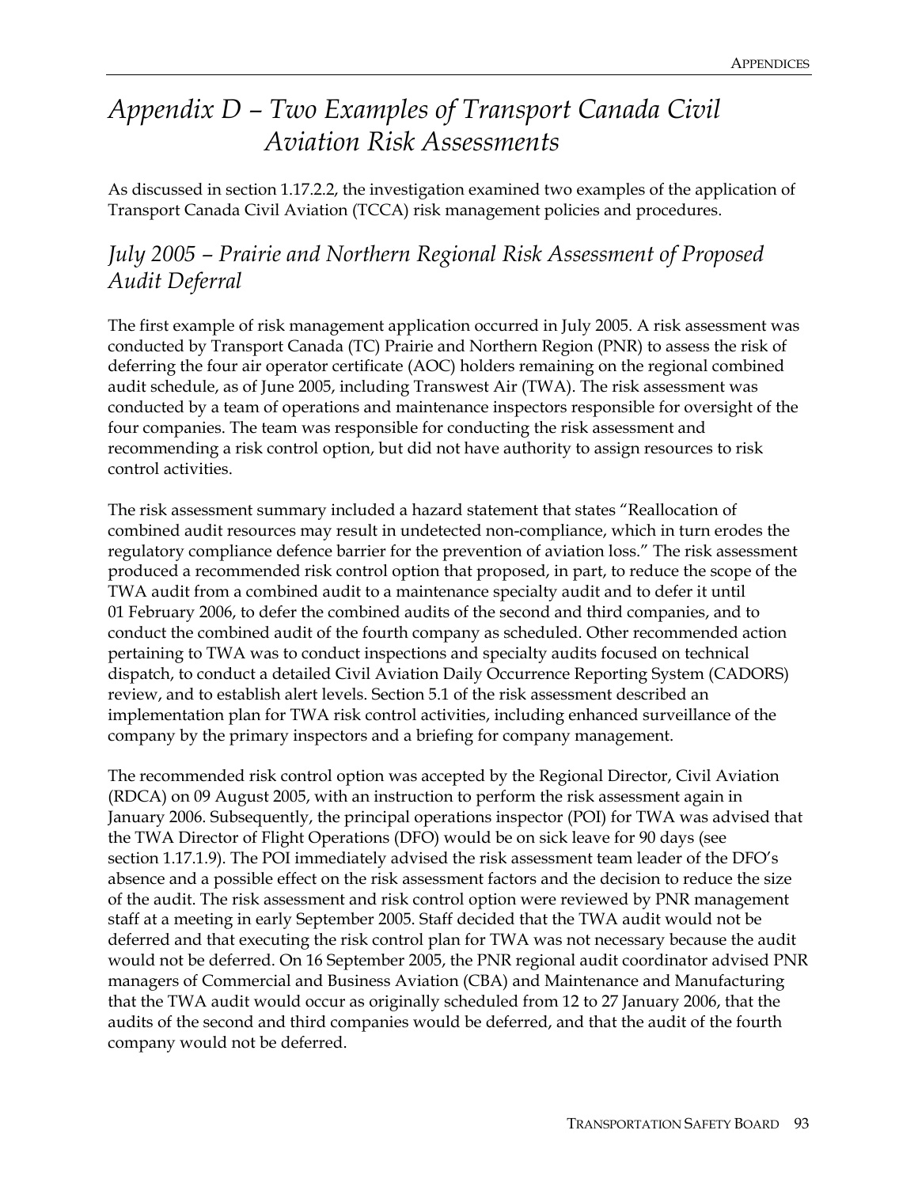# *Appendix D – Two Examples of Transport Canada Civil Aviation Risk Assessments*

As discussed in section 1.17.2.2, the investigation examined two examples of the application of Transport Canada Civil Aviation (TCCA) risk management policies and procedures.

## *July 2005 – Prairie and Northern Regional Risk Assessment of Proposed Audit Deferral*

The first example of risk management application occurred in July 2005. A risk assessment was conducted by Transport Canada (TC) Prairie and Northern Region (PNR) to assess the risk of deferring the four air operator certificate (AOC) holders remaining on the regional combined audit schedule, as of June 2005, including Transwest Air (TWA). The risk assessment was conducted by a team of operations and maintenance inspectors responsible for oversight of the four companies. The team was responsible for conducting the risk assessment and recommending a risk control option, but did not have authority to assign resources to risk control activities.

The risk assessment summary included a hazard statement that states "Reallocation of combined audit resources may result in undetected non-compliance, which in turn erodes the regulatory compliance defence barrier for the prevention of aviation loss." The risk assessment produced a recommended risk control option that proposed, in part, to reduce the scope of the TWA audit from a combined audit to a maintenance specialty audit and to defer it until 01 February 2006, to defer the combined audits of the second and third companies, and to conduct the combined audit of the fourth company as scheduled. Other recommended action pertaining to TWA was to conduct inspections and specialty audits focused on technical dispatch, to conduct a detailed Civil Aviation Daily Occurrence Reporting System (CADORS) review, and to establish alert levels. Section 5.1 of the risk assessment described an implementation plan for TWA risk control activities, including enhanced surveillance of the company by the primary inspectors and a briefing for company management.

The recommended risk control option was accepted by the Regional Director, Civil Aviation (RDCA) on 09 August 2005, with an instruction to perform the risk assessment again in January 2006. Subsequently, the principal operations inspector (POI) for TWA was advised that the TWA Director of Flight Operations (DFO) would be on sick leave for 90 days (see section 1.17.1.9). The POI immediately advised the risk assessment team leader of the DFO's absence and a possible effect on the risk assessment factors and the decision to reduce the size of the audit. The risk assessment and risk control option were reviewed by PNR management staff at a meeting in early September 2005. Staff decided that the TWA audit would not be deferred and that executing the risk control plan for TWA was not necessary because the audit would not be deferred. On 16 September 2005, the PNR regional audit coordinator advised PNR managers of Commercial and Business Aviation (CBA) and Maintenance and Manufacturing that the TWA audit would occur as originally scheduled from 12 to 27 January 2006, that the audits of the second and third companies would be deferred, and that the audit of the fourth company would not be deferred.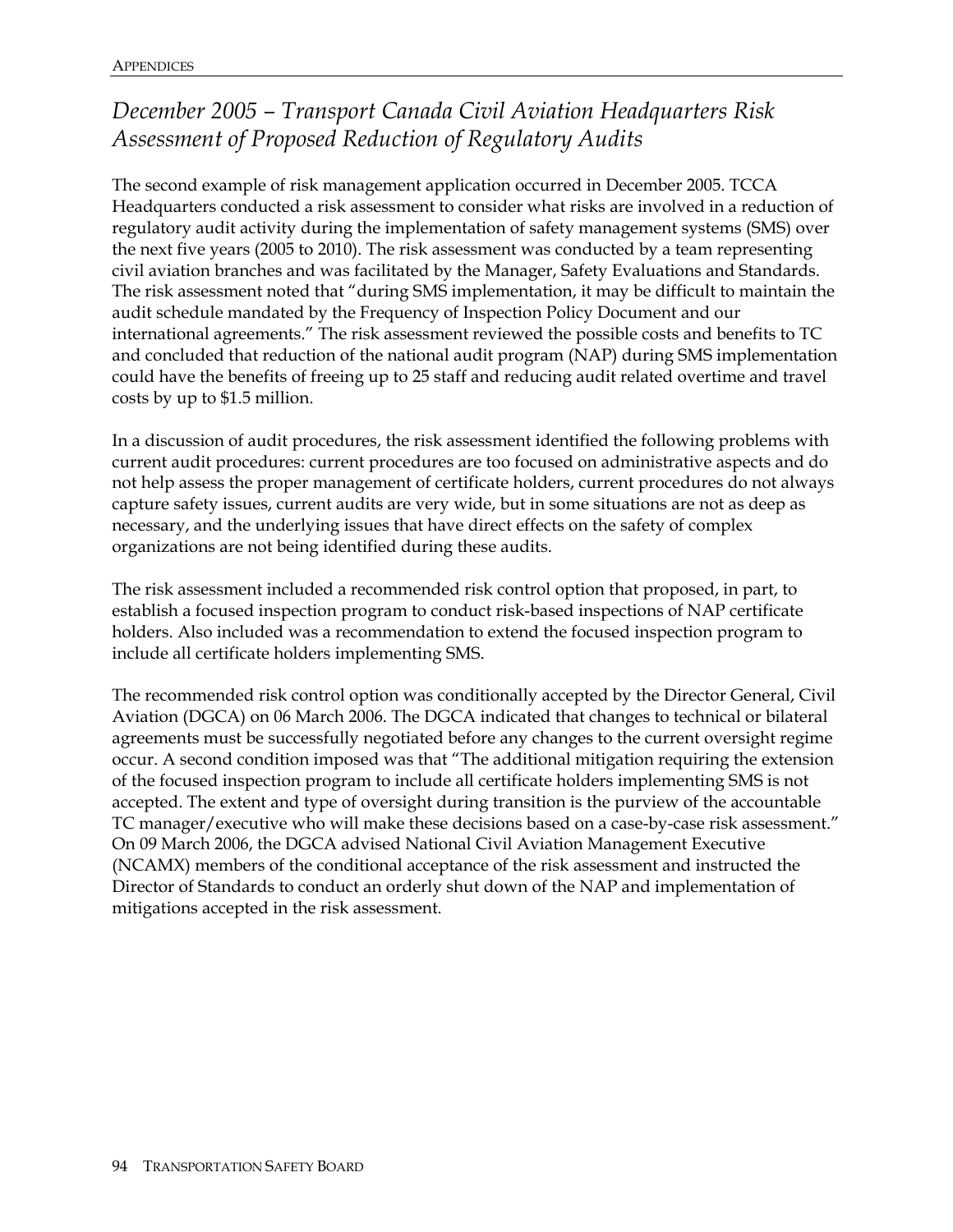## *December 2005 – Transport Canada Civil Aviation Headquarters Risk Assessment of Proposed Reduction of Regulatory Audits*

The second example of risk management application occurred in December 2005. TCCA Headquarters conducted a risk assessment to consider what risks are involved in a reduction of regulatory audit activity during the implementation of safety management systems (SMS) over the next five years (2005 to 2010). The risk assessment was conducted by a team representing civil aviation branches and was facilitated by the Manager, Safety Evaluations and Standards. The risk assessment noted that "during SMS implementation, it may be difficult to maintain the audit schedule mandated by the Frequency of Inspection Policy Document and our international agreements." The risk assessment reviewed the possible costs and benefits to TC and concluded that reduction of the national audit program (NAP) during SMS implementation could have the benefits of freeing up to 25 staff and reducing audit related overtime and travel costs by up to $1.5 million.

In a discussion of audit procedures, the risk assessment identified the following problems with current audit procedures: current procedures are too focused on administrative aspects and do not help assess the proper management of certificate holders, current procedures do not always capture safety issues, current audits are very wide, but in some situations are not as deep as necessary, and the underlying issues that have direct effects on the safety of complex organizations are not being identified during these audits.

The risk assessment included a recommended risk control option that proposed, in part, to establish a focused inspection program to conduct risk-based inspections of NAP certificate holders. Also included was a recommendation to extend the focused inspection program to include all certificate holders implementing SMS.

The recommended risk control option was conditionally accepted by the Director General, Civil Aviation (DGCA) on 06 March 2006. The DGCA indicated that changes to technical or bilateral agreements must be successfully negotiated before any changes to the current oversight regime occur. A second condition imposed was that "The additional mitigation requiring the extension of the focused inspection program to include all certificate holders implementing SMS is not accepted. The extent and type of oversight during transition is the purview of the accountable TC manager/executive who will make these decisions based on a case-by-case risk assessment." On 09 March 2006, the DGCA advised National Civil Aviation Management Executive (NCAMX) members of the conditional acceptance of the risk assessment and instructed the Director of Standards to conduct an orderly shut down of the NAP and implementation of mitigations accepted in the risk assessment.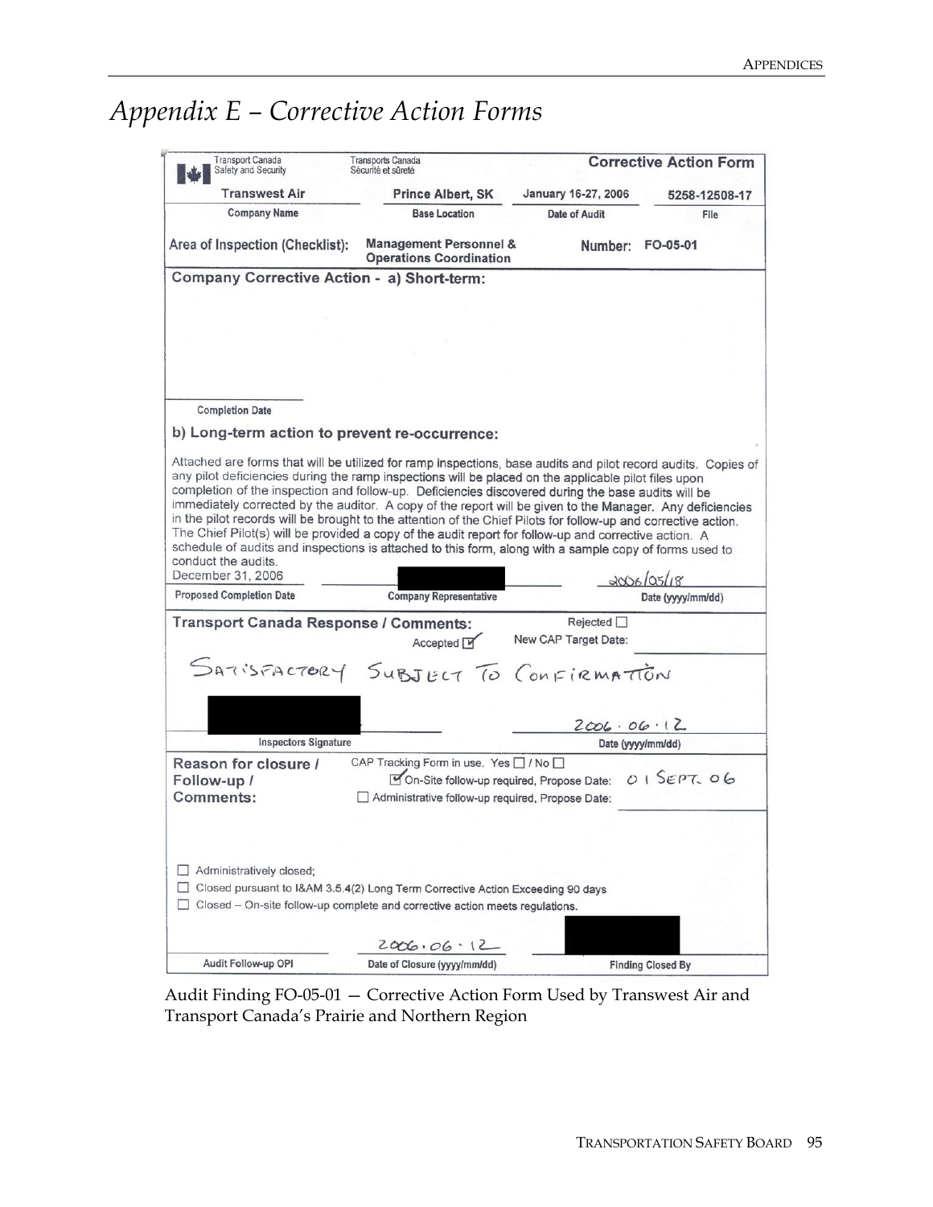# *Appendix E – Corrective Action Forms*

Transport Canada Safety and Security / Transports Canada Sécurité et sûreté — **Corrective Action Form**

| Transwest Air | Prince Albert, SK | January 16-27, 2006 | 5258-12508-17 |
|---|---|---|---|
| Company Name | Base Location | Date of Audit | File |

Area of Inspection (Checklist): **Management Personnel & Operations Coordination** Number: **FO-05-01**

**Company Corrective Action - a) Short-term:**

Completion Date

**b) Long-term action to prevent re-occurrence:**

Attached are forms that will be utilized for ramp inspections, base audits and pilot record audits. Copies of any pilot deficiencies during the ramp inspections will be placed on the applicable pilot files upon completion of the inspection and follow-up. Deficiencies discovered during the base audits will be immediately corrected by the auditor. A copy of the report will be given to the Manager. Any deficiencies in the pilot records will be brought to the attention of the Chief Pilots for follow-up and corrective action. The Chief Pilot(s) will be provided a copy of the audit report for follow-up and corrective action. A schedule of audits and inspections is attached to this form, along with a sample copy of forms used to conduct the audits.

| December 31, 2006 | [redacted] | 2006/05/18 |
|---|---|---|
| Proposed Completion Date | Company Representative | Date (yyyy/mm/dd) |

**Transport Canada Response / Comments:** Accepted ☑ Rejected ☐ New CAP Target Date:

SATISFACTORY SUBJECT TO CONFIRMATION

| [redacted] | 2006.06.12 |
|---|---|
| Inspectors Signature | Date (yyyy/mm/dd) |

**Reason for closure / Follow-up / Comments:**

CAP Tracking Form in use. Yes ☐ / No ☐

☑ On-Site follow-up required, Propose Date: 01 SEPT. 06

☐ Administrative follow-up required, Propose Date:

☐ Administratively closed;

☐ Closed pursuant to I&AM 3.5.4(2) Long Term Corrective Action Exceeding 90 days

☐ Closed – On-site follow-up complete and corrective action meets regulations.

| | 2006.06.12 | [redacted] |
|---|---|---|
| Audit Follow-up OPI | Date of Closure (yyyy/mm/dd) | Finding Closed By |

Audit Finding FO-05-01 — Corrective Action Form Used by Transwest Air and Transport Canada's Prairie and Northern Region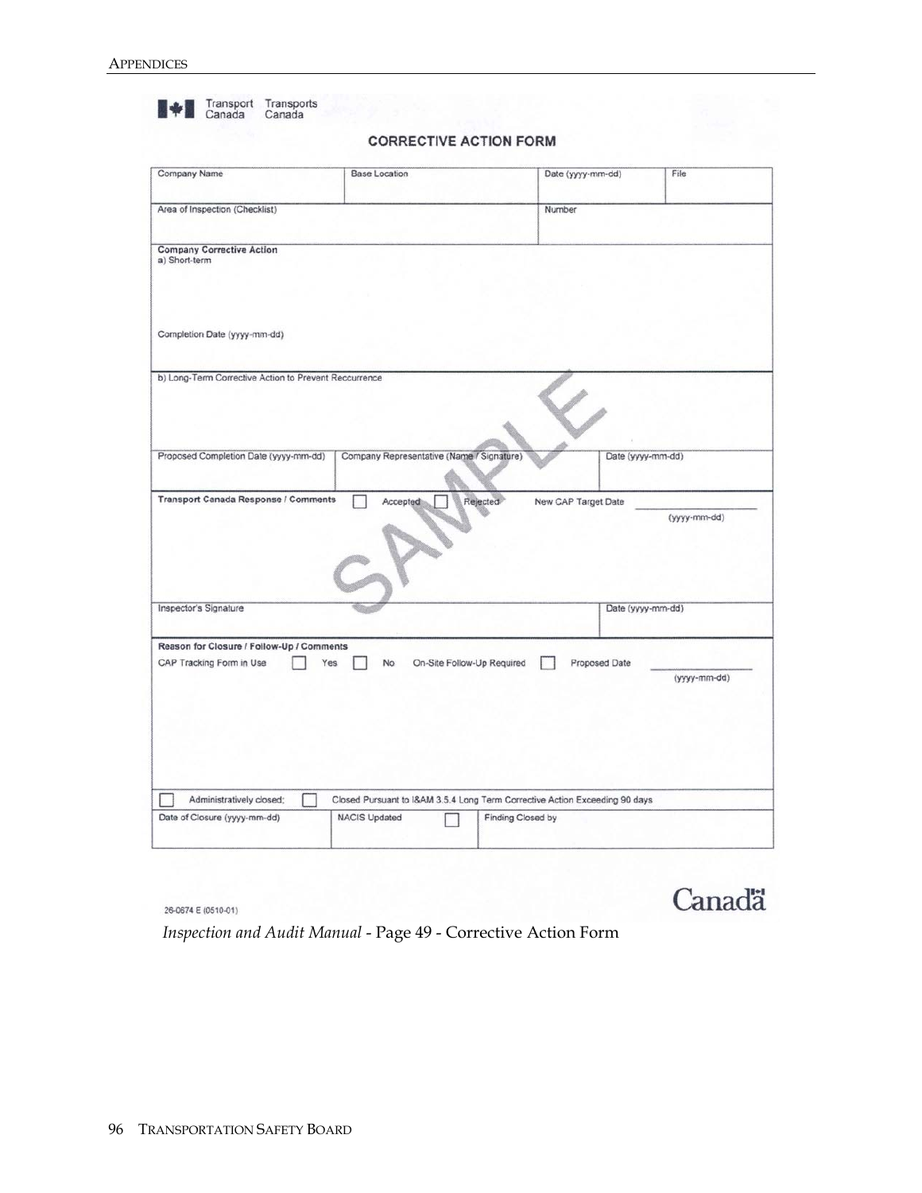Transport Canada Transports Canada

## CORRECTIVE ACTION FORM

| Company Name | Base Location | Date (yyyy-mm-dd) | File |
|---|---|---|---|
| Area of Inspection (Checklist) | | Number | |

**Company Corrective Action**
a) Short-term

Completion Date (yyyy-mm-dd)

b) Long-Term Corrective Action to Prevent Reccurrence

| Proposed Completion Date (yyyy-mm-dd) | Company Representative (Name / Signature) | Date (yyyy-mm-dd) |
|---|---|---|

**Transport Canada Response / Comments** ☐ Accepted ☐ Rejected New CAP Target Date ____________ (yyyy-mm-dd)

| Inspector's Signature | Date (yyyy-mm-dd) |
|---|---|

**Reason for Closure / Follow-Up / Comments**
CAP Tracking Form in Use ☐ Yes ☐ No On-Site Follow-Up Required ☐ Proposed Date ____________ (yyyy-mm-dd)

☐ Administratively closed; ☐ Closed Pursuant to I&AM 3.5.4 Long Term Corrective Action Exceeding 90 days

| Date of Closure (yyyy-mm-dd) | NACIS Updated ☐ | Finding Closed by |
|---|---|---|

SAMPLE

26-0674 E (0510-01)

Canada

*Inspection and Audit Manual* - Page 49 - Corrective Action Form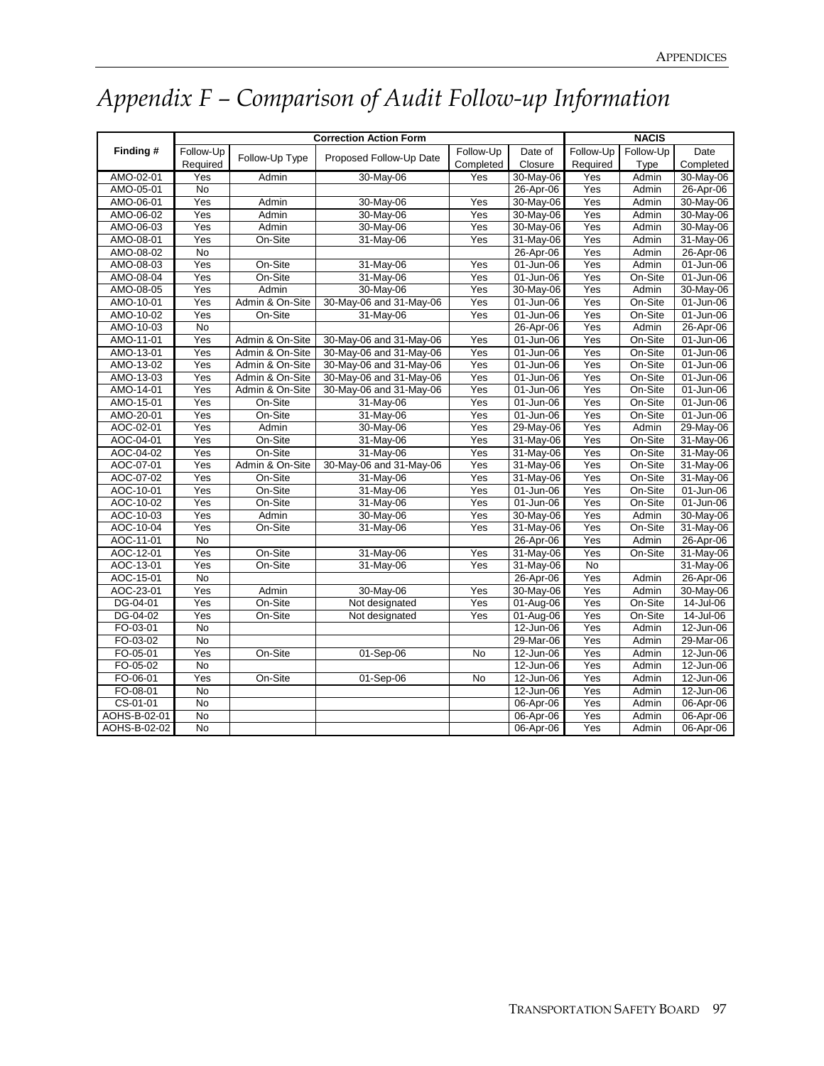# Appendix F – Comparison of Audit Follow-up Information

| Finding # | Correction Action Form | | | | | NACIS | | |
|---|---|---|---|---|---|---|---|---|
| | Follow-Up Required | Follow-Up Type | Proposed Follow-Up Date | Follow-Up Completed | Date of Closure | Follow-Up Required | Follow-Up Type | Date Completed |
| AMO-02-01 | Yes | Admin | 30-May-06 | Yes | 30-May-06 | Yes | Admin | 30-May-06 |
| AMO-05-01 | No | | | | 26-Apr-06 | Yes | Admin | 26-Apr-06 |
| AMO-06-01 | Yes | Admin | 30-May-06 | Yes | 30-May-06 | Yes | Admin | 30-May-06 |
| AMO-06-02 | Yes | Admin | 30-May-06 | Yes | 30-May-06 | Yes | Admin | 30-May-06 |
| AMO-06-03 | Yes | Admin | 30-May-06 | Yes | 30-May-06 | Yes | Admin | 30-May-06 |
| AMO-08-01 | Yes | On-Site | 31-May-06 | Yes | 31-May-06 | Yes | Admin | 31-May-06 |
| AMO-08-02 | No | | | | 26-Apr-06 | Yes | Admin | 26-Apr-06 |
| AMO-08-03 | Yes | On-Site | 31-May-06 | Yes | 01-Jun-06 | Yes | Admin | 01-Jun-06 |
| AMO-08-04 | Yes | On-Site | 31-May-06 | Yes | 01-Jun-06 | Yes | On-Site | 01-Jun-06 |
| AMO-08-05 | Yes | Admin | 30-May-06 | Yes | 30-May-06 | Yes | Admin | 30-May-06 |
| AMO-10-01 | Yes | Admin & On-Site | 30-May-06 and 31-May-06 | Yes | 01-Jun-06 | Yes | On-Site | 01-Jun-06 |
| AMO-10-02 | Yes | On-Site | 31-May-06 | Yes | 01-Jun-06 | Yes | On-Site | 01-Jun-06 |
| AMO-10-03 | No | | | | 26-Apr-06 | Yes | Admin | 26-Apr-06 |
| AMO-11-01 | Yes | Admin & On-Site | 30-May-06 and 31-May-06 | Yes | 01-Jun-06 | Yes | On-Site | 01-Jun-06 |
| AMO-13-01 | Yes | Admin & On-Site | 30-May-06 and 31-May-06 | Yes | 01-Jun-06 | Yes | On-Site | 01-Jun-06 |
| AMO-13-02 | Yes | Admin & On-Site | 30-May-06 and 31-May-06 | Yes | 01-Jun-06 | Yes | On-Site | 01-Jun-06 |
| AMO-13-03 | Yes | Admin & On-Site | 30-May-06 and 31-May-06 | Yes | 01-Jun-06 | Yes | On-Site | 01-Jun-06 |
| AMO-14-01 | Yes | Admin & On-Site | 30-May-06 and 31-May-06 | Yes | 01-Jun-06 | Yes | On-Site | 01-Jun-06 |
| AMO-15-01 | Yes | On-Site | 31-May-06 | Yes | 01-Jun-06 | Yes | On-Site | 01-Jun-06 |
| AMO-20-01 | Yes | On-Site | 31-May-06 | Yes | 01-Jun-06 | Yes | On-Site | 01-Jun-06 |
| AOC-02-01 | Yes | Admin | 30-May-06 | Yes | 29-May-06 | Yes | Admin | 29-May-06 |
| AOC-04-01 | Yes | On-Site | 31-May-06 | Yes | 31-May-06 | Yes | On-Site | 31-May-06 |
| AOC-04-02 | Yes | On-Site | 31-May-06 | Yes | 31-May-06 | Yes | On-Site | 31-May-06 |
| AOC-07-01 | Yes | Admin & On-Site | 30-May-06 and 31-May-06 | Yes | 31-May-06 | Yes | On-Site | 31-May-06 |
| AOC-07-02 | Yes | On-Site | 31-May-06 | Yes | 31-May-06 | Yes | On-Site | 31-May-06 |
| AOC-10-01 | Yes | On-Site | 31-May-06 | Yes | 01-Jun-06 | Yes | On-Site | 01-Jun-06 |
| AOC-10-02 | Yes | On-Site | 31-May-06 | Yes | 01-Jun-06 | Yes | On-Site | 01-Jun-06 |
| AOC-10-03 | Yes | Admin | 30-May-06 | Yes | 30-May-06 | Yes | Admin | 30-May-06 |
| AOC-10-04 | Yes | On-Site | 31-May-06 | Yes | 31-May-06 | Yes | On-Site | 31-May-06 |
| AOC-11-01 | No | | | | 26-Apr-06 | Yes | Admin | 26-Apr-06 |
| AOC-12-01 | Yes | On-Site | 31-May-06 | Yes | 31-May-06 | Yes | On-Site | 31-May-06 |
| AOC-13-01 | Yes | On-Site | 31-May-06 | Yes | 31-May-06 | No | | 31-May-06 |
| AOC-15-01 | No | | | | 26-Apr-06 | Yes | Admin | 26-Apr-06 |
| AOC-23-01 | Yes | Admin | 30-May-06 | Yes | 30-May-06 | Yes | Admin | 30-May-06 |
| DG-04-01 | Yes | On-Site | Not designated | Yes | 01-Aug-06 | Yes | On-Site | 14-Jul-06 |
| DG-04-02 | Yes | On-Site | Not designated | Yes | 01-Aug-06 | Yes | On-Site | 14-Jul-06 |
| FO-03-01 | No | | | | 12-Jun-06 | Yes | Admin | 12-Jun-06 |
| FO-03-02 | No | | | | 29-Mar-06 | Yes | Admin | 29-Mar-06 |
| FO-05-01 | Yes | On-Site | 01-Sep-06 | No | 12-Jun-06 | Yes | Admin | 12-Jun-06 |
| FO-05-02 | No | | | | 12-Jun-06 | Yes | Admin | 12-Jun-06 |
| FO-06-01 | Yes | On-Site | 01-Sep-06 | No | 12-Jun-06 | Yes | Admin | 12-Jun-06 |
| FO-08-01 | No | | | | 12-Jun-06 | Yes | Admin | 12-Jun-06 |
| CS-01-01 | No | | | | 06-Apr-06 | Yes | Admin | 06-Apr-06 |
| AOHS-B-02-01 | No | | | | 06-Apr-06 | Yes | Admin | 06-Apr-06 |
| AOHS-B-02-02 | No | | | | 06-Apr-06 | Yes | Admin | 06-Apr-06 |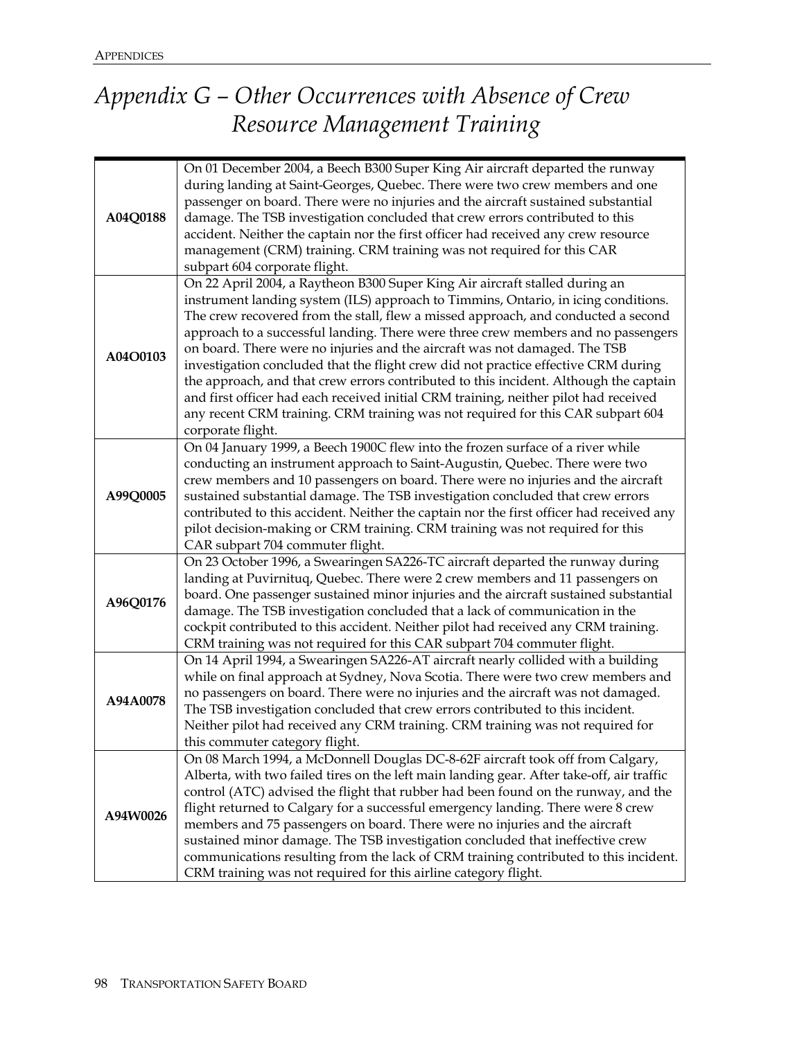# Appendix G – Other Occurrences with Absence of Crew Resource Management Training

| | |
|---|---|
| **A04Q0188** | On 01 December 2004, a Beech B300 Super King Air aircraft departed the runway during landing at Saint-Georges, Quebec. There were two crew members and one passenger on board. There were no injuries and the aircraft sustained substantial damage. The TSB investigation concluded that crew errors contributed to this accident. Neither the captain nor the first officer had received any crew resource management (CRM) training. CRM training was not required for this CAR subpart 604 corporate flight. |
| **A04O0103** | On 22 April 2004, a Raytheon B300 Super King Air aircraft stalled during an instrument landing system (ILS) approach to Timmins, Ontario, in icing conditions. The crew recovered from the stall, flew a missed approach, and conducted a second approach to a successful landing. There were three crew members and no passengers on board. There were no injuries and the aircraft was not damaged. The TSB investigation concluded that the flight crew did not practice effective CRM during the approach, and that crew errors contributed to this incident. Although the captain and first officer had each received initial CRM training, neither pilot had received any recent CRM training. CRM training was not required for this CAR subpart 604 corporate flight. |
| **A99Q0005** | On 04 January 1999, a Beech 1900C flew into the frozen surface of a river while conducting an instrument approach to Saint-Augustin, Quebec. There were two crew members and 10 passengers on board. There were no injuries and the aircraft sustained substantial damage. The TSB investigation concluded that crew errors contributed to this accident. Neither the captain nor the first officer had received any pilot decision-making or CRM training. CRM training was not required for this CAR subpart 704 commuter flight. |
| **A96Q0176** | On 23 October 1996, a Swearingen SA226-TC aircraft departed the runway during landing at Puvirnituq, Quebec. There were 2 crew members and 11 passengers on board. One passenger sustained minor injuries and the aircraft sustained substantial damage. The TSB investigation concluded that a lack of communication in the cockpit contributed to this accident. Neither pilot had received any CRM training. CRM training was not required for this CAR subpart 704 commuter flight. |
| **A94A0078** | On 14 April 1994, a Swearingen SA226-AT aircraft nearly collided with a building while on final approach at Sydney, Nova Scotia. There were two crew members and no passengers on board. There were no injuries and the aircraft was not damaged. The TSB investigation concluded that crew errors contributed to this incident. Neither pilot had received any CRM training. CRM training was not required for this commuter category flight. |
| **A94W0026** | On 08 March 1994, a McDonnell Douglas DC-8-62F aircraft took off from Calgary, Alberta, with two failed tires on the left main landing gear. After take-off, air traffic control (ATC) advised the flight that rubber had been found on the runway, and the flight returned to Calgary for a successful emergency landing. There were 8 crew members and 75 passengers on board. There were no injuries and the aircraft sustained minor damage. The TSB investigation concluded that ineffective crew communications resulting from the lack of CRM training contributed to this incident. CRM training was not required for this airline category flight. |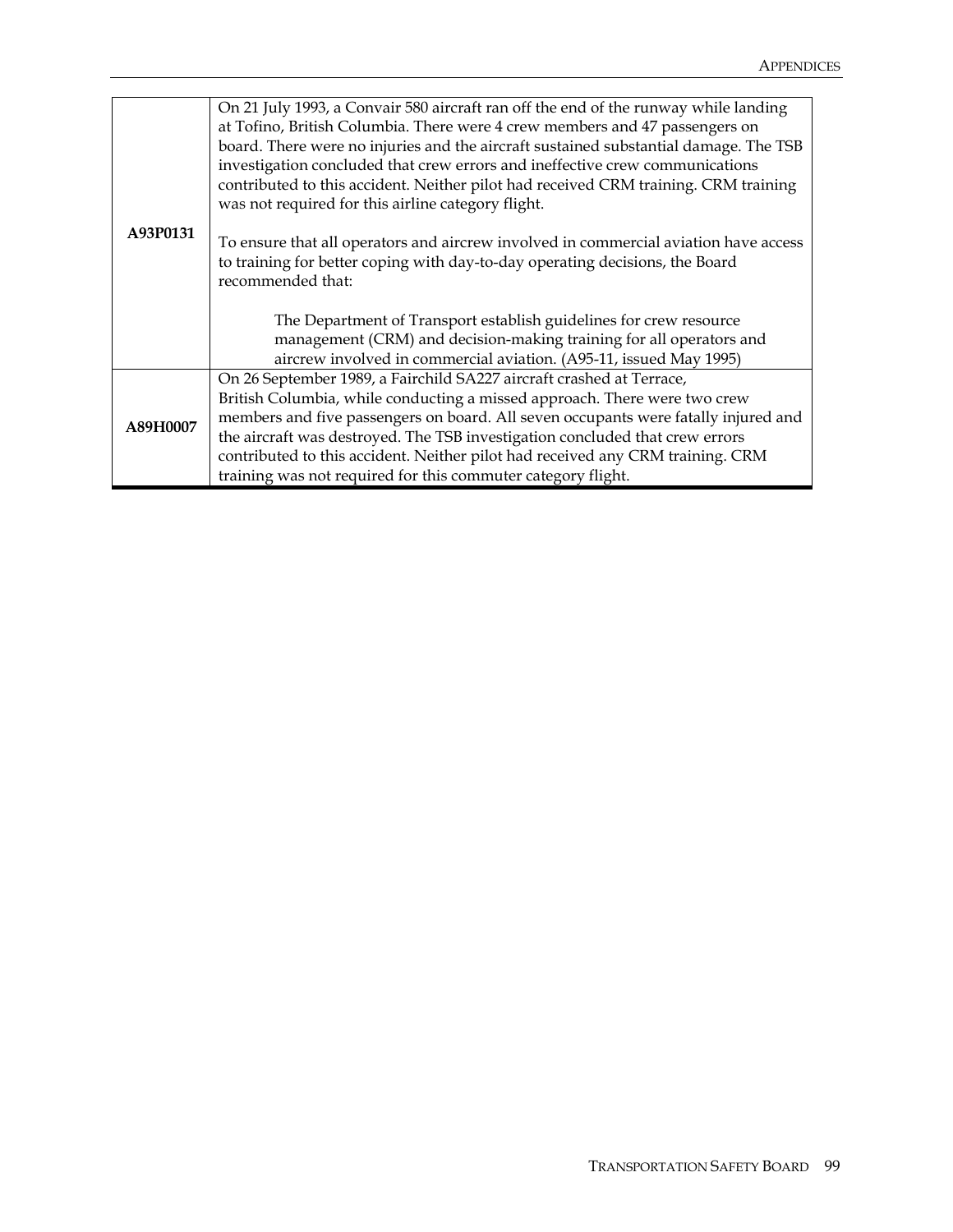| | |
|---|---|
| **A93P0131** | On 21 July 1993, a Convair 580 aircraft ran off the end of the runway while landing at Tofino, British Columbia. There were 4 crew members and 47 passengers on board. There were no injuries and the aircraft sustained substantial damage. The TSB investigation concluded that crew errors and ineffective crew communications contributed to this accident. Neither pilot had received CRM training. CRM training was not required for this airline category flight.<br><br>To ensure that all operators and aircrew involved in commercial aviation have access to training for better coping with day-to-day operating decisions, the Board recommended that:<br><br>The Department of Transport establish guidelines for crew resource management (CRM) and decision-making training for all operators and aircrew involved in commercial aviation. (A95-11, issued May 1995) |
| **A89H0007** | On 26 September 1989, a Fairchild SA227 aircraft crashed at Terrace, British Columbia, while conducting a missed approach. There were two crew members and five passengers on board. All seven occupants were fatally injured and the aircraft was destroyed. The TSB investigation concluded that crew errors contributed to this accident. Neither pilot had received any CRM training. CRM training was not required for this commuter category flight. |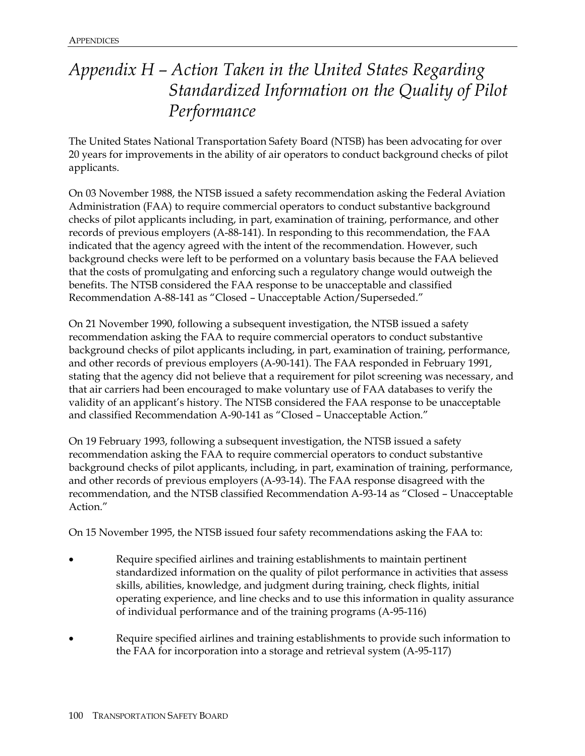# Appendix H – Action Taken in the United States Regarding Standardized Information on the Quality of Pilot Performance

The United States National Transportation Safety Board (NTSB) has been advocating for over 20 years for improvements in the ability of air operators to conduct background checks of pilot applicants.

On 03 November 1988, the NTSB issued a safety recommendation asking the Federal Aviation Administration (FAA) to require commercial operators to conduct substantive background checks of pilot applicants including, in part, examination of training, performance, and other records of previous employers (A-88-141). In responding to this recommendation, the FAA indicated that the agency agreed with the intent of the recommendation. However, such background checks were left to be performed on a voluntary basis because the FAA believed that the costs of promulgating and enforcing such a regulatory change would outweigh the benefits. The NTSB considered the FAA response to be unacceptable and classified Recommendation A-88-141 as "Closed – Unacceptable Action/Superseded."

On 21 November 1990, following a subsequent investigation, the NTSB issued a safety recommendation asking the FAA to require commercial operators to conduct substantive background checks of pilot applicants including, in part, examination of training, performance, and other records of previous employers (A-90-141). The FAA responded in February 1991, stating that the agency did not believe that a requirement for pilot screening was necessary, and that air carriers had been encouraged to make voluntary use of FAA databases to verify the validity of an applicant's history. The NTSB considered the FAA response to be unacceptable and classified Recommendation A-90-141 as "Closed – Unacceptable Action."

On 19 February 1993, following a subsequent investigation, the NTSB issued a safety recommendation asking the FAA to require commercial operators to conduct substantive background checks of pilot applicants, including, in part, examination of training, performance, and other records of previous employers (A-93-14). The FAA response disagreed with the recommendation, and the NTSB classified Recommendation A-93-14 as "Closed – Unacceptable Action."

On 15 November 1995, the NTSB issued four safety recommendations asking the FAA to:

- Require specified airlines and training establishments to maintain pertinent standardized information on the quality of pilot performance in activities that assess skills, abilities, knowledge, and judgment during training, check flights, initial operating experience, and line checks and to use this information in quality assurance of individual performance and of the training programs (A-95-116)
- Require specified airlines and training establishments to provide such information to the FAA for incorporation into a storage and retrieval system (A-95-117)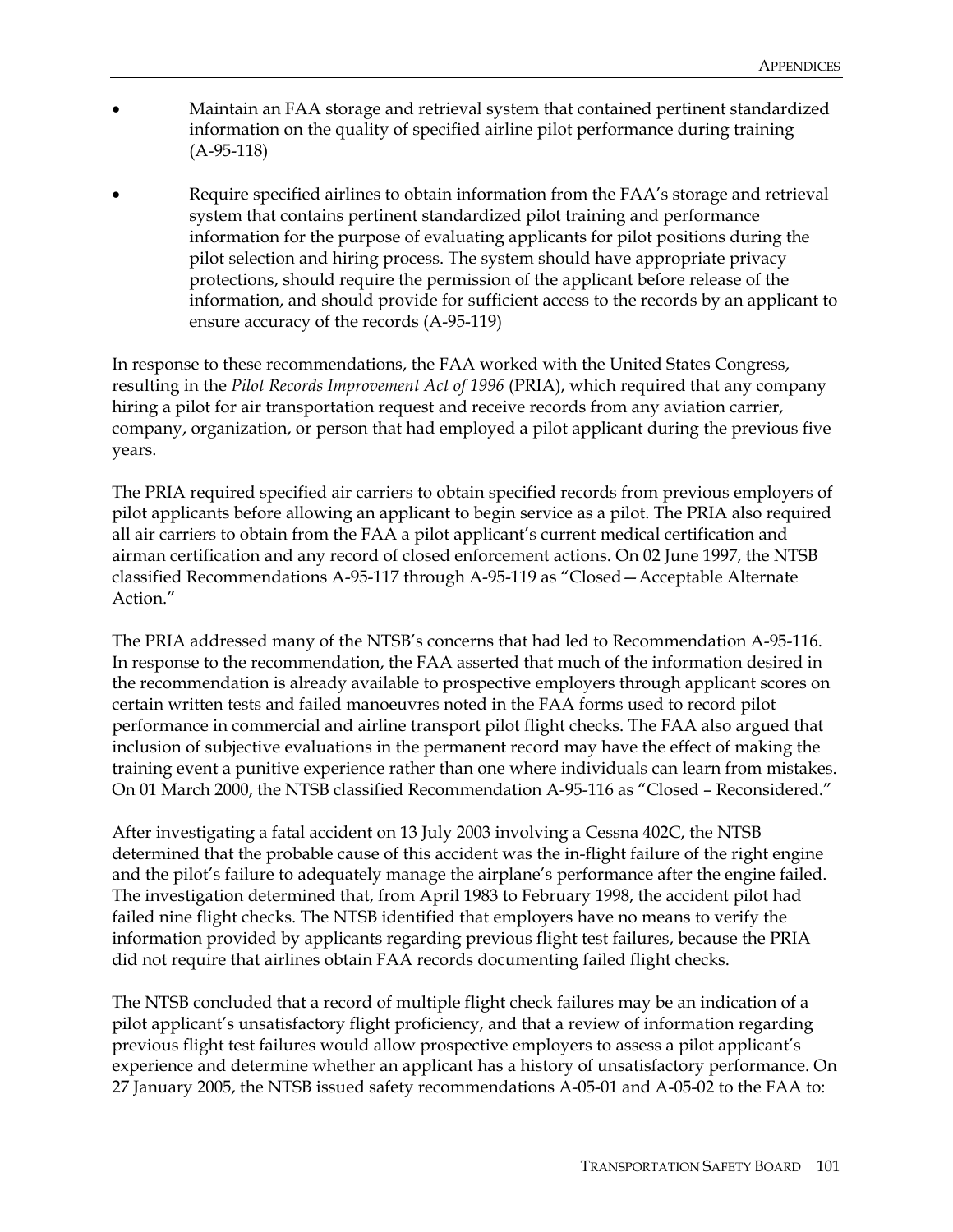- Maintain an FAA storage and retrieval system that contained pertinent standardized information on the quality of specified airline pilot performance during training (A-95-118)
- Require specified airlines to obtain information from the FAA's storage and retrieval system that contains pertinent standardized pilot training and performance information for the purpose of evaluating applicants for pilot positions during the pilot selection and hiring process. The system should have appropriate privacy protections, should require the permission of the applicant before release of the information, and should provide for sufficient access to the records by an applicant to ensure accuracy of the records (A-95-119)

In response to these recommendations, the FAA worked with the United States Congress, resulting in the *Pilot Records Improvement Act of 1996* (PRIA), which required that any company hiring a pilot for air transportation request and receive records from any aviation carrier, company, organization, or person that had employed a pilot applicant during the previous five years.

The PRIA required specified air carriers to obtain specified records from previous employers of pilot applicants before allowing an applicant to begin service as a pilot. The PRIA also required all air carriers to obtain from the FAA a pilot applicant's current medical certification and airman certification and any record of closed enforcement actions. On 02 June 1997, the NTSB classified Recommendations A-95-117 through A-95-119 as "Closed—Acceptable Alternate Action."

The PRIA addressed many of the NTSB's concerns that had led to Recommendation A-95-116. In response to the recommendation, the FAA asserted that much of the information desired in the recommendation is already available to prospective employers through applicant scores on certain written tests and failed manoeuvres noted in the FAA forms used to record pilot performance in commercial and airline transport pilot flight checks. The FAA also argued that inclusion of subjective evaluations in the permanent record may have the effect of making the training event a punitive experience rather than one where individuals can learn from mistakes. On 01 March 2000, the NTSB classified Recommendation A-95-116 as "Closed – Reconsidered."

After investigating a fatal accident on 13 July 2003 involving a Cessna 402C, the NTSB determined that the probable cause of this accident was the in-flight failure of the right engine and the pilot's failure to adequately manage the airplane's performance after the engine failed. The investigation determined that, from April 1983 to February 1998, the accident pilot had failed nine flight checks. The NTSB identified that employers have no means to verify the information provided by applicants regarding previous flight test failures, because the PRIA did not require that airlines obtain FAA records documenting failed flight checks.

The NTSB concluded that a record of multiple flight check failures may be an indication of a pilot applicant's unsatisfactory flight proficiency, and that a review of information regarding previous flight test failures would allow prospective employers to assess a pilot applicant's experience and determine whether an applicant has a history of unsatisfactory performance. On 27 January 2005, the NTSB issued safety recommendations A-05-01 and A-05-02 to the FAA to: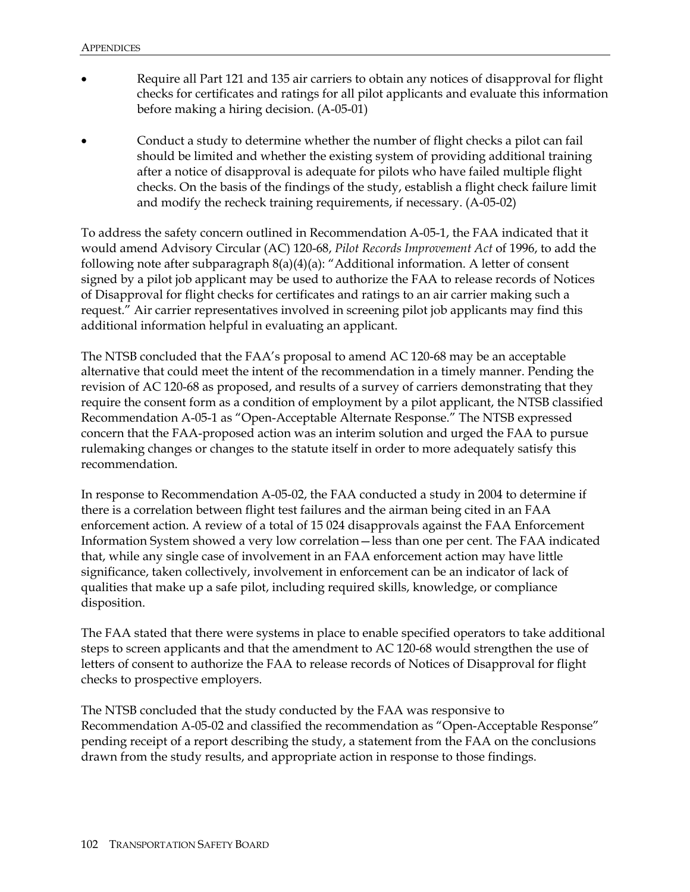- Require all Part 121 and 135 air carriers to obtain any notices of disapproval for flight checks for certificates and ratings for all pilot applicants and evaluate this information before making a hiring decision. (A-05-01)
- Conduct a study to determine whether the number of flight checks a pilot can fail should be limited and whether the existing system of providing additional training after a notice of disapproval is adequate for pilots who have failed multiple flight checks. On the basis of the findings of the study, establish a flight check failure limit and modify the recheck training requirements, if necessary. (A-05-02)

To address the safety concern outlined in Recommendation A-05-1, the FAA indicated that it would amend Advisory Circular (AC) 120-68, *Pilot Records Improvement Act* of 1996, to add the following note after subparagraph 8(a)(4)(a): "Additional information. A letter of consent signed by a pilot job applicant may be used to authorize the FAA to release records of Notices of Disapproval for flight checks for certificates and ratings to an air carrier making such a request." Air carrier representatives involved in screening pilot job applicants may find this additional information helpful in evaluating an applicant.

The NTSB concluded that the FAA's proposal to amend AC 120-68 may be an acceptable alternative that could meet the intent of the recommendation in a timely manner. Pending the revision of AC 120-68 as proposed, and results of a survey of carriers demonstrating that they require the consent form as a condition of employment by a pilot applicant, the NTSB classified Recommendation A-05-1 as "Open-Acceptable Alternate Response." The NTSB expressed concern that the FAA-proposed action was an interim solution and urged the FAA to pursue rulemaking changes or changes to the statute itself in order to more adequately satisfy this recommendation.

In response to Recommendation A-05-02, the FAA conducted a study in 2004 to determine if there is a correlation between flight test failures and the airman being cited in an FAA enforcement action. A review of a total of 15 024 disapprovals against the FAA Enforcement Information System showed a very low correlation—less than one per cent. The FAA indicated that, while any single case of involvement in an FAA enforcement action may have little significance, taken collectively, involvement in enforcement can be an indicator of lack of qualities that make up a safe pilot, including required skills, knowledge, or compliance disposition.

The FAA stated that there were systems in place to enable specified operators to take additional steps to screen applicants and that the amendment to AC 120-68 would strengthen the use of letters of consent to authorize the FAA to release records of Notices of Disapproval for flight checks to prospective employers.

The NTSB concluded that the study conducted by the FAA was responsive to Recommendation A-05-02 and classified the recommendation as "Open-Acceptable Response" pending receipt of a report describing the study, a statement from the FAA on the conclusions drawn from the study results, and appropriate action in response to those findings.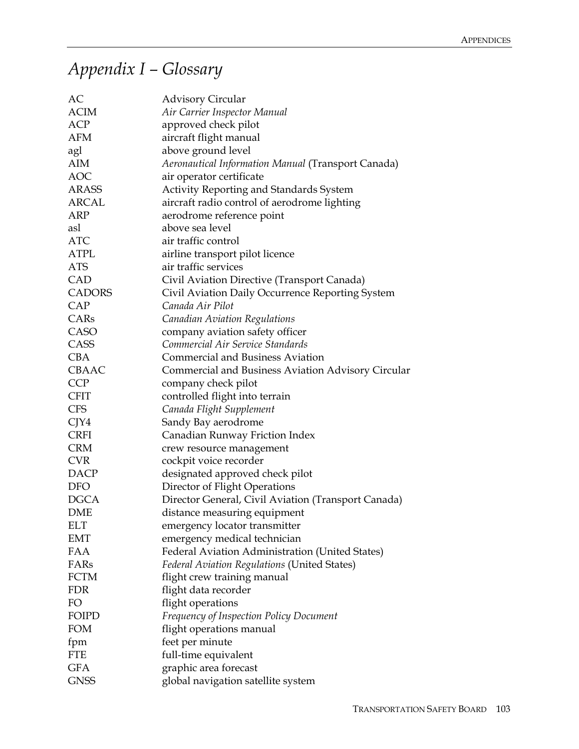# *Appendix I – Glossary*

| | |
|---|---|
| AC | Advisory Circular |
| ACIM | *Air Carrier Inspector Manual* |
| ACP | approved check pilot |
| AFM | aircraft flight manual |
| agl | above ground level |
| AIM | *Aeronautical Information Manual* (Transport Canada) |
| AOC | air operator certificate |
| ARASS | Activity Reporting and Standards System |
| ARCAL | aircraft radio control of aerodrome lighting |
| ARP | aerodrome reference point |
| asl | above sea level |
| ATC | air traffic control |
| ATPL | airline transport pilot licence |
| ATS | air traffic services |
| CAD | Civil Aviation Directive (Transport Canada) |
| CADORS | Civil Aviation Daily Occurrence Reporting System |
| CAP | *Canada Air Pilot* |
| CARs | *Canadian Aviation Regulations* |
| CASO | company aviation safety officer |
| CASS | *Commercial Air Service Standards* |
| CBA | Commercial and Business Aviation |
| CBAAC | Commercial and Business Aviation Advisory Circular |
| CCP | company check pilot |
| CFIT | controlled flight into terrain |
| CFS | *Canada Flight Supplement* |
| CJY4 | Sandy Bay aerodrome |
| CRFI | Canadian Runway Friction Index |
| CRM | crew resource management |
| CVR | cockpit voice recorder |
| DACP | designated approved check pilot |
| DFO | Director of Flight Operations |
| DGCA | Director General, Civil Aviation (Transport Canada) |
| DME | distance measuring equipment |
| ELT | emergency locator transmitter |
| EMT | emergency medical technician |
| FAA | Federal Aviation Administration (United States) |
| FARs | *Federal Aviation Regulations* (United States) |
| FCTM | flight crew training manual |
| FDR | flight data recorder |
| FO | flight operations |
| FOIPD | *Frequency of Inspection Policy Document* |
| FOM | flight operations manual |
| fpm | feet per minute |
| FTE | full-time equivalent |
| GFA | graphic area forecast |
| GNSS | global navigation satellite system |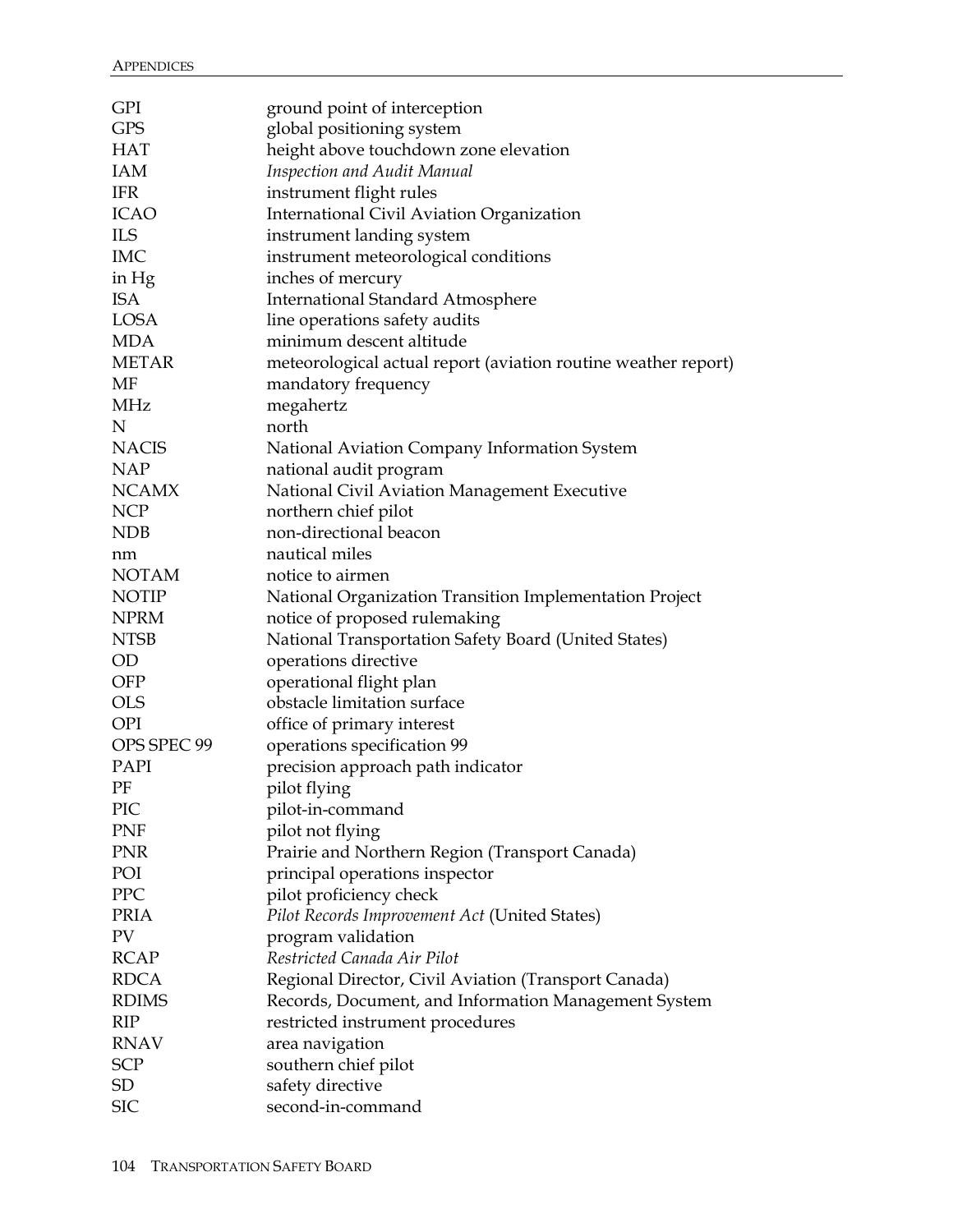| | |
|---|---|
| GPI | ground point of interception |
| GPS | global positioning system |
| HAT | height above touchdown zone elevation |
| IAM | *Inspection and Audit Manual* |
| IFR | instrument flight rules |
| ICAO | International Civil Aviation Organization |
| ILS | instrument landing system |
| IMC | instrument meteorological conditions |
| in Hg | inches of mercury |
| ISA | International Standard Atmosphere |
| LOSA | line operations safety audits |
| MDA | minimum descent altitude |
| METAR | meteorological actual report (aviation routine weather report) |
| MF | mandatory frequency |
| MHz | megahertz |
| N | north |
| NACIS | National Aviation Company Information System |
| NAP | national audit program |
| NCAMX | National Civil Aviation Management Executive |
| NCP | northern chief pilot |
| NDB | non-directional beacon |
| nm | nautical miles |
| NOTAM | notice to airmen |
| NOTIP | National Organization Transition Implementation Project |
| NPRM | notice of proposed rulemaking |
| NTSB | National Transportation Safety Board (United States) |
| OD | operations directive |
| OFP | operational flight plan |
| OLS | obstacle limitation surface |
| OPI | office of primary interest |
| OPS SPEC 99 | operations specification 99 |
| PAPI | precision approach path indicator |
| PF | pilot flying |
| PIC | pilot-in-command |
| PNF | pilot not flying |
| PNR | Prairie and Northern Region (Transport Canada) |
| POI | principal operations inspector |
| PPC | pilot proficiency check |
| PRIA | *Pilot Records Improvement Act* (United States) |
| PV | program validation |
| RCAP | *Restricted Canada Air Pilot* |
| RDCA | Regional Director, Civil Aviation (Transport Canada) |
| RDIMS | Records, Document, and Information Management System |
| RIP | restricted instrument procedures |
| RNAV | area navigation |
| SCP | southern chief pilot |
| SD | safety directive |
| SIC | second-in-command |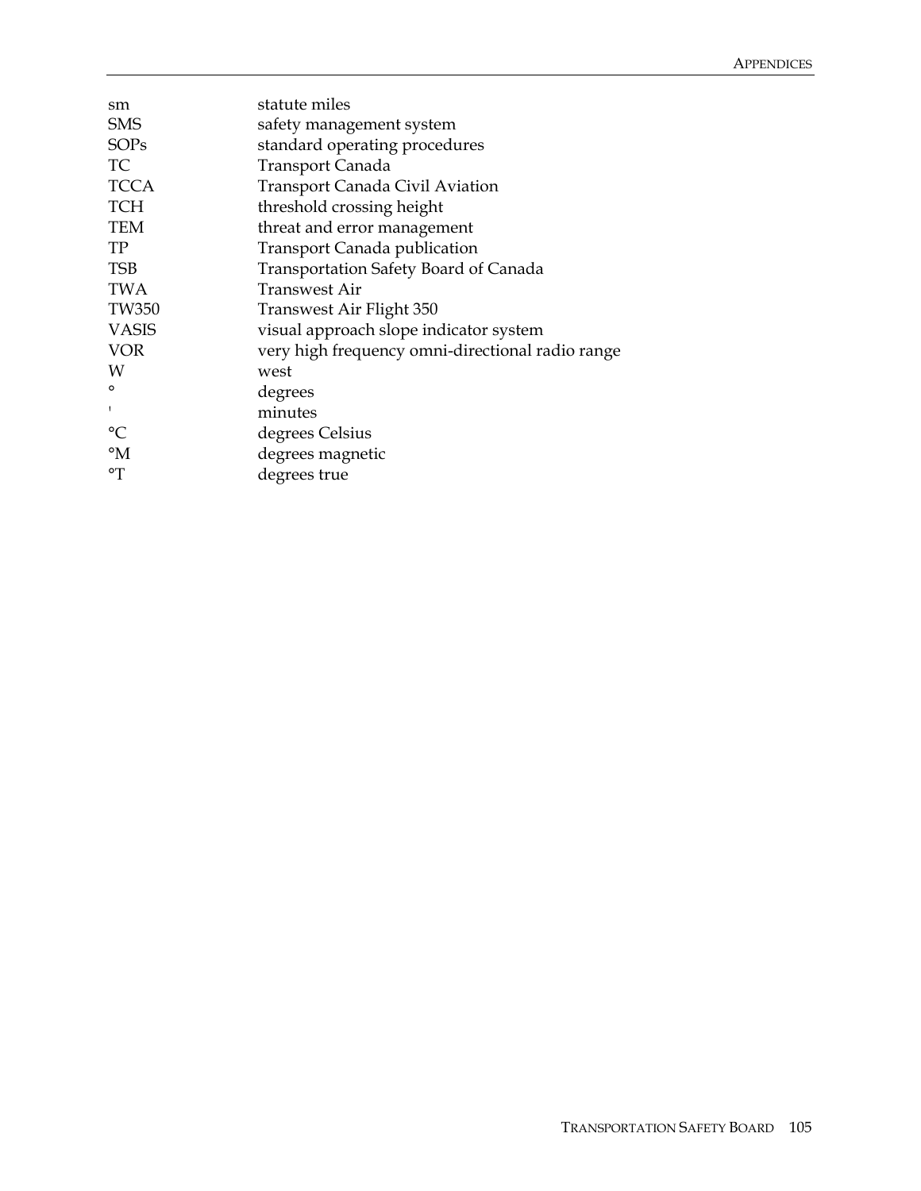| | |
|---|---|
| sm | statute miles |
| SMS | safety management system |
| SOPs | standard operating procedures |
| TC | Transport Canada |
| TCCA | Transport Canada Civil Aviation |
| TCH | threshold crossing height |
| TEM | threat and error management |
| TP | Transport Canada publication |
| TSB | Transportation Safety Board of Canada |
| TWA | Transwest Air |
| TW350 | Transwest Air Flight 350 |
| VASIS | visual approach slope indicator system |
| VOR | very high frequency omni-directional radio range |
| W | west |
| ° | degrees |
| ' | minutes |
| °C | degrees Celsius |
| °M | degrees magnetic |
| °T | degrees true |